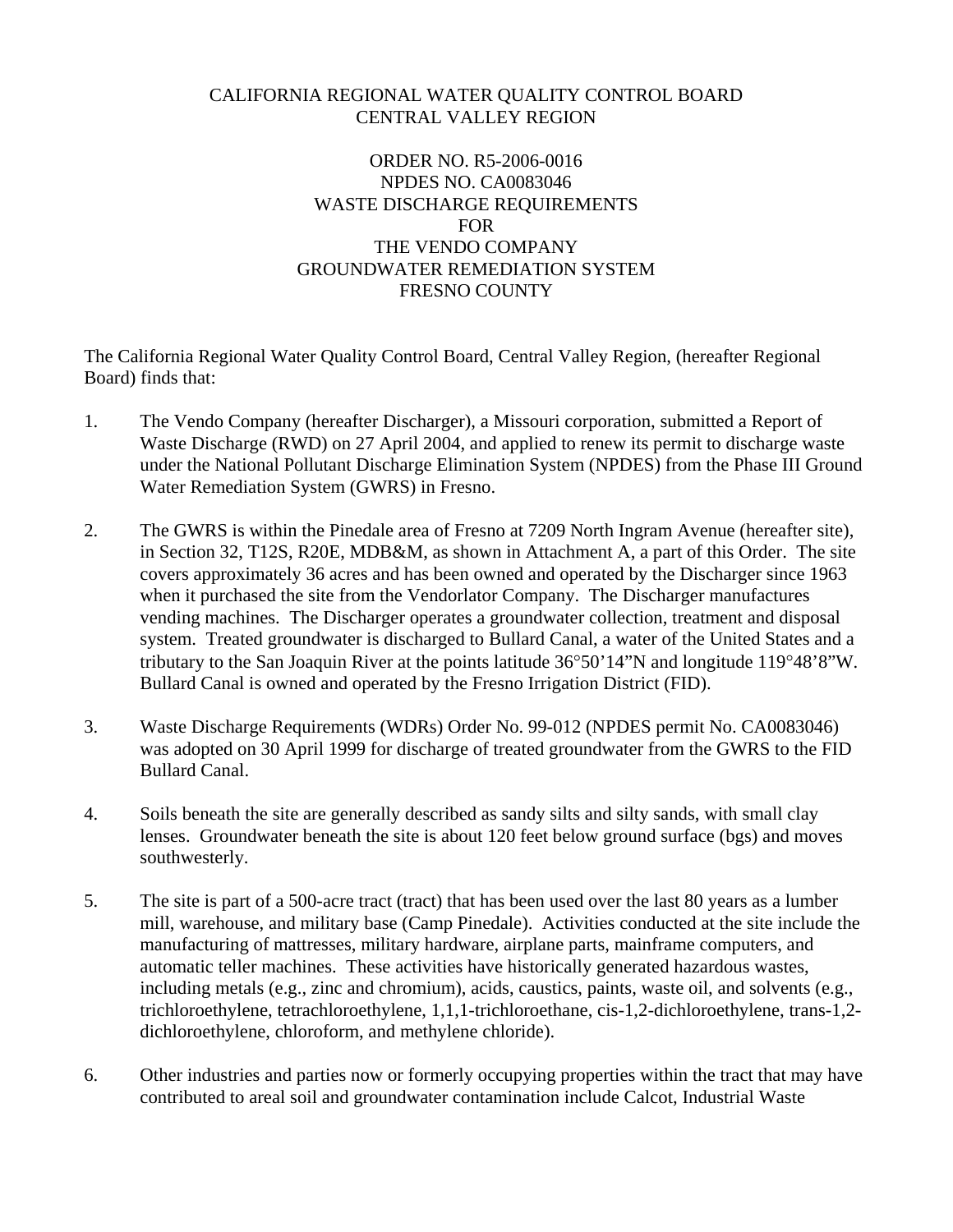CALIFORNIA REGIONAL WATER QUALITY CONTROL BOARD
CENTRAL VALLEY REGION

ORDER NO. R5-2006-0016
NPDES NO. CA0083046
WASTE DISCHARGE REQUIREMENTS
FOR
THE VENDO COMPANY
GROUNDWATER REMEDIATION SYSTEM
FRESNO COUNTY

The California Regional Water Quality Control Board, Central Valley Region, (hereafter Regional Board) finds that:

1. The Vendo Company (hereafter Discharger), a Missouri corporation, submitted a Report of Waste Discharge (RWD) on 27 April 2004, and applied to renew its permit to discharge waste under the National Pollutant Discharge Elimination System (NPDES) from the Phase III Ground Water Remediation System (GWRS) in Fresno.

2. The GWRS is within the Pinedale area of Fresno at 7209 North Ingram Avenue (hereafter site), in Section 32, T12S, R20E, MDB&M, as shown in Attachment A, a part of this Order. The site covers approximately 36 acres and has been owned and operated by the Discharger since 1963 when it purchased the site from the Vendorlator Company. The Discharger manufactures vending machines. The Discharger operates a groundwater collection, treatment and disposal system. Treated groundwater is discharged to Bullard Canal, a water of the United States and a tributary to the San Joaquin River at the points latitude 36°50'14"N and longitude 119°48'8"W. Bullard Canal is owned and operated by the Fresno Irrigation District (FID).

3. Waste Discharge Requirements (WDRs) Order No. 99-012 (NPDES permit No. CA0083046) was adopted on 30 April 1999 for discharge of treated groundwater from the GWRS to the FID Bullard Canal.

4. Soils beneath the site are generally described as sandy silts and silty sands, with small clay lenses. Groundwater beneath the site is about 120 feet below ground surface (bgs) and moves southwesterly.

5. The site is part of a 500-acre tract (tract) that has been used over the last 80 years as a lumber mill, warehouse, and military base (Camp Pinedale). Activities conducted at the site include the manufacturing of mattresses, military hardware, airplane parts, mainframe computers, and automatic teller machines. These activities have historically generated hazardous wastes, including metals (e.g., zinc and chromium), acids, caustics, paints, waste oil, and solvents (e.g., trichloroethylene, tetrachloroethylene, 1,1,1-trichloroethane, cis-1,2-dichloroethylene, trans-1,2-dichloroethylene, chloroform, and methylene chloride).

6. Other industries and parties now or formerly occupying properties within the tract that may have contributed to areal soil and groundwater contamination include Calcot, Industrial Waste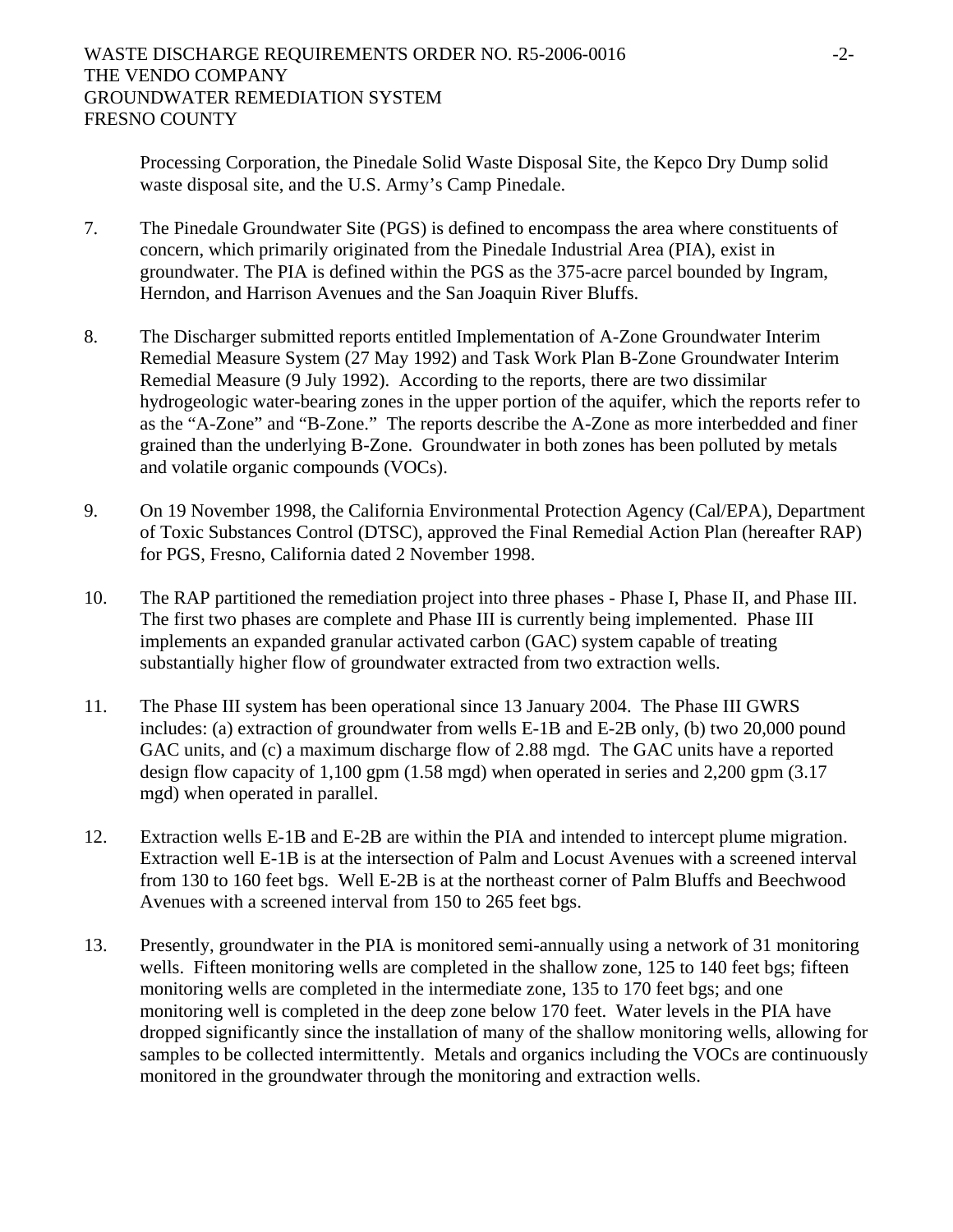Processing Corporation, the Pinedale Solid Waste Disposal Site, the Kepco Dry Dump solid waste disposal site, and the U.S. Army's Camp Pinedale.

7. The Pinedale Groundwater Site (PGS) is defined to encompass the area where constituents of concern, which primarily originated from the Pinedale Industrial Area (PIA), exist in groundwater. The PIA is defined within the PGS as the 375-acre parcel bounded by Ingram, Herndon, and Harrison Avenues and the San Joaquin River Bluffs.

8. The Discharger submitted reports entitled Implementation of A-Zone Groundwater Interim Remedial Measure System (27 May 1992) and Task Work Plan B-Zone Groundwater Interim Remedial Measure (9 July 1992). According to the reports, there are two dissimilar hydrogeologic water-bearing zones in the upper portion of the aquifer, which the reports refer to as the "A-Zone" and "B-Zone." The reports describe the A-Zone as more interbedded and finer grained than the underlying B-Zone. Groundwater in both zones has been polluted by metals and volatile organic compounds (VOCs).

9. On 19 November 1998, the California Environmental Protection Agency (Cal/EPA), Department of Toxic Substances Control (DTSC), approved the Final Remedial Action Plan (hereafter RAP) for PGS, Fresno, California dated 2 November 1998.

10. The RAP partitioned the remediation project into three phases - Phase I, Phase II, and Phase III. The first two phases are complete and Phase III is currently being implemented. Phase III implements an expanded granular activated carbon (GAC) system capable of treating substantially higher flow of groundwater extracted from two extraction wells.

11. The Phase III system has been operational since 13 January 2004. The Phase III GWRS includes: (a) extraction of groundwater from wells E-1B and E-2B only, (b) two 20,000 pound GAC units, and (c) a maximum discharge flow of 2.88 mgd. The GAC units have a reported design flow capacity of 1,100 gpm (1.58 mgd) when operated in series and 2,200 gpm (3.17 mgd) when operated in parallel.

12. Extraction wells E-1B and E-2B are within the PIA and intended to intercept plume migration. Extraction well E-1B is at the intersection of Palm and Locust Avenues with a screened interval from 130 to 160 feet bgs. Well E-2B is at the northeast corner of Palm Bluffs and Beechwood Avenues with a screened interval from 150 to 265 feet bgs.

13. Presently, groundwater in the PIA is monitored semi-annually using a network of 31 monitoring wells. Fifteen monitoring wells are completed in the shallow zone, 125 to 140 feet bgs; fifteen monitoring wells are completed in the intermediate zone, 135 to 170 feet bgs; and one monitoring well is completed in the deep zone below 170 feet. Water levels in the PIA have dropped significantly since the installation of many of the shallow monitoring wells, allowing for samples to be collected intermittently. Metals and organics including the VOCs are continuously monitored in the groundwater through the monitoring and extraction wells.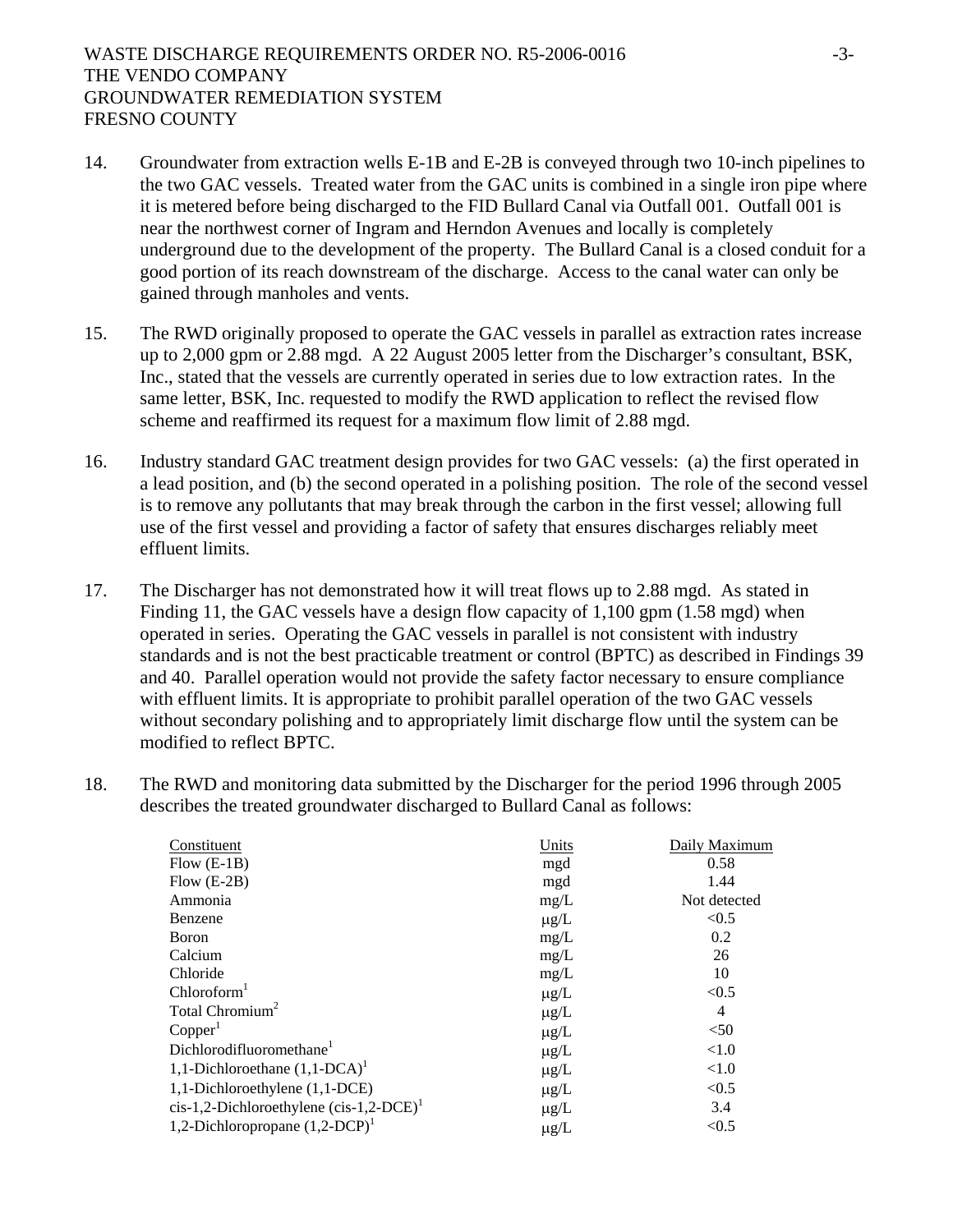14. Groundwater from extraction wells E-1B and E-2B is conveyed through two 10-inch pipelines to the two GAC vessels. Treated water from the GAC units is combined in a single iron pipe where it is metered before being discharged to the FID Bullard Canal via Outfall 001. Outfall 001 is near the northwest corner of Ingram and Herndon Avenues and locally is completely underground due to the development of the property. The Bullard Canal is a closed conduit for a good portion of its reach downstream of the discharge. Access to the canal water can only be gained through manholes and vents.

15. The RWD originally proposed to operate the GAC vessels in parallel as extraction rates increase up to 2,000 gpm or 2.88 mgd. A 22 August 2005 letter from the Discharger's consultant, BSK, Inc., stated that the vessels are currently operated in series due to low extraction rates. In the same letter, BSK, Inc. requested to modify the RWD application to reflect the revised flow scheme and reaffirmed its request for a maximum flow limit of 2.88 mgd.

16. Industry standard GAC treatment design provides for two GAC vessels: (a) the first operated in a lead position, and (b) the second operated in a polishing position. The role of the second vessel is to remove any pollutants that may break through the carbon in the first vessel; allowing full use of the first vessel and providing a factor of safety that ensures discharges reliably meet effluent limits.

17. The Discharger has not demonstrated how it will treat flows up to 2.88 mgd. As stated in Finding 11, the GAC vessels have a design flow capacity of 1,100 gpm (1.58 mgd) when operated in series. Operating the GAC vessels in parallel is not consistent with industry standards and is not the best practicable treatment or control (BPTC) as described in Findings 39 and 40. Parallel operation would not provide the safety factor necessary to ensure compliance with effluent limits. It is appropriate to prohibit parallel operation of the two GAC vessels without secondary polishing and to appropriately limit discharge flow until the system can be modified to reflect BPTC.

18. The RWD and monitoring data submitted by the Discharger for the period 1996 through 2005 describes the treated groundwater discharged to Bullard Canal as follows:

| Constituent | Units | Daily Maximum |
|---|---|---|
| Flow (E-1B) | mgd | 0.58 |
| Flow (E-2B) | mgd | 1.44 |
| Ammonia | mg/L | Not detected |
| Benzene | μg/L | <0.5 |
| Boron | mg/L | 0.2 |
| Calcium | mg/L | 26 |
| Chloride | mg/L | 10 |
| Chloroform[1] | μg/L | <0.5 |
| Total Chromium[2] | μg/L | 4 |
| Copper[1] | μg/L | <50 |
| Dichlorodifluoromethane[1] | μg/L | <1.0 |
| 1,1-Dichloroethane (1,1-DCA)[1] | μg/L | <1.0 |
| 1,1-Dichloroethylene (1,1-DCE) | μg/L | <0.5 |
| cis-1,2-Dichloroethylene (cis-1,2-DCE)[1] | μg/L | 3.4 |
| 1,2-Dichloropropane (1,2-DCP)[1] | μg/L | <0.5 |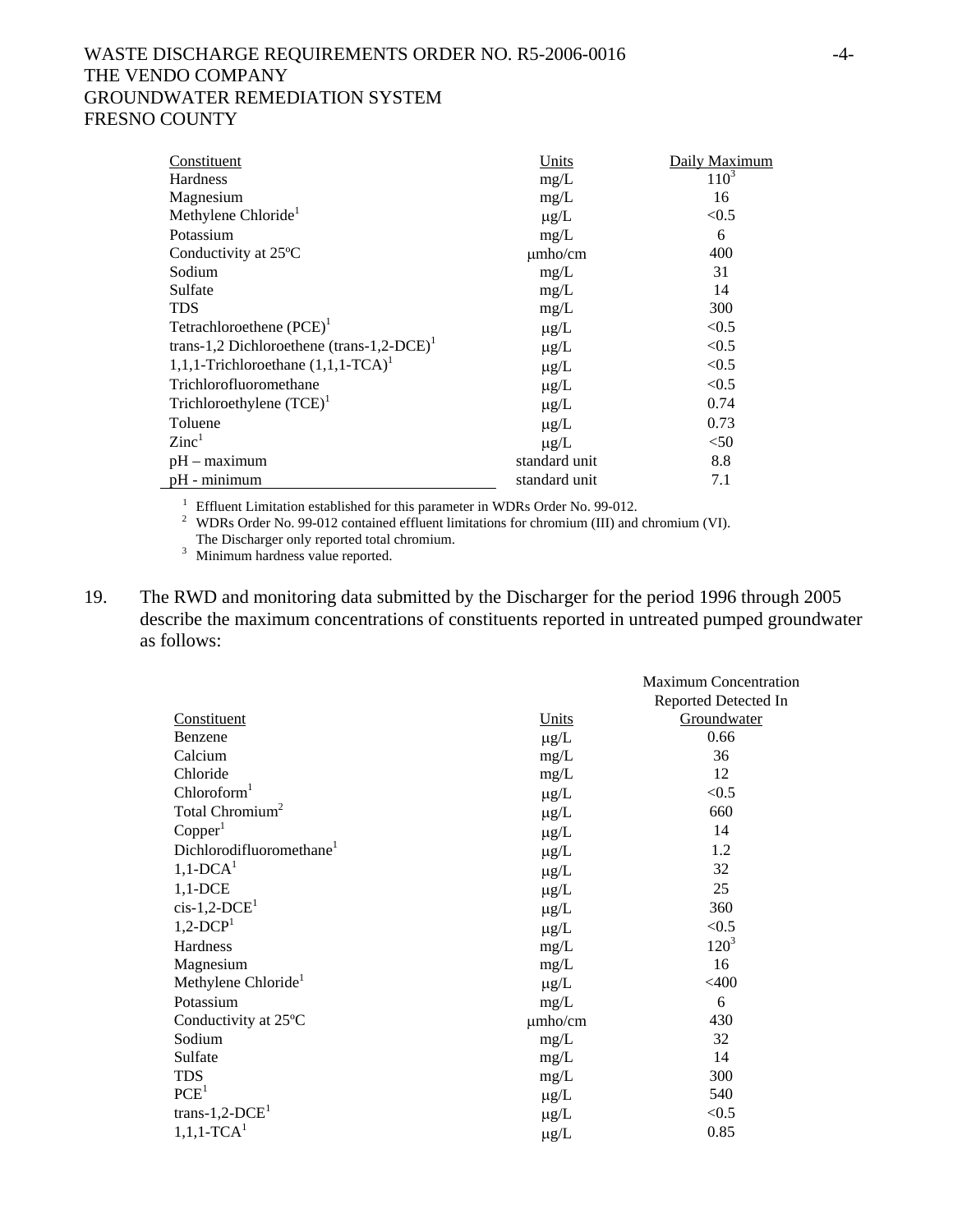| Constituent | Units | Daily Maximum |
|---|---|---|
| Hardness | mg/L | 110[3] |
| Magnesium | mg/L | 16 |
| Methylene Chloride[1] | μg/L | <0.5 |
| Potassium | mg/L | 6 |
| Conductivity at 25ºC | μmho/cm | 400 |
| Sodium | mg/L | 31 |
| Sulfate | mg/L | 14 |
| TDS | mg/L | 300 |
| Tetrachloroethene (PCE)[1] | μg/L | <0.5 |
| trans-1,2 Dichloroethene (trans-1,2-DCE)[1] | μg/L | <0.5 |
| 1,1,1-Trichloroethane (1,1,1-TCA)[1] | μg/L | <0.5 |
| Trichlorofluoromethane | μg/L | <0.5 |
| Trichloroethylene (TCE)[1] | μg/L | 0.74 |
| Toluene | μg/L | 0.73 |
| Zinc[1] | μg/L | <50 |
| pH – maximum | standard unit | 8.8 |
| pH - minimum | standard unit | 7.1 |

[1] Effluent Limitation established for this parameter in WDRs Order No. 99-012.
[2] WDRs Order No. 99-012 contained effluent limitations for chromium (III) and chromium (VI). The Discharger only reported total chromium.
[3] Minimum hardness value reported.

19. The RWD and monitoring data submitted by the Discharger for the period 1996 through 2005 describe the maximum concentrations of constituents reported in untreated pumped groundwater as follows:

| Constituent | Units | Maximum Concentration Reported Detected In Groundwater |
|---|---|---|
| Benzene | μg/L | 0.66 |
| Calcium | mg/L | 36 |
| Chloride | mg/L | 12 |
| Chloroform[1] | μg/L | <0.5 |
| Total Chromium[2] | μg/L | 660 |
| Copper[1] | μg/L | 14 |
| Dichlorodifluoromethane[1] | μg/L | 1.2 |
| 1,1-DCA[1] | μg/L | 32 |
| 1,1-DCE | μg/L | 25 |
| cis-1,2-DCE[1] | μg/L | 360 |
| 1,2-DCP[1] | μg/L | <0.5 |
| Hardness | mg/L | 120[3] |
| Magnesium | mg/L | 16 |
| Methylene Chloride[1] | μg/L | <400 |
| Potassium | mg/L | 6 |
| Conductivity at 25ºC | μmho/cm | 430 |
| Sodium | mg/L | 32 |
| Sulfate | mg/L | 14 |
| TDS | mg/L | 300 |
| PCE[1] | μg/L | 540 |
| trans-1,2-DCE[1] | μg/L | <0.5 |
| 1,1,1-TCA[1] | μg/L | 0.85 |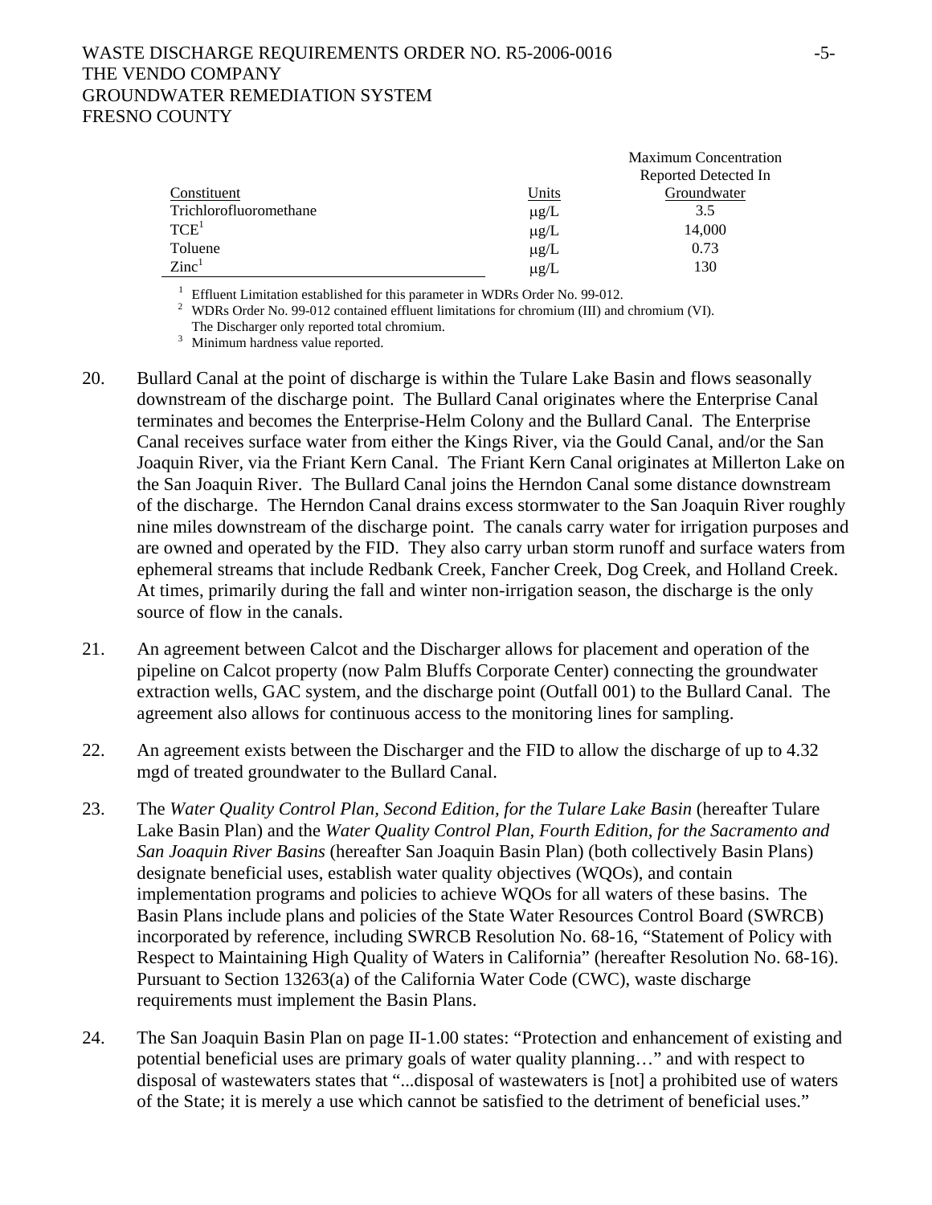| Constituent | Units | Maximum Concentration Reported Detected In Groundwater |
|---|---|---|
| Trichlorofluoromethane | μg/L | 3.5 |
| TCE[1] | μg/L | 14,000 |
| Toluene | μg/L | 0.73 |
| Zinc[1] | μg/L | 130 |

[1] Effluent Limitation established for this parameter in WDRs Order No. 99-012.
[2] WDRs Order No. 99-012 contained effluent limitations for chromium (III) and chromium (VI). The Discharger only reported total chromium.
[3] Minimum hardness value reported.

20. Bullard Canal at the point of discharge is within the Tulare Lake Basin and flows seasonally downstream of the discharge point. The Bullard Canal originates where the Enterprise Canal terminates and becomes the Enterprise-Helm Colony and the Bullard Canal. The Enterprise Canal receives surface water from either the Kings River, via the Gould Canal, and/or the San Joaquin River, via the Friant Kern Canal. The Friant Kern Canal originates at Millerton Lake on the San Joaquin River. The Bullard Canal joins the Herndon Canal some distance downstream of the discharge. The Herndon Canal drains excess stormwater to the San Joaquin River roughly nine miles downstream of the discharge point. The canals carry water for irrigation purposes and are owned and operated by the FID. They also carry urban storm runoff and surface waters from ephemeral streams that include Redbank Creek, Fancher Creek, Dog Creek, and Holland Creek. At times, primarily during the fall and winter non-irrigation season, the discharge is the only source of flow in the canals.

21. An agreement between Calcot and the Discharger allows for placement and operation of the pipeline on Calcot property (now Palm Bluffs Corporate Center) connecting the groundwater extraction wells, GAC system, and the discharge point (Outfall 001) to the Bullard Canal. The agreement also allows for continuous access to the monitoring lines for sampling.

22. An agreement exists between the Discharger and the FID to allow the discharge of up to 4.32 mgd of treated groundwater to the Bullard Canal.

23. The *Water Quality Control Plan, Second Edition, for the Tulare Lake Basin* (hereafter Tulare Lake Basin Plan) and the *Water Quality Control Plan, Fourth Edition, for the Sacramento and San Joaquin River Basins* (hereafter San Joaquin Basin Plan) (both collectively Basin Plans) designate beneficial uses, establish water quality objectives (WQOs), and contain implementation programs and policies to achieve WQOs for all waters of these basins. The Basin Plans include plans and policies of the State Water Resources Control Board (SWRCB) incorporated by reference, including SWRCB Resolution No. 68-16, "Statement of Policy with Respect to Maintaining High Quality of Waters in California" (hereafter Resolution No. 68-16). Pursuant to Section 13263(a) of the California Water Code (CWC), waste discharge requirements must implement the Basin Plans.

24. The San Joaquin Basin Plan on page II-1.00 states: "Protection and enhancement of existing and potential beneficial uses are primary goals of water quality planning…" and with respect to disposal of wastewaters states that "...disposal of wastewaters is [not] a prohibited use of waters of the State; it is merely a use which cannot be satisfied to the detriment of beneficial uses."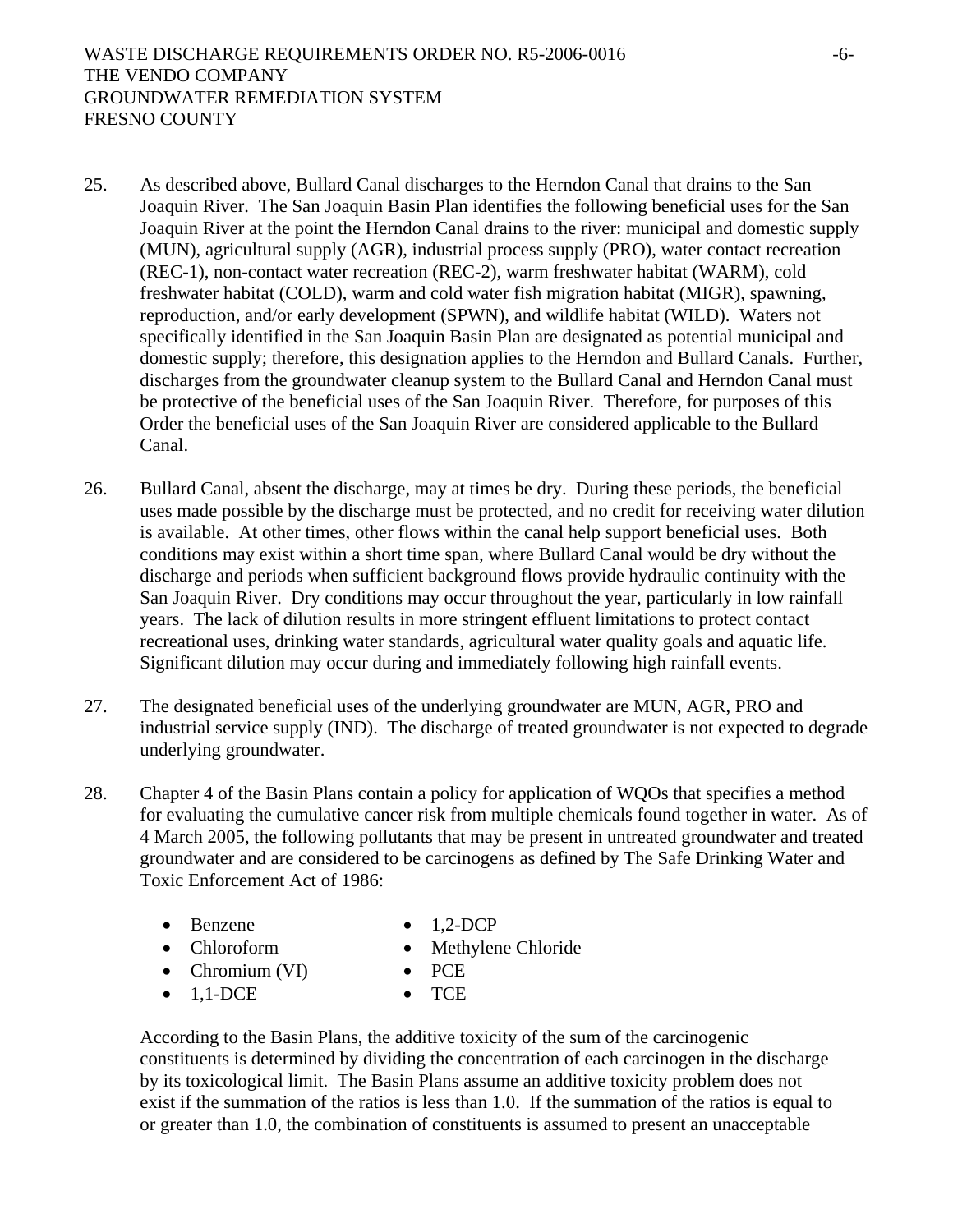25. As described above, Bullard Canal discharges to the Herndon Canal that drains to the San Joaquin River. The San Joaquin Basin Plan identifies the following beneficial uses for the San Joaquin River at the point the Herndon Canal drains to the river: municipal and domestic supply (MUN), agricultural supply (AGR), industrial process supply (PRO), water contact recreation (REC-1), non-contact water recreation (REC-2), warm freshwater habitat (WARM), cold freshwater habitat (COLD), warm and cold water fish migration habitat (MIGR), spawning, reproduction, and/or early development (SPWN), and wildlife habitat (WILD). Waters not specifically identified in the San Joaquin Basin Plan are designated as potential municipal and domestic supply; therefore, this designation applies to the Herndon and Bullard Canals. Further, discharges from the groundwater cleanup system to the Bullard Canal and Herndon Canal must be protective of the beneficial uses of the San Joaquin River. Therefore, for purposes of this Order the beneficial uses of the San Joaquin River are considered applicable to the Bullard Canal.

26. Bullard Canal, absent the discharge, may at times be dry. During these periods, the beneficial uses made possible by the discharge must be protected, and no credit for receiving water dilution is available. At other times, other flows within the canal help support beneficial uses. Both conditions may exist within a short time span, where Bullard Canal would be dry without the discharge and periods when sufficient background flows provide hydraulic continuity with the San Joaquin River. Dry conditions may occur throughout the year, particularly in low rainfall years. The lack of dilution results in more stringent effluent limitations to protect contact recreational uses, drinking water standards, agricultural water quality goals and aquatic life. Significant dilution may occur during and immediately following high rainfall events.

27. The designated beneficial uses of the underlying groundwater are MUN, AGR, PRO and industrial service supply (IND). The discharge of treated groundwater is not expected to degrade underlying groundwater.

28. Chapter 4 of the Basin Plans contain a policy for application of WQOs that specifies a method for evaluating the cumulative cancer risk from multiple chemicals found together in water. As of 4 March 2005, the following pollutants that may be present in untreated groundwater and treated groundwater and are considered to be carcinogens as defined by The Safe Drinking Water and Toxic Enforcement Act of 1986:

    - Benzene
    - Chloroform
    - Chromium (VI)
    - 1,1-DCE
    - 1,2-DCP
    - Methylene Chloride
    - PCE
    - TCE

    According to the Basin Plans, the additive toxicity of the sum of the carcinogenic constituents is determined by dividing the concentration of each carcinogen in the discharge by its toxicological limit. The Basin Plans assume an additive toxicity problem does not exist if the summation of the ratios is less than 1.0. If the summation of the ratios is equal to or greater than 1.0, the combination of constituents is assumed to present an unacceptable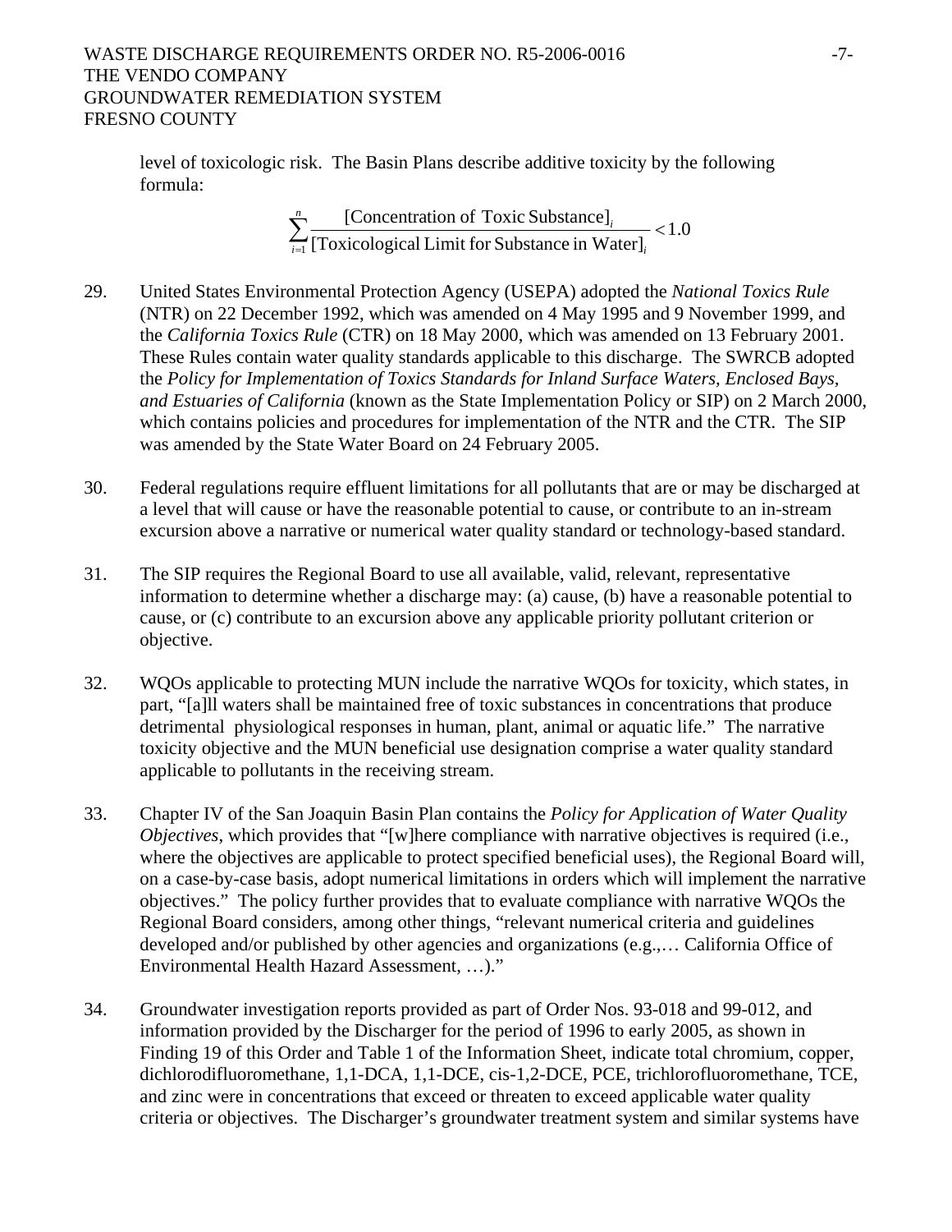level of toxicologic risk. The Basin Plans describe additive toxicity by the following formula:

$$\sum_{i=1}^{n} \frac{[\text{Concentration of Toxic Substance}]_i}{[\text{Toxicological Limit for Substance in Water}]_i} < 1.0$$

29. United States Environmental Protection Agency (USEPA) adopted the *National Toxics Rule* (NTR) on 22 December 1992, which was amended on 4 May 1995 and 9 November 1999, and the *California Toxics Rule* (CTR) on 18 May 2000, which was amended on 13 February 2001. These Rules contain water quality standards applicable to this discharge. The SWRCB adopted the *Policy for Implementation of Toxics Standards for Inland Surface Waters, Enclosed Bays, and Estuaries of California* (known as the State Implementation Policy or SIP) on 2 March 2000, which contains policies and procedures for implementation of the NTR and the CTR. The SIP was amended by the State Water Board on 24 February 2005.

30. Federal regulations require effluent limitations for all pollutants that are or may be discharged at a level that will cause or have the reasonable potential to cause, or contribute to an in-stream excursion above a narrative or numerical water quality standard or technology-based standard.

31. The SIP requires the Regional Board to use all available, valid, relevant, representative information to determine whether a discharge may: (a) cause, (b) have a reasonable potential to cause, or (c) contribute to an excursion above any applicable priority pollutant criterion or objective.

32. WQOs applicable to protecting MUN include the narrative WQOs for toxicity, which states, in part, "[a]ll waters shall be maintained free of toxic substances in concentrations that produce detrimental physiological responses in human, plant, animal or aquatic life." The narrative toxicity objective and the MUN beneficial use designation comprise a water quality standard applicable to pollutants in the receiving stream.

33. Chapter IV of the San Joaquin Basin Plan contains the *Policy for Application of Water Quality Objectives*, which provides that "[w]here compliance with narrative objectives is required (i.e., where the objectives are applicable to protect specified beneficial uses), the Regional Board will, on a case-by-case basis, adopt numerical limitations in orders which will implement the narrative objectives." The policy further provides that to evaluate compliance with narrative WQOs the Regional Board considers, among other things, "relevant numerical criteria and guidelines developed and/or published by other agencies and organizations (e.g.,… California Office of Environmental Health Hazard Assessment, …)."

34. Groundwater investigation reports provided as part of Order Nos. 93-018 and 99-012, and information provided by the Discharger for the period of 1996 to early 2005, as shown in Finding 19 of this Order and Table 1 of the Information Sheet, indicate total chromium, copper, dichlorodifluoromethane, 1,1-DCA, 1,1-DCE, cis-1,2-DCE, PCE, trichlorofluoromethane, TCE, and zinc were in concentrations that exceed or threaten to exceed applicable water quality criteria or objectives. The Discharger's groundwater treatment system and similar systems have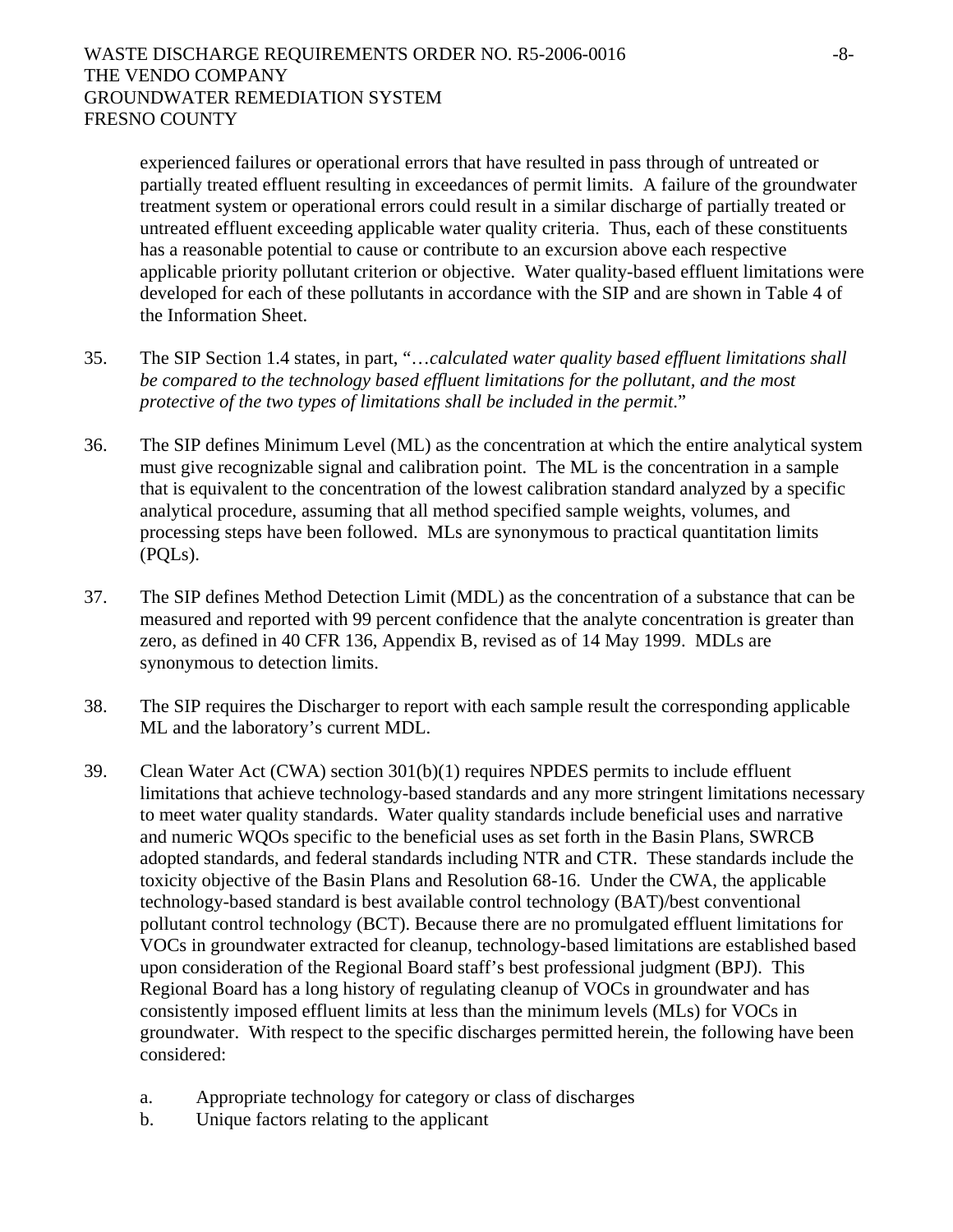experienced failures or operational errors that have resulted in pass through of untreated or partially treated effluent resulting in exceedances of permit limits. A failure of the groundwater treatment system or operational errors could result in a similar discharge of partially treated or untreated effluent exceeding applicable water quality criteria. Thus, each of these constituents has a reasonable potential to cause or contribute to an excursion above each respective applicable priority pollutant criterion or objective. Water quality-based effluent limitations were developed for each of these pollutants in accordance with the SIP and are shown in Table 4 of the Information Sheet.

35. The SIP Section 1.4 states, in part, "*…calculated water quality based effluent limitations shall be compared to the technology based effluent limitations for the pollutant, and the most protective of the two types of limitations shall be included in the permit.*"

36. The SIP defines Minimum Level (ML) as the concentration at which the entire analytical system must give recognizable signal and calibration point. The ML is the concentration in a sample that is equivalent to the concentration of the lowest calibration standard analyzed by a specific analytical procedure, assuming that all method specified sample weights, volumes, and processing steps have been followed. MLs are synonymous to practical quantitation limits (PQLs).

37. The SIP defines Method Detection Limit (MDL) as the concentration of a substance that can be measured and reported with 99 percent confidence that the analyte concentration is greater than zero, as defined in 40 CFR 136, Appendix B, revised as of 14 May 1999. MDLs are synonymous to detection limits.

38. The SIP requires the Discharger to report with each sample result the corresponding applicable ML and the laboratory's current MDL.

39. Clean Water Act (CWA) section 301(b)(1) requires NPDES permits to include effluent limitations that achieve technology-based standards and any more stringent limitations necessary to meet water quality standards. Water quality standards include beneficial uses and narrative and numeric WQOs specific to the beneficial uses as set forth in the Basin Plans, SWRCB adopted standards, and federal standards including NTR and CTR. These standards include the toxicity objective of the Basin Plans and Resolution 68-16. Under the CWA, the applicable technology-based standard is best available control technology (BAT)/best conventional pollutant control technology (BCT). Because there are no promulgated effluent limitations for VOCs in groundwater extracted for cleanup, technology-based limitations are established based upon consideration of the Regional Board staff's best professional judgment (BPJ). This Regional Board has a long history of regulating cleanup of VOCs in groundwater and has consistently imposed effluent limits at less than the minimum levels (MLs) for VOCs in groundwater. With respect to the specific discharges permitted herein, the following have been considered:

    a. Appropriate technology for category or class of discharges
    b. Unique factors relating to the applicant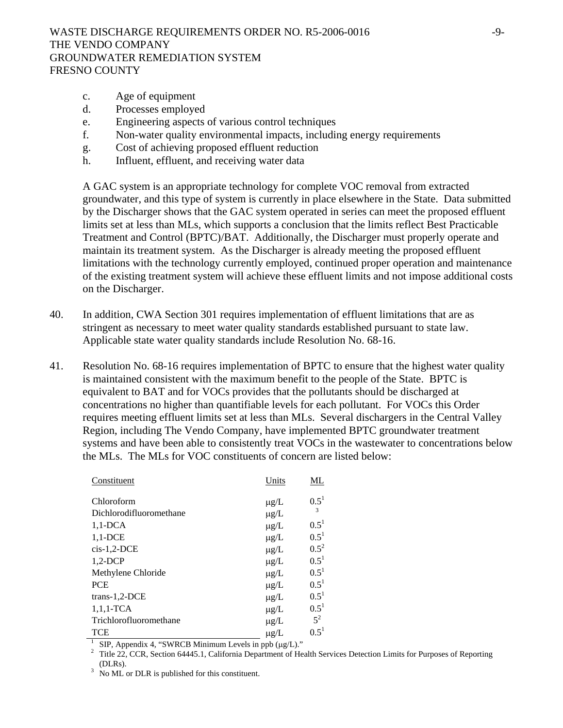c. Age of equipment
d. Processes employed
e. Engineering aspects of various control techniques
f. Non-water quality environmental impacts, including energy requirements
g. Cost of achieving proposed effluent reduction
h. Influent, effluent, and receiving water data

A GAC system is an appropriate technology for complete VOC removal from extracted groundwater, and this type of system is currently in place elsewhere in the State. Data submitted by the Discharger shows that the GAC system operated in series can meet the proposed effluent limits set at less than MLs, which supports a conclusion that the limits reflect Best Practicable Treatment and Control (BPTC)/BAT. Additionally, the Discharger must properly operate and maintain its treatment system. As the Discharger is already meeting the proposed effluent limitations with the technology currently employed, continued proper operation and maintenance of the existing treatment system will achieve these effluent limits and not impose additional costs on the Discharger.

40. In addition, CWA Section 301 requires implementation of effluent limitations that are as stringent as necessary to meet water quality standards established pursuant to state law. Applicable state water quality standards include Resolution No. 68-16.

41. Resolution No. 68-16 requires implementation of BPTC to ensure that the highest water quality is maintained consistent with the maximum benefit to the people of the State. BPTC is equivalent to BAT and for VOCs provides that the pollutants should be discharged at concentrations no higher than quantifiable levels for each pollutant. For VOCs this Order requires meeting effluent limits set at less than MLs. Several dischargers in the Central Valley Region, including The Vendo Company, have implemented BPTC groundwater treatment systems and have been able to consistently treat VOCs in the wastewater to concentrations below the MLs. The MLs for VOC constituents of concern are listed below:

| Constituent | Units | ML |
|---|---|---|
| Chloroform | μg/L | 0.5[1] |
| Dichlorodifluoromethane | μg/L | [3] |
| 1,1-DCA | μg/L | 0.5[1] |
| 1,1-DCE | μg/L | 0.5[1] |
| cis-1,2-DCE | μg/L | 0.5[2] |
| 1,2-DCP | μg/L | 0.5[1] |
| Methylene Chloride | μg/L | 0.5[1] |
| PCE | μg/L | 0.5[1] |
| trans-1,2-DCE | μg/L | 0.5[1] |
| 1,1,1-TCA | μg/L | 0.5[1] |
| Trichlorofluoromethane | μg/L | 5[2] |
| TCE | μg/L | 0.5[1] |

[1] SIP, Appendix 4, "SWRCB Minimum Levels in ppb (μg/L)."
[2] Title 22, CCR, Section 64445.1, California Department of Health Services Detection Limits for Purposes of Reporting (DLRs).
[3] No ML or DLR is published for this constituent.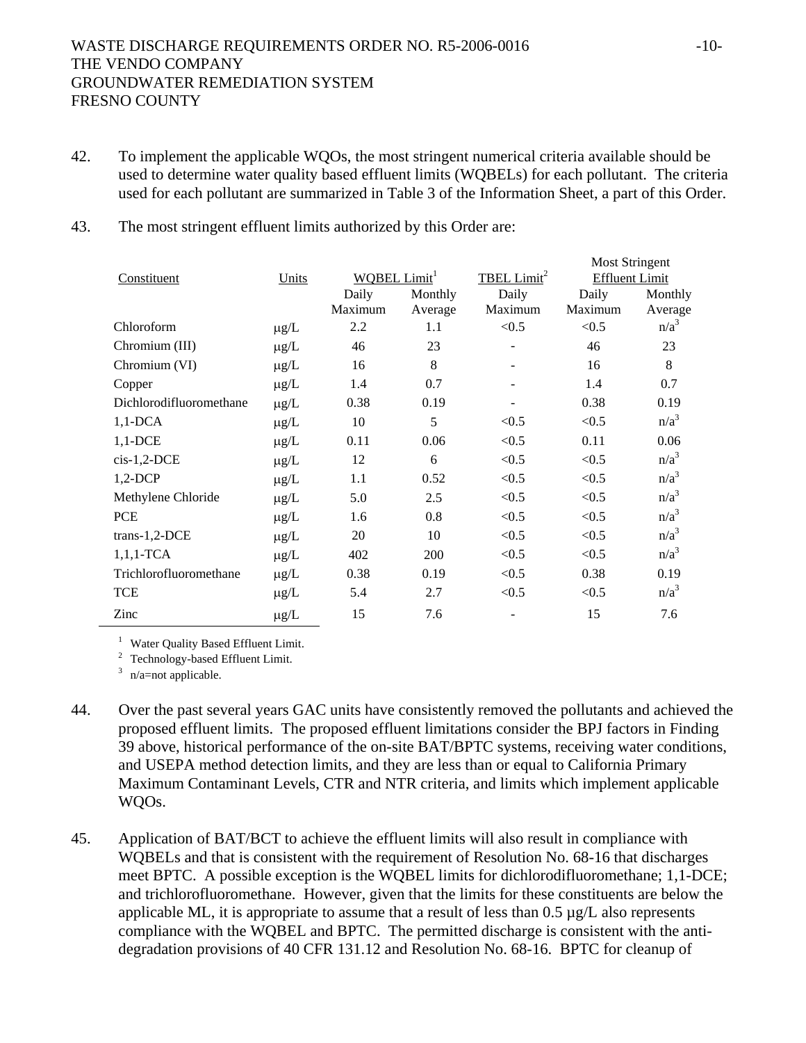42. To implement the applicable WQOs, the most stringent numerical criteria available should be used to determine water quality based effluent limits (WQBELs) for each pollutant. The criteria used for each pollutant are summarized in Table 3 of the Information Sheet, a part of this Order.

43. The most stringent effluent limits authorized by this Order are:

| Constituent | Units | WQBEL Limit[1] | | TBEL Limit[2] | Most Stringent Effluent Limit | |
|---|---|---|---|---|---|---|
| | | Daily Maximum | Monthly Average | Daily Maximum | Daily Maximum | Monthly Average |
| Chloroform | µg/L | 2.2 | 1.1 | <0.5 | <0.5 | n/a[3] |
| Chromium (III) | µg/L | 46 | 23 | - | 46 | 23 |
| Chromium (VI) | µg/L | 16 | 8 | - | 16 | 8 |
| Copper | µg/L | 1.4 | 0.7 | - | 1.4 | 0.7 |
| Dichlorodifluoromethane | µg/L | 0.38 | 0.19 | - | 0.38 | 0.19 |
| 1,1-DCA | µg/L | 10 | 5 | <0.5 | <0.5 | n/a[3] |
| 1,1-DCE | µg/L | 0.11 | 0.06 | <0.5 | 0.11 | 0.06 |
| cis-1,2-DCE | µg/L | 12 | 6 | <0.5 | <0.5 | n/a[3] |
| 1,2-DCP | µg/L | 1.1 | 0.52 | <0.5 | <0.5 | n/a[3] |
| Methylene Chloride | µg/L | 5.0 | 2.5 | <0.5 | <0.5 | n/a[3] |
| PCE | µg/L | 1.6 | 0.8 | <0.5 | <0.5 | n/a[3] |
| trans-1,2-DCE | µg/L | 20 | 10 | <0.5 | <0.5 | n/a[3] |
| 1,1,1-TCA | µg/L | 402 | 200 | <0.5 | <0.5 | n/a[3] |
| Trichlorofluoromethane | µg/L | 0.38 | 0.19 | <0.5 | 0.38 | 0.19 |
| TCE | µg/L | 5.4 | 2.7 | <0.5 | <0.5 | n/a[3] |
| Zinc | µg/L | 15 | 7.6 | - | 15 | 7.6 |

[1] Water Quality Based Effluent Limit.
[2] Technology-based Effluent Limit.
[3] n/a=not applicable.

44. Over the past several years GAC units have consistently removed the pollutants and achieved the proposed effluent limits. The proposed effluent limitations consider the BPJ factors in Finding 39 above, historical performance of the on-site BAT/BPTC systems, receiving water conditions, and USEPA method detection limits, and they are less than or equal to California Primary Maximum Contaminant Levels, CTR and NTR criteria, and limits which implement applicable WQOs.

45. Application of BAT/BCT to achieve the effluent limits will also result in compliance with WQBELs and that is consistent with the requirement of Resolution No. 68-16 that discharges meet BPTC. A possible exception is the WQBEL limits for dichlorodifluoromethane; 1,1-DCE; and trichlorofluoromethane. However, given that the limits for these constituents are below the applicable ML, it is appropriate to assume that a result of less than 0.5 µg/L also represents compliance with the WQBEL and BPTC. The permitted discharge is consistent with the anti-degradation provisions of 40 CFR 131.12 and Resolution No. 68-16. BPTC for cleanup of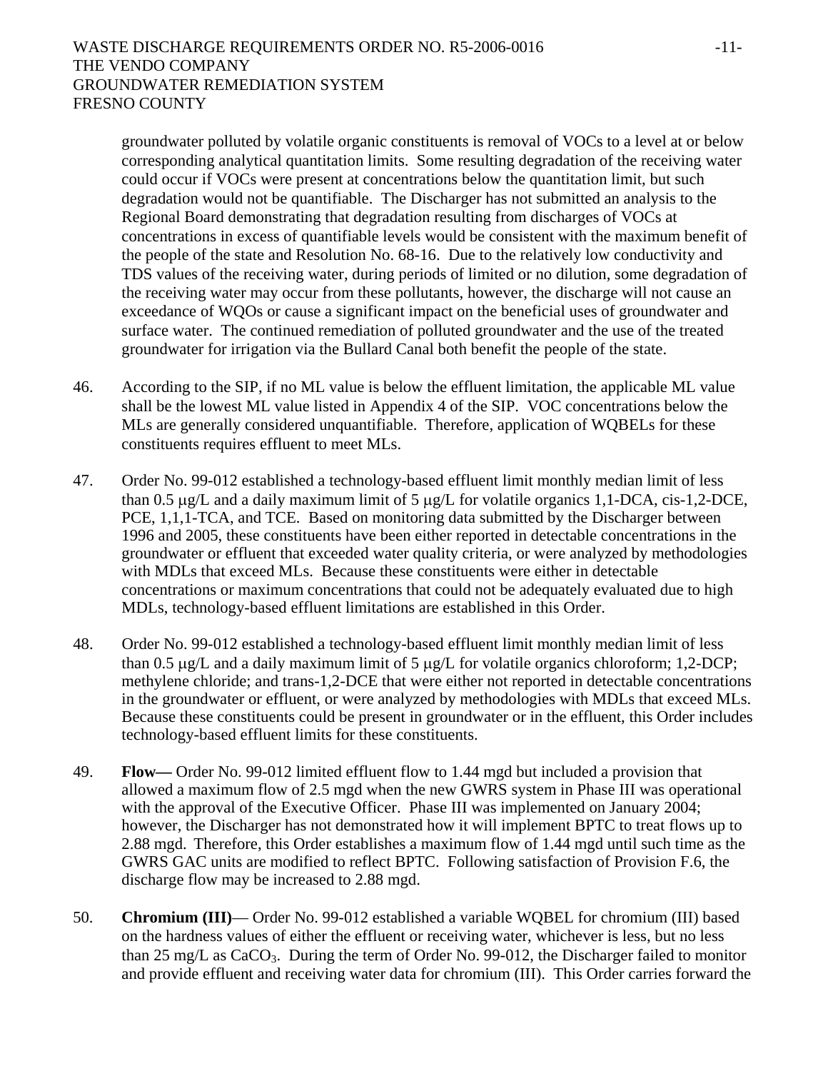groundwater polluted by volatile organic constituents is removal of VOCs to a level at or below corresponding analytical quantitation limits. Some resulting degradation of the receiving water could occur if VOCs were present at concentrations below the quantitation limit, but such degradation would not be quantifiable. The Discharger has not submitted an analysis to the Regional Board demonstrating that degradation resulting from discharges of VOCs at concentrations in excess of quantifiable levels would be consistent with the maximum benefit of the people of the state and Resolution No. 68-16. Due to the relatively low conductivity and TDS values of the receiving water, during periods of limited or no dilution, some degradation of the receiving water may occur from these pollutants, however, the discharge will not cause an exceedance of WQOs or cause a significant impact on the beneficial uses of groundwater and surface water. The continued remediation of polluted groundwater and the use of the treated groundwater for irrigation via the Bullard Canal both benefit the people of the state.

46. According to the SIP, if no ML value is below the effluent limitation, the applicable ML value shall be the lowest ML value listed in Appendix 4 of the SIP. VOC concentrations below the MLs are generally considered unquantifiable. Therefore, application of WQBELs for these constituents requires effluent to meet MLs.

47. Order No. 99-012 established a technology-based effluent limit monthly median limit of less than 0.5 μg/L and a daily maximum limit of 5 μg/L for volatile organics 1,1-DCA, cis-1,2-DCE, PCE, 1,1,1-TCA, and TCE. Based on monitoring data submitted by the Discharger between 1996 and 2005, these constituents have been either reported in detectable concentrations in the groundwater or effluent that exceeded water quality criteria, or were analyzed by methodologies with MDLs that exceed MLs. Because these constituents were either in detectable concentrations or maximum concentrations that could not be adequately evaluated due to high MDLs, technology-based effluent limitations are established in this Order.

48. Order No. 99-012 established a technology-based effluent limit monthly median limit of less than 0.5 μg/L and a daily maximum limit of 5 μg/L for volatile organics chloroform; 1,2-DCP; methylene chloride; and trans-1,2-DCE that were either not reported in detectable concentrations in the groundwater or effluent, or were analyzed by methodologies with MDLs that exceed MLs. Because these constituents could be present in groundwater or in the effluent, this Order includes technology-based effluent limits for these constituents.

49. **Flow—** Order No. 99-012 limited effluent flow to 1.44 mgd but included a provision that allowed a maximum flow of 2.5 mgd when the new GWRS system in Phase III was operational with the approval of the Executive Officer. Phase III was implemented on January 2004; however, the Discharger has not demonstrated how it will implement BPTC to treat flows up to 2.88 mgd. Therefore, this Order establishes a maximum flow of 1.44 mgd until such time as the GWRS GAC units are modified to reflect BPTC. Following satisfaction of Provision F.6, the discharge flow may be increased to 2.88 mgd.

50. **Chromium (III)**— Order No. 99-012 established a variable WQBEL for chromium (III) based on the hardness values of either the effluent or receiving water, whichever is less, but no less than 25 mg/L as $CaCO_3$. During the term of Order No. 99-012, the Discharger failed to monitor and provide effluent and receiving water data for chromium (III). This Order carries forward the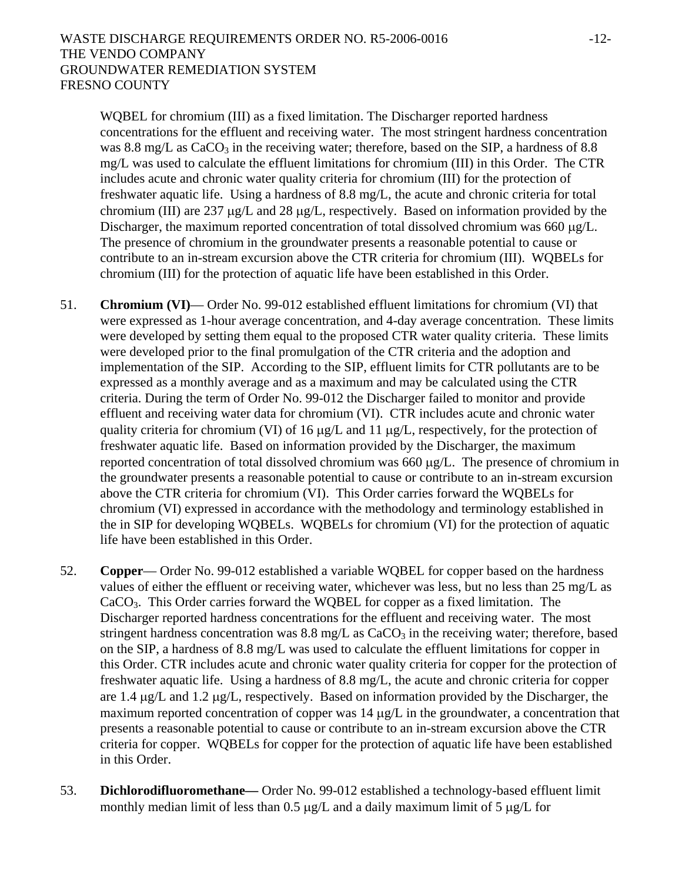WQBEL for chromium (III) as a fixed limitation. The Discharger reported hardness concentrations for the effluent and receiving water. The most stringent hardness concentration was 8.8 mg/L as $CaCO_3$ in the receiving water; therefore, based on the SIP, a hardness of 8.8 mg/L was used to calculate the effluent limitations for chromium (III) in this Order. The CTR includes acute and chronic water quality criteria for chromium (III) for the protection of freshwater aquatic life. Using a hardness of 8.8 mg/L, the acute and chronic criteria for total chromium (III) are 237 μg/L and 28 μg/L, respectively. Based on information provided by the Discharger, the maximum reported concentration of total dissolved chromium was 660 μg/L. The presence of chromium in the groundwater presents a reasonable potential to cause or contribute to an in-stream excursion above the CTR criteria for chromium (III). WQBELs for chromium (III) for the protection of aquatic life have been established in this Order.

51. **Chromium (VI)**— Order No. 99-012 established effluent limitations for chromium (VI) that were expressed as 1-hour average concentration, and 4-day average concentration. These limits were developed by setting them equal to the proposed CTR water quality criteria. These limits were developed prior to the final promulgation of the CTR criteria and the adoption and implementation of the SIP. According to the SIP, effluent limits for CTR pollutants are to be expressed as a monthly average and as a maximum and may be calculated using the CTR criteria. During the term of Order No. 99-012 the Discharger failed to monitor and provide effluent and receiving water data for chromium (VI). CTR includes acute and chronic water quality criteria for chromium (VI) of 16 μg/L and 11 μg/L, respectively, for the protection of freshwater aquatic life. Based on information provided by the Discharger, the maximum reported concentration of total dissolved chromium was 660 μg/L. The presence of chromium in the groundwater presents a reasonable potential to cause or contribute to an in-stream excursion above the CTR criteria for chromium (VI). This Order carries forward the WQBELs for chromium (VI) expressed in accordance with the methodology and terminology established in the in SIP for developing WQBELs. WQBELs for chromium (VI) for the protection of aquatic life have been established in this Order.

52. **Copper**— Order No. 99-012 established a variable WQBEL for copper based on the hardness values of either the effluent or receiving water, whichever was less, but no less than 25 mg/L as $CaCO_3$. This Order carries forward the WQBEL for copper as a fixed limitation. The Discharger reported hardness concentrations for the effluent and receiving water. The most stringent hardness concentration was 8.8 mg/L as $CaCO_3$ in the receiving water; therefore, based on the SIP, a hardness of 8.8 mg/L was used to calculate the effluent limitations for copper in this Order. CTR includes acute and chronic water quality criteria for copper for the protection of freshwater aquatic life. Using a hardness of 8.8 mg/L, the acute and chronic criteria for copper are 1.4 μg/L and 1.2 μg/L, respectively. Based on information provided by the Discharger, the maximum reported concentration of copper was 14 μg/L in the groundwater, a concentration that presents a reasonable potential to cause or contribute to an in-stream excursion above the CTR criteria for copper. WQBELs for copper for the protection of aquatic life have been established in this Order.

53. **Dichlorodifluoromethane—** Order No. 99-012 established a technology-based effluent limit monthly median limit of less than 0.5 μg/L and a daily maximum limit of 5 μg/L for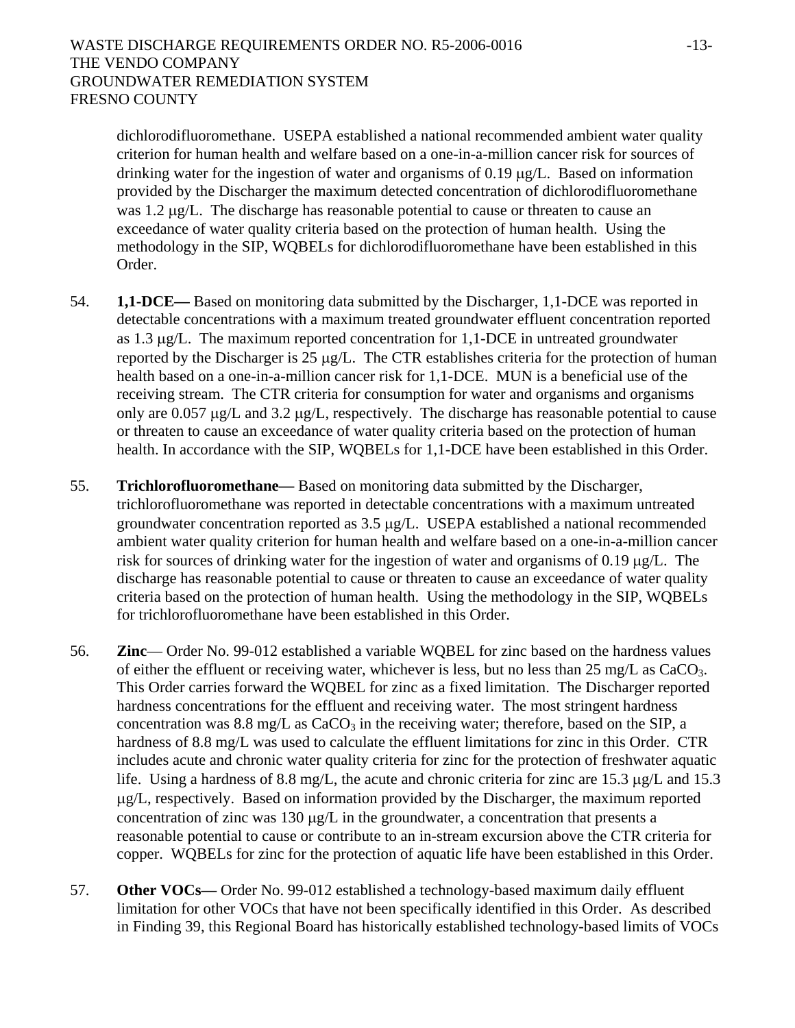dichlorodifluoromethane. USEPA established a national recommended ambient water quality criterion for human health and welfare based on a one-in-a-million cancer risk for sources of drinking water for the ingestion of water and organisms of 0.19 μg/L. Based on information provided by the Discharger the maximum detected concentration of dichlorodifluoromethane was 1.2 μg/L. The discharge has reasonable potential to cause or threaten to cause an exceedance of water quality criteria based on the protection of human health. Using the methodology in the SIP, WQBELs for dichlorodifluoromethane have been established in this Order.

54. **1,1-DCE—** Based on monitoring data submitted by the Discharger, 1,1-DCE was reported in detectable concentrations with a maximum treated groundwater effluent concentration reported as 1.3 μg/L. The maximum reported concentration for 1,1-DCE in untreated groundwater reported by the Discharger is 25 μg/L. The CTR establishes criteria for the protection of human health based on a one-in-a-million cancer risk for 1,1-DCE. MUN is a beneficial use of the receiving stream. The CTR criteria for consumption for water and organisms and organisms only are 0.057 μg/L and 3.2 μg/L, respectively. The discharge has reasonable potential to cause or threaten to cause an exceedance of water quality criteria based on the protection of human health. In accordance with the SIP, WQBELs for 1,1-DCE have been established in this Order.

55. **Trichlorofluoromethane—** Based on monitoring data submitted by the Discharger, trichlorofluoromethane was reported in detectable concentrations with a maximum untreated groundwater concentration reported as 3.5 μg/L. USEPA established a national recommended ambient water quality criterion for human health and welfare based on a one-in-a-million cancer risk for sources of drinking water for the ingestion of water and organisms of 0.19 μg/L. The discharge has reasonable potential to cause or threaten to cause an exceedance of water quality criteria based on the protection of human health. Using the methodology in the SIP, WQBELs for trichlorofluoromethane have been established in this Order.

56. **Zinc**— Order No. 99-012 established a variable WQBEL for zinc based on the hardness values of either the effluent or receiving water, whichever is less, but no less than 25 mg/L as $CaCO_3$. This Order carries forward the WQBEL for zinc as a fixed limitation. The Discharger reported hardness concentrations for the effluent and receiving water. The most stringent hardness concentration was 8.8 mg/L as $CaCO_3$ in the receiving water; therefore, based on the SIP, a hardness of 8.8 mg/L was used to calculate the effluent limitations for zinc in this Order. CTR includes acute and chronic water quality criteria for zinc for the protection of freshwater aquatic life. Using a hardness of 8.8 mg/L, the acute and chronic criteria for zinc are 15.3 μg/L and 15.3 μg/L, respectively. Based on information provided by the Discharger, the maximum reported concentration of zinc was 130 μg/L in the groundwater, a concentration that presents a reasonable potential to cause or contribute to an in-stream excursion above the CTR criteria for copper. WQBELs for zinc for the protection of aquatic life have been established in this Order.

57. **Other VOCs—** Order No. 99-012 established a technology-based maximum daily effluent limitation for other VOCs that have not been specifically identified in this Order. As described in Finding 39, this Regional Board has historically established technology-based limits of VOCs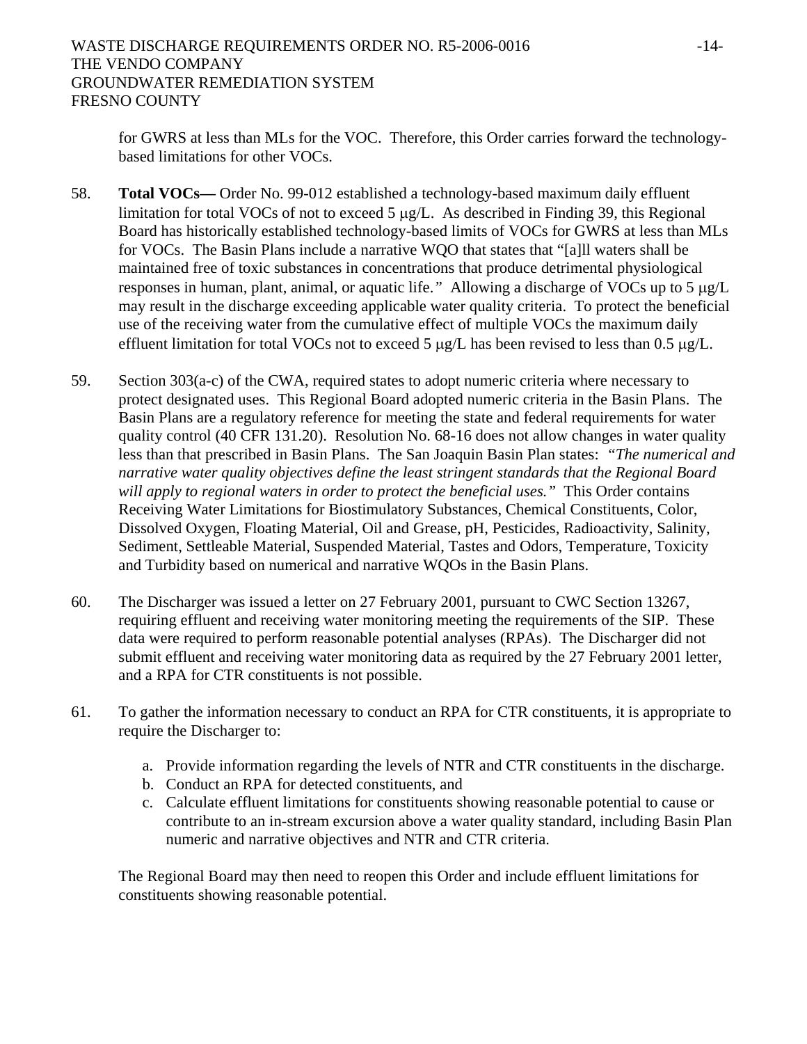for GWRS at less than MLs for the VOC. Therefore, this Order carries forward the technology-based limitations for other VOCs.

58. **Total VOCs—** Order No. 99-012 established a technology-based maximum daily effluent limitation for total VOCs of not to exceed 5 μg/L. As described in Finding 39, this Regional Board has historically established technology-based limits of VOCs for GWRS at less than MLs for VOCs. The Basin Plans include a narrative WQO that states that "[a]ll waters shall be maintained free of toxic substances in concentrations that produce detrimental physiological responses in human, plant, animal, or aquatic life." Allowing a discharge of VOCs up to 5 μg/L may result in the discharge exceeding applicable water quality criteria. To protect the beneficial use of the receiving water from the cumulative effect of multiple VOCs the maximum daily effluent limitation for total VOCs not to exceed 5 μg/L has been revised to less than 0.5 μg/L.

59. Section 303(a-c) of the CWA, required states to adopt numeric criteria where necessary to protect designated uses. This Regional Board adopted numeric criteria in the Basin Plans. The Basin Plans are a regulatory reference for meeting the state and federal requirements for water quality control (40 CFR 131.20). Resolution No. 68-16 does not allow changes in water quality less than that prescribed in Basin Plans. The San Joaquin Basin Plan states: *"The numerical and narrative water quality objectives define the least stringent standards that the Regional Board will apply to regional waters in order to protect the beneficial uses."* This Order contains Receiving Water Limitations for Biostimulatory Substances, Chemical Constituents, Color, Dissolved Oxygen, Floating Material, Oil and Grease, pH, Pesticides, Radioactivity, Salinity, Sediment, Settleable Material, Suspended Material, Tastes and Odors, Temperature, Toxicity and Turbidity based on numerical and narrative WQOs in the Basin Plans.

60. The Discharger was issued a letter on 27 February 2001, pursuant to CWC Section 13267, requiring effluent and receiving water monitoring meeting the requirements of the SIP. These data were required to perform reasonable potential analyses (RPAs). The Discharger did not submit effluent and receiving water monitoring data as required by the 27 February 2001 letter, and a RPA for CTR constituents is not possible.

61. To gather the information necessary to conduct an RPA for CTR constituents, it is appropriate to require the Discharger to:

    a. Provide information regarding the levels of NTR and CTR constituents in the discharge.
    b. Conduct an RPA for detected constituents, and
    c. Calculate effluent limitations for constituents showing reasonable potential to cause or contribute to an in-stream excursion above a water quality standard, including Basin Plan numeric and narrative objectives and NTR and CTR criteria.

    The Regional Board may then need to reopen this Order and include effluent limitations for constituents showing reasonable potential.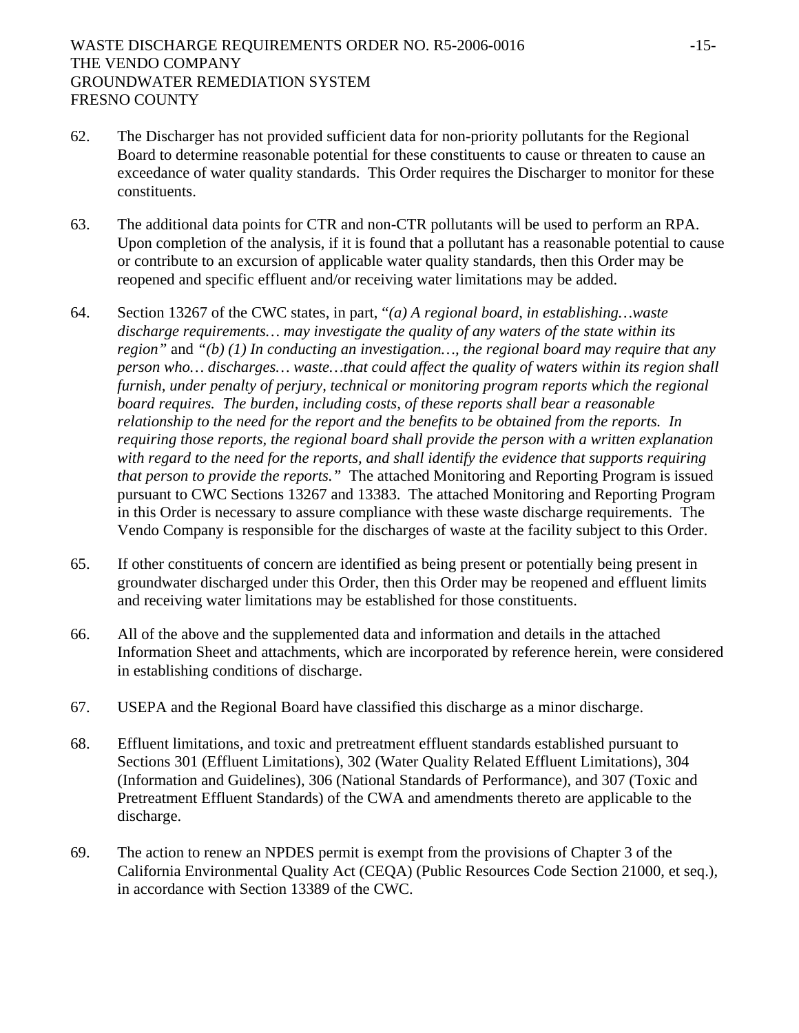62. The Discharger has not provided sufficient data for non-priority pollutants for the Regional Board to determine reasonable potential for these constituents to cause or threaten to cause an exceedance of water quality standards. This Order requires the Discharger to monitor for these constituents.

63. The additional data points for CTR and non-CTR pollutants will be used to perform an RPA. Upon completion of the analysis, if it is found that a pollutant has a reasonable potential to cause or contribute to an excursion of applicable water quality standards, then this Order may be reopened and specific effluent and/or receiving water limitations may be added.

64. Section 13267 of the CWC states, in part, "*(a) A regional board, in establishing…waste discharge requirements… may investigate the quality of any waters of the state within its region"* and *"(b) (1) In conducting an investigation…, the regional board may require that any person who… discharges… waste…that could affect the quality of waters within its region shall furnish, under penalty of perjury, technical or monitoring program reports which the regional board requires. The burden, including costs, of these reports shall bear a reasonable relationship to the need for the report and the benefits to be obtained from the reports. In requiring those reports, the regional board shall provide the person with a written explanation with regard to the need for the reports, and shall identify the evidence that supports requiring that person to provide the reports."* The attached Monitoring and Reporting Program is issued pursuant to CWC Sections 13267 and 13383. The attached Monitoring and Reporting Program in this Order is necessary to assure compliance with these waste discharge requirements. The Vendo Company is responsible for the discharges of waste at the facility subject to this Order.

65. If other constituents of concern are identified as being present or potentially being present in groundwater discharged under this Order, then this Order may be reopened and effluent limits and receiving water limitations may be established for those constituents.

66. All of the above and the supplemented data and information and details in the attached Information Sheet and attachments, which are incorporated by reference herein, were considered in establishing conditions of discharge.

67. USEPA and the Regional Board have classified this discharge as a minor discharge.

68. Effluent limitations, and toxic and pretreatment effluent standards established pursuant to Sections 301 (Effluent Limitations), 302 (Water Quality Related Effluent Limitations), 304 (Information and Guidelines), 306 (National Standards of Performance), and 307 (Toxic and Pretreatment Effluent Standards) of the CWA and amendments thereto are applicable to the discharge.

69. The action to renew an NPDES permit is exempt from the provisions of Chapter 3 of the California Environmental Quality Act (CEQA) (Public Resources Code Section 21000, et seq.), in accordance with Section 13389 of the CWC.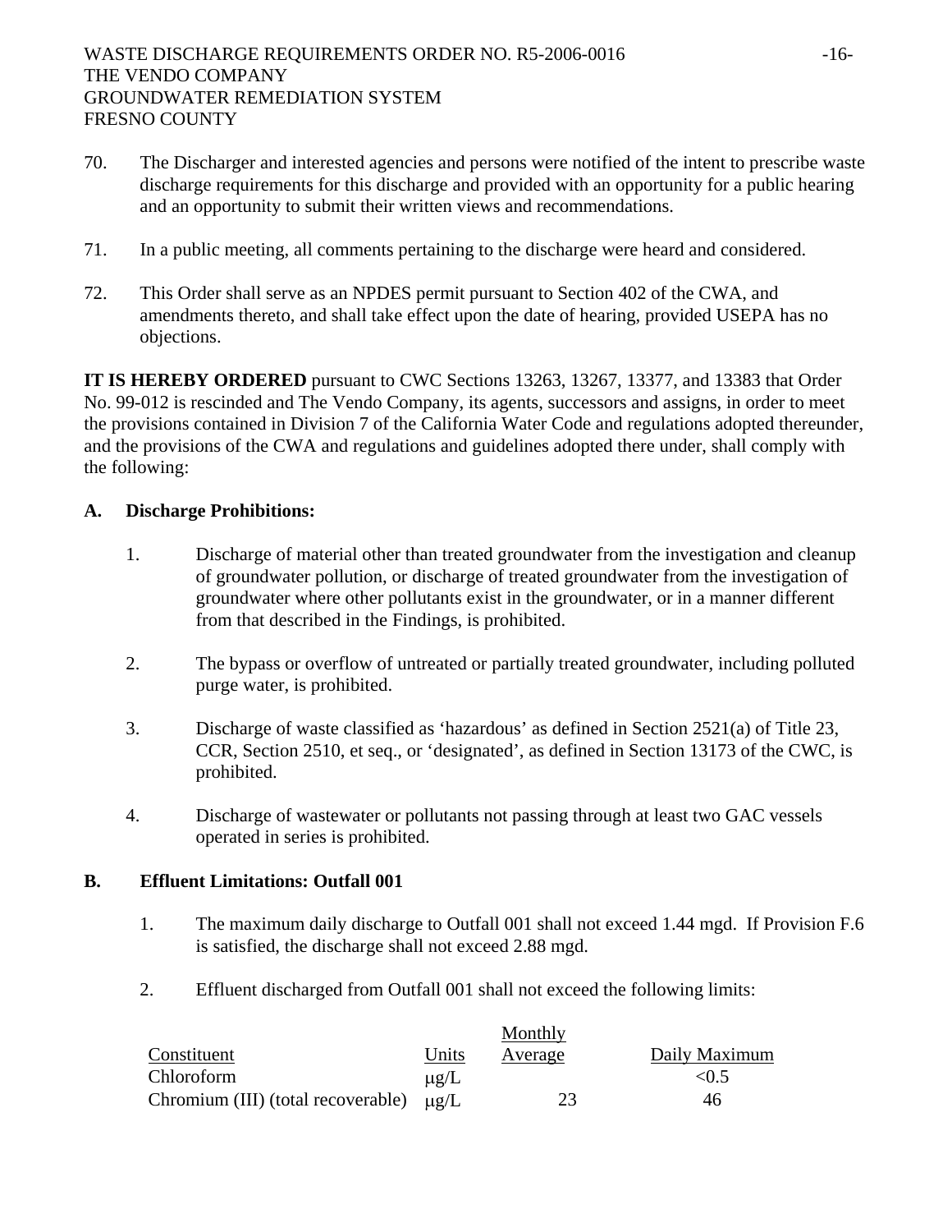70. The Discharger and interested agencies and persons were notified of the intent to prescribe waste discharge requirements for this discharge and provided with an opportunity for a public hearing and an opportunity to submit their written views and recommendations.

71. In a public meeting, all comments pertaining to the discharge were heard and considered.

72. This Order shall serve as an NPDES permit pursuant to Section 402 of the CWA, and amendments thereto, and shall take effect upon the date of hearing, provided USEPA has no objections.

**IT IS HEREBY ORDERED** pursuant to CWC Sections 13263, 13267, 13377, and 13383 that Order No. 99-012 is rescinded and The Vendo Company, its agents, successors and assigns, in order to meet the provisions contained in Division 7 of the California Water Code and regulations adopted thereunder, and the provisions of the CWA and regulations and guidelines adopted there under, shall comply with the following:

**A. Discharge Prohibitions:**

1. Discharge of material other than treated groundwater from the investigation and cleanup of groundwater pollution, or discharge of treated groundwater from the investigation of groundwater where other pollutants exist in the groundwater, or in a manner different from that described in the Findings, is prohibited.

2. The bypass or overflow of untreated or partially treated groundwater, including polluted purge water, is prohibited.

3. Discharge of waste classified as 'hazardous' as defined in Section 2521(a) of Title 23, CCR, Section 2510, et seq., or 'designated', as defined in Section 13173 of the CWC, is prohibited.

4. Discharge of wastewater or pollutants not passing through at least two GAC vessels operated in series is prohibited.

**B. Effluent Limitations: Outfall 001**

1. The maximum daily discharge to Outfall 001 shall not exceed 1.44 mgd. If Provision F.6 is satisfied, the discharge shall not exceed 2.88 mgd.

2. Effluent discharged from Outfall 001 shall not exceed the following limits:

| Constituent | Units | Monthly Average | Daily Maximum |
|---|---|---|---|
| Chloroform | μg/L | | <0.5 |
| Chromium (III) (total recoverable) | μg/L | 23 | 46 |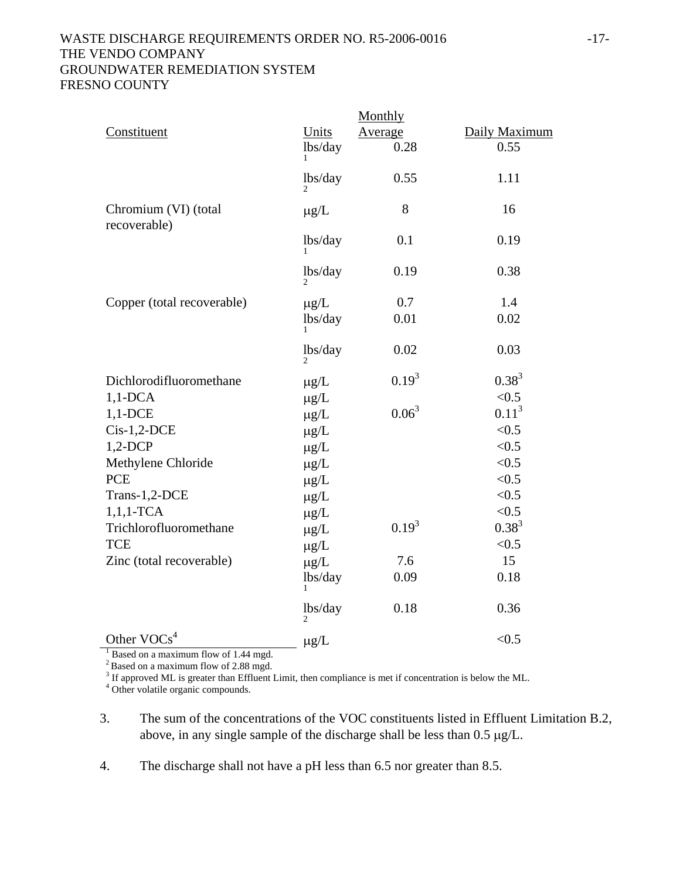| Constituent | Units | Monthly Average | Daily Maximum |
|---|---|---|---|
| | lbs/day[1] | 0.28 | 0.55 |
| | lbs/day[2] | 0.55 | 1.11 |
| Chromium (VI) (total recoverable) | μg/L | 8 | 16 |
| | lbs/day[1] | 0.1 | 0.19 |
| | lbs/day[2] | 0.19 | 0.38 |
| Copper (total recoverable) | μg/L | 0.7 | 1.4 |
| | lbs/day[1] | 0.01 | 0.02 |
| | lbs/day[2] | 0.02 | 0.03 |
| Dichlorodifluoromethane | μg/L | 0.19[3] | 0.38[3] |
| 1,1-DCA | μg/L | | <0.5 |
| 1,1-DCE | μg/L | 0.06[3] | 0.11[3] |
| Cis-1,2-DCE | μg/L | | <0.5 |
| 1,2-DCP | μg/L | | <0.5 |
| Methylene Chloride | μg/L | | <0.5 |
| PCE | μg/L | | <0.5 |
| Trans-1,2-DCE | μg/L | | <0.5 |
| 1,1,1-TCA | μg/L | | <0.5 |
| Trichlorofluoromethane | μg/L | 0.19[3] | 0.38[3] |
| TCE | μg/L | | <0.5 |
| Zinc (total recoverable) | μg/L | 7.6 | 15 |
| | lbs/day[1] | 0.09 | 0.18 |
| | lbs/day[2] | 0.18 | 0.36 |
| Other VOCs[4] | μg/L | | <0.5 |

[1] Based on a maximum flow of 1.44 mgd.
[2] Based on a maximum flow of 2.88 mgd.
[3] If approved ML is greater than Effluent Limit, then compliance is met if concentration is below the ML.
[4] Other volatile organic compounds.

3. The sum of the concentrations of the VOC constituents listed in Effluent Limitation B.2, above, in any single sample of the discharge shall be less than 0.5 μg/L.

4. The discharge shall not have a pH less than 6.5 nor greater than 8.5.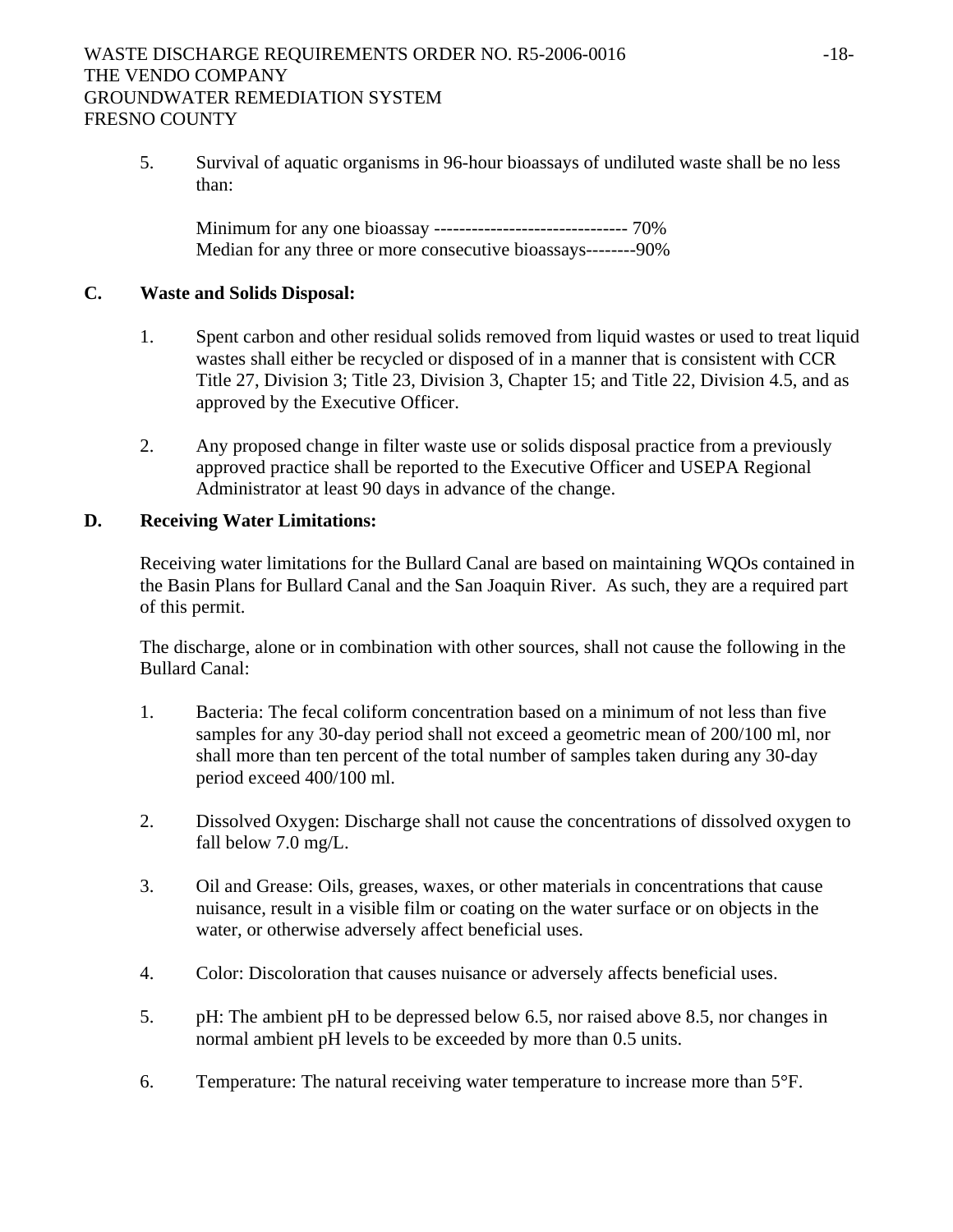5. Survival of aquatic organisms in 96-hour bioassays of undiluted waste shall be no less than:

   Minimum for any one bioassay ------------------------------- 70%
   Median for any three or more consecutive bioassays--------90%

**C. Waste and Solids Disposal:**

1. Spent carbon and other residual solids removed from liquid wastes or used to treat liquid wastes shall either be recycled or disposed of in a manner that is consistent with CCR Title 27, Division 3; Title 23, Division 3, Chapter 15; and Title 22, Division 4.5, and as approved by the Executive Officer.

2. Any proposed change in filter waste use or solids disposal practice from a previously approved practice shall be reported to the Executive Officer and USEPA Regional Administrator at least 90 days in advance of the change.

**D. Receiving Water Limitations:**

Receiving water limitations for the Bullard Canal are based on maintaining WQOs contained in the Basin Plans for Bullard Canal and the San Joaquin River. As such, they are a required part of this permit.

The discharge, alone or in combination with other sources, shall not cause the following in the Bullard Canal:

1. Bacteria: The fecal coliform concentration based on a minimum of not less than five samples for any 30-day period shall not exceed a geometric mean of 200/100 ml, nor shall more than ten percent of the total number of samples taken during any 30-day period exceed 400/100 ml.

2. Dissolved Oxygen: Discharge shall not cause the concentrations of dissolved oxygen to fall below 7.0 mg/L.

3. Oil and Grease: Oils, greases, waxes, or other materials in concentrations that cause nuisance, result in a visible film or coating on the water surface or on objects in the water, or otherwise adversely affect beneficial uses.

4. Color: Discoloration that causes nuisance or adversely affects beneficial uses.

5. pH: The ambient pH to be depressed below 6.5, nor raised above 8.5, nor changes in normal ambient pH levels to be exceeded by more than 0.5 units.

6. Temperature: The natural receiving water temperature to increase more than 5°F.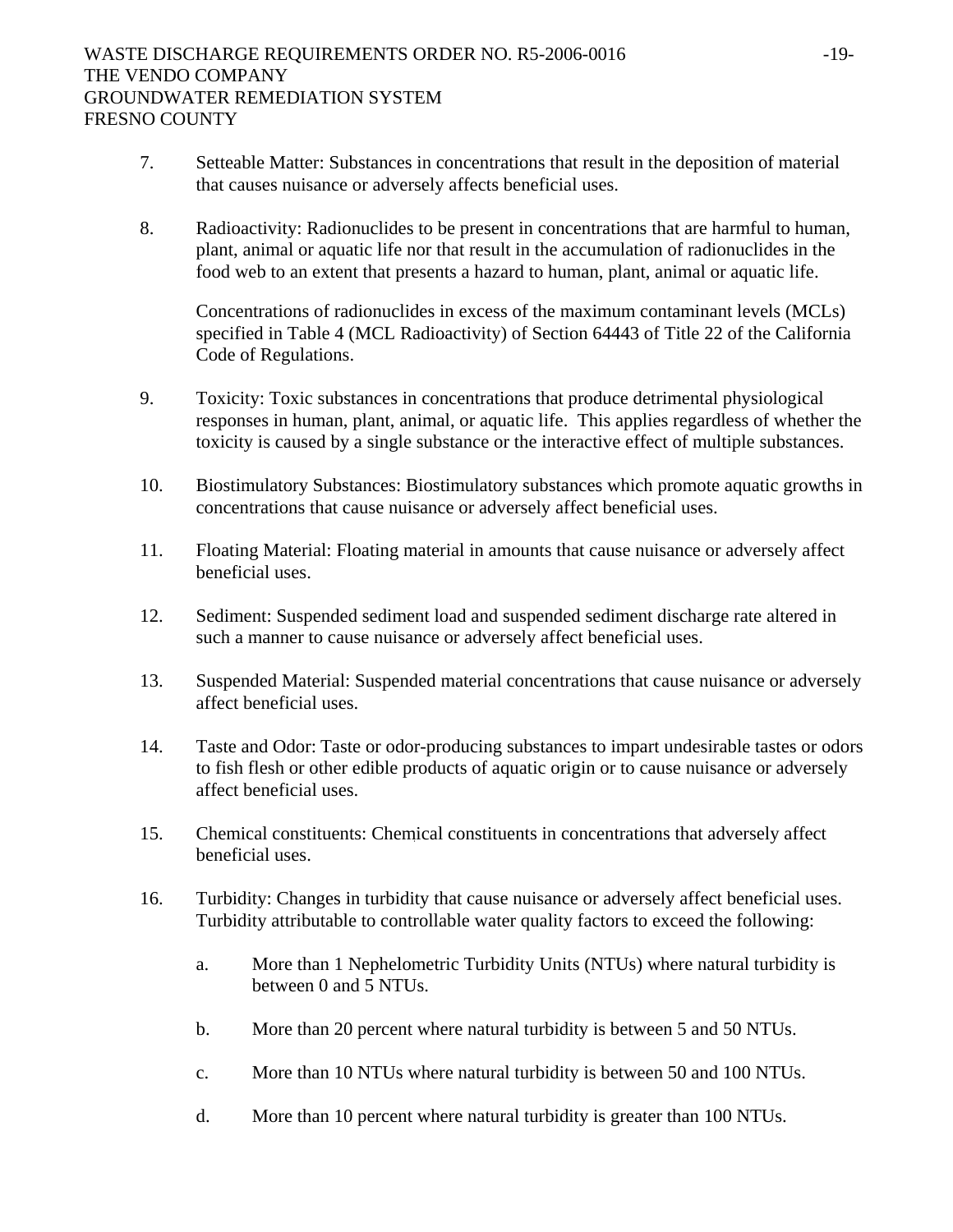7. Setteable Matter: Substances in concentrations that result in the deposition of material that causes nuisance or adversely affects beneficial uses.

8. Radioactivity: Radionuclides to be present in concentrations that are harmful to human, plant, animal or aquatic life nor that result in the accumulation of radionuclides in the food web to an extent that presents a hazard to human, plant, animal or aquatic life.

   Concentrations of radionuclides in excess of the maximum contaminant levels (MCLs) specified in Table 4 (MCL Radioactivity) of Section 64443 of Title 22 of the California Code of Regulations.

9. Toxicity: Toxic substances in concentrations that produce detrimental physiological responses in human, plant, animal, or aquatic life. This applies regardless of whether the toxicity is caused by a single substance or the interactive effect of multiple substances.

10. Biostimulatory Substances: Biostimulatory substances which promote aquatic growths in concentrations that cause nuisance or adversely affect beneficial uses.

11. Floating Material: Floating material in amounts that cause nuisance or adversely affect beneficial uses.

12. Sediment: Suspended sediment load and suspended sediment discharge rate altered in such a manner to cause nuisance or adversely affect beneficial uses.

13. Suspended Material: Suspended material concentrations that cause nuisance or adversely affect beneficial uses.

14. Taste and Odor: Taste or odor-producing substances to impart undesirable tastes or odors to fish flesh or other edible products of aquatic origin or to cause nuisance or adversely affect beneficial uses.

15. Chemical constituents: Chemical constituents in concentrations that adversely affect beneficial uses.

16. Turbidity: Changes in turbidity that cause nuisance or adversely affect beneficial uses. Turbidity attributable to controllable water quality factors to exceed the following:

    a. More than 1 Nephelometric Turbidity Units (NTUs) where natural turbidity is between 0 and 5 NTUs.

    b. More than 20 percent where natural turbidity is between 5 and 50 NTUs.

    c. More than 10 NTUs where natural turbidity is between 50 and 100 NTUs.

    d. More than 10 percent where natural turbidity is greater than 100 NTUs.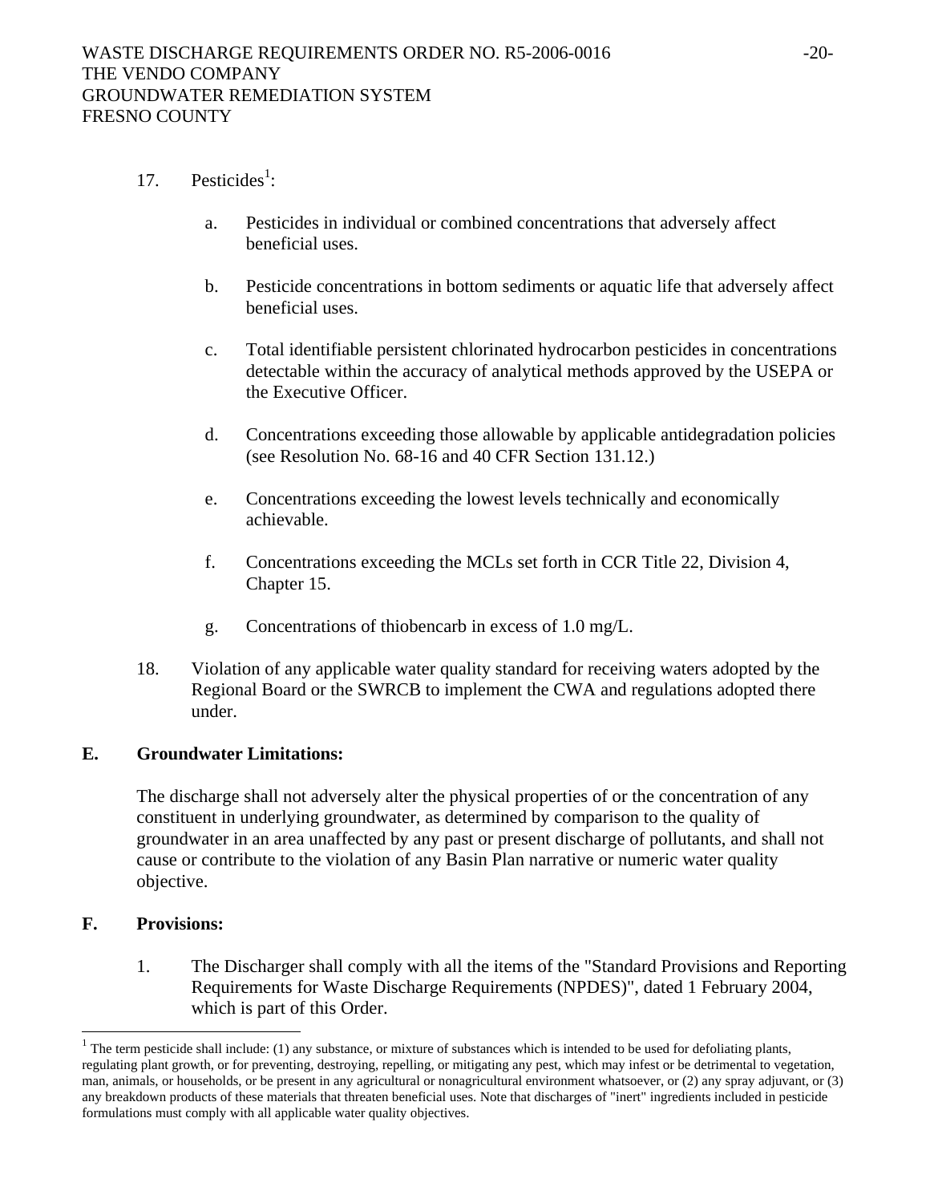17. Pesticides[1]:

    a. Pesticides in individual or combined concentrations that adversely affect beneficial uses.

    b. Pesticide concentrations in bottom sediments or aquatic life that adversely affect beneficial uses.

    c. Total identifiable persistent chlorinated hydrocarbon pesticides in concentrations detectable within the accuracy of analytical methods approved by the USEPA or the Executive Officer.

    d. Concentrations exceeding those allowable by applicable antidegradation policies (see Resolution No. 68-16 and 40 CFR Section 131.12.)

    e. Concentrations exceeding the lowest levels technically and economically achievable.

    f. Concentrations exceeding the MCLs set forth in CCR Title 22, Division 4, Chapter 15.

    g. Concentrations of thiobencarb in excess of 1.0 mg/L.

18. Violation of any applicable water quality standard for receiving waters adopted by the Regional Board or the SWRCB to implement the CWA and regulations adopted there under.

## E. Groundwater Limitations:

The discharge shall not adversely alter the physical properties of or the concentration of any constituent in underlying groundwater, as determined by comparison to the quality of groundwater in an area unaffected by any past or present discharge of pollutants, and shall not cause or contribute to the violation of any Basin Plan narrative or numeric water quality objective.

## F. Provisions:

1. The Discharger shall comply with all the items of the "Standard Provisions and Reporting Requirements for Waste Discharge Requirements (NPDES)", dated 1 February 2004, which is part of this Order.

---

[1] The term pesticide shall include: (1) any substance, or mixture of substances which is intended to be used for defoliating plants, regulating plant growth, or for preventing, destroying, repelling, or mitigating any pest, which may infest or be detrimental to vegetation, man, animals, or households, or be present in any agricultural or nonagricultural environment whatsoever, or (2) any spray adjuvant, or (3) any breakdown products of these materials that threaten beneficial uses. Note that discharges of "inert" ingredients included in pesticide formulations must comply with all applicable water quality objectives.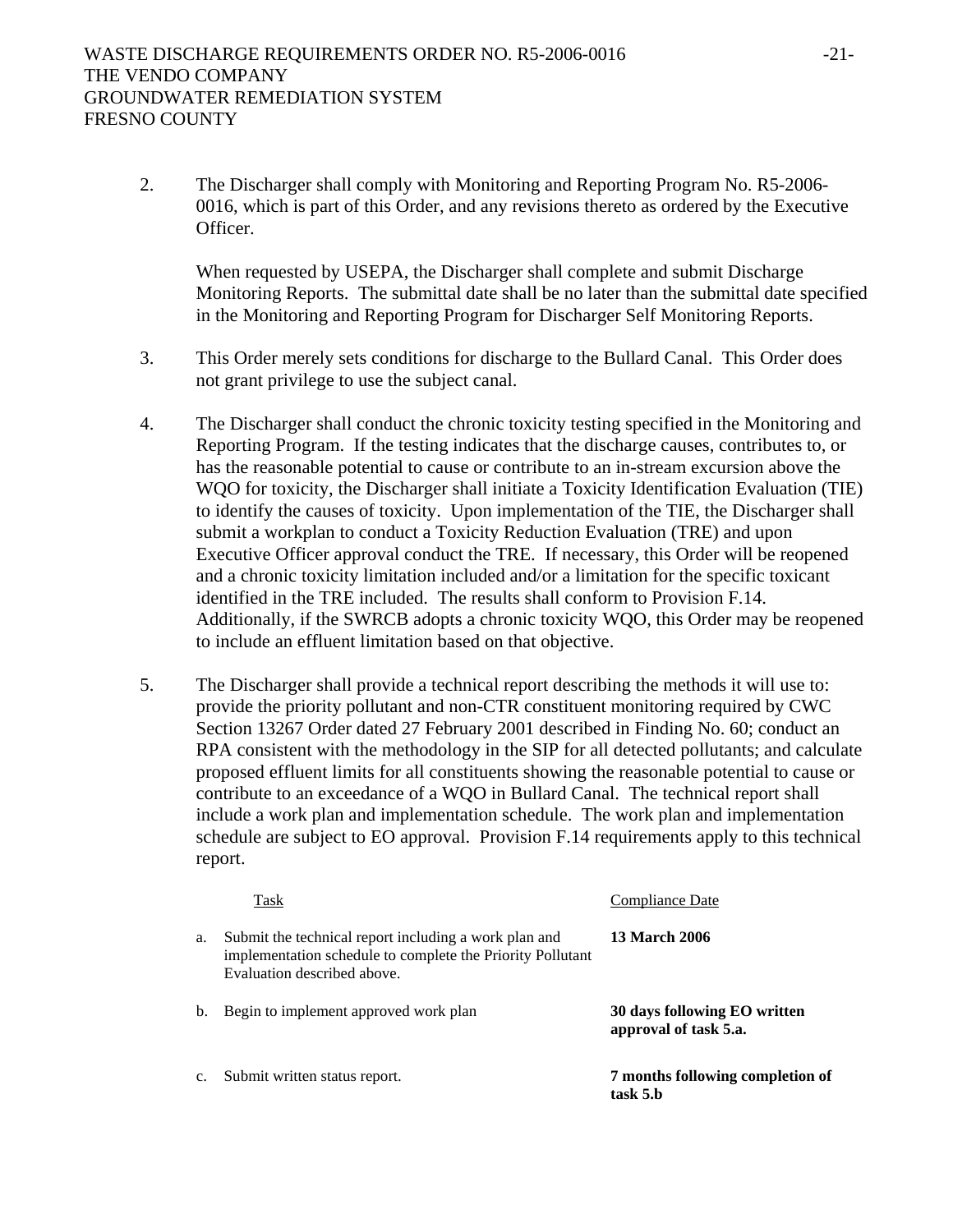2. The Discharger shall comply with Monitoring and Reporting Program No. R5-2006-0016, which is part of this Order, and any revisions thereto as ordered by the Executive Officer.

   When requested by USEPA, the Discharger shall complete and submit Discharge Monitoring Reports. The submittal date shall be no later than the submittal date specified in the Monitoring and Reporting Program for Discharger Self Monitoring Reports.

3. This Order merely sets conditions for discharge to the Bullard Canal. This Order does not grant privilege to use the subject canal.

4. The Discharger shall conduct the chronic toxicity testing specified in the Monitoring and Reporting Program. If the testing indicates that the discharge causes, contributes to, or has the reasonable potential to cause or contribute to an in-stream excursion above the WQO for toxicity, the Discharger shall initiate a Toxicity Identification Evaluation (TIE) to identify the causes of toxicity. Upon implementation of the TIE, the Discharger shall submit a workplan to conduct a Toxicity Reduction Evaluation (TRE) and upon Executive Officer approval conduct the TRE. If necessary, this Order will be reopened and a chronic toxicity limitation included and/or a limitation for the specific toxicant identified in the TRE included. The results shall conform to Provision F.14. Additionally, if the SWRCB adopts a chronic toxicity WQO, this Order may be reopened to include an effluent limitation based on that objective.

5. The Discharger shall provide a technical report describing the methods it will use to: provide the priority pollutant and non-CTR constituent monitoring required by CWC Section 13267 Order dated 27 February 2001 described in Finding No. 60; conduct an RPA consistent with the methodology in the SIP for all detected pollutants; and calculate proposed effluent limits for all constituents showing the reasonable potential to cause or contribute to an exceedance of a WQO in Bullard Canal. The technical report shall include a work plan and implementation schedule. The work plan and implementation schedule are subject to EO approval. Provision F.14 requirements apply to this technical report.

| | Task | Compliance Date |
|---|---|---|
| a. | Submit the technical report including a work plan and implementation schedule to complete the Priority Pollutant Evaluation described above. | **13 March 2006** |
| b. | Begin to implement approved work plan | **30 days following EO written approval of task 5.a.** |
| c. | Submit written status report. | **7 months following completion of task 5.b** |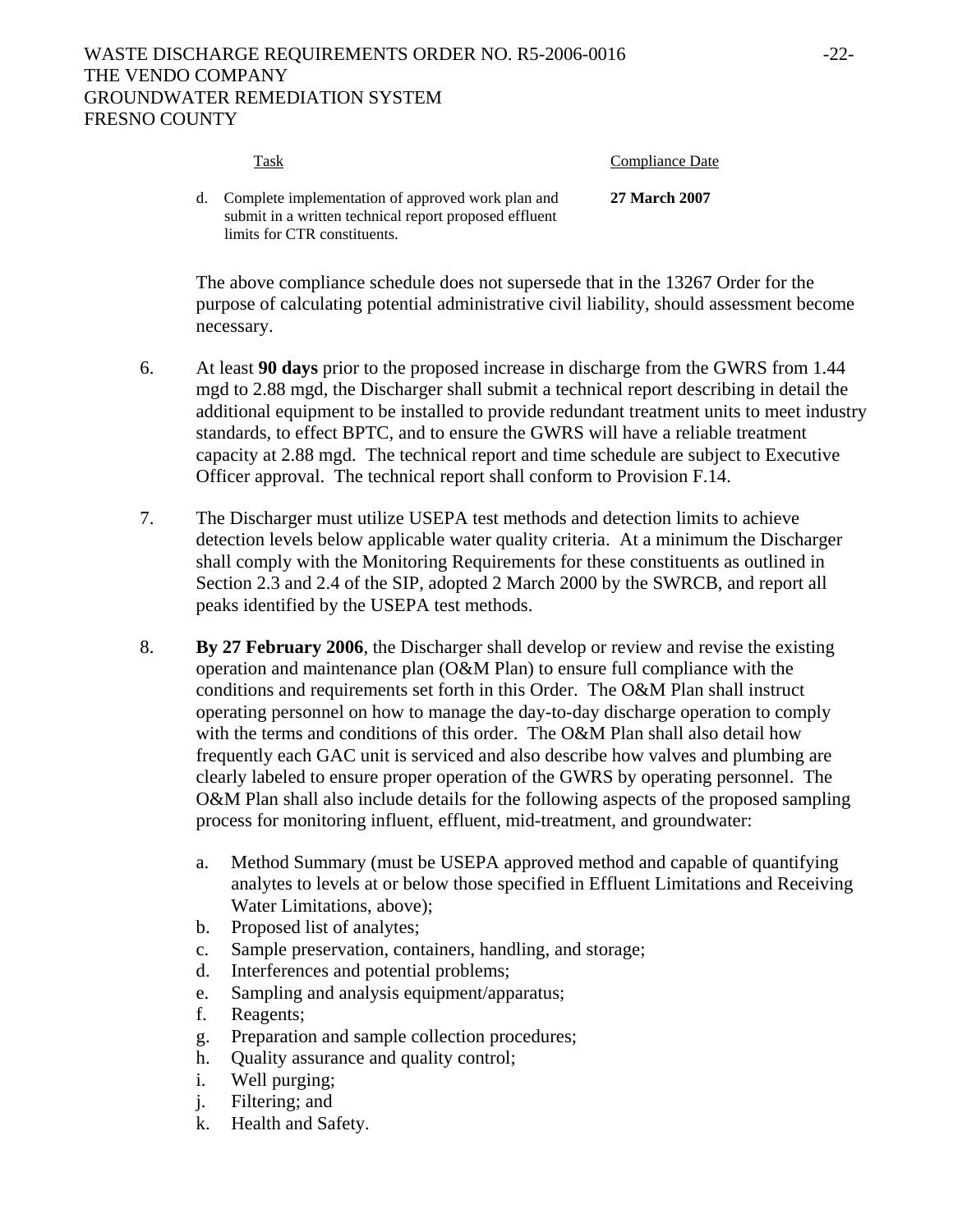| Task | Compliance Date |
|---|---|
| d. Complete implementation of approved work plan and submit in a written technical report proposed effluent limits for CTR constituents. | **27 March 2007** |

The above compliance schedule does not supersede that in the 13267 Order for the purpose of calculating potential administrative civil liability, should assessment become necessary.

6. At least **90 days** prior to the proposed increase in discharge from the GWRS from 1.44 mgd to 2.88 mgd, the Discharger shall submit a technical report describing in detail the additional equipment to be installed to provide redundant treatment units to meet industry standards, to effect BPTC, and to ensure the GWRS will have a reliable treatment capacity at 2.88 mgd. The technical report and time schedule are subject to Executive Officer approval. The technical report shall conform to Provision F.14.

7. The Discharger must utilize USEPA test methods and detection limits to achieve detection levels below applicable water quality criteria. At a minimum the Discharger shall comply with the Monitoring Requirements for these constituents as outlined in Section 2.3 and 2.4 of the SIP, adopted 2 March 2000 by the SWRCB, and report all peaks identified by the USEPA test methods.

8. **By 27 February 2006**, the Discharger shall develop or review and revise the existing operation and maintenance plan (O&M Plan) to ensure full compliance with the conditions and requirements set forth in this Order. The O&M Plan shall instruct operating personnel on how to manage the day-to-day discharge operation to comply with the terms and conditions of this order. The O&M Plan shall also detail how frequently each GAC unit is serviced and also describe how valves and plumbing are clearly labeled to ensure proper operation of the GWRS by operating personnel. The O&M Plan shall also include details for the following aspects of the proposed sampling process for monitoring influent, effluent, mid-treatment, and groundwater:

   a. Method Summary (must be USEPA approved method and capable of quantifying analytes to levels at or below those specified in Effluent Limitations and Receiving Water Limitations, above);
   b. Proposed list of analytes;
   c. Sample preservation, containers, handling, and storage;
   d. Interferences and potential problems;
   e. Sampling and analysis equipment/apparatus;
   f. Reagents;
   g. Preparation and sample collection procedures;
   h. Quality assurance and quality control;
   i. Well purging;
   j. Filtering; and
   k. Health and Safety.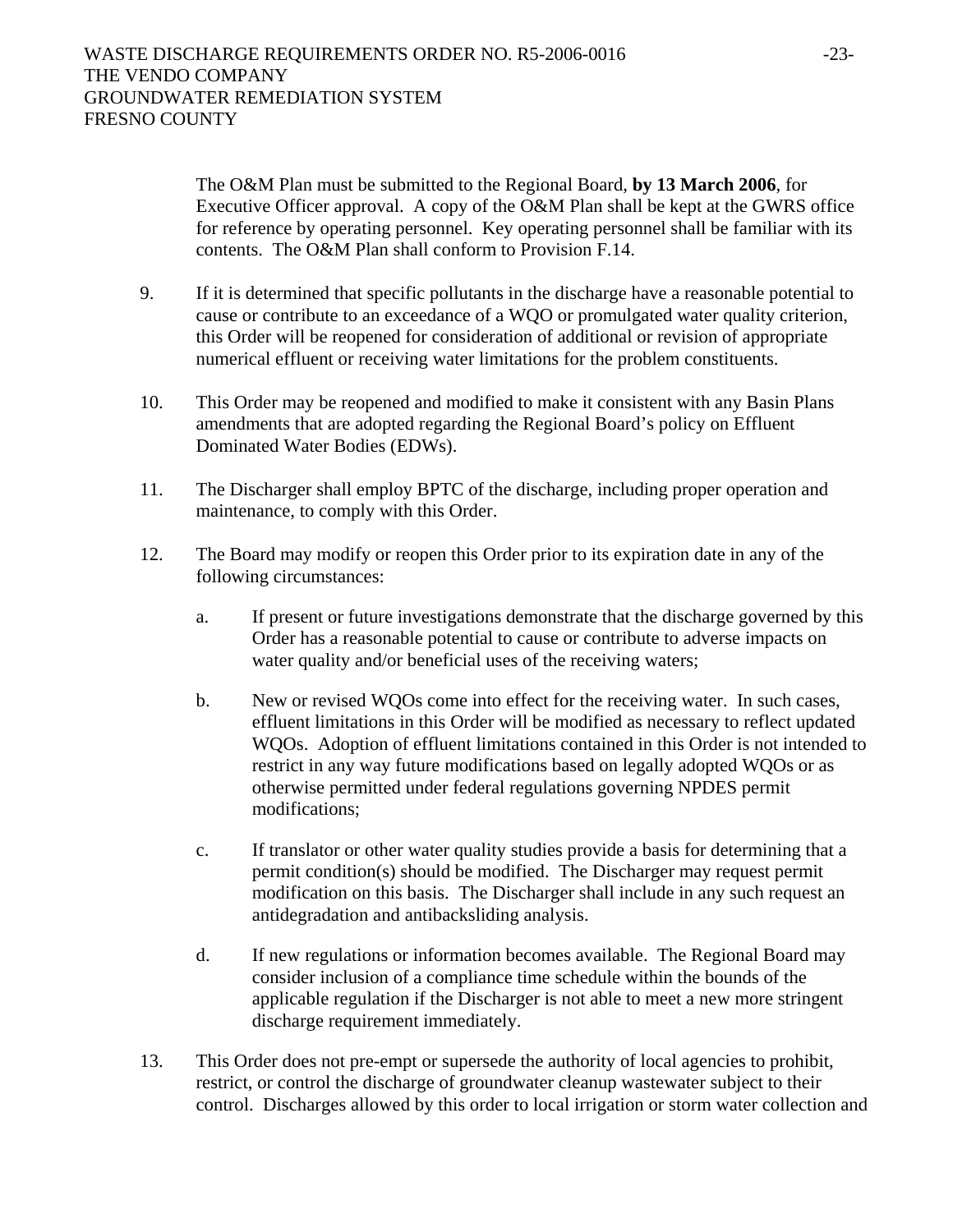The O&M Plan must be submitted to the Regional Board, **by 13 March 2006**, for Executive Officer approval. A copy of the O&M Plan shall be kept at the GWRS office for reference by operating personnel. Key operating personnel shall be familiar with its contents. The O&M Plan shall conform to Provision F.14.

9. If it is determined that specific pollutants in the discharge have a reasonable potential to cause or contribute to an exceedance of a WQO or promulgated water quality criterion, this Order will be reopened for consideration of additional or revision of appropriate numerical effluent or receiving water limitations for the problem constituents.

10. This Order may be reopened and modified to make it consistent with any Basin Plans amendments that are adopted regarding the Regional Board's policy on Effluent Dominated Water Bodies (EDWs).

11. The Discharger shall employ BPTC of the discharge, including proper operation and maintenance, to comply with this Order.

12. The Board may modify or reopen this Order prior to its expiration date in any of the following circumstances:

    a. If present or future investigations demonstrate that the discharge governed by this Order has a reasonable potential to cause or contribute to adverse impacts on water quality and/or beneficial uses of the receiving waters;

    b. New or revised WQOs come into effect for the receiving water. In such cases, effluent limitations in this Order will be modified as necessary to reflect updated WQOs. Adoption of effluent limitations contained in this Order is not intended to restrict in any way future modifications based on legally adopted WQOs or as otherwise permitted under federal regulations governing NPDES permit modifications;

    c. If translator or other water quality studies provide a basis for determining that a permit condition(s) should be modified. The Discharger may request permit modification on this basis. The Discharger shall include in any such request an antidegradation and antibacksliding analysis.

    d. If new regulations or information becomes available. The Regional Board may consider inclusion of a compliance time schedule within the bounds of the applicable regulation if the Discharger is not able to meet a new more stringent discharge requirement immediately.

13. This Order does not pre-empt or supersede the authority of local agencies to prohibit, restrict, or control the discharge of groundwater cleanup wastewater subject to their control. Discharges allowed by this order to local irrigation or storm water collection and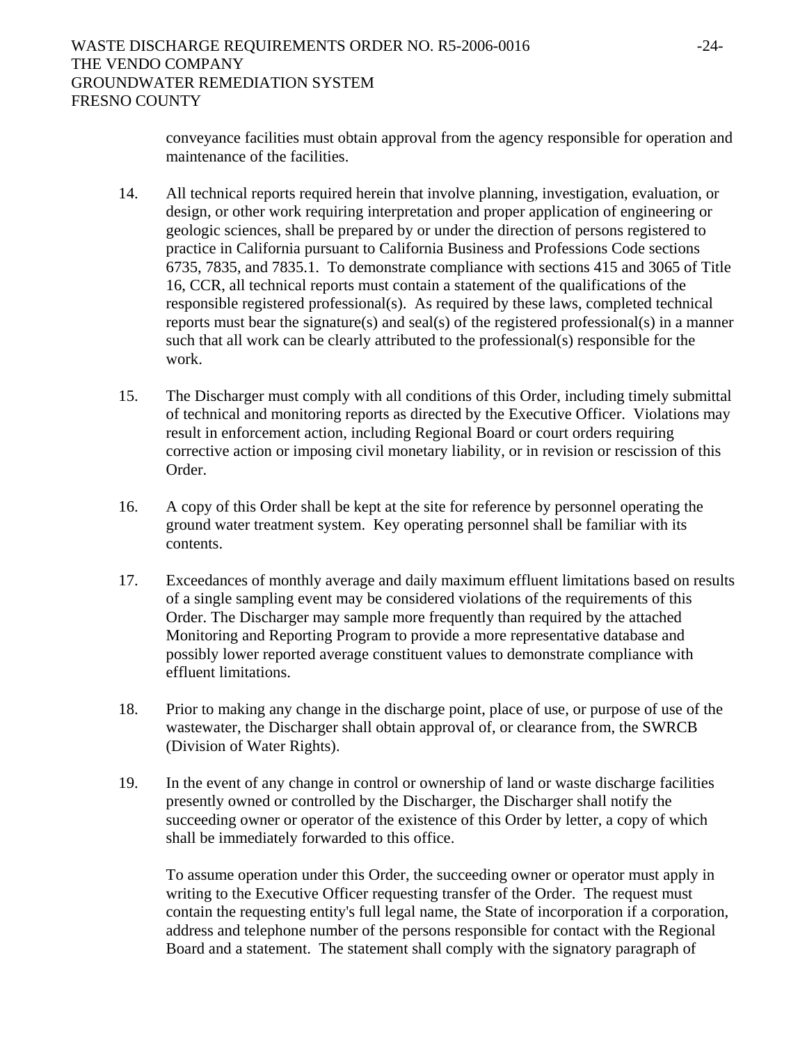conveyance facilities must obtain approval from the agency responsible for operation and maintenance of the facilities.

14. All technical reports required herein that involve planning, investigation, evaluation, or design, or other work requiring interpretation and proper application of engineering or geologic sciences, shall be prepared by or under the direction of persons registered to practice in California pursuant to California Business and Professions Code sections 6735, 7835, and 7835.1. To demonstrate compliance with sections 415 and 3065 of Title 16, CCR, all technical reports must contain a statement of the qualifications of the responsible registered professional(s). As required by these laws, completed technical reports must bear the signature(s) and seal(s) of the registered professional(s) in a manner such that all work can be clearly attributed to the professional(s) responsible for the work.

15. The Discharger must comply with all conditions of this Order, including timely submittal of technical and monitoring reports as directed by the Executive Officer. Violations may result in enforcement action, including Regional Board or court orders requiring corrective action or imposing civil monetary liability, or in revision or rescission of this Order.

16. A copy of this Order shall be kept at the site for reference by personnel operating the ground water treatment system. Key operating personnel shall be familiar with its contents.

17. Exceedances of monthly average and daily maximum effluent limitations based on results of a single sampling event may be considered violations of the requirements of this Order. The Discharger may sample more frequently than required by the attached Monitoring and Reporting Program to provide a more representative database and possibly lower reported average constituent values to demonstrate compliance with effluent limitations.

18. Prior to making any change in the discharge point, place of use, or purpose of use of the wastewater, the Discharger shall obtain approval of, or clearance from, the SWRCB (Division of Water Rights).

19. In the event of any change in control or ownership of land or waste discharge facilities presently owned or controlled by the Discharger, the Discharger shall notify the succeeding owner or operator of the existence of this Order by letter, a copy of which shall be immediately forwarded to this office.

    To assume operation under this Order, the succeeding owner or operator must apply in writing to the Executive Officer requesting transfer of the Order. The request must contain the requesting entity's full legal name, the State of incorporation if a corporation, address and telephone number of the persons responsible for contact with the Regional Board and a statement. The statement shall comply with the signatory paragraph of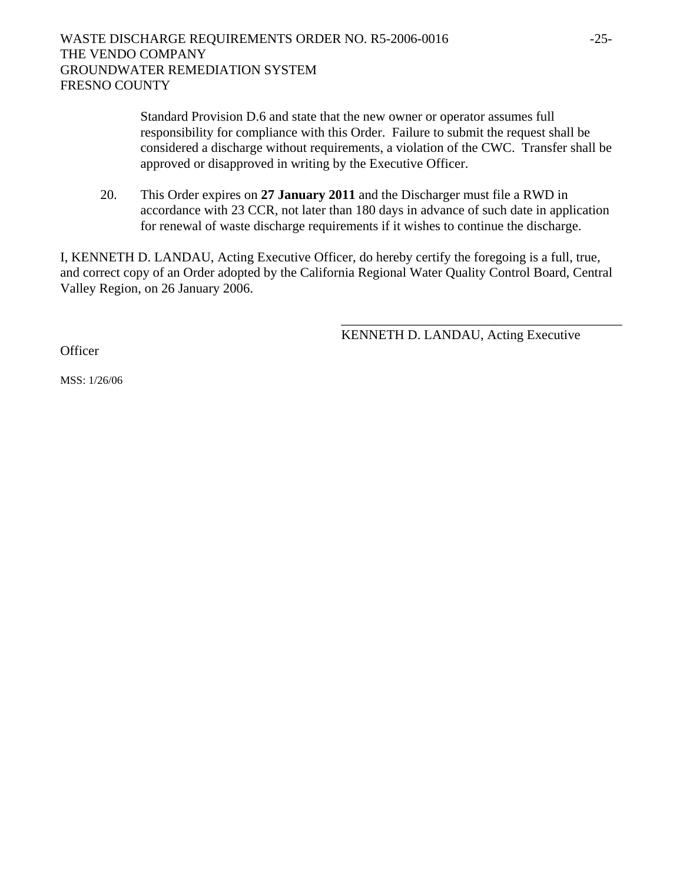Standard Provision D.6 and state that the new owner or operator assumes full responsibility for compliance with this Order. Failure to submit the request shall be considered a discharge without requirements, a violation of the CWC. Transfer shall be approved or disapproved in writing by the Executive Officer.

20. This Order expires on **27 January 2011** and the Discharger must file a RWD in accordance with 23 CCR, not later than 180 days in advance of such date in application for renewal of waste discharge requirements if it wishes to continue the discharge.

I, KENNETH D. LANDAU, Acting Executive Officer, do hereby certify the foregoing is a full, true, and correct copy of an Order adopted by the California Regional Water Quality Control Board, Central Valley Region, on 26 January 2006.

\_\_\_\_\_\_\_\_\_\_\_\_\_\_\_\_\_\_\_\_\_\_\_\_\_\_\_\_\_\_\_\_\_\_\_\_\_\_\_\_\_\_

KENNETH D. LANDAU, Acting Executive Officer

MSS: 1/26/06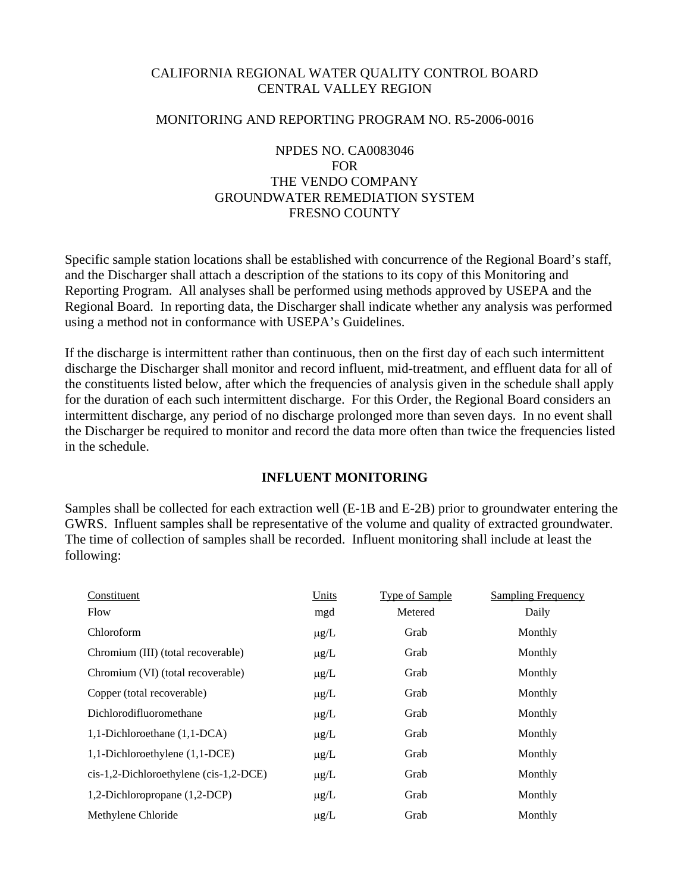CALIFORNIA REGIONAL WATER QUALITY CONTROL BOARD
CENTRAL VALLEY REGION

MONITORING AND REPORTING PROGRAM NO. R5-2006-0016

NPDES NO. CA0083046
FOR
THE VENDO COMPANY
GROUNDWATER REMEDIATION SYSTEM
FRESNO COUNTY

Specific sample station locations shall be established with concurrence of the Regional Board's staff, and the Discharger shall attach a description of the stations to its copy of this Monitoring and Reporting Program. All analyses shall be performed using methods approved by USEPA and the Regional Board. In reporting data, the Discharger shall indicate whether any analysis was performed using a method not in conformance with USEPA's Guidelines.

If the discharge is intermittent rather than continuous, then on the first day of each such intermittent discharge the Discharger shall monitor and record influent, mid-treatment, and effluent data for all of the constituents listed below, after which the frequencies of analysis given in the schedule shall apply for the duration of each such intermittent discharge. For this Order, the Regional Board considers an intermittent discharge, any period of no discharge prolonged more than seven days. In no event shall the Discharger be required to monitor and record the data more often than twice the frequencies listed in the schedule.

## INFLUENT MONITORING

Samples shall be collected for each extraction well (E-1B and E-2B) prior to groundwater entering the GWRS. Influent samples shall be representative of the volume and quality of extracted groundwater. The time of collection of samples shall be recorded. Influent monitoring shall include at least the following:

| Constituent | Units | Type of Sample | Sampling Frequency |
|---|---|---|---|
| Flow | mgd | Metered | Daily |
| Chloroform | μg/L | Grab | Monthly |
| Chromium (III) (total recoverable) | μg/L | Grab | Monthly |
| Chromium (VI) (total recoverable) | μg/L | Grab | Monthly |
| Copper (total recoverable) | μg/L | Grab | Monthly |
| Dichlorodifluoromethane | μg/L | Grab | Monthly |
| 1,1-Dichloroethane (1,1-DCA) | μg/L | Grab | Monthly |
| 1,1-Dichloroethylene (1,1-DCE) | μg/L | Grab | Monthly |
| cis-1,2-Dichloroethylene (cis-1,2-DCE) | μg/L | Grab | Monthly |
| 1,2-Dichloropropane (1,2-DCP) | μg/L | Grab | Monthly |
| Methylene Chloride | μg/L | Grab | Monthly |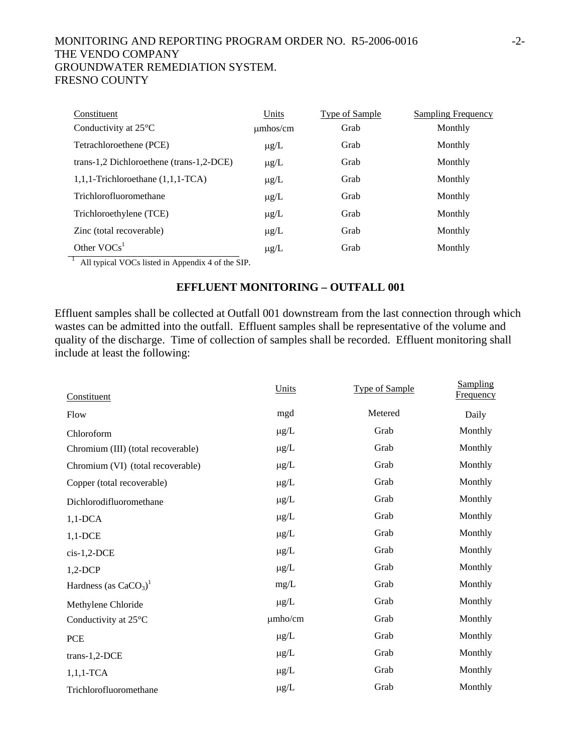| Constituent | Units | Type of Sample | Sampling Frequency |
|---|---|---|---|
| Conductivity at 25°C | μmhos/cm | Grab | Monthly |
| Tetrachloroethene (PCE) | μg/L | Grab | Monthly |
| trans-1,2 Dichloroethene (trans-1,2-DCE) | μg/L | Grab | Monthly |
| 1,1,1-Trichloroethane (1,1,1-TCA) | μg/L | Grab | Monthly |
| Trichlorofluoromethane | μg/L | Grab | Monthly |
| Trichloroethylene (TCE) | μg/L | Grab | Monthly |
| Zinc (total recoverable) | μg/L | Grab | Monthly |
| Other VOCs[1] | μg/L | Grab | Monthly |

[1] All typical VOCs listed in Appendix 4 of the SIP.

## EFFLUENT MONITORING – OUTFALL 001

Effluent samples shall be collected at Outfall 001 downstream from the last connection through which wastes can be admitted into the outfall. Effluent samples shall be representative of the volume and quality of the discharge. Time of collection of samples shall be recorded. Effluent monitoring shall include at least the following:

| Constituent | Units | Type of Sample | Sampling Frequency |
|---|---|---|---|
| Flow | mgd | Metered | Daily |
| Chloroform | μg/L | Grab | Monthly |
| Chromium (III) (total recoverable) | μg/L | Grab | Monthly |
| Chromium (VI) (total recoverable) | μg/L | Grab | Monthly |
| Copper (total recoverable) | μg/L | Grab | Monthly |
| Dichlorodifluoromethane | μg/L | Grab | Monthly |
| 1,1-DCA | μg/L | Grab | Monthly |
| 1,1-DCE | μg/L | Grab | Monthly |
| cis-1,2-DCE | μg/L | Grab | Monthly |
| 1,2-DCP | μg/L | Grab | Monthly |
| Hardness (as $CaCO_3$)[1] | mg/L | Grab | Monthly |
| Methylene Chloride | μg/L | Grab | Monthly |
| Conductivity at 25°C | μmho/cm | Grab | Monthly |
| PCE | μg/L | Grab | Monthly |
| trans-1,2-DCE | μg/L | Grab | Monthly |
| 1,1,1-TCA | μg/L | Grab | Monthly |
| Trichlorofluoromethane | μg/L | Grab | Monthly |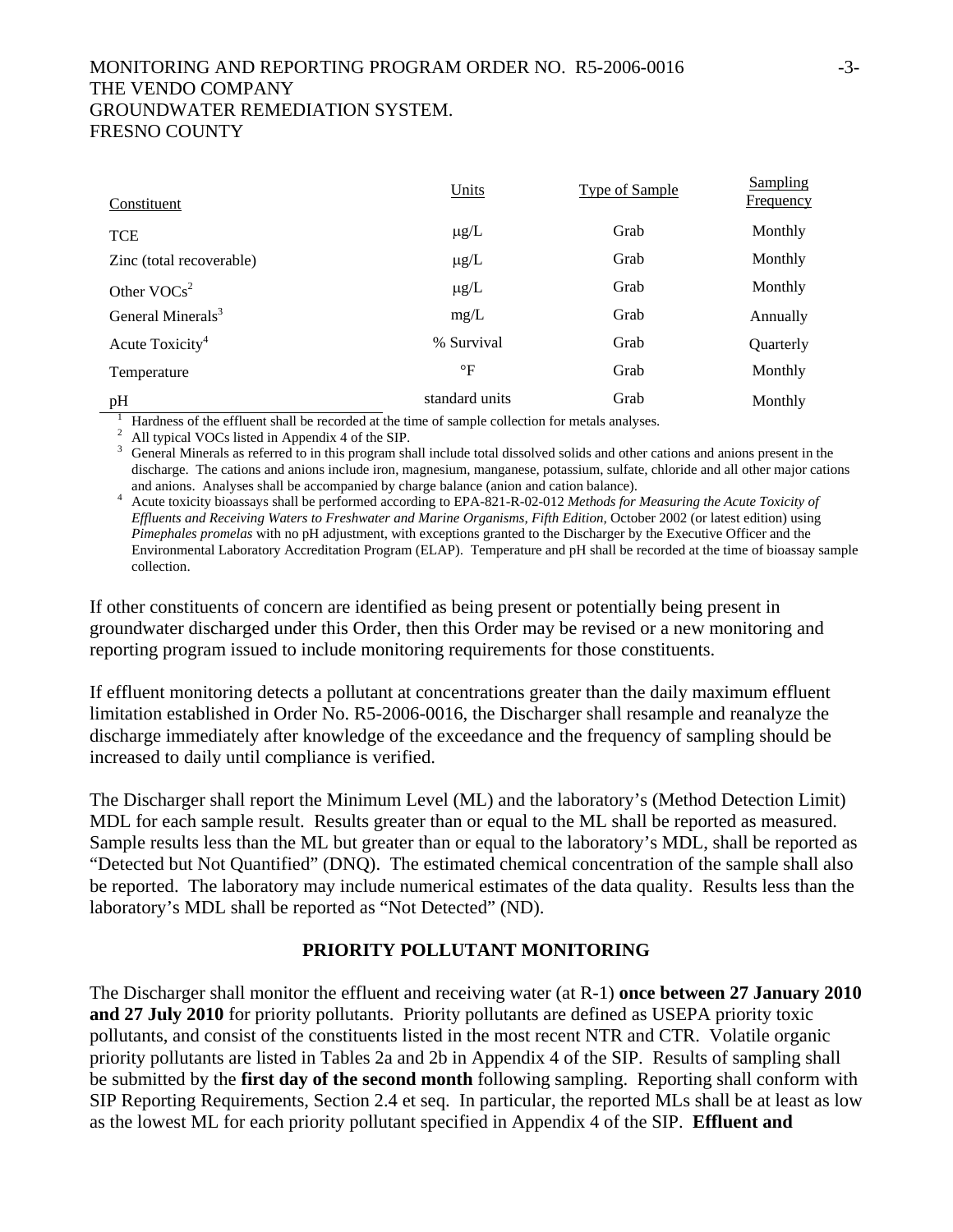| Constituent | Units | Type of Sample | Sampling Frequency |
|---|---|---|---|
| TCE | μg/L | Grab | Monthly |
| Zinc (total recoverable) | μg/L | Grab | Monthly |
| Other VOCs[2] | μg/L | Grab | Monthly |
| General Minerals[3] | mg/L | Grab | Annually |
| Acute Toxicity[4] | % Survival | Grab | Quarterly |
| Temperature | °F | Grab | Monthly |
| pH | standard units | Grab | Monthly |

[1] Hardness of the effluent shall be recorded at the time of sample collection for metals analyses.
[2] All typical VOCs listed in Appendix 4 of the SIP.
[3] General Minerals as referred to in this program shall include total dissolved solids and other cations and anions present in the discharge. The cations and anions include iron, magnesium, manganese, potassium, sulfate, chloride and all other major cations and anions. Analyses shall be accompanied by charge balance (anion and cation balance).
[4] Acute toxicity bioassays shall be performed according to EPA-821-R-02-012 *Methods for Measuring the Acute Toxicity of Effluents and Receiving Waters to Freshwater and Marine Organisms, Fifth Edition,* October 2002 (or latest edition) using *Pimephales promelas* with no pH adjustment, with exceptions granted to the Discharger by the Executive Officer and the Environmental Laboratory Accreditation Program (ELAP). Temperature and pH shall be recorded at the time of bioassay sample collection.

If other constituents of concern are identified as being present or potentially being present in groundwater discharged under this Order, then this Order may be revised or a new monitoring and reporting program issued to include monitoring requirements for those constituents.

If effluent monitoring detects a pollutant at concentrations greater than the daily maximum effluent limitation established in Order No. R5-2006-0016, the Discharger shall resample and reanalyze the discharge immediately after knowledge of the exceedance and the frequency of sampling should be increased to daily until compliance is verified.

The Discharger shall report the Minimum Level (ML) and the laboratory's (Method Detection Limit) MDL for each sample result. Results greater than or equal to the ML shall be reported as measured. Sample results less than the ML but greater than or equal to the laboratory's MDL, shall be reported as "Detected but Not Quantified" (DNQ). The estimated chemical concentration of the sample shall also be reported. The laboratory may include numerical estimates of the data quality. Results less than the laboratory's MDL shall be reported as "Not Detected" (ND).

## PRIORITY POLLUTANT MONITORING

The Discharger shall monitor the effluent and receiving water (at R-1) **once between 27 January 2010 and 27 July 2010** for priority pollutants. Priority pollutants are defined as USEPA priority toxic pollutants, and consist of the constituents listed in the most recent NTR and CTR. Volatile organic priority pollutants are listed in Tables 2a and 2b in Appendix 4 of the SIP. Results of sampling shall be submitted by the **first day of the second month** following sampling. Reporting shall conform with SIP Reporting Requirements, Section 2.4 et seq. In particular, the reported MLs shall be at least as low as the lowest ML for each priority pollutant specified in Appendix 4 of the SIP. **Effluent and**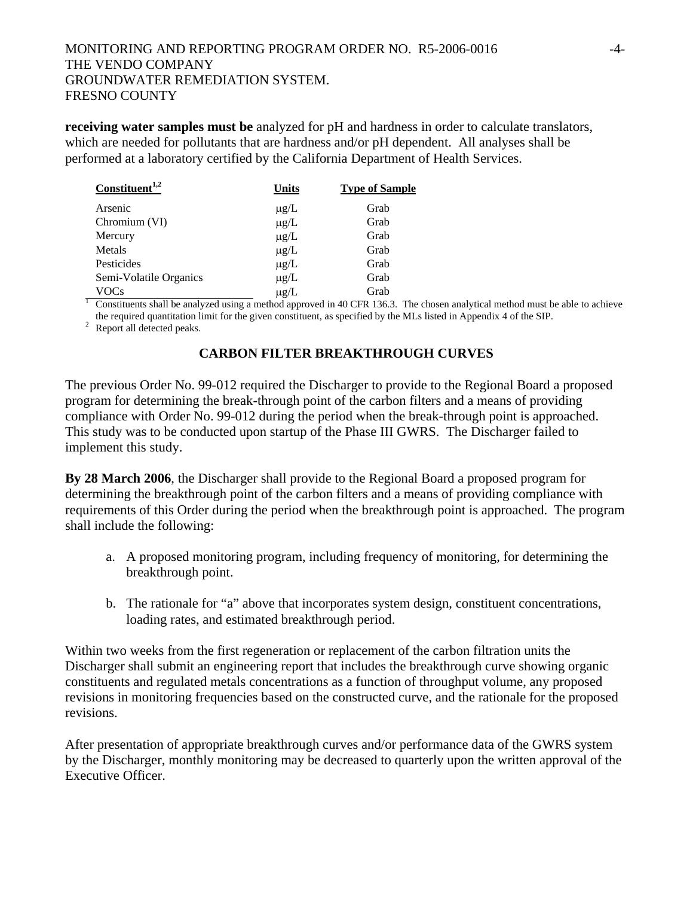**receiving water samples must be** analyzed for pH and hardness in order to calculate translators, which are needed for pollutants that are hardness and/or pH dependent. All analyses shall be performed at a laboratory certified by the California Department of Health Services.

| Constituent[1,2] | Units | Type of Sample |
|---|---|---|
| Arsenic | μg/L | Grab |
| Chromium (VI) | μg/L | Grab |
| Mercury | μg/L | Grab |
| Metals | μg/L | Grab |
| Pesticides | μg/L | Grab |
| Semi-Volatile Organics | μg/L | Grab |
| VOCs | μg/L | Grab |

[1] Constituents shall be analyzed using a method approved in 40 CFR 136.3. The chosen analytical method must be able to achieve the required quantitation limit for the given constituent, as specified by the MLs listed in Appendix 4 of the SIP.
[2] Report all detected peaks.

## CARBON FILTER BREAKTHROUGH CURVES

The previous Order No. 99-012 required the Discharger to provide to the Regional Board a proposed program for determining the break-through point of the carbon filters and a means of providing compliance with Order No. 99-012 during the period when the break-through point is approached. This study was to be conducted upon startup of the Phase III GWRS. The Discharger failed to implement this study.

**By 28 March 2006**, the Discharger shall provide to the Regional Board a proposed program for determining the breakthrough point of the carbon filters and a means of providing compliance with requirements of this Order during the period when the breakthrough point is approached. The program shall include the following:

a. A proposed monitoring program, including frequency of monitoring, for determining the breakthrough point.

b. The rationale for "a" above that incorporates system design, constituent concentrations, loading rates, and estimated breakthrough period.

Within two weeks from the first regeneration or replacement of the carbon filtration units the Discharger shall submit an engineering report that includes the breakthrough curve showing organic constituents and regulated metals concentrations as a function of throughput volume, any proposed revisions in monitoring frequencies based on the constructed curve, and the rationale for the proposed revisions.

After presentation of appropriate breakthrough curves and/or performance data of the GWRS system by the Discharger, monthly monitoring may be decreased to quarterly upon the written approval of the Executive Officer.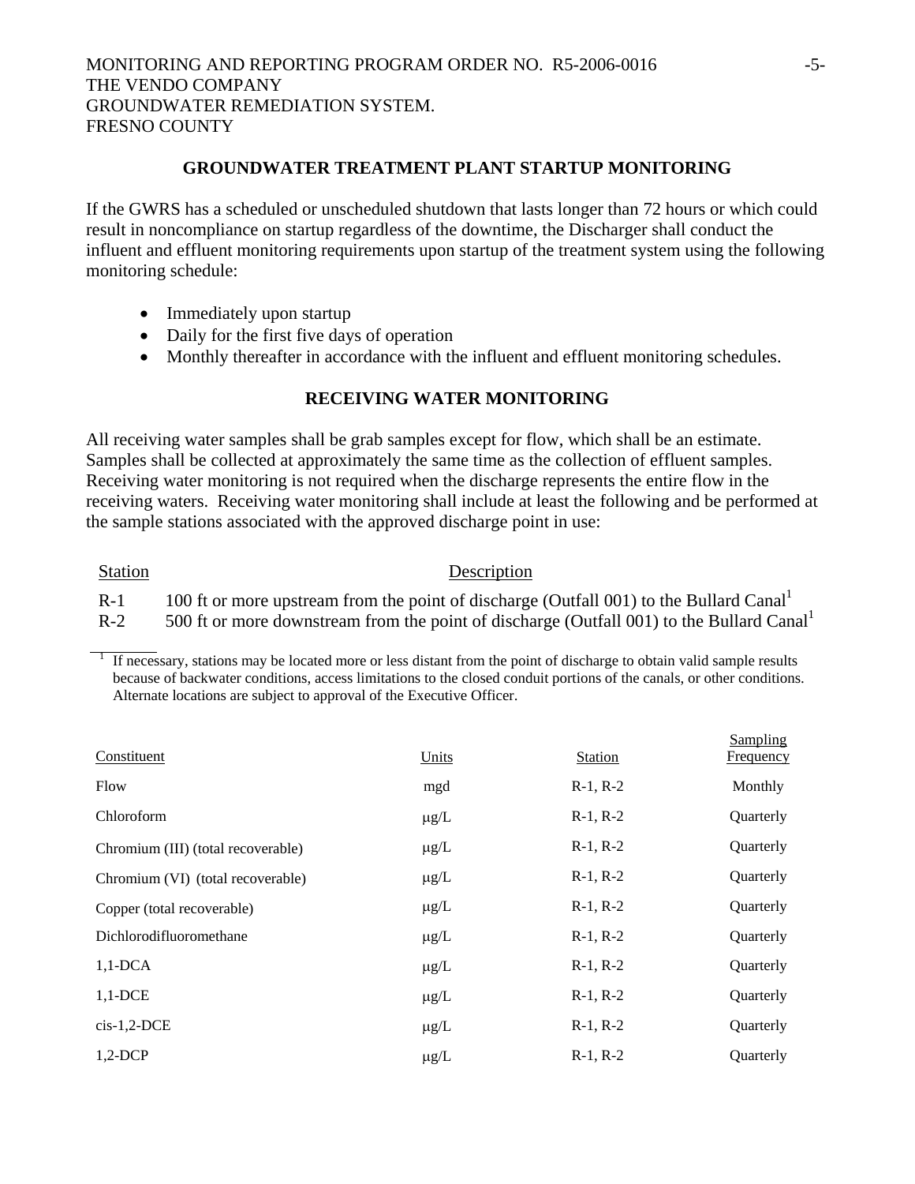## GROUNDWATER TREATMENT PLANT STARTUP MONITORING

If the GWRS has a scheduled or unscheduled shutdown that lasts longer than 72 hours or which could result in noncompliance on startup regardless of the downtime, the Discharger shall conduct the influent and effluent monitoring requirements upon startup of the treatment system using the following monitoring schedule:

- Immediately upon startup
- Daily for the first five days of operation
- Monthly thereafter in accordance with the influent and effluent monitoring schedules.

## RECEIVING WATER MONITORING

All receiving water samples shall be grab samples except for flow, which shall be an estimate. Samples shall be collected at approximately the same time as the collection of effluent samples. Receiving water monitoring is not required when the discharge represents the entire flow in the receiving waters. Receiving water monitoring shall include at least the following and be performed at the sample stations associated with the approved discharge point in use:

| Station | Description |
|---|---|
| R-1 | 100 ft or more upstream from the point of discharge (Outfall 001) to the Bullard Canal[1] |
| R-2 | 500 ft or more downstream from the point of discharge (Outfall 001) to the Bullard Canal[1] |

[1] If necessary, stations may be located more or less distant from the point of discharge to obtain valid sample results because of backwater conditions, access limitations to the closed conduit portions of the canals, or other conditions. Alternate locations are subject to approval of the Executive Officer.

| Constituent | Units | Station | Sampling Frequency |
|---|---|---|---|
| Flow | mgd | R-1, R-2 | Monthly |
| Chloroform | μg/L | R-1, R-2 | Quarterly |
| Chromium (III) (total recoverable) | μg/L | R-1, R-2 | Quarterly |
| Chromium (VI) (total recoverable) | μg/L | R-1, R-2 | Quarterly |
| Copper (total recoverable) | μg/L | R-1, R-2 | Quarterly |
| Dichlorodifluoromethane | μg/L | R-1, R-2 | Quarterly |
| 1,1-DCA | μg/L | R-1, R-2 | Quarterly |
| 1,1-DCE | μg/L | R-1, R-2 | Quarterly |
| cis-1,2-DCE | μg/L | R-1, R-2 | Quarterly |
| 1,2-DCP | μg/L | R-1, R-2 | Quarterly |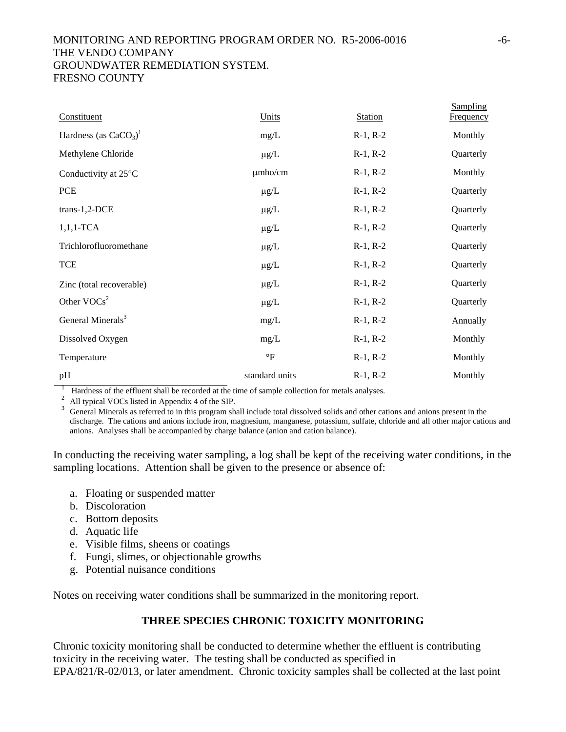| Constituent | Units | Station | Sampling Frequency |
|---|---|---|---|
| Hardness (as $CaCO_3$)[1] | mg/L | R-1, R-2 | Monthly |
| Methylene Chloride | μg/L | R-1, R-2 | Quarterly |
| Conductivity at 25°C | μmho/cm | R-1, R-2 | Monthly |
| PCE | μg/L | R-1, R-2 | Quarterly |
| trans-1,2-DCE | μg/L | R-1, R-2 | Quarterly |
| 1,1,1-TCA | μg/L | R-1, R-2 | Quarterly |
| Trichlorofluoromethane | μg/L | R-1, R-2 | Quarterly |
| TCE | μg/L | R-1, R-2 | Quarterly |
| Zinc (total recoverable) | μg/L | R-1, R-2 | Quarterly |
| Other VOCs[2] | μg/L | R-1, R-2 | Quarterly |
| General Minerals[3] | mg/L | R-1, R-2 | Annually |
| Dissolved Oxygen | mg/L | R-1, R-2 | Monthly |
| Temperature | °F | R-1, R-2 | Monthly |
| pH | standard units | R-1, R-2 | Monthly |

[1] Hardness of the effluent shall be recorded at the time of sample collection for metals analyses.

[2] All typical VOCs listed in Appendix 4 of the SIP.

[3] General Minerals as referred to in this program shall include total dissolved solids and other cations and anions present in the discharge. The cations and anions include iron, magnesium, manganese, potassium, sulfate, chloride and all other major cations and anions. Analyses shall be accompanied by charge balance (anion and cation balance).

In conducting the receiving water sampling, a log shall be kept of the receiving water conditions, in the sampling locations. Attention shall be given to the presence or absence of:

a. Floating or suspended matter
b. Discoloration
c. Bottom deposits
d. Aquatic life
e. Visible films, sheens or coatings
f. Fungi, slimes, or objectionable growths
g. Potential nuisance conditions

Notes on receiving water conditions shall be summarized in the monitoring report.

## THREE SPECIES CHRONIC TOXICITY MONITORING

Chronic toxicity monitoring shall be conducted to determine whether the effluent is contributing toxicity in the receiving water. The testing shall be conducted as specified in EPA/821/R-02/013, or later amendment. Chronic toxicity samples shall be collected at the last point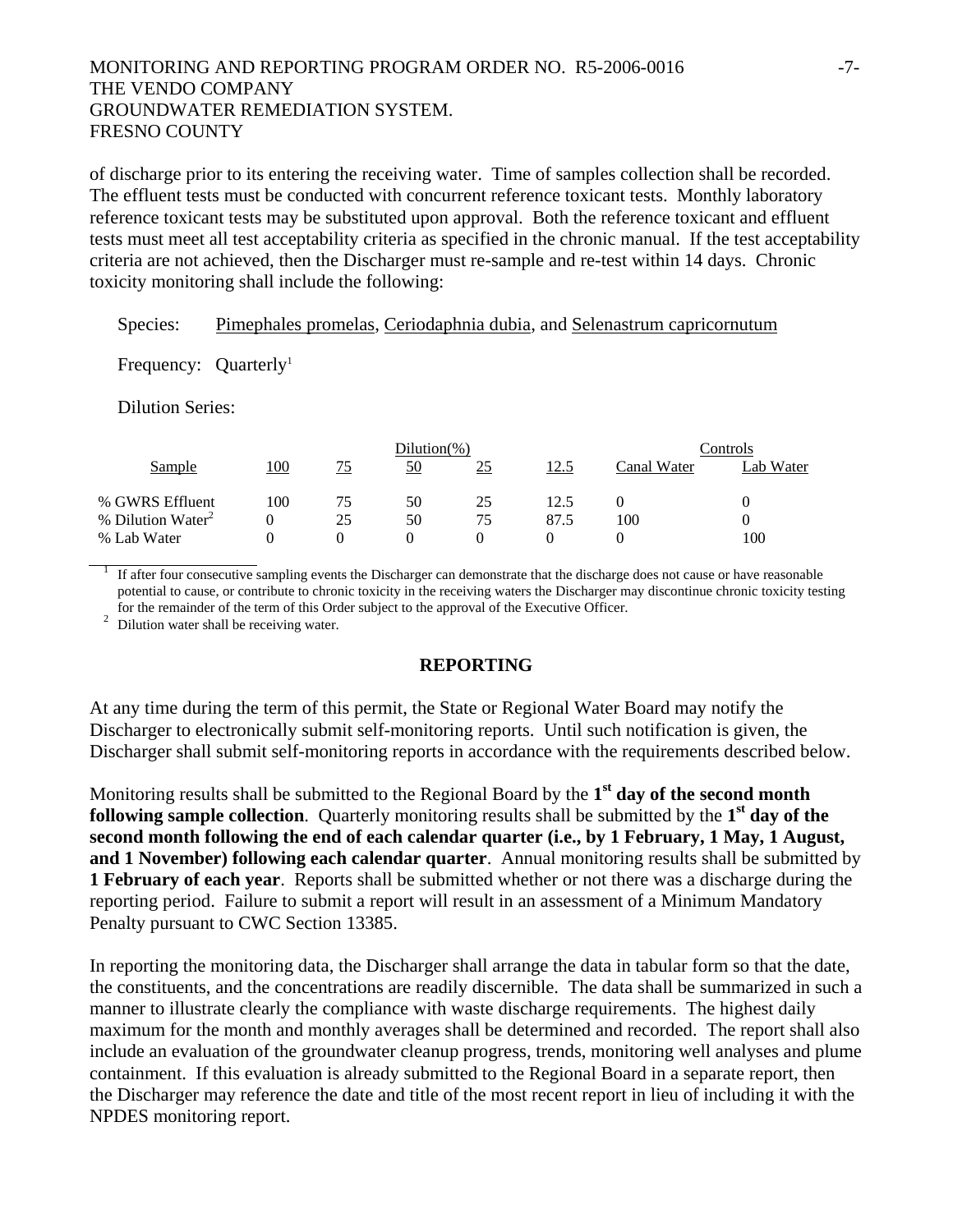of discharge prior to its entering the receiving water. Time of samples collection shall be recorded. The effluent tests must be conducted with concurrent reference toxicant tests. Monthly laboratory reference toxicant tests may be substituted upon approval. Both the reference toxicant and effluent tests must meet all test acceptability criteria as specified in the chronic manual. If the test acceptability criteria are not achieved, then the Discharger must re-sample and re-test within 14 days. Chronic toxicity monitoring shall include the following:

Species: Pimephales promelas, Ceriodaphnia dubia, and Selenastrum capricornutum

Frequency: Quarterly[1]

Dilution Series:

| | Dilution(%) | | | | | Controls | |
|---|---|---|---|---|---|---|---|
| Sample | 100 | 75 | 50 | 25 | 12.5 | Canal Water | Lab Water |
| % GWRS Effluent | 100 | 75 | 50 | 25 | 12.5 | 0 | 0 |
| % Dilution Water[2] | 0 | 25 | 50 | 75 | 87.5 | 100 | 0 |
| % Lab Water | 0 | 0 | 0 | 0 | 0 | 0 | 100 |

[1] If after four consecutive sampling events the Discharger can demonstrate that the discharge does not cause or have reasonable potential to cause, or contribute to chronic toxicity in the receiving waters the Discharger may discontinue chronic toxicity testing for the remainder of the term of this Order subject to the approval of the Executive Officer.

[2] Dilution water shall be receiving water.

## REPORTING

At any time during the term of this permit, the State or Regional Water Board may notify the Discharger to electronically submit self-monitoring reports. Until such notification is given, the Discharger shall submit self-monitoring reports in accordance with the requirements described below.

Monitoring results shall be submitted to the Regional Board by the **1st day of the second month following sample collection**. Quarterly monitoring results shall be submitted by the **1st day of the second month following the end of each calendar quarter (i.e., by 1 February, 1 May, 1 August, and 1 November) following each calendar quarter**. Annual monitoring results shall be submitted by **1 February of each year**. Reports shall be submitted whether or not there was a discharge during the reporting period. Failure to submit a report will result in an assessment of a Minimum Mandatory Penalty pursuant to CWC Section 13385.

In reporting the monitoring data, the Discharger shall arrange the data in tabular form so that the date, the constituents, and the concentrations are readily discernible. The data shall be summarized in such a manner to illustrate clearly the compliance with waste discharge requirements. The highest daily maximum for the month and monthly averages shall be determined and recorded. The report shall also include an evaluation of the groundwater cleanup progress, trends, monitoring well analyses and plume containment. If this evaluation is already submitted to the Regional Board in a separate report, then the Discharger may reference the date and title of the most recent report in lieu of including it with the NPDES monitoring report.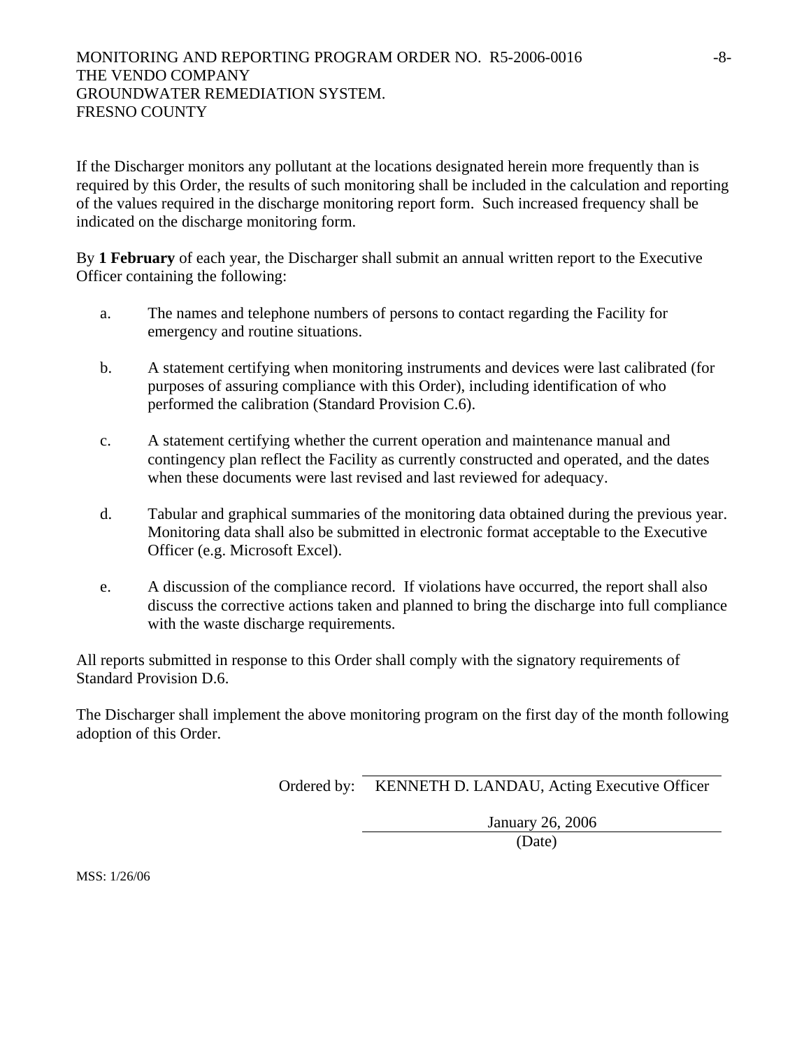If the Discharger monitors any pollutant at the locations designated herein more frequently than is required by this Order, the results of such monitoring shall be included in the calculation and reporting of the values required in the discharge monitoring report form. Such increased frequency shall be indicated on the discharge monitoring form.

By **1 February** of each year, the Discharger shall submit an annual written report to the Executive Officer containing the following:

a. The names and telephone numbers of persons to contact regarding the Facility for emergency and routine situations.

b. A statement certifying when monitoring instruments and devices were last calibrated (for purposes of assuring compliance with this Order), including identification of who performed the calibration (Standard Provision C.6).

c. A statement certifying whether the current operation and maintenance manual and contingency plan reflect the Facility as currently constructed and operated, and the dates when these documents were last revised and last reviewed for adequacy.

d. Tabular and graphical summaries of the monitoring data obtained during the previous year. Monitoring data shall also be submitted in electronic format acceptable to the Executive Officer (e.g. Microsoft Excel).

e. A discussion of the compliance record. If violations have occurred, the report shall also discuss the corrective actions taken and planned to bring the discharge into full compliance with the waste discharge requirements.

All reports submitted in response to this Order shall comply with the signatory requirements of Standard Provision D.6.

The Discharger shall implement the above monitoring program on the first day of the month following adoption of this Order.

Ordered by: KENNETH D. LANDAU, Acting Executive Officer

January 26, 2006
(Date)

MSS: 1/26/06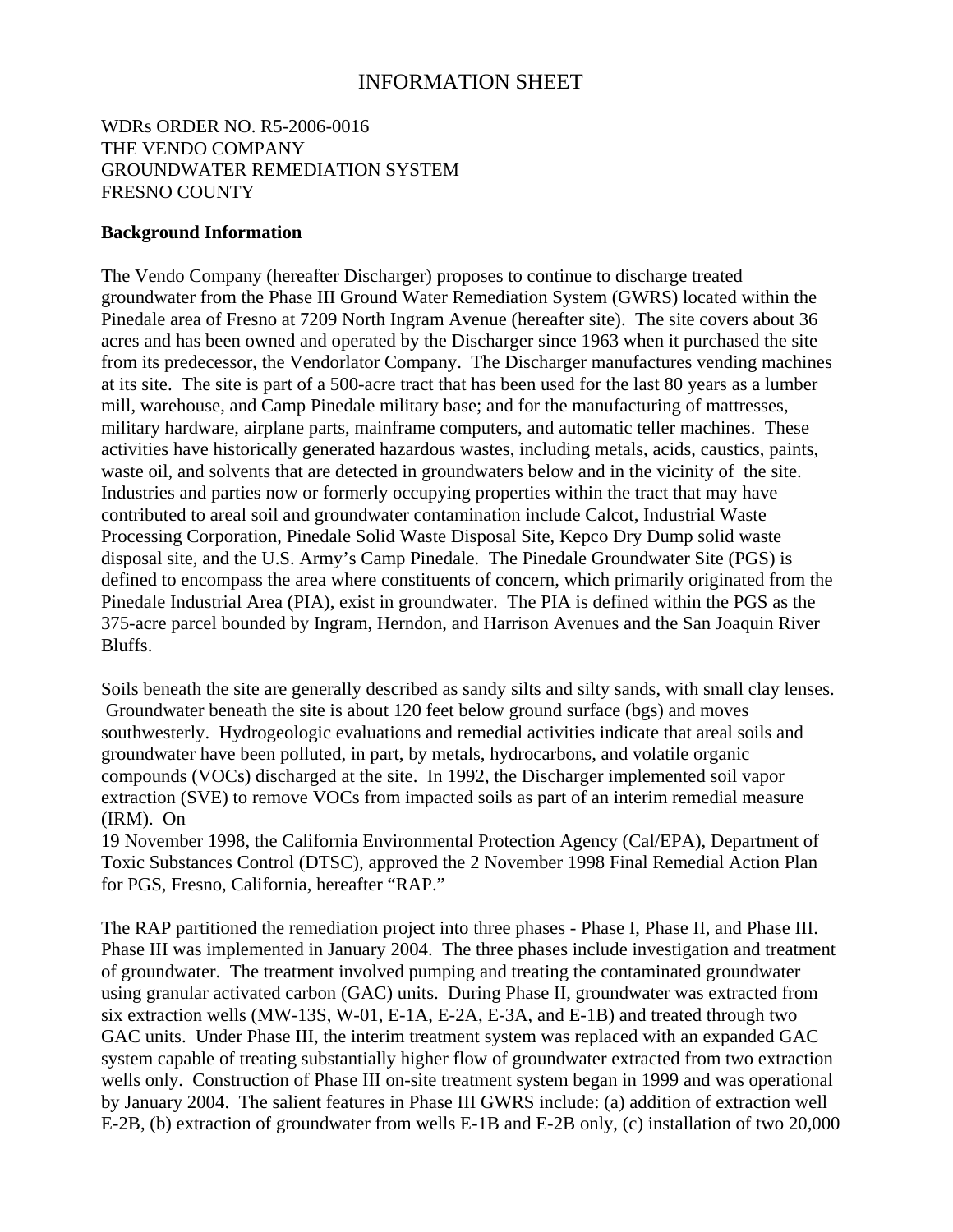# INFORMATION SHEET

WDRs ORDER NO. R5-2006-0016
THE VENDO COMPANY
GROUNDWATER REMEDIATION SYSTEM
FRESNO COUNTY

**Background Information**

The Vendo Company (hereafter Discharger) proposes to continue to discharge treated groundwater from the Phase III Ground Water Remediation System (GWRS) located within the Pinedale area of Fresno at 7209 North Ingram Avenue (hereafter site). The site covers about 36 acres and has been owned and operated by the Discharger since 1963 when it purchased the site from its predecessor, the Vendorlator Company. The Discharger manufactures vending machines at its site. The site is part of a 500-acre tract that has been used for the last 80 years as a lumber mill, warehouse, and Camp Pinedale military base; and for the manufacturing of mattresses, military hardware, airplane parts, mainframe computers, and automatic teller machines. These activities have historically generated hazardous wastes, including metals, acids, caustics, paints, waste oil, and solvents that are detected in groundwaters below and in the vicinity of the site. Industries and parties now or formerly occupying properties within the tract that may have contributed to areal soil and groundwater contamination include Calcot, Industrial Waste Processing Corporation, Pinedale Solid Waste Disposal Site, Kepco Dry Dump solid waste disposal site, and the U.S. Army's Camp Pinedale. The Pinedale Groundwater Site (PGS) is defined to encompass the area where constituents of concern, which primarily originated from the Pinedale Industrial Area (PIA), exist in groundwater. The PIA is defined within the PGS as the 375-acre parcel bounded by Ingram, Herndon, and Harrison Avenues and the San Joaquin River Bluffs.

Soils beneath the site are generally described as sandy silts and silty sands, with small clay lenses. Groundwater beneath the site is about 120 feet below ground surface (bgs) and moves southwesterly. Hydrogeologic evaluations and remedial activities indicate that areal soils and groundwater have been polluted, in part, by metals, hydrocarbons, and volatile organic compounds (VOCs) discharged at the site. In 1992, the Discharger implemented soil vapor extraction (SVE) to remove VOCs from impacted soils as part of an interim remedial measure (IRM). On 19 November 1998, the California Environmental Protection Agency (Cal/EPA), Department of Toxic Substances Control (DTSC), approved the 2 November 1998 Final Remedial Action Plan for PGS, Fresno, California, hereafter "RAP."

The RAP partitioned the remediation project into three phases - Phase I, Phase II, and Phase III. Phase III was implemented in January 2004. The three phases include investigation and treatment of groundwater. The treatment involved pumping and treating the contaminated groundwater using granular activated carbon (GAC) units. During Phase II, groundwater was extracted from six extraction wells (MW-13S, W-01, E-1A, E-2A, E-3A, and E-1B) and treated through two GAC units. Under Phase III, the interim treatment system was replaced with an expanded GAC system capable of treating substantially higher flow of groundwater extracted from two extraction wells only. Construction of Phase III on-site treatment system began in 1999 and was operational by January 2004. The salient features in Phase III GWRS include: (a) addition of extraction well E-2B, (b) extraction of groundwater from wells E-1B and E-2B only, (c) installation of two 20,000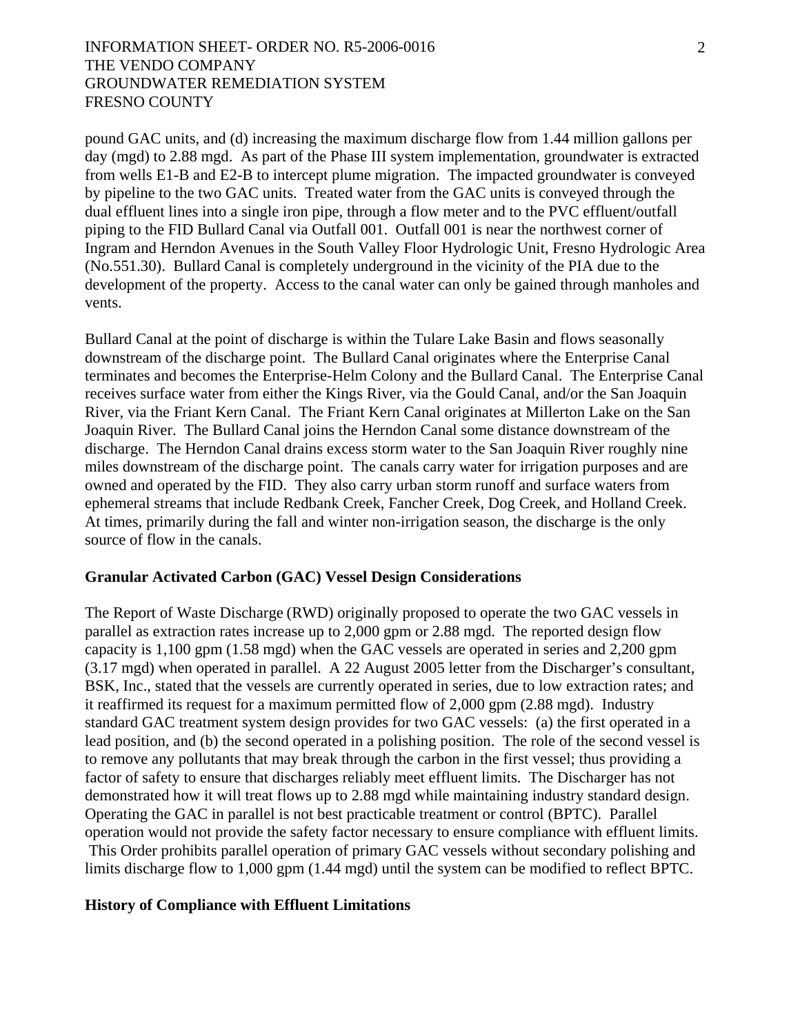pound GAC units, and (d) increasing the maximum discharge flow from 1.44 million gallons per day (mgd) to 2.88 mgd. As part of the Phase III system implementation, groundwater is extracted from wells E1-B and E2-B to intercept plume migration. The impacted groundwater is conveyed by pipeline to the two GAC units. Treated water from the GAC units is conveyed through the dual effluent lines into a single iron pipe, through a flow meter and to the PVC effluent/outfall piping to the FID Bullard Canal via Outfall 001. Outfall 001 is near the northwest corner of Ingram and Herndon Avenues in the South Valley Floor Hydrologic Unit, Fresno Hydrologic Area (No.551.30). Bullard Canal is completely underground in the vicinity of the PIA due to the development of the property. Access to the canal water can only be gained through manholes and vents.

Bullard Canal at the point of discharge is within the Tulare Lake Basin and flows seasonally downstream of the discharge point. The Bullard Canal originates where the Enterprise Canal terminates and becomes the Enterprise-Helm Colony and the Bullard Canal. The Enterprise Canal receives surface water from either the Kings River, via the Gould Canal, and/or the San Joaquin River, via the Friant Kern Canal. The Friant Kern Canal originates at Millerton Lake on the San Joaquin River. The Bullard Canal joins the Herndon Canal some distance downstream of the discharge. The Herndon Canal drains excess storm water to the San Joaquin River roughly nine miles downstream of the discharge point. The canals carry water for irrigation purposes and are owned and operated by the FID. They also carry urban storm runoff and surface waters from ephemeral streams that include Redbank Creek, Fancher Creek, Dog Creek, and Holland Creek. At times, primarily during the fall and winter non-irrigation season, the discharge is the only source of flow in the canals.

**Granular Activated Carbon (GAC) Vessel Design Considerations**

The Report of Waste Discharge (RWD) originally proposed to operate the two GAC vessels in parallel as extraction rates increase up to 2,000 gpm or 2.88 mgd. The reported design flow capacity is 1,100 gpm (1.58 mgd) when the GAC vessels are operated in series and 2,200 gpm (3.17 mgd) when operated in parallel. A 22 August 2005 letter from the Discharger's consultant, BSK, Inc., stated that the vessels are currently operated in series, due to low extraction rates; and it reaffirmed its request for a maximum permitted flow of 2,000 gpm (2.88 mgd). Industry standard GAC treatment system design provides for two GAC vessels: (a) the first operated in a lead position, and (b) the second operated in a polishing position. The role of the second vessel is to remove any pollutants that may break through the carbon in the first vessel; thus providing a factor of safety to ensure that discharges reliably meet effluent limits. The Discharger has not demonstrated how it will treat flows up to 2.88 mgd while maintaining industry standard design. Operating the GAC in parallel is not best practicable treatment or control (BPTC). Parallel operation would not provide the safety factor necessary to ensure compliance with effluent limits. This Order prohibits parallel operation of primary GAC vessels without secondary polishing and limits discharge flow to 1,000 gpm (1.44 mgd) until the system can be modified to reflect BPTC.

**History of Compliance with Effluent Limitations**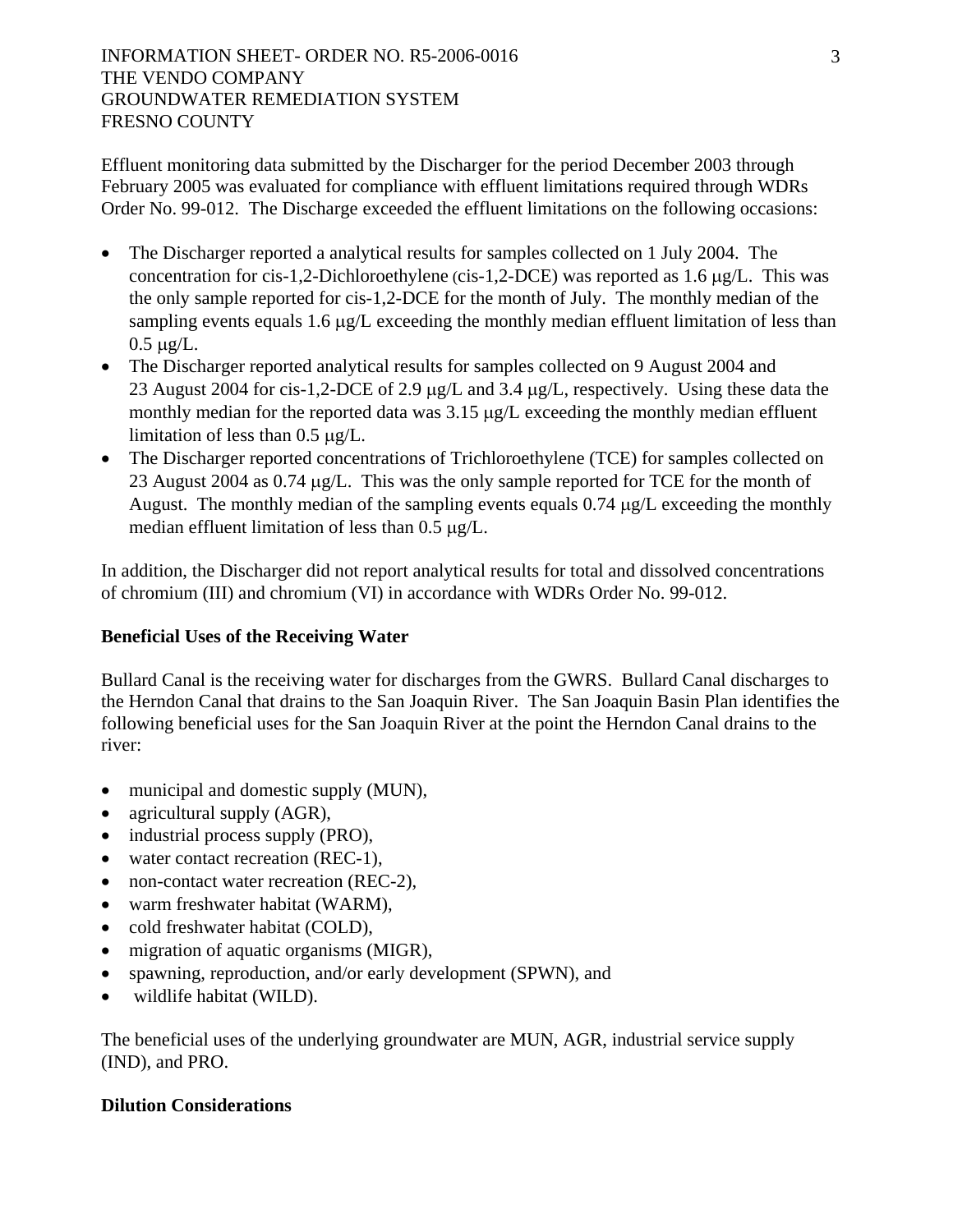Effluent monitoring data submitted by the Discharger for the period December 2003 through February 2005 was evaluated for compliance with effluent limitations required through WDRs Order No. 99-012. The Discharge exceeded the effluent limitations on the following occasions:

- The Discharger reported a analytical results for samples collected on 1 July 2004. The concentration for cis-1,2-Dichloroethylene (cis-1,2-DCE) was reported as 1.6 μg/L. This was the only sample reported for cis-1,2-DCE for the month of July. The monthly median of the sampling events equals 1.6 μg/L exceeding the monthly median effluent limitation of less than 0.5 μg/L.
- The Discharger reported analytical results for samples collected on 9 August 2004 and 23 August 2004 for cis-1,2-DCE of 2.9 μg/L and 3.4 μg/L, respectively. Using these data the monthly median for the reported data was 3.15 μg/L exceeding the monthly median effluent limitation of less than 0.5 μg/L.
- The Discharger reported concentrations of Trichloroethylene (TCE) for samples collected on 23 August 2004 as 0.74 μg/L. This was the only sample reported for TCE for the month of August. The monthly median of the sampling events equals 0.74 μg/L exceeding the monthly median effluent limitation of less than 0.5 μg/L.

In addition, the Discharger did not report analytical results for total and dissolved concentrations of chromium (III) and chromium (VI) in accordance with WDRs Order No. 99-012.

**Beneficial Uses of the Receiving Water**

Bullard Canal is the receiving water for discharges from the GWRS. Bullard Canal discharges to the Herndon Canal that drains to the San Joaquin River. The San Joaquin Basin Plan identifies the following beneficial uses for the San Joaquin River at the point the Herndon Canal drains to the river:

- municipal and domestic supply (MUN),
- agricultural supply (AGR),
- industrial process supply (PRO),
- water contact recreation (REC-1),
- non-contact water recreation (REC-2),
- warm freshwater habitat (WARM),
- cold freshwater habitat (COLD),
- migration of aquatic organisms (MIGR),
- spawning, reproduction, and/or early development (SPWN), and
- wildlife habitat (WILD).

The beneficial uses of the underlying groundwater are MUN, AGR, industrial service supply (IND), and PRO.

**Dilution Considerations**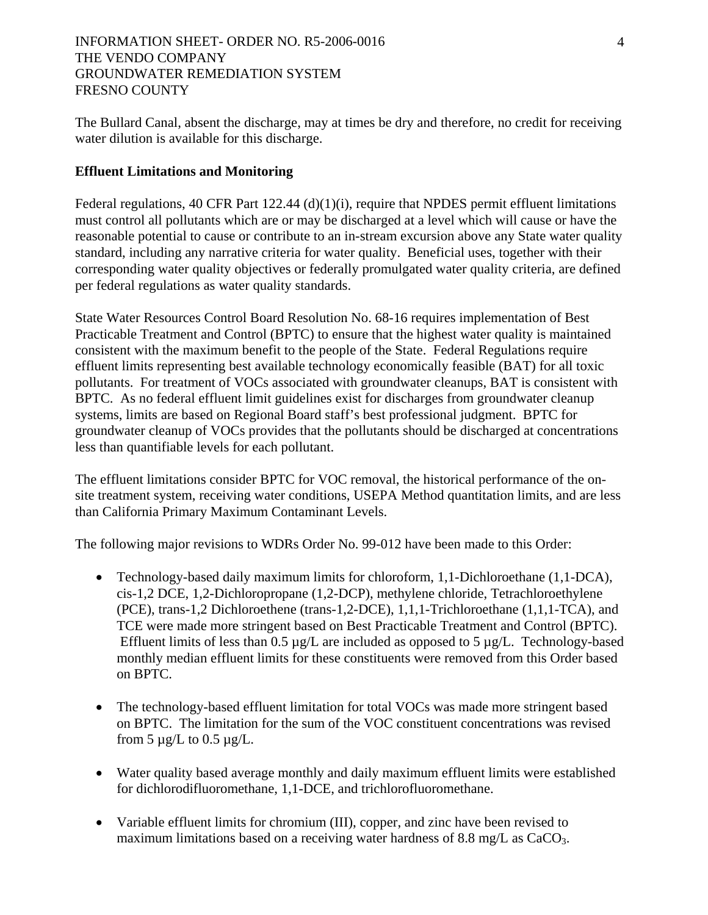The Bullard Canal, absent the discharge, may at times be dry and therefore, no credit for receiving water dilution is available for this discharge.

**Effluent Limitations and Monitoring**

Federal regulations, 40 CFR Part 122.44 (d)(1)(i), require that NPDES permit effluent limitations must control all pollutants which are or may be discharged at a level which will cause or have the reasonable potential to cause or contribute to an in-stream excursion above any State water quality standard, including any narrative criteria for water quality. Beneficial uses, together with their corresponding water quality objectives or federally promulgated water quality criteria, are defined per federal regulations as water quality standards.

State Water Resources Control Board Resolution No. 68-16 requires implementation of Best Practicable Treatment and Control (BPTC) to ensure that the highest water quality is maintained consistent with the maximum benefit to the people of the State. Federal Regulations require effluent limits representing best available technology economically feasible (BAT) for all toxic pollutants. For treatment of VOCs associated with groundwater cleanups, BAT is consistent with BPTC. As no federal effluent limit guidelines exist for discharges from groundwater cleanup systems, limits are based on Regional Board staff's best professional judgment. BPTC for groundwater cleanup of VOCs provides that the pollutants should be discharged at concentrations less than quantifiable levels for each pollutant.

The effluent limitations consider BPTC for VOC removal, the historical performance of the on-site treatment system, receiving water conditions, USEPA Method quantitation limits, and are less than California Primary Maximum Contaminant Levels.

The following major revisions to WDRs Order No. 99-012 have been made to this Order:

- Technology-based daily maximum limits for chloroform, 1,1-Dichloroethane (1,1-DCA), cis-1,2 DCE, 1,2-Dichloropropane (1,2-DCP), methylene chloride, Tetrachloroethylene (PCE), trans-1,2 Dichloroethene (trans-1,2-DCE), 1,1,1-Trichloroethane (1,1,1-TCA), and TCE were made more stringent based on Best Practicable Treatment and Control (BPTC). Effluent limits of less than 0.5 µg/L are included as opposed to 5 µg/L. Technology-based monthly median effluent limits for these constituents were removed from this Order based on BPTC.

- The technology-based effluent limitation for total VOCs was made more stringent based on BPTC. The limitation for the sum of the VOC constituent concentrations was revised from 5 µg/L to 0.5 µg/L.

- Water quality based average monthly and daily maximum effluent limits were established for dichlorodifluoromethane, 1,1-DCE, and trichlorofluoromethane.

- Variable effluent limits for chromium (III), copper, and zinc have been revised to maximum limitations based on a receiving water hardness of 8.8 mg/L as $CaCO_3$.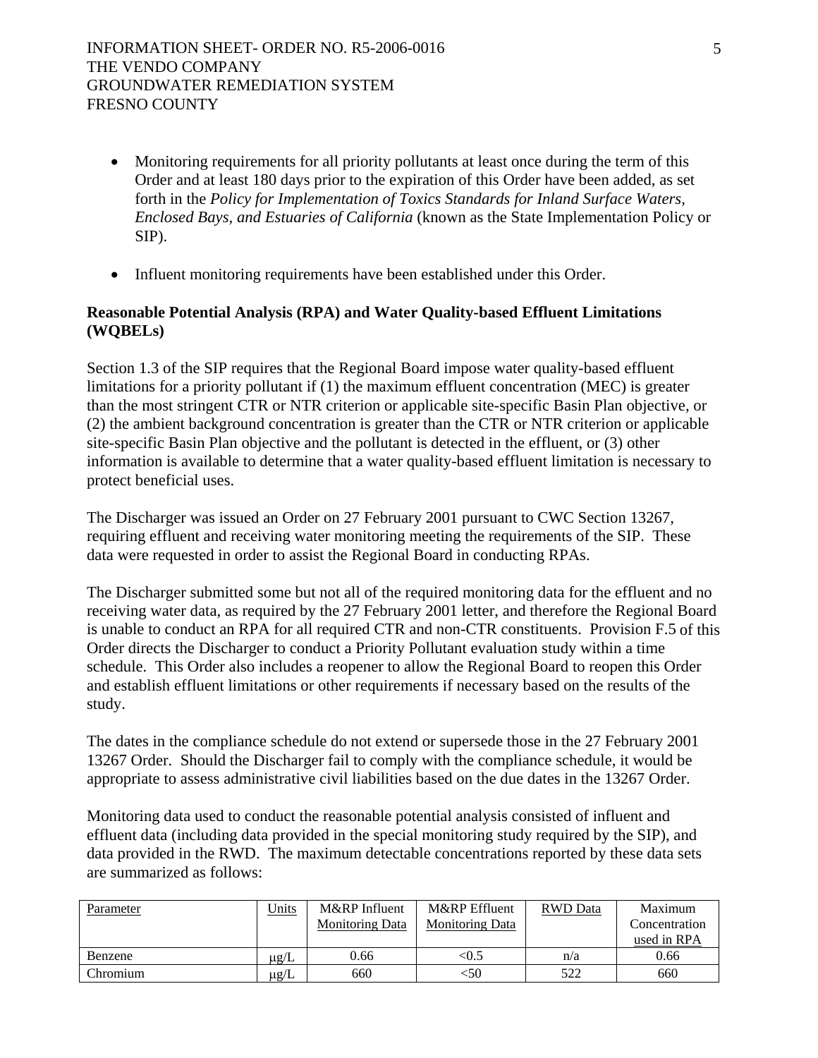- Monitoring requirements for all priority pollutants at least once during the term of this Order and at least 180 days prior to the expiration of this Order have been added, as set forth in the *Policy for Implementation of Toxics Standards for Inland Surface Waters, Enclosed Bays, and Estuaries of California* (known as the State Implementation Policy or SIP).

- Influent monitoring requirements have been established under this Order.

**Reasonable Potential Analysis (RPA) and Water Quality-based Effluent Limitations (WQBELs)**

Section 1.3 of the SIP requires that the Regional Board impose water quality-based effluent limitations for a priority pollutant if (1) the maximum effluent concentration (MEC) is greater than the most stringent CTR or NTR criterion or applicable site-specific Basin Plan objective, or (2) the ambient background concentration is greater than the CTR or NTR criterion or applicable site-specific Basin Plan objective and the pollutant is detected in the effluent, or (3) other information is available to determine that a water quality-based effluent limitation is necessary to protect beneficial uses.

The Discharger was issued an Order on 27 February 2001 pursuant to CWC Section 13267, requiring effluent and receiving water monitoring meeting the requirements of the SIP. These data were requested in order to assist the Regional Board in conducting RPAs.

The Discharger submitted some but not all of the required monitoring data for the effluent and no receiving water data, as required by the 27 February 2001 letter, and therefore the Regional Board is unable to conduct an RPA for all required CTR and non-CTR constituents. Provision F.5 of this Order directs the Discharger to conduct a Priority Pollutant evaluation study within a time schedule. This Order also includes a reopener to allow the Regional Board to reopen this Order and establish effluent limitations or other requirements if necessary based on the results of the study.

The dates in the compliance schedule do not extend or supersede those in the 27 February 2001 13267 Order. Should the Discharger fail to comply with the compliance schedule, it would be appropriate to assess administrative civil liabilities based on the due dates in the 13267 Order.

Monitoring data used to conduct the reasonable potential analysis consisted of influent and effluent data (including data provided in the special monitoring study required by the SIP), and data provided in the RWD. The maximum detectable concentrations reported by these data sets are summarized as follows:

| Parameter | Units | M&RP Influent Monitoring Data | M&RP Effluent Monitoring Data | RWD Data | Maximum Concentration used in RPA |
|---|---|---|---|---|---|
| Benzene | µg/L | 0.66 | <0.5 | n/a | 0.66 |
| Chromium | µg/L | 660 | <50 | 522 | 660 |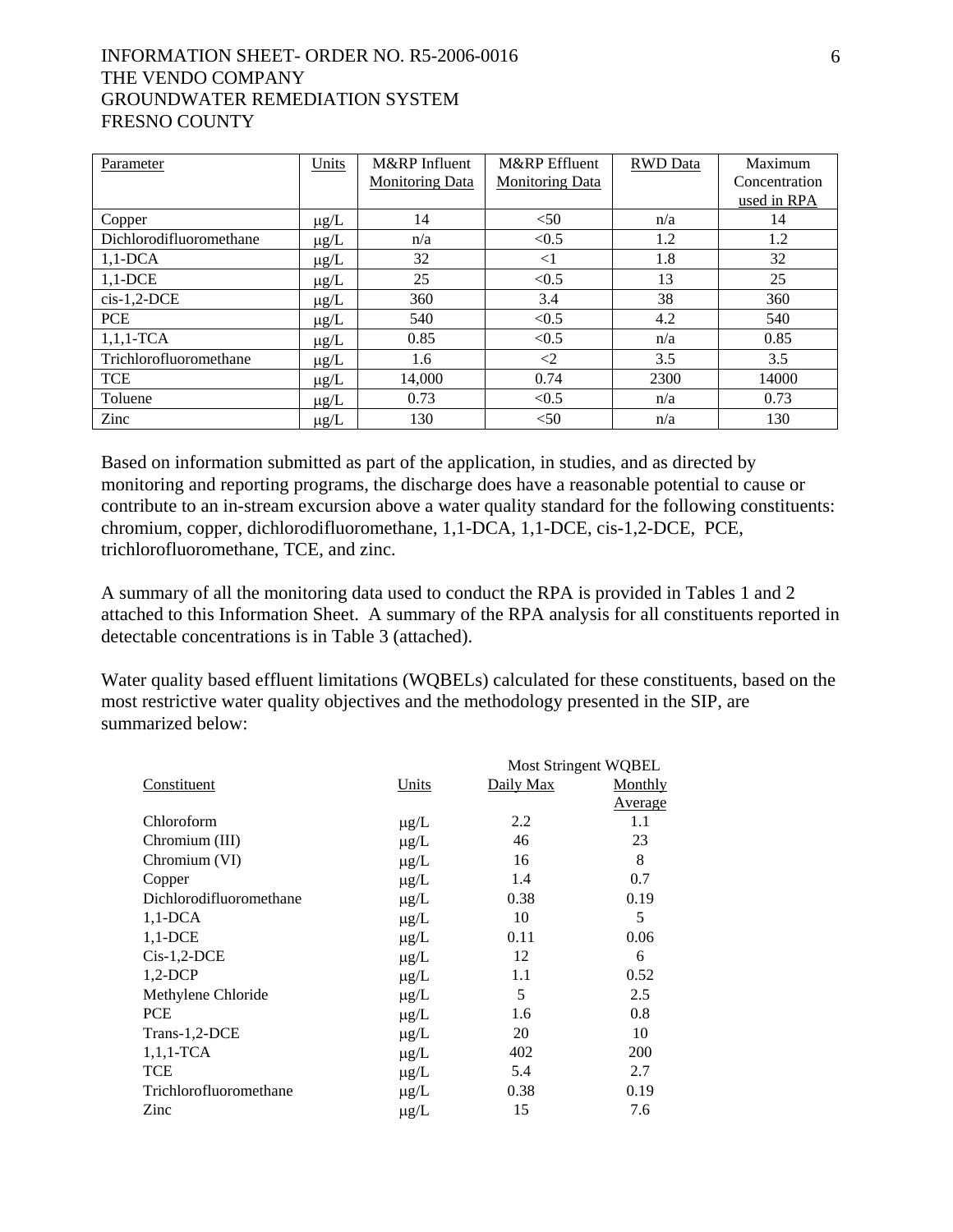| Parameter | Units | M&RP Influent Monitoring Data | M&RP Effluent Monitoring Data | RWD Data | Maximum Concentration used in RPA |
|---|---|---|---|---|---|
| Copper | μg/L | 14 | <50 | n/a | 14 |
| Dichlorodifluoromethane | μg/L | n/a | <0.5 | 1.2 | 1.2 |
| 1,1-DCA | μg/L | 32 | <1 | 1.8 | 32 |
| 1,1-DCE | μg/L | 25 | <0.5 | 13 | 25 |
| cis-1,2-DCE | μg/L | 360 | 3.4 | 38 | 360 |
| PCE | μg/L | 540 | <0.5 | 4.2 | 540 |
| 1,1,1-TCA | μg/L | 0.85 | <0.5 | n/a | 0.85 |
| Trichlorofluoromethane | μg/L | 1.6 | <2 | 3.5 | 3.5 |
| TCE | μg/L | 14,000 | 0.74 | 2300 | 14000 |
| Toluene | μg/L | 0.73 | <0.5 | n/a | 0.73 |
| Zinc | μg/L | 130 | <50 | n/a | 130 |

Based on information submitted as part of the application, in studies, and as directed by monitoring and reporting programs, the discharge does have a reasonable potential to cause or contribute to an in-stream excursion above a water quality standard for the following constituents: chromium, copper, dichlorodifluoromethane, 1,1-DCA, 1,1-DCE, cis-1,2-DCE, PCE, trichlorofluoromethane, TCE, and zinc.

A summary of all the monitoring data used to conduct the RPA is provided in Tables 1 and 2 attached to this Information Sheet. A summary of the RPA analysis for all constituents reported in detectable concentrations is in Table 3 (attached).

Water quality based effluent limitations (WQBELs) calculated for these constituents, based on the most restrictive water quality objectives and the methodology presented in the SIP, are summarized below:

| | | Most Stringent WQBEL | |
|---|---|---|---|
| Constituent | Units | Daily Max | Monthly Average |
| Chloroform | μg/L | 2.2 | 1.1 |
| Chromium (III) | μg/L | 46 | 23 |
| Chromium (VI) | μg/L | 16 | 8 |
| Copper | μg/L | 1.4 | 0.7 |
| Dichlorodifluoromethane | μg/L | 0.38 | 0.19 |
| 1,1-DCA | μg/L | 10 | 5 |
| 1,1-DCE | μg/L | 0.11 | 0.06 |
| Cis-1,2-DCE | μg/L | 12 | 6 |
| 1,2-DCP | μg/L | 1.1 | 0.52 |
| Methylene Chloride | μg/L | 5 | 2.5 |
| PCE | μg/L | 1.6 | 0.8 |
| Trans-1,2-DCE | μg/L | 20 | 10 |
| 1,1,1-TCA | μg/L | 402 | 200 |
| TCE | μg/L | 5.4 | 2.7 |
| Trichlorofluoromethane | μg/L | 0.38 | 0.19 |
| Zinc | μg/L | 15 | 7.6 |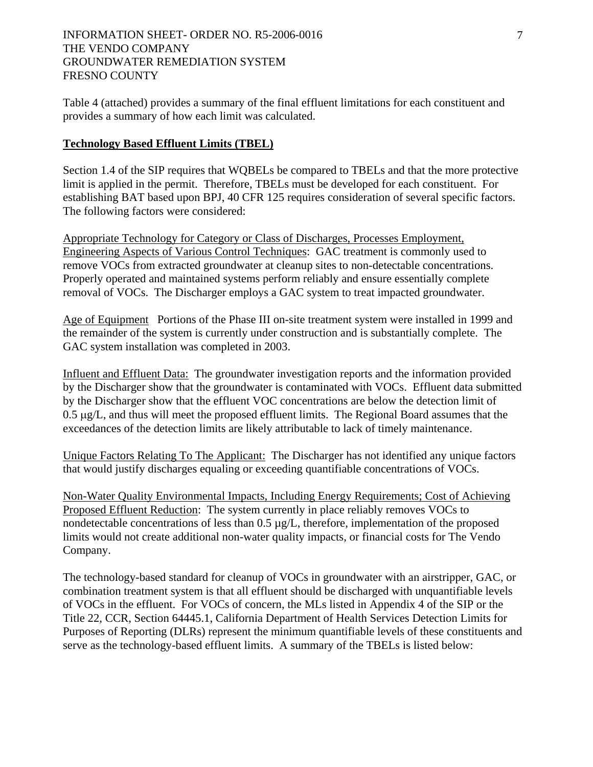Table 4 (attached) provides a summary of the final effluent limitations for each constituent and provides a summary of how each limit was calculated.

**Technology Based Effluent Limits (TBEL)**

Section 1.4 of the SIP requires that WQBELs be compared to TBELs and that the more protective limit is applied in the permit. Therefore, TBELs must be developed for each constituent. For establishing BAT based upon BPJ, 40 CFR 125 requires consideration of several specific factors. The following factors were considered:

Appropriate Technology for Category or Class of Discharges, Processes Employment, Engineering Aspects of Various Control Techniques: GAC treatment is commonly used to remove VOCs from extracted groundwater at cleanup sites to non-detectable concentrations. Properly operated and maintained systems perform reliably and ensure essentially complete removal of VOCs. The Discharger employs a GAC system to treat impacted groundwater.

Age of Equipment Portions of the Phase III on-site treatment system were installed in 1999 and the remainder of the system is currently under construction and is substantially complete. The GAC system installation was completed in 2003.

Influent and Effluent Data: The groundwater investigation reports and the information provided by the Discharger show that the groundwater is contaminated with VOCs. Effluent data submitted by the Discharger show that the effluent VOC concentrations are below the detection limit of 0.5 μg/L, and thus will meet the proposed effluent limits. The Regional Board assumes that the exceedances of the detection limits are likely attributable to lack of timely maintenance.

Unique Factors Relating To The Applicant: The Discharger has not identified any unique factors that would justify discharges equaling or exceeding quantifiable concentrations of VOCs.

Non-Water Quality Environmental Impacts, Including Energy Requirements; Cost of Achieving Proposed Effluent Reduction: The system currently in place reliably removes VOCs to nondetectable concentrations of less than 0.5 μg/L, therefore, implementation of the proposed limits would not create additional non-water quality impacts, or financial costs for The Vendo Company.

The technology-based standard for cleanup of VOCs in groundwater with an airstripper, GAC, or combination treatment system is that all effluent should be discharged with unquantifiable levels of VOCs in the effluent. For VOCs of concern, the MLs listed in Appendix 4 of the SIP or the Title 22, CCR, Section 64445.1, California Department of Health Services Detection Limits for Purposes of Reporting (DLRs) represent the minimum quantifiable levels of these constituents and serve as the technology-based effluent limits. A summary of the TBELs is listed below: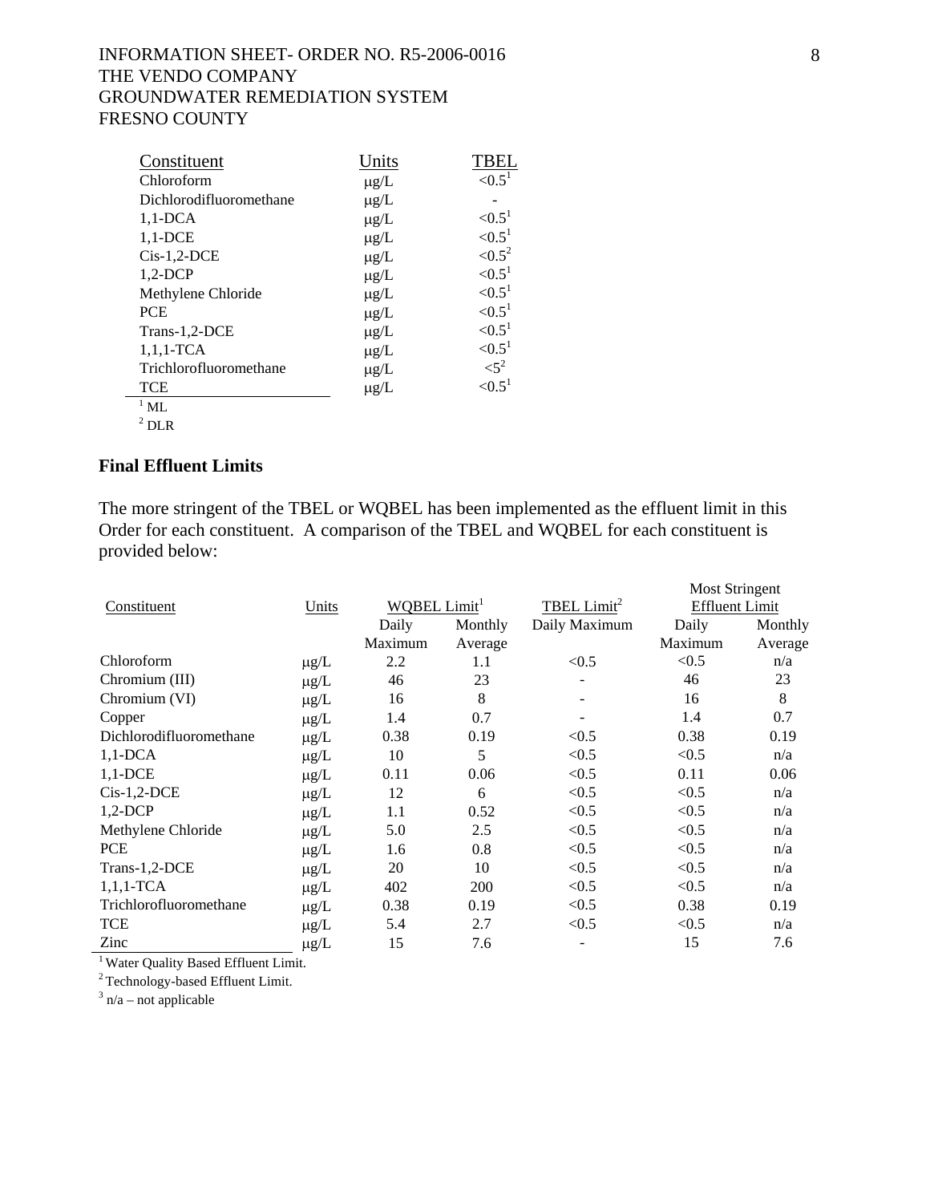| Constituent | Units | TBEL |
|---|---|---|
| Chloroform | μg/L | <0.5[1] |
| Dichlorodifluoromethane | μg/L | - |
| 1,1-DCA | μg/L | <0.5[1] |
| 1,1-DCE | μg/L | <0.5[1] |
| Cis-1,2-DCE | μg/L | <0.5[2] |
| 1,2-DCP | μg/L | <0.5[1] |
| Methylene Chloride | μg/L | <0.5[1] |
| PCE | μg/L | <0.5[1] |
| Trans-1,2-DCE | μg/L | <0.5[1] |
| 1,1,1-TCA | μg/L | <0.5[1] |
| Trichlorofluoromethane | μg/L | <5[2] |
| TCE | μg/L | <0.5[1] |

[1] ML

[2] DLR

**Final Effluent Limits**

The more stringent of the TBEL or WQBEL has been implemented as the effluent limit in this Order for each constituent. A comparison of the TBEL and WQBEL for each constituent is provided below:

| Constituent | Units | WQBEL Limit[1] | | TBEL Limit[2] | Most Stringent Effluent Limit | |
|---|---|---|---|---|---|---|
| | | Daily Maximum | Monthly Average | Daily Maximum | Daily Maximum | Monthly Average |
| Chloroform | μg/L | 2.2 | 1.1 | <0.5 | <0.5 | n/a |
| Chromium (III) | μg/L | 46 | 23 | - | 46 | 23 |
| Chromium (VI) | μg/L | 16 | 8 | - | 16 | 8 |
| Copper | μg/L | 1.4 | 0.7 | - | 1.4 | 0.7 |
| Dichlorodifluoromethane | μg/L | 0.38 | 0.19 | <0.5 | 0.38 | 0.19 |
| 1,1-DCA | μg/L | 10 | 5 | <0.5 | <0.5 | n/a |
| 1,1-DCE | μg/L | 0.11 | 0.06 | <0.5 | 0.11 | 0.06 |
| Cis-1,2-DCE | μg/L | 12 | 6 | <0.5 | <0.5 | n/a |
| 1,2-DCP | μg/L | 1.1 | 0.52 | <0.5 | <0.5 | n/a |
| Methylene Chloride | μg/L | 5.0 | 2.5 | <0.5 | <0.5 | n/a |
| PCE | μg/L | 1.6 | 0.8 | <0.5 | <0.5 | n/a |
| Trans-1,2-DCE | μg/L | 20 | 10 | <0.5 | <0.5 | n/a |
| 1,1,1-TCA | μg/L | 402 | 200 | <0.5 | <0.5 | n/a |
| Trichlorofluoromethane | μg/L | 0.38 | 0.19 | <0.5 | 0.38 | 0.19 |
| TCE | μg/L | 5.4 | 2.7 | <0.5 | <0.5 | n/a |
| Zinc | μg/L | 15 | 7.6 | - | 15 | 7.6 |

[1] Water Quality Based Effluent Limit.

[2] Technology-based Effluent Limit.

[3] n/a – not applicable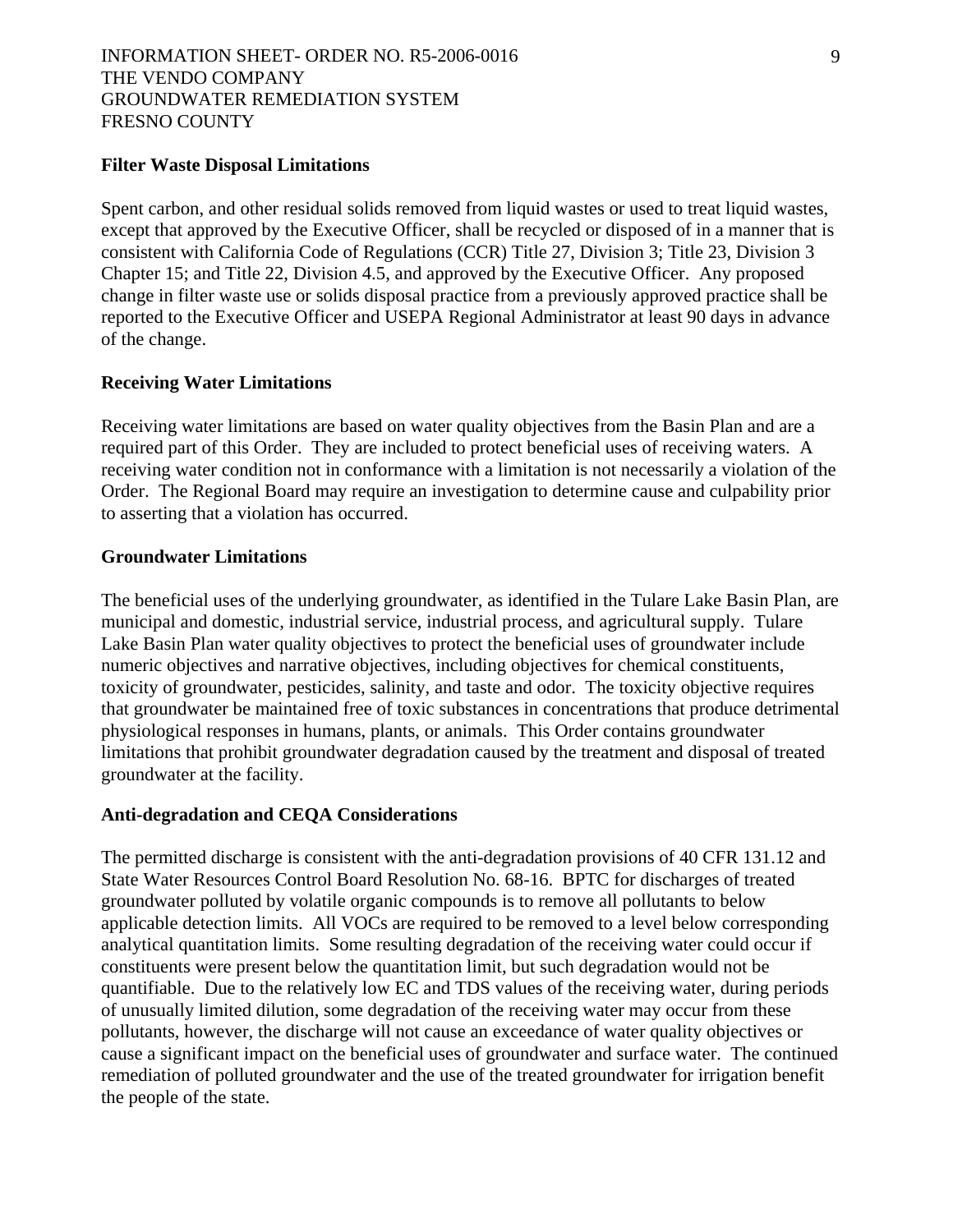**Filter Waste Disposal Limitations**

Spent carbon, and other residual solids removed from liquid wastes or used to treat liquid wastes, except that approved by the Executive Officer, shall be recycled or disposed of in a manner that is consistent with California Code of Regulations (CCR) Title 27, Division 3; Title 23, Division 3 Chapter 15; and Title 22, Division 4.5, and approved by the Executive Officer. Any proposed change in filter waste use or solids disposal practice from a previously approved practice shall be reported to the Executive Officer and USEPA Regional Administrator at least 90 days in advance of the change.

**Receiving Water Limitations**

Receiving water limitations are based on water quality objectives from the Basin Plan and are a required part of this Order. They are included to protect beneficial uses of receiving waters. A receiving water condition not in conformance with a limitation is not necessarily a violation of the Order. The Regional Board may require an investigation to determine cause and culpability prior to asserting that a violation has occurred.

**Groundwater Limitations**

The beneficial uses of the underlying groundwater, as identified in the Tulare Lake Basin Plan, are municipal and domestic, industrial service, industrial process, and agricultural supply. Tulare Lake Basin Plan water quality objectives to protect the beneficial uses of groundwater include numeric objectives and narrative objectives, including objectives for chemical constituents, toxicity of groundwater, pesticides, salinity, and taste and odor. The toxicity objective requires that groundwater be maintained free of toxic substances in concentrations that produce detrimental physiological responses in humans, plants, or animals. This Order contains groundwater limitations that prohibit groundwater degradation caused by the treatment and disposal of treated groundwater at the facility.

**Anti-degradation and CEQA Considerations**

The permitted discharge is consistent with the anti-degradation provisions of 40 CFR 131.12 and State Water Resources Control Board Resolution No. 68-16. BPTC for discharges of treated groundwater polluted by volatile organic compounds is to remove all pollutants to below applicable detection limits. All VOCs are required to be removed to a level below corresponding analytical quantitation limits. Some resulting degradation of the receiving water could occur if constituents were present below the quantitation limit, but such degradation would not be quantifiable. Due to the relatively low EC and TDS values of the receiving water, during periods of unusually limited dilution, some degradation of the receiving water may occur from these pollutants, however, the discharge will not cause an exceedance of water quality objectives or cause a significant impact on the beneficial uses of groundwater and surface water. The continued remediation of polluted groundwater and the use of the treated groundwater for irrigation benefit the people of the state.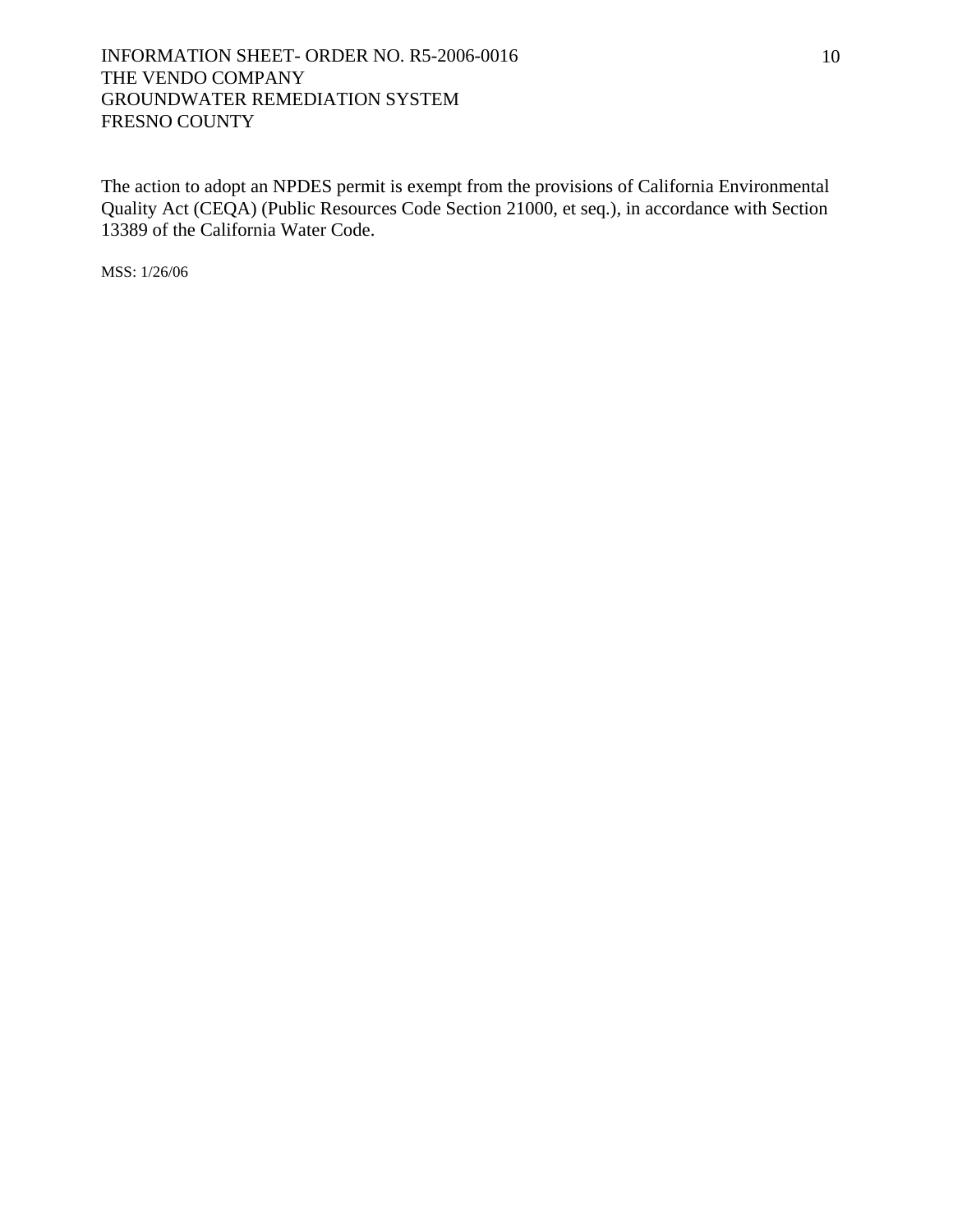The action to adopt an NPDES permit is exempt from the provisions of California Environmental Quality Act (CEQA) (Public Resources Code Section 21000, et seq.), in accordance with Section 13389 of the California Water Code.

MSS: 1/26/06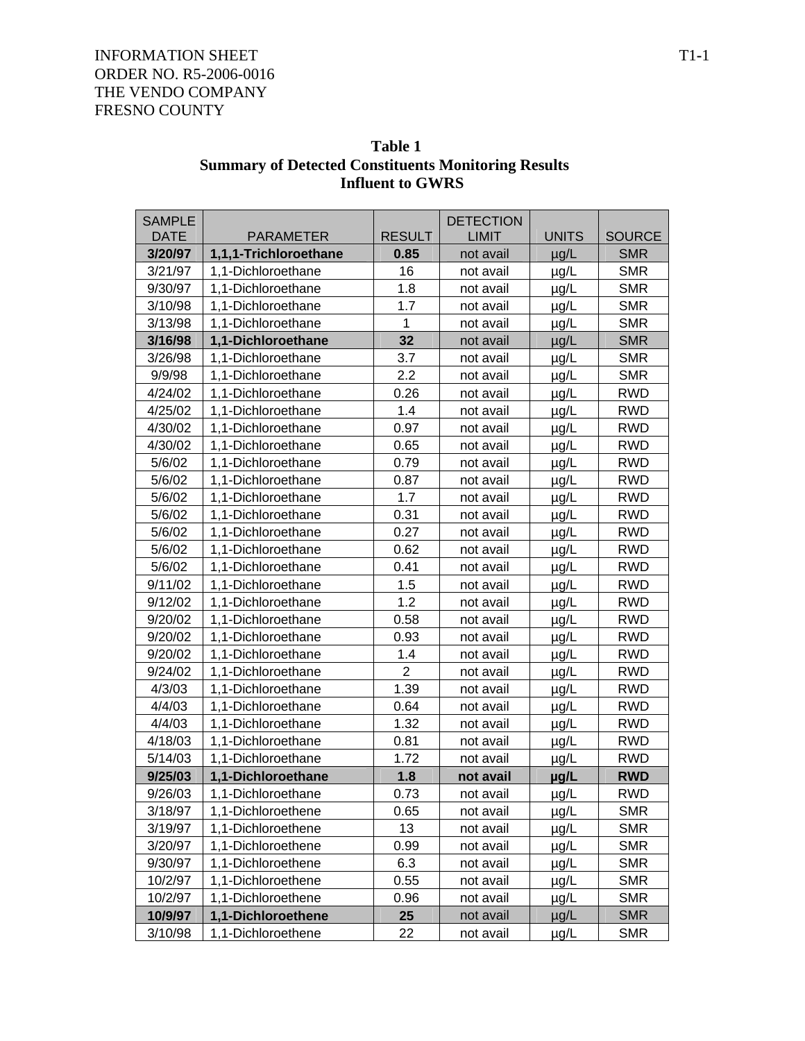INFORMATION SHEET
ORDER NO. R5-2006-0016
THE VENDO COMPANY
FRESNO COUNTY

**Table 1**
**Summary of Detected Constituents Monitoring Results**
**Influent to GWRS**

| SAMPLE DATE | PARAMETER | RESULT | DETECTION LIMIT | UNITS | SOURCE |
|---|---|---|---|---|---|
| **3/20/97** | **1,1,1-Trichloroethane** | **0.85** | not avail | µg/L | SMR |
| 3/21/97 | 1,1-Dichloroethane | 16 | not avail | µg/L | SMR |
| 9/30/97 | 1,1-Dichloroethane | 1.8 | not avail | µg/L | SMR |
| 3/10/98 | 1,1-Dichloroethane | 1.7 | not avail | µg/L | SMR |
| 3/13/98 | 1,1-Dichloroethane | 1 | not avail | µg/L | SMR |
| **3/16/98** | **1,1-Dichloroethane** | **32** | not avail | µg/L | SMR |
| 3/26/98 | 1,1-Dichloroethane | 3.7 | not avail | µg/L | SMR |
| 9/9/98 | 1,1-Dichloroethane | 2.2 | not avail | µg/L | SMR |
| 4/24/02 | 1,1-Dichloroethane | 0.26 | not avail | µg/L | RWD |
| 4/25/02 | 1,1-Dichloroethane | 1.4 | not avail | µg/L | RWD |
| 4/30/02 | 1,1-Dichloroethane | 0.97 | not avail | µg/L | RWD |
| 4/30/02 | 1,1-Dichloroethane | 0.65 | not avail | µg/L | RWD |
| 5/6/02 | 1,1-Dichloroethane | 0.79 | not avail | µg/L | RWD |
| 5/6/02 | 1,1-Dichloroethane | 0.87 | not avail | µg/L | RWD |
| 5/6/02 | 1,1-Dichloroethane | 1.7 | not avail | µg/L | RWD |
| 5/6/02 | 1,1-Dichloroethane | 0.31 | not avail | µg/L | RWD |
| 5/6/02 | 1,1-Dichloroethane | 0.27 | not avail | µg/L | RWD |
| 5/6/02 | 1,1-Dichloroethane | 0.62 | not avail | µg/L | RWD |
| 5/6/02 | 1,1-Dichloroethane | 0.41 | not avail | µg/L | RWD |
| 9/11/02 | 1,1-Dichloroethane | 1.5 | not avail | µg/L | RWD |
| 9/12/02 | 1,1-Dichloroethane | 1.2 | not avail | µg/L | RWD |
| 9/20/02 | 1,1-Dichloroethane | 0.58 | not avail | µg/L | RWD |
| 9/20/02 | 1,1-Dichloroethane | 0.93 | not avail | µg/L | RWD |
| 9/20/02 | 1,1-Dichloroethane | 1.4 | not avail | µg/L | RWD |
| 9/24/02 | 1,1-Dichloroethane | 2 | not avail | µg/L | RWD |
| 4/3/03 | 1,1-Dichloroethane | 1.39 | not avail | µg/L | RWD |
| 4/4/03 | 1,1-Dichloroethane | 0.64 | not avail | µg/L | RWD |
| 4/4/03 | 1,1-Dichloroethane | 1.32 | not avail | µg/L | RWD |
| 4/18/03 | 1,1-Dichloroethane | 0.81 | not avail | µg/L | RWD |
| 5/14/03 | 1,1-Dichloroethane | 1.72 | not avail | µg/L | RWD |
| **9/25/03** | **1,1-Dichloroethane** | **1.8** | **not avail** | **µg/L** | **RWD** |
| 9/26/03 | 1,1-Dichloroethane | 0.73 | not avail | µg/L | RWD |
| 3/18/97 | 1,1-Dichloroethene | 0.65 | not avail | µg/L | SMR |
| 3/19/97 | 1,1-Dichloroethene | 13 | not avail | µg/L | SMR |
| 3/20/97 | 1,1-Dichloroethene | 0.99 | not avail | µg/L | SMR |
| 9/30/97 | 1,1-Dichloroethene | 6.3 | not avail | µg/L | SMR |
| 10/2/97 | 1,1-Dichloroethene | 0.55 | not avail | µg/L | SMR |
| 10/2/97 | 1,1-Dichloroethene | 0.96 | not avail | µg/L | SMR |
| **10/9/97** | **1,1-Dichloroethene** | **25** | not avail | µg/L | SMR |
| 3/10/98 | 1,1-Dichloroethene | 22 | not avail | µg/L | SMR |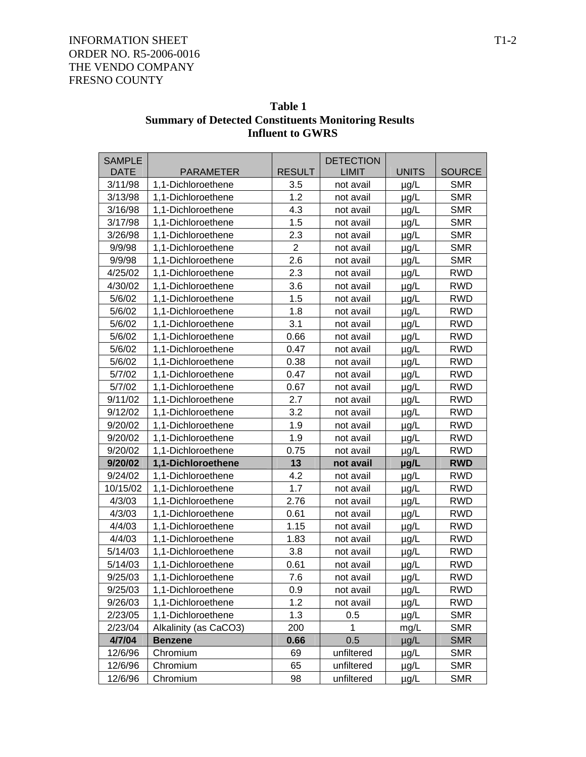INFORMATION SHEET
ORDER NO. R5-2006-0016
THE VENDO COMPANY
FRESNO COUNTY

**Table 1**
**Summary of Detected Constituents Monitoring Results**
**Influent to GWRS**

| SAMPLE DATE | PARAMETER | RESULT | DETECTION LIMIT | UNITS | SOURCE |
|---|---|---|---|---|---|
| 3/11/98 | 1,1-Dichloroethene | 3.5 | not avail | µg/L | SMR |
| 3/13/98 | 1,1-Dichloroethene | 1.2 | not avail | µg/L | SMR |
| 3/16/98 | 1,1-Dichloroethene | 4.3 | not avail | µg/L | SMR |
| 3/17/98 | 1,1-Dichloroethene | 1.5 | not avail | µg/L | SMR |
| 3/26/98 | 1,1-Dichloroethene | 2.3 | not avail | µg/L | SMR |
| 9/9/98 | 1,1-Dichloroethene | 2 | not avail | µg/L | SMR |
| 9/9/98 | 1,1-Dichloroethene | 2.6 | not avail | µg/L | SMR |
| 4/25/02 | 1,1-Dichloroethene | 2.3 | not avail | µg/L | RWD |
| 4/30/02 | 1,1-Dichloroethene | 3.6 | not avail | µg/L | RWD |
| 5/6/02 | 1,1-Dichloroethene | 1.5 | not avail | µg/L | RWD |
| 5/6/02 | 1,1-Dichloroethene | 1.8 | not avail | µg/L | RWD |
| 5/6/02 | 1,1-Dichloroethene | 3.1 | not avail | µg/L | RWD |
| 5/6/02 | 1,1-Dichloroethene | 0.66 | not avail | µg/L | RWD |
| 5/6/02 | 1,1-Dichloroethene | 0.47 | not avail | µg/L | RWD |
| 5/6/02 | 1,1-Dichloroethene | 0.38 | not avail | µg/L | RWD |
| 5/7/02 | 1,1-Dichloroethene | 0.47 | not avail | µg/L | RWD |
| 5/7/02 | 1,1-Dichloroethene | 0.67 | not avail | µg/L | RWD |
| 9/11/02 | 1,1-Dichloroethene | 2.7 | not avail | µg/L | RWD |
| 9/12/02 | 1,1-Dichloroethene | 3.2 | not avail | µg/L | RWD |
| 9/20/02 | 1,1-Dichloroethene | 1.9 | not avail | µg/L | RWD |
| 9/20/02 | 1,1-Dichloroethene | 1.9 | not avail | µg/L | RWD |
| 9/20/02 | 1,1-Dichloroethene | 0.75 | not avail | µg/L | RWD |
| **9/20/02** | **1,1-Dichloroethene** | **13** | **not avail** | **µg/L** | **RWD** |
| 9/24/02 | 1,1-Dichloroethene | 4.2 | not avail | µg/L | RWD |
| 10/15/02 | 1,1-Dichloroethene | 1.7 | not avail | µg/L | RWD |
| 4/3/03 | 1,1-Dichloroethene | 2.76 | not avail | µg/L | RWD |
| 4/3/03 | 1,1-Dichloroethene | 0.61 | not avail | µg/L | RWD |
| 4/4/03 | 1,1-Dichloroethene | 1.15 | not avail | µg/L | RWD |
| 4/4/03 | 1,1-Dichloroethene | 1.83 | not avail | µg/L | RWD |
| 5/14/03 | 1,1-Dichloroethene | 3.8 | not avail | µg/L | RWD |
| 5/14/03 | 1,1-Dichloroethene | 0.61 | not avail | µg/L | RWD |
| 9/25/03 | 1,1-Dichloroethene | 7.6 | not avail | µg/L | RWD |
| 9/25/03 | 1,1-Dichloroethene | 0.9 | not avail | µg/L | RWD |
| 9/26/03 | 1,1-Dichloroethene | 1.2 | not avail | µg/L | RWD |
| 2/23/05 | 1,1-Dichloroethene | 1.3 | 0.5 | µg/L | SMR |
| 2/23/04 | Alkalinity (as CaCO3) | 200 | 1 | mg/L | SMR |
| **4/7/04** | **Benzene** | **0.66** | 0.5 | µg/L | SMR |
| 12/6/96 | Chromium | 69 | unfiltered | µg/L | SMR |
| 12/6/96 | Chromium | 65 | unfiltered | µg/L | SMR |
| 12/6/96 | Chromium | 98 | unfiltered | µg/L | SMR |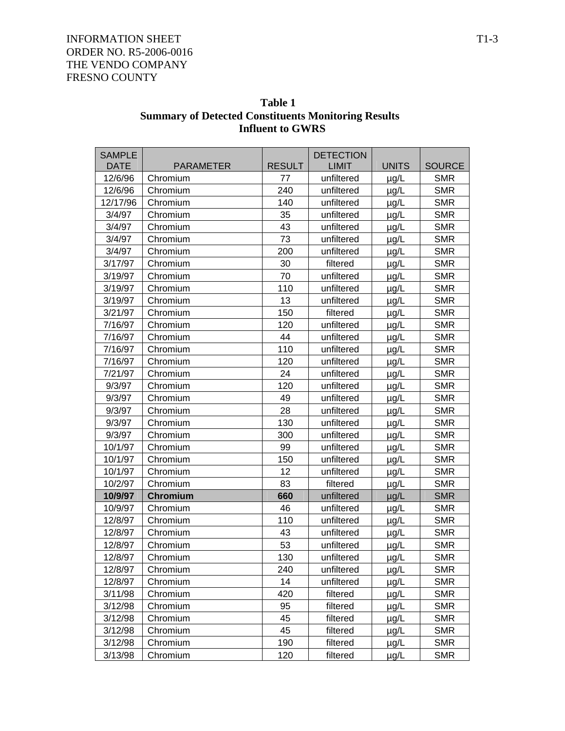**Table 1**
**Summary of Detected Constituents Monitoring Results**
**Influent to GWRS**

| SAMPLE DATE | PARAMETER | RESULT | DETECTION LIMIT | UNITS | SOURCE |
|---|---|---|---|---|---|
| 12/6/96 | Chromium | 77 | unfiltered | µg/L | SMR |
| 12/6/96 | Chromium | 240 | unfiltered | µg/L | SMR |
| 12/17/96 | Chromium | 140 | unfiltered | µg/L | SMR |
| 3/4/97 | Chromium | 35 | unfiltered | µg/L | SMR |
| 3/4/97 | Chromium | 43 | unfiltered | µg/L | SMR |
| 3/4/97 | Chromium | 73 | unfiltered | µg/L | SMR |
| 3/4/97 | Chromium | 200 | unfiltered | µg/L | SMR |
| 3/17/97 | Chromium | 30 | filtered | µg/L | SMR |
| 3/19/97 | Chromium | 70 | unfiltered | µg/L | SMR |
| 3/19/97 | Chromium | 110 | unfiltered | µg/L | SMR |
| 3/19/97 | Chromium | 13 | unfiltered | µg/L | SMR |
| 3/21/97 | Chromium | 150 | filtered | µg/L | SMR |
| 7/16/97 | Chromium | 120 | unfiltered | µg/L | SMR |
| 7/16/97 | Chromium | 44 | unfiltered | µg/L | SMR |
| 7/16/97 | Chromium | 110 | unfiltered | µg/L | SMR |
| 7/16/97 | Chromium | 120 | unfiltered | µg/L | SMR |
| 7/21/97 | Chromium | 24 | unfiltered | µg/L | SMR |
| 9/3/97 | Chromium | 120 | unfiltered | µg/L | SMR |
| 9/3/97 | Chromium | 49 | unfiltered | µg/L | SMR |
| 9/3/97 | Chromium | 28 | unfiltered | µg/L | SMR |
| 9/3/97 | Chromium | 130 | unfiltered | µg/L | SMR |
| 9/3/97 | Chromium | 300 | unfiltered | µg/L | SMR |
| 10/1/97 | Chromium | 99 | unfiltered | µg/L | SMR |
| 10/1/97 | Chromium | 150 | unfiltered | µg/L | SMR |
| 10/1/97 | Chromium | 12 | unfiltered | µg/L | SMR |
| 10/2/97 | Chromium | 83 | filtered | µg/L | SMR |
| **10/9/97** | **Chromium** | **660** | unfiltered | µg/L | SMR |
| 10/9/97 | Chromium | 46 | unfiltered | µg/L | SMR |
| 12/8/97 | Chromium | 110 | unfiltered | µg/L | SMR |
| 12/8/97 | Chromium | 43 | unfiltered | µg/L | SMR |
| 12/8/97 | Chromium | 53 | unfiltered | µg/L | SMR |
| 12/8/97 | Chromium | 130 | unfiltered | µg/L | SMR |
| 12/8/97 | Chromium | 240 | unfiltered | µg/L | SMR |
| 12/8/97 | Chromium | 14 | unfiltered | µg/L | SMR |
| 3/11/98 | Chromium | 420 | filtered | µg/L | SMR |
| 3/12/98 | Chromium | 95 | filtered | µg/L | SMR |
| 3/12/98 | Chromium | 45 | filtered | µg/L | SMR |
| 3/12/98 | Chromium | 45 | filtered | µg/L | SMR |
| 3/12/98 | Chromium | 190 | filtered | µg/L | SMR |
| 3/13/98 | Chromium | 120 | filtered | µg/L | SMR |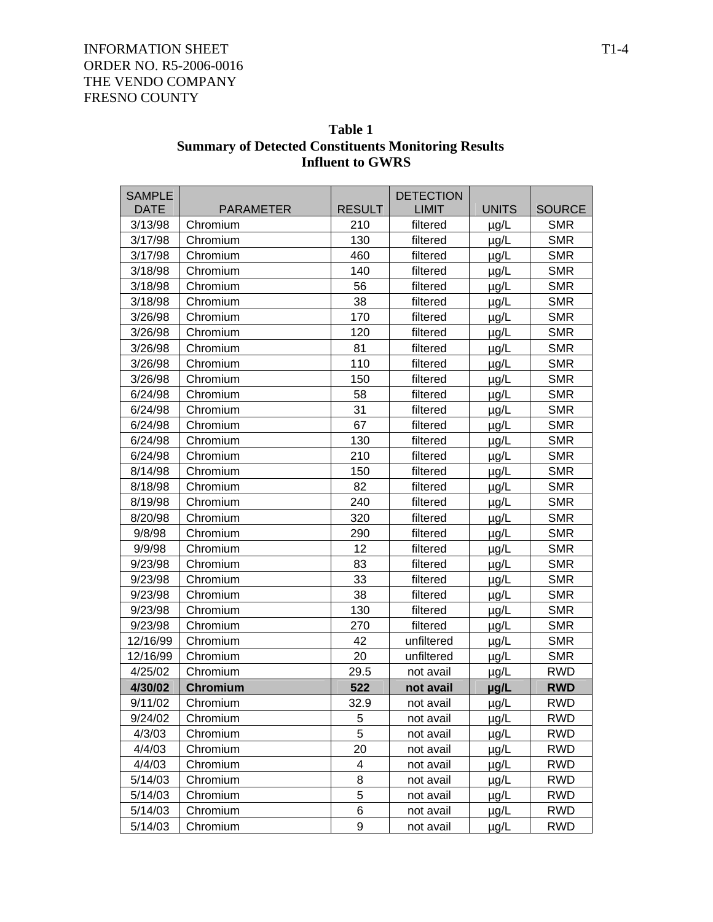INFORMATION SHEET
ORDER NO. R5-2006-0016
THE VENDO COMPANY
FRESNO COUNTY

**Table 1**
**Summary of Detected Constituents Monitoring Results**
**Influent to GWRS**

| SAMPLE DATE | PARAMETER | RESULT | DETECTION LIMIT | UNITS | SOURCE |
|---|---|---|---|---|---|
| 3/13/98 | Chromium | 210 | filtered | µg/L | SMR |
| 3/17/98 | Chromium | 130 | filtered | µg/L | SMR |
| 3/17/98 | Chromium | 460 | filtered | µg/L | SMR |
| 3/18/98 | Chromium | 140 | filtered | µg/L | SMR |
| 3/18/98 | Chromium | 56 | filtered | µg/L | SMR |
| 3/18/98 | Chromium | 38 | filtered | µg/L | SMR |
| 3/26/98 | Chromium | 170 | filtered | µg/L | SMR |
| 3/26/98 | Chromium | 120 | filtered | µg/L | SMR |
| 3/26/98 | Chromium | 81 | filtered | µg/L | SMR |
| 3/26/98 | Chromium | 110 | filtered | µg/L | SMR |
| 3/26/98 | Chromium | 150 | filtered | µg/L | SMR |
| 6/24/98 | Chromium | 58 | filtered | µg/L | SMR |
| 6/24/98 | Chromium | 31 | filtered | µg/L | SMR |
| 6/24/98 | Chromium | 67 | filtered | µg/L | SMR |
| 6/24/98 | Chromium | 130 | filtered | µg/L | SMR |
| 6/24/98 | Chromium | 210 | filtered | µg/L | SMR |
| 8/14/98 | Chromium | 150 | filtered | µg/L | SMR |
| 8/18/98 | Chromium | 82 | filtered | µg/L | SMR |
| 8/19/98 | Chromium | 240 | filtered | µg/L | SMR |
| 8/20/98 | Chromium | 320 | filtered | µg/L | SMR |
| 9/8/98 | Chromium | 290 | filtered | µg/L | SMR |
| 9/9/98 | Chromium | 12 | filtered | µg/L | SMR |
| 9/23/98 | Chromium | 83 | filtered | µg/L | SMR |
| 9/23/98 | Chromium | 33 | filtered | µg/L | SMR |
| 9/23/98 | Chromium | 38 | filtered | µg/L | SMR |
| 9/23/98 | Chromium | 130 | filtered | µg/L | SMR |
| 9/23/98 | Chromium | 270 | filtered | µg/L | SMR |
| 12/16/99 | Chromium | 42 | unfiltered | µg/L | SMR |
| 12/16/99 | Chromium | 20 | unfiltered | µg/L | SMR |
| 4/25/02 | Chromium | 29.5 | not avail | µg/L | RWD |
| **4/30/02** | **Chromium** | **522** | **not avail** | **µg/L** | **RWD** |
| 9/11/02 | Chromium | 32.9 | not avail | µg/L | RWD |
| 9/24/02 | Chromium | 5 | not avail | µg/L | RWD |
| 4/3/03 | Chromium | 5 | not avail | µg/L | RWD |
| 4/4/03 | Chromium | 20 | not avail | µg/L | RWD |
| 4/4/03 | Chromium | 4 | not avail | µg/L | RWD |
| 5/14/03 | Chromium | 8 | not avail | µg/L | RWD |
| 5/14/03 | Chromium | 5 | not avail | µg/L | RWD |
| 5/14/03 | Chromium | 6 | not avail | µg/L | RWD |
| 5/14/03 | Chromium | 9 | not avail | µg/L | RWD |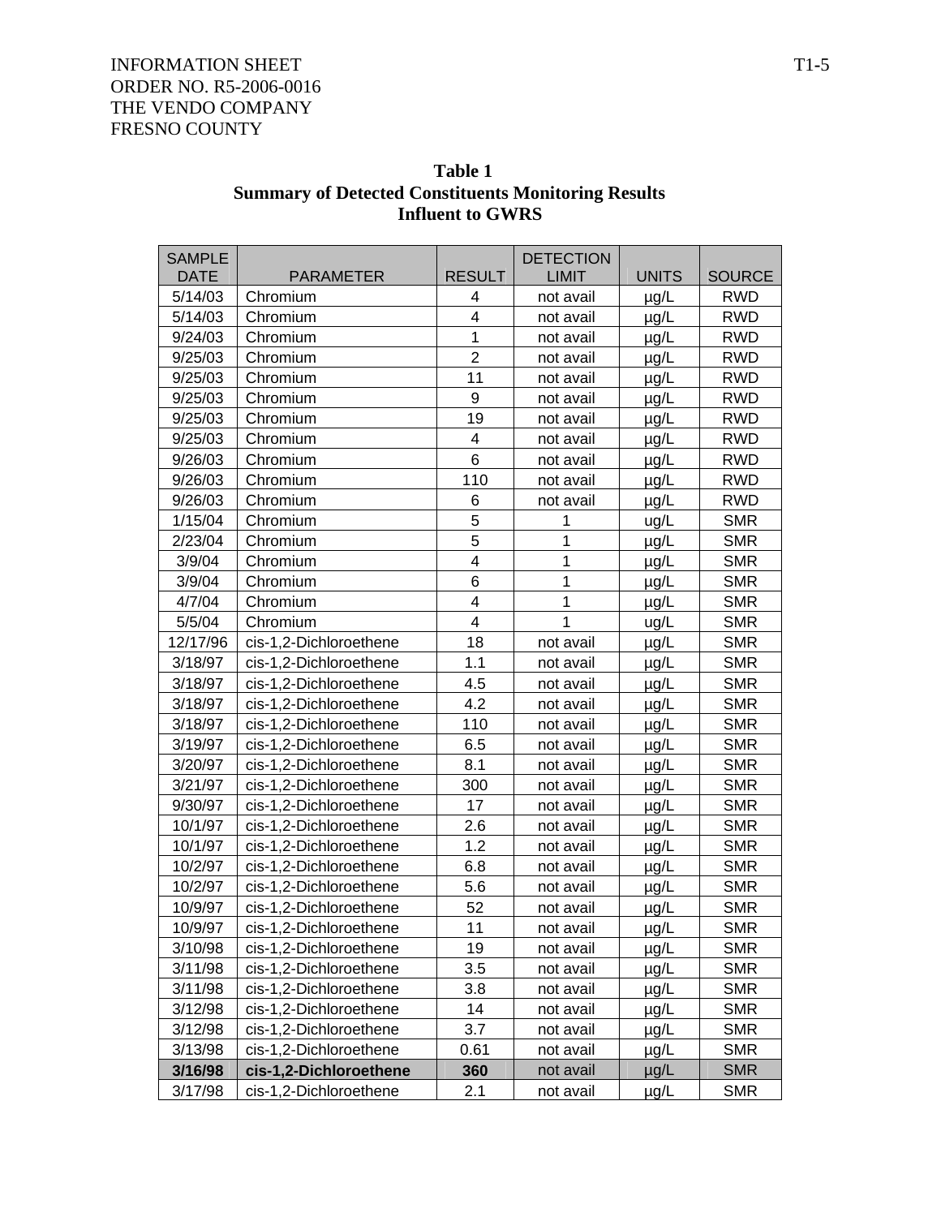INFORMATION SHEET
ORDER NO. R5-2006-0016
THE VENDO COMPANY
FRESNO COUNTY

**Table 1**
**Summary of Detected Constituents Monitoring Results**
**Influent to GWRS**

| SAMPLE DATE | PARAMETER | RESULT | DETECTION LIMIT | UNITS | SOURCE |
|---|---|---|---|---|---|
| 5/14/03 | Chromium | 4 | not avail | µg/L | RWD |
| 5/14/03 | Chromium | 4 | not avail | µg/L | RWD |
| 9/24/03 | Chromium | 1 | not avail | µg/L | RWD |
| 9/25/03 | Chromium | 2 | not avail | µg/L | RWD |
| 9/25/03 | Chromium | 11 | not avail | µg/L | RWD |
| 9/25/03 | Chromium | 9 | not avail | µg/L | RWD |
| 9/25/03 | Chromium | 19 | not avail | µg/L | RWD |
| 9/25/03 | Chromium | 4 | not avail | µg/L | RWD |
| 9/26/03 | Chromium | 6 | not avail | µg/L | RWD |
| 9/26/03 | Chromium | 110 | not avail | µg/L | RWD |
| 9/26/03 | Chromium | 6 | not avail | µg/L | RWD |
| 1/15/04 | Chromium | 5 | 1 | ug/L | SMR |
| 2/23/04 | Chromium | 5 | 1 | µg/L | SMR |
| 3/9/04 | Chromium | 4 | 1 | µg/L | SMR |
| 3/9/04 | Chromium | 6 | 1 | µg/L | SMR |
| 4/7/04 | Chromium | 4 | 1 | µg/L | SMR |
| 5/5/04 | Chromium | 4 | 1 | ug/L | SMR |
| 12/17/96 | cis-1,2-Dichloroethene | 18 | not avail | µg/L | SMR |
| 3/18/97 | cis-1,2-Dichloroethene | 1.1 | not avail | µg/L | SMR |
| 3/18/97 | cis-1,2-Dichloroethene | 4.5 | not avail | µg/L | SMR |
| 3/18/97 | cis-1,2-Dichloroethene | 4.2 | not avail | µg/L | SMR |
| 3/18/97 | cis-1,2-Dichloroethene | 110 | not avail | µg/L | SMR |
| 3/19/97 | cis-1,2-Dichloroethene | 6.5 | not avail | µg/L | SMR |
| 3/20/97 | cis-1,2-Dichloroethene | 8.1 | not avail | µg/L | SMR |
| 3/21/97 | cis-1,2-Dichloroethene | 300 | not avail | µg/L | SMR |
| 9/30/97 | cis-1,2-Dichloroethene | 17 | not avail | µg/L | SMR |
| 10/1/97 | cis-1,2-Dichloroethene | 2.6 | not avail | µg/L | SMR |
| 10/1/97 | cis-1,2-Dichloroethene | 1.2 | not avail | µg/L | SMR |
| 10/2/97 | cis-1,2-Dichloroethene | 6.8 | not avail | µg/L | SMR |
| 10/2/97 | cis-1,2-Dichloroethene | 5.6 | not avail | µg/L | SMR |
| 10/9/97 | cis-1,2-Dichloroethene | 52 | not avail | µg/L | SMR |
| 10/9/97 | cis-1,2-Dichloroethene | 11 | not avail | µg/L | SMR |
| 3/10/98 | cis-1,2-Dichloroethene | 19 | not avail | µg/L | SMR |
| 3/11/98 | cis-1,2-Dichloroethene | 3.5 | not avail | µg/L | SMR |
| 3/11/98 | cis-1,2-Dichloroethene | 3.8 | not avail | µg/L | SMR |
| 3/12/98 | cis-1,2-Dichloroethene | 14 | not avail | µg/L | SMR |
| 3/12/98 | cis-1,2-Dichloroethene | 3.7 | not avail | µg/L | SMR |
| 3/13/98 | cis-1,2-Dichloroethene | 0.61 | not avail | µg/L | SMR |
| **3/16/98** | **cis-1,2-Dichloroethene** | **360** | not avail | µg/L | SMR |
| 3/17/98 | cis-1,2-Dichloroethene | 2.1 | not avail | µg/L | SMR |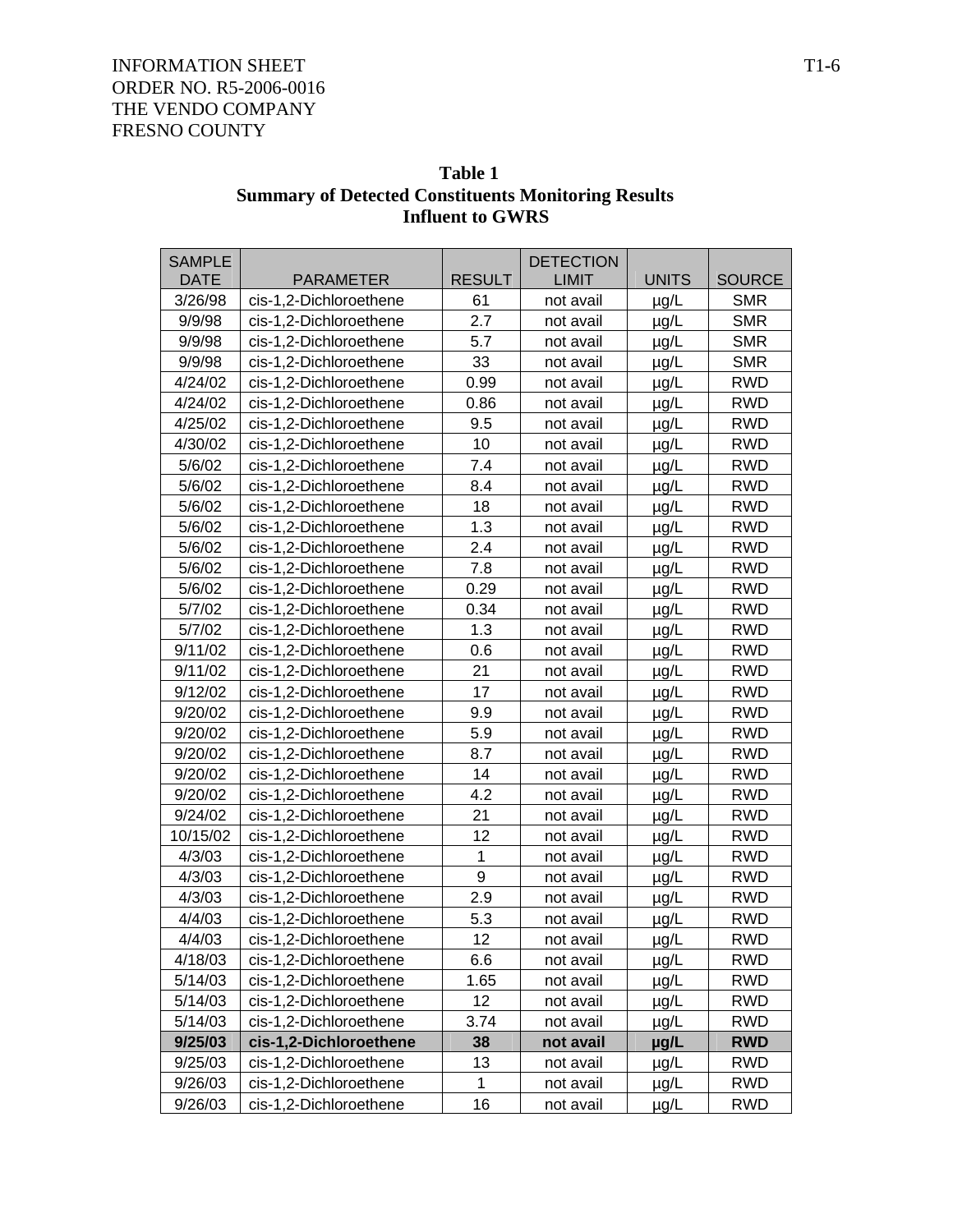INFORMATION SHEET
ORDER NO. R5-2006-0016
THE VENDO COMPANY
FRESNO COUNTY

**Table 1**
**Summary of Detected Constituents Monitoring Results**
**Influent to GWRS**

| SAMPLE DATE | PARAMETER | RESULT | DETECTION LIMIT | UNITS | SOURCE |
|---|---|---|---|---|---|
| 3/26/98 | cis-1,2-Dichloroethene | 61 | not avail | µg/L | SMR |
| 9/9/98 | cis-1,2-Dichloroethene | 2.7 | not avail | µg/L | SMR |
| 9/9/98 | cis-1,2-Dichloroethene | 5.7 | not avail | µg/L | SMR |
| 9/9/98 | cis-1,2-Dichloroethene | 33 | not avail | µg/L | SMR |
| 4/24/02 | cis-1,2-Dichloroethene | 0.99 | not avail | µg/L | RWD |
| 4/24/02 | cis-1,2-Dichloroethene | 0.86 | not avail | µg/L | RWD |
| 4/25/02 | cis-1,2-Dichloroethene | 9.5 | not avail | µg/L | RWD |
| 4/30/02 | cis-1,2-Dichloroethene | 10 | not avail | µg/L | RWD |
| 5/6/02 | cis-1,2-Dichloroethene | 7.4 | not avail | µg/L | RWD |
| 5/6/02 | cis-1,2-Dichloroethene | 8.4 | not avail | µg/L | RWD |
| 5/6/02 | cis-1,2-Dichloroethene | 18 | not avail | µg/L | RWD |
| 5/6/02 | cis-1,2-Dichloroethene | 1.3 | not avail | µg/L | RWD |
| 5/6/02 | cis-1,2-Dichloroethene | 2.4 | not avail | µg/L | RWD |
| 5/6/02 | cis-1,2-Dichloroethene | 7.8 | not avail | µg/L | RWD |
| 5/6/02 | cis-1,2-Dichloroethene | 0.29 | not avail | µg/L | RWD |
| 5/7/02 | cis-1,2-Dichloroethene | 0.34 | not avail | µg/L | RWD |
| 5/7/02 | cis-1,2-Dichloroethene | 1.3 | not avail | µg/L | RWD |
| 9/11/02 | cis-1,2-Dichloroethene | 0.6 | not avail | µg/L | RWD |
| 9/11/02 | cis-1,2-Dichloroethene | 21 | not avail | µg/L | RWD |
| 9/12/02 | cis-1,2-Dichloroethene | 17 | not avail | µg/L | RWD |
| 9/20/02 | cis-1,2-Dichloroethene | 9.9 | not avail | µg/L | RWD |
| 9/20/02 | cis-1,2-Dichloroethene | 5.9 | not avail | µg/L | RWD |
| 9/20/02 | cis-1,2-Dichloroethene | 8.7 | not avail | µg/L | RWD |
| 9/20/02 | cis-1,2-Dichloroethene | 14 | not avail | µg/L | RWD |
| 9/20/02 | cis-1,2-Dichloroethene | 4.2 | not avail | µg/L | RWD |
| 9/24/02 | cis-1,2-Dichloroethene | 21 | not avail | µg/L | RWD |
| 10/15/02 | cis-1,2-Dichloroethene | 12 | not avail | µg/L | RWD |
| 4/3/03 | cis-1,2-Dichloroethene | 1 | not avail | µg/L | RWD |
| 4/3/03 | cis-1,2-Dichloroethene | 9 | not avail | µg/L | RWD |
| 4/3/03 | cis-1,2-Dichloroethene | 2.9 | not avail | µg/L | RWD |
| 4/4/03 | cis-1,2-Dichloroethene | 5.3 | not avail | µg/L | RWD |
| 4/4/03 | cis-1,2-Dichloroethene | 12 | not avail | µg/L | RWD |
| 4/18/03 | cis-1,2-Dichloroethene | 6.6 | not avail | µg/L | RWD |
| 5/14/03 | cis-1,2-Dichloroethene | 1.65 | not avail | µg/L | RWD |
| 5/14/03 | cis-1,2-Dichloroethene | 12 | not avail | µg/L | RWD |
| 5/14/03 | cis-1,2-Dichloroethene | 3.74 | not avail | µg/L | RWD |
| **9/25/03** | **cis-1,2-Dichloroethene** | **38** | **not avail** | **µg/L** | **RWD** |
| 9/25/03 | cis-1,2-Dichloroethene | 13 | not avail | µg/L | RWD |
| 9/26/03 | cis-1,2-Dichloroethene | 1 | not avail | µg/L | RWD |
| 9/26/03 | cis-1,2-Dichloroethene | 16 | not avail | µg/L | RWD |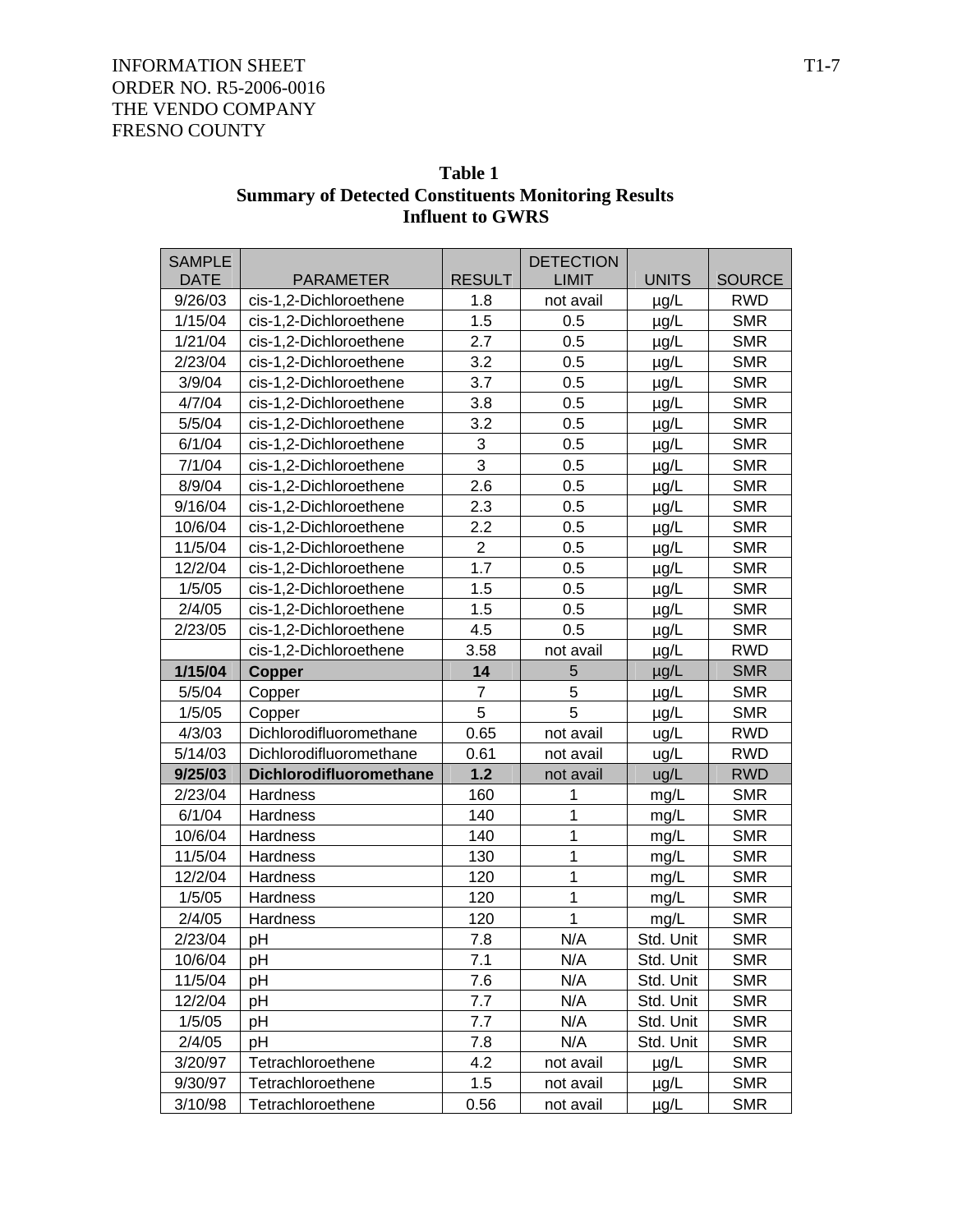**Table 1**
**Summary of Detected Constituents Monitoring Results**
**Influent to GWRS**

| SAMPLE DATE | PARAMETER | RESULT | DETECTION LIMIT | UNITS | SOURCE |
|---|---|---|---|---|---|
| 9/26/03 | cis-1,2-Dichloroethene | 1.8 | not avail | µg/L | RWD |
| 1/15/04 | cis-1,2-Dichloroethene | 1.5 | 0.5 | µg/L | SMR |
| 1/21/04 | cis-1,2-Dichloroethene | 2.7 | 0.5 | µg/L | SMR |
| 2/23/04 | cis-1,2-Dichloroethene | 3.2 | 0.5 | µg/L | SMR |
| 3/9/04 | cis-1,2-Dichloroethene | 3.7 | 0.5 | µg/L | SMR |
| 4/7/04 | cis-1,2-Dichloroethene | 3.8 | 0.5 | µg/L | SMR |
| 5/5/04 | cis-1,2-Dichloroethene | 3.2 | 0.5 | µg/L | SMR |
| 6/1/04 | cis-1,2-Dichloroethene | 3 | 0.5 | µg/L | SMR |
| 7/1/04 | cis-1,2-Dichloroethene | 3 | 0.5 | µg/L | SMR |
| 8/9/04 | cis-1,2-Dichloroethene | 2.6 | 0.5 | µg/L | SMR |
| 9/16/04 | cis-1,2-Dichloroethene | 2.3 | 0.5 | µg/L | SMR |
| 10/6/04 | cis-1,2-Dichloroethene | 2.2 | 0.5 | µg/L | SMR |
| 11/5/04 | cis-1,2-Dichloroethene | 2 | 0.5 | µg/L | SMR |
| 12/2/04 | cis-1,2-Dichloroethene | 1.7 | 0.5 | µg/L | SMR |
| 1/5/05 | cis-1,2-Dichloroethene | 1.5 | 0.5 | µg/L | SMR |
| 2/4/05 | cis-1,2-Dichloroethene | 1.5 | 0.5 | µg/L | SMR |
| 2/23/05 | cis-1,2-Dichloroethene | 4.5 | 0.5 | µg/L | SMR |
| | cis-1,2-Dichloroethene | 3.58 | not avail | µg/L | RWD |
| **1/15/04** | **Copper** | **14** | 5 | µg/L | SMR |
| 5/5/04 | Copper | 7 | 5 | µg/L | SMR |
| 1/5/05 | Copper | 5 | 5 | µg/L | SMR |
| 4/3/03 | Dichlorodifluoromethane | 0.65 | not avail | ug/L | RWD |
| 5/14/03 | Dichlorodifluoromethane | 0.61 | not avail | ug/L | RWD |
| **9/25/03** | **Dichlorodifluoromethane** | **1.2** | not avail | ug/L | RWD |
| 2/23/04 | Hardness | 160 | 1 | mg/L | SMR |
| 6/1/04 | Hardness | 140 | 1 | mg/L | SMR |
| 10/6/04 | Hardness | 140 | 1 | mg/L | SMR |
| 11/5/04 | Hardness | 130 | 1 | mg/L | SMR |
| 12/2/04 | Hardness | 120 | 1 | mg/L | SMR |
| 1/5/05 | Hardness | 120 | 1 | mg/L | SMR |
| 2/4/05 | Hardness | 120 | 1 | mg/L | SMR |
| 2/23/04 | pH | 7.8 | N/A | Std. Unit | SMR |
| 10/6/04 | pH | 7.1 | N/A | Std. Unit | SMR |
| 11/5/04 | pH | 7.6 | N/A | Std. Unit | SMR |
| 12/2/04 | pH | 7.7 | N/A | Std. Unit | SMR |
| 1/5/05 | pH | 7.7 | N/A | Std. Unit | SMR |
| 2/4/05 | pH | 7.8 | N/A | Std. Unit | SMR |
| 3/20/97 | Tetrachloroethene | 4.2 | not avail | µg/L | SMR |
| 9/30/97 | Tetrachloroethene | 1.5 | not avail | µg/L | SMR |
| 3/10/98 | Tetrachloroethene | 0.56 | not avail | µg/L | SMR |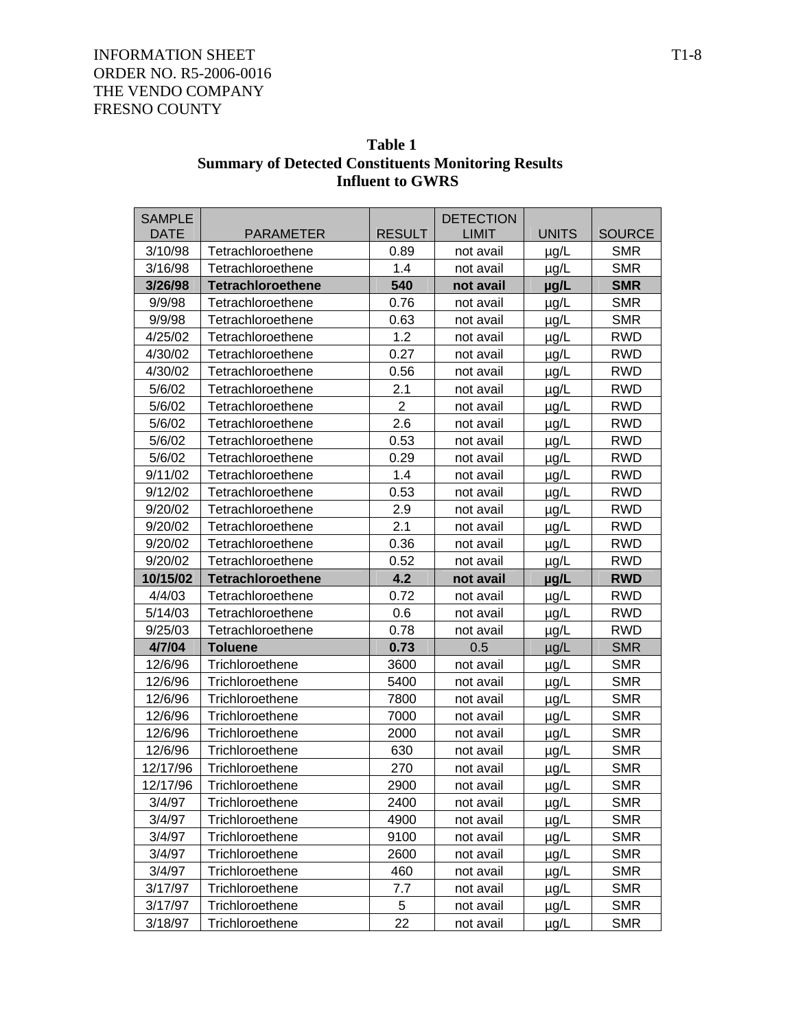INFORMATION SHEET
ORDER NO. R5-2006-0016
THE VENDO COMPANY
FRESNO COUNTY

**Table 1**
**Summary of Detected Constituents Monitoring Results**
**Influent to GWRS**

| SAMPLE DATE | PARAMETER | RESULT | DETECTION LIMIT | UNITS | SOURCE |
|---|---|---|---|---|---|
| 3/10/98 | Tetrachloroethene | 0.89 | not avail | µg/L | SMR |
| 3/16/98 | Tetrachloroethene | 1.4 | not avail | µg/L | SMR |
| **3/26/98** | **Tetrachloroethene** | **540** | **not avail** | **µg/L** | **SMR** |
| 9/9/98 | Tetrachloroethene | 0.76 | not avail | µg/L | SMR |
| 9/9/98 | Tetrachloroethene | 0.63 | not avail | µg/L | SMR |
| 4/25/02 | Tetrachloroethene | 1.2 | not avail | µg/L | RWD |
| 4/30/02 | Tetrachloroethene | 0.27 | not avail | µg/L | RWD |
| 4/30/02 | Tetrachloroethene | 0.56 | not avail | µg/L | RWD |
| 5/6/02 | Tetrachloroethene | 2.1 | not avail | µg/L | RWD |
| 5/6/02 | Tetrachloroethene | 2 | not avail | µg/L | RWD |
| 5/6/02 | Tetrachloroethene | 2.6 | not avail | µg/L | RWD |
| 5/6/02 | Tetrachloroethene | 0.53 | not avail | µg/L | RWD |
| 5/6/02 | Tetrachloroethene | 0.29 | not avail | µg/L | RWD |
| 9/11/02 | Tetrachloroethene | 1.4 | not avail | µg/L | RWD |
| 9/12/02 | Tetrachloroethene | 0.53 | not avail | µg/L | RWD |
| 9/20/02 | Tetrachloroethene | 2.9 | not avail | µg/L | RWD |
| 9/20/02 | Tetrachloroethene | 2.1 | not avail | µg/L | RWD |
| 9/20/02 | Tetrachloroethene | 0.36 | not avail | µg/L | RWD |
| 9/20/02 | Tetrachloroethene | 0.52 | not avail | µg/L | RWD |
| **10/15/02** | **Tetrachloroethene** | **4.2** | **not avail** | **µg/L** | **RWD** |
| 4/4/03 | Tetrachloroethene | 0.72 | not avail | µg/L | RWD |
| 5/14/03 | Tetrachloroethene | 0.6 | not avail | µg/L | RWD |
| 9/25/03 | Tetrachloroethene | 0.78 | not avail | µg/L | RWD |
| **4/7/04** | **Toluene** | **0.73** | 0.5 | µg/L | SMR |
| 12/6/96 | Trichloroethene | 3600 | not avail | µg/L | SMR |
| 12/6/96 | Trichloroethene | 5400 | not avail | µg/L | SMR |
| 12/6/96 | Trichloroethene | 7800 | not avail | µg/L | SMR |
| 12/6/96 | Trichloroethene | 7000 | not avail | µg/L | SMR |
| 12/6/96 | Trichloroethene | 2000 | not avail | µg/L | SMR |
| 12/6/96 | Trichloroethene | 630 | not avail | µg/L | SMR |
| 12/17/96 | Trichloroethene | 270 | not avail | µg/L | SMR |
| 12/17/96 | Trichloroethene | 2900 | not avail | µg/L | SMR |
| 3/4/97 | Trichloroethene | 2400 | not avail | µg/L | SMR |
| 3/4/97 | Trichloroethene | 4900 | not avail | µg/L | SMR |
| 3/4/97 | Trichloroethene | 9100 | not avail | µg/L | SMR |
| 3/4/97 | Trichloroethene | 2600 | not avail | µg/L | SMR |
| 3/4/97 | Trichloroethene | 460 | not avail | µg/L | SMR |
| 3/17/97 | Trichloroethene | 7.7 | not avail | µg/L | SMR |
| 3/17/97 | Trichloroethene | 5 | not avail | µg/L | SMR |
| 3/18/97 | Trichloroethene | 22 | not avail | µg/L | SMR |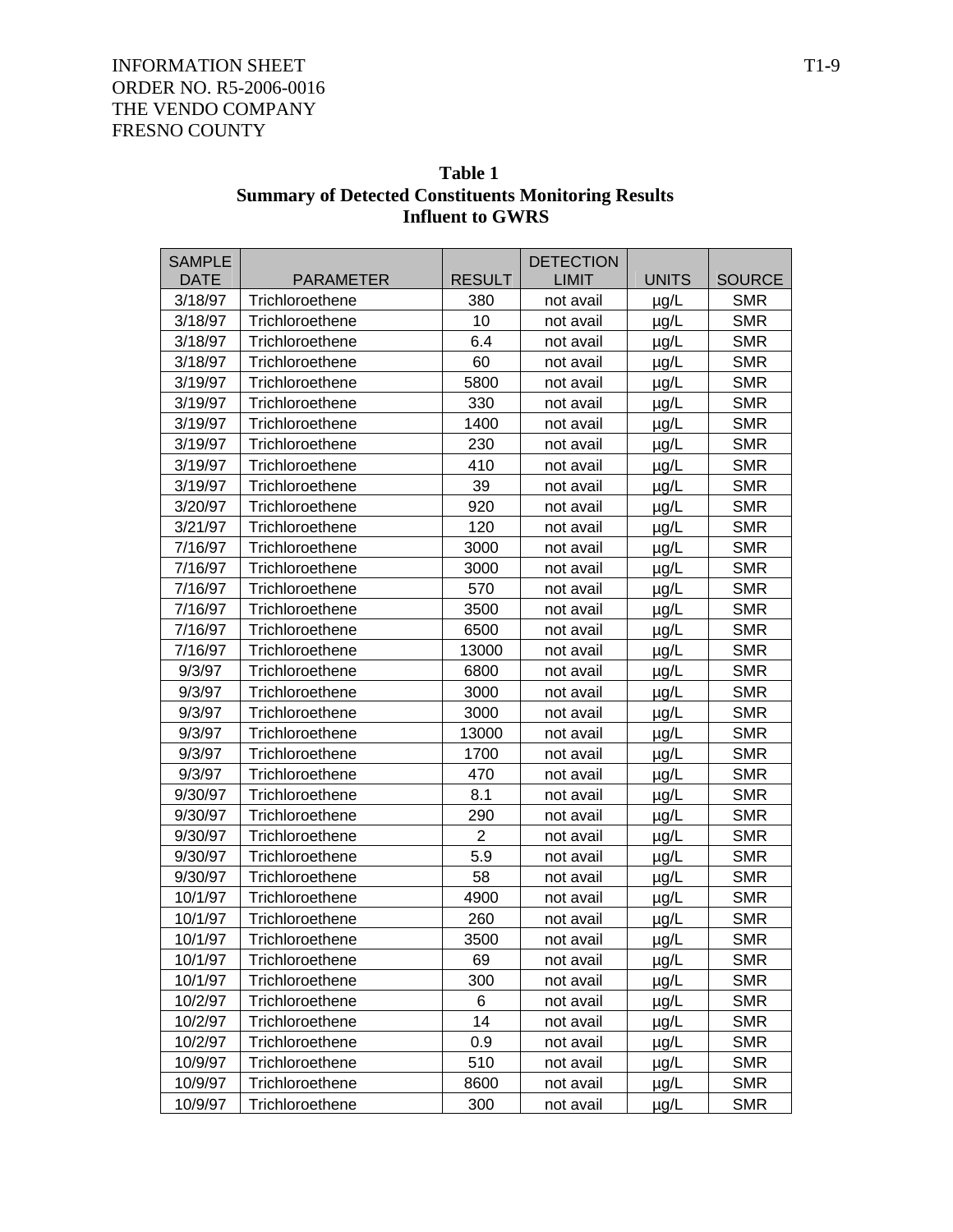INFORMATION SHEET
ORDER NO. R5-2006-0016
THE VENDO COMPANY
FRESNO COUNTY

**Table 1**
**Summary of Detected Constituents Monitoring Results**
**Influent to GWRS**

| SAMPLE DATE | PARAMETER | RESULT | DETECTION LIMIT | UNITS | SOURCE |
|---|---|---|---|---|---|
| 3/18/97 | Trichloroethene | 380 | not avail | µg/L | SMR |
| 3/18/97 | Trichloroethene | 10 | not avail | µg/L | SMR |
| 3/18/97 | Trichloroethene | 6.4 | not avail | µg/L | SMR |
| 3/18/97 | Trichloroethene | 60 | not avail | µg/L | SMR |
| 3/19/97 | Trichloroethene | 5800 | not avail | µg/L | SMR |
| 3/19/97 | Trichloroethene | 330 | not avail | µg/L | SMR |
| 3/19/97 | Trichloroethene | 1400 | not avail | µg/L | SMR |
| 3/19/97 | Trichloroethene | 230 | not avail | µg/L | SMR |
| 3/19/97 | Trichloroethene | 410 | not avail | µg/L | SMR |
| 3/19/97 | Trichloroethene | 39 | not avail | µg/L | SMR |
| 3/20/97 | Trichloroethene | 920 | not avail | µg/L | SMR |
| 3/21/97 | Trichloroethene | 120 | not avail | µg/L | SMR |
| 7/16/97 | Trichloroethene | 3000 | not avail | µg/L | SMR |
| 7/16/97 | Trichloroethene | 3000 | not avail | µg/L | SMR |
| 7/16/97 | Trichloroethene | 570 | not avail | µg/L | SMR |
| 7/16/97 | Trichloroethene | 3500 | not avail | µg/L | SMR |
| 7/16/97 | Trichloroethene | 6500 | not avail | µg/L | SMR |
| 7/16/97 | Trichloroethene | 13000 | not avail | µg/L | SMR |
| 9/3/97 | Trichloroethene | 6800 | not avail | µg/L | SMR |
| 9/3/97 | Trichloroethene | 3000 | not avail | µg/L | SMR |
| 9/3/97 | Trichloroethene | 3000 | not avail | µg/L | SMR |
| 9/3/97 | Trichloroethene | 13000 | not avail | µg/L | SMR |
| 9/3/97 | Trichloroethene | 1700 | not avail | µg/L | SMR |
| 9/3/97 | Trichloroethene | 470 | not avail | µg/L | SMR |
| 9/30/97 | Trichloroethene | 8.1 | not avail | µg/L | SMR |
| 9/30/97 | Trichloroethene | 290 | not avail | µg/L | SMR |
| 9/30/97 | Trichloroethene | 2 | not avail | µg/L | SMR |
| 9/30/97 | Trichloroethene | 5.9 | not avail | µg/L | SMR |
| 9/30/97 | Trichloroethene | 58 | not avail | µg/L | SMR |
| 10/1/97 | Trichloroethene | 4900 | not avail | µg/L | SMR |
| 10/1/97 | Trichloroethene | 260 | not avail | µg/L | SMR |
| 10/1/97 | Trichloroethene | 3500 | not avail | µg/L | SMR |
| 10/1/97 | Trichloroethene | 69 | not avail | µg/L | SMR |
| 10/1/97 | Trichloroethene | 300 | not avail | µg/L | SMR |
| 10/2/97 | Trichloroethene | 6 | not avail | µg/L | SMR |
| 10/2/97 | Trichloroethene | 14 | not avail | µg/L | SMR |
| 10/2/97 | Trichloroethene | 0.9 | not avail | µg/L | SMR |
| 10/9/97 | Trichloroethene | 510 | not avail | µg/L | SMR |
| 10/9/97 | Trichloroethene | 8600 | not avail | µg/L | SMR |
| 10/9/97 | Trichloroethene | 300 | not avail | µg/L | SMR |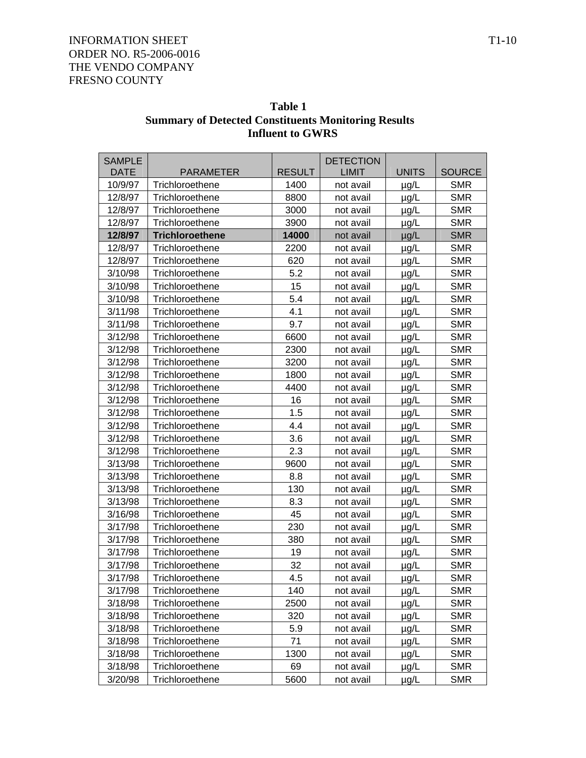INFORMATION SHEET
ORDER NO. R5-2006-0016
THE VENDO COMPANY
FRESNO COUNTY

**Table 1**
**Summary of Detected Constituents Monitoring Results**
**Influent to GWRS**

| SAMPLE DATE | PARAMETER | RESULT | DETECTION LIMIT | UNITS | SOURCE |
|---|---|---|---|---|---|
| 10/9/97 | Trichloroethene | 1400 | not avail | µg/L | SMR |
| 12/8/97 | Trichloroethene | 8800 | not avail | µg/L | SMR |
| 12/8/97 | Trichloroethene | 3000 | not avail | µg/L | SMR |
| 12/8/97 | Trichloroethene | 3900 | not avail | µg/L | SMR |
| **12/8/97** | **Trichloroethene** | **14000** | not avail | µg/L | SMR |
| 12/8/97 | Trichloroethene | 2200 | not avail | µg/L | SMR |
| 12/8/97 | Trichloroethene | 620 | not avail | µg/L | SMR |
| 3/10/98 | Trichloroethene | 5.2 | not avail | µg/L | SMR |
| 3/10/98 | Trichloroethene | 15 | not avail | µg/L | SMR |
| 3/10/98 | Trichloroethene | 5.4 | not avail | µg/L | SMR |
| 3/11/98 | Trichloroethene | 4.1 | not avail | µg/L | SMR |
| 3/11/98 | Trichloroethene | 9.7 | not avail | µg/L | SMR |
| 3/12/98 | Trichloroethene | 6600 | not avail | µg/L | SMR |
| 3/12/98 | Trichloroethene | 2300 | not avail | µg/L | SMR |
| 3/12/98 | Trichloroethene | 3200 | not avail | µg/L | SMR |
| 3/12/98 | Trichloroethene | 1800 | not avail | µg/L | SMR |
| 3/12/98 | Trichloroethene | 4400 | not avail | µg/L | SMR |
| 3/12/98 | Trichloroethene | 16 | not avail | µg/L | SMR |
| 3/12/98 | Trichloroethene | 1.5 | not avail | µg/L | SMR |
| 3/12/98 | Trichloroethene | 4.4 | not avail | µg/L | SMR |
| 3/12/98 | Trichloroethene | 3.6 | not avail | µg/L | SMR |
| 3/12/98 | Trichloroethene | 2.3 | not avail | µg/L | SMR |
| 3/13/98 | Trichloroethene | 9600 | not avail | µg/L | SMR |
| 3/13/98 | Trichloroethene | 8.8 | not avail | µg/L | SMR |
| 3/13/98 | Trichloroethene | 130 | not avail | µg/L | SMR |
| 3/13/98 | Trichloroethene | 8.3 | not avail | µg/L | SMR |
| 3/16/98 | Trichloroethene | 45 | not avail | µg/L | SMR |
| 3/17/98 | Trichloroethene | 230 | not avail | µg/L | SMR |
| 3/17/98 | Trichloroethene | 380 | not avail | µg/L | SMR |
| 3/17/98 | Trichloroethene | 19 | not avail | µg/L | SMR |
| 3/17/98 | Trichloroethene | 32 | not avail | µg/L | SMR |
| 3/17/98 | Trichloroethene | 4.5 | not avail | µg/L | SMR |
| 3/17/98 | Trichloroethene | 140 | not avail | µg/L | SMR |
| 3/18/98 | Trichloroethene | 2500 | not avail | µg/L | SMR |
| 3/18/98 | Trichloroethene | 320 | not avail | µg/L | SMR |
| 3/18/98 | Trichloroethene | 5.9 | not avail | µg/L | SMR |
| 3/18/98 | Trichloroethene | 71 | not avail | µg/L | SMR |
| 3/18/98 | Trichloroethene | 1300 | not avail | µg/L | SMR |
| 3/18/98 | Trichloroethene | 69 | not avail | µg/L | SMR |
| 3/20/98 | Trichloroethene | 5600 | not avail | µg/L | SMR |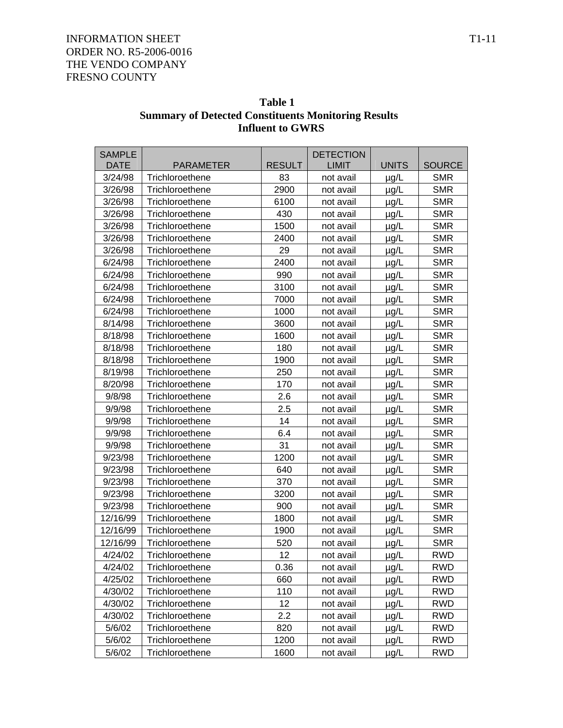INFORMATION SHEET
ORDER NO. R5-2006-0016
THE VENDO COMPANY
FRESNO COUNTY

**Table 1**
**Summary of Detected Constituents Monitoring Results**
**Influent to GWRS**

| SAMPLE DATE | PARAMETER | RESULT | DETECTION LIMIT | UNITS | SOURCE |
|---|---|---|---|---|---|
| 3/24/98 | Trichloroethene | 83 | not avail | µg/L | SMR |
| 3/26/98 | Trichloroethene | 2900 | not avail | µg/L | SMR |
| 3/26/98 | Trichloroethene | 6100 | not avail | µg/L | SMR |
| 3/26/98 | Trichloroethene | 430 | not avail | µg/L | SMR |
| 3/26/98 | Trichloroethene | 1500 | not avail | µg/L | SMR |
| 3/26/98 | Trichloroethene | 2400 | not avail | µg/L | SMR |
| 3/26/98 | Trichloroethene | 29 | not avail | µg/L | SMR |
| 6/24/98 | Trichloroethene | 2400 | not avail | µg/L | SMR |
| 6/24/98 | Trichloroethene | 990 | not avail | µg/L | SMR |
| 6/24/98 | Trichloroethene | 3100 | not avail | µg/L | SMR |
| 6/24/98 | Trichloroethene | 7000 | not avail | µg/L | SMR |
| 6/24/98 | Trichloroethene | 1000 | not avail | µg/L | SMR |
| 8/14/98 | Trichloroethene | 3600 | not avail | µg/L | SMR |
| 8/18/98 | Trichloroethene | 1600 | not avail | µg/L | SMR |
| 8/18/98 | Trichloroethene | 180 | not avail | µg/L | SMR |
| 8/18/98 | Trichloroethene | 1900 | not avail | µg/L | SMR |
| 8/19/98 | Trichloroethene | 250 | not avail | µg/L | SMR |
| 8/20/98 | Trichloroethene | 170 | not avail | µg/L | SMR |
| 9/8/98 | Trichloroethene | 2.6 | not avail | µg/L | SMR |
| 9/9/98 | Trichloroethene | 2.5 | not avail | µg/L | SMR |
| 9/9/98 | Trichloroethene | 14 | not avail | µg/L | SMR |
| 9/9/98 | Trichloroethene | 6.4 | not avail | µg/L | SMR |
| 9/9/98 | Trichloroethene | 31 | not avail | µg/L | SMR |
| 9/23/98 | Trichloroethene | 1200 | not avail | µg/L | SMR |
| 9/23/98 | Trichloroethene | 640 | not avail | µg/L | SMR |
| 9/23/98 | Trichloroethene | 370 | not avail | µg/L | SMR |
| 9/23/98 | Trichloroethene | 3200 | not avail | µg/L | SMR |
| 9/23/98 | Trichloroethene | 900 | not avail | µg/L | SMR |
| 12/16/99 | Trichloroethene | 1800 | not avail | µg/L | SMR |
| 12/16/99 | Trichloroethene | 1900 | not avail | µg/L | SMR |
| 12/16/99 | Trichloroethene | 520 | not avail | µg/L | SMR |
| 4/24/02 | Trichloroethene | 12 | not avail | µg/L | RWD |
| 4/24/02 | Trichloroethene | 0.36 | not avail | µg/L | RWD |
| 4/25/02 | Trichloroethene | 660 | not avail | µg/L | RWD |
| 4/30/02 | Trichloroethene | 110 | not avail | µg/L | RWD |
| 4/30/02 | Trichloroethene | 12 | not avail | µg/L | RWD |
| 4/30/02 | Trichloroethene | 2.2 | not avail | µg/L | RWD |
| 5/6/02 | Trichloroethene | 820 | not avail | µg/L | RWD |
| 5/6/02 | Trichloroethene | 1200 | not avail | µg/L | RWD |
| 5/6/02 | Trichloroethene | 1600 | not avail | µg/L | RWD |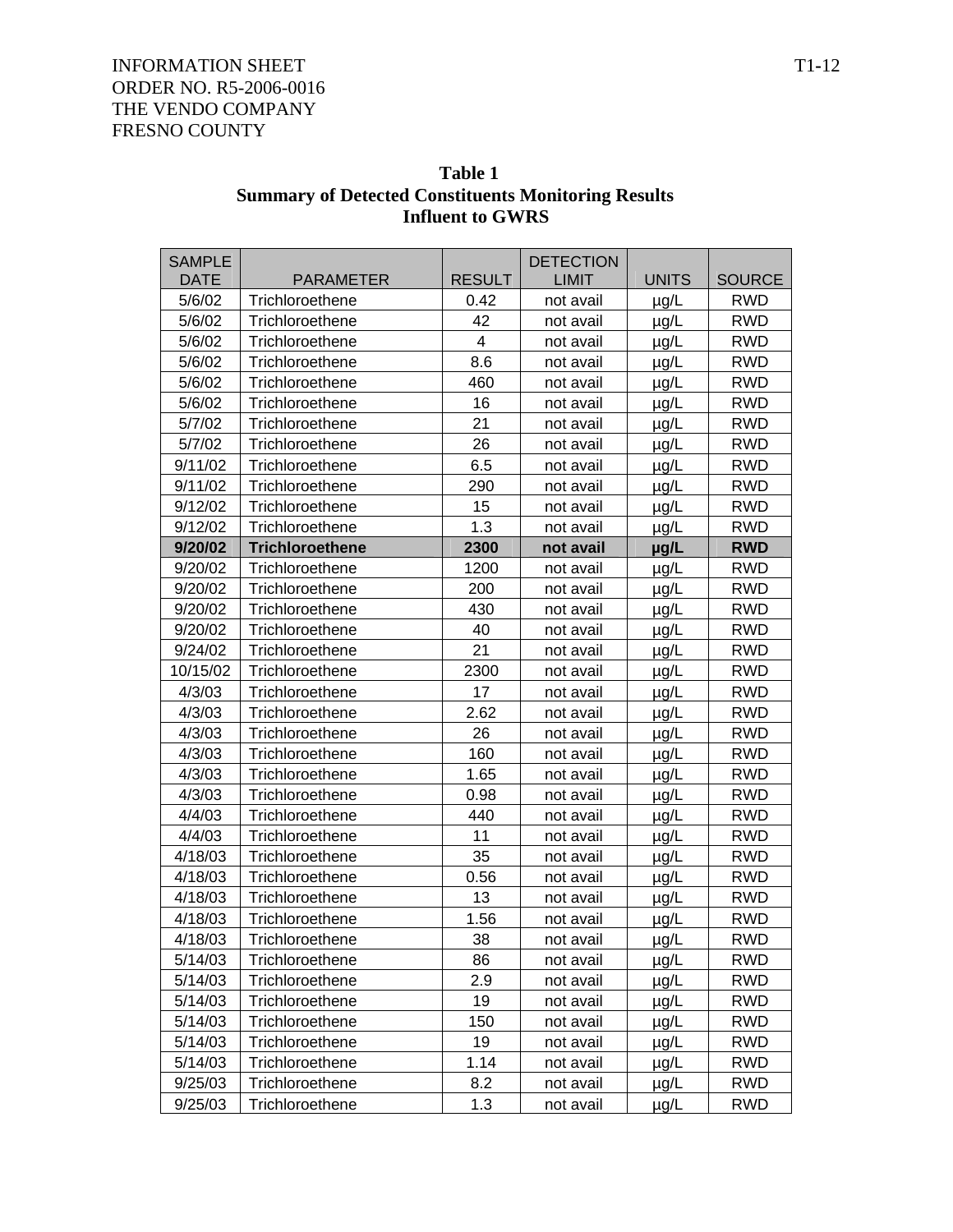INFORMATION SHEET
ORDER NO. R5-2006-0016
THE VENDO COMPANY
FRESNO COUNTY

**Table 1**
**Summary of Detected Constituents Monitoring Results**
**Influent to GWRS**

| SAMPLE DATE | PARAMETER | RESULT | DETECTION LIMIT | UNITS | SOURCE |
|---|---|---|---|---|---|
| 5/6/02 | Trichloroethene | 0.42 | not avail | µg/L | RWD |
| 5/6/02 | Trichloroethene | 42 | not avail | µg/L | RWD |
| 5/6/02 | Trichloroethene | 4 | not avail | µg/L | RWD |
| 5/6/02 | Trichloroethene | 8.6 | not avail | µg/L | RWD |
| 5/6/02 | Trichloroethene | 460 | not avail | µg/L | RWD |
| 5/6/02 | Trichloroethene | 16 | not avail | µg/L | RWD |
| 5/7/02 | Trichloroethene | 21 | not avail | µg/L | RWD |
| 5/7/02 | Trichloroethene | 26 | not avail | µg/L | RWD |
| 9/11/02 | Trichloroethene | 6.5 | not avail | µg/L | RWD |
| 9/11/02 | Trichloroethene | 290 | not avail | µg/L | RWD |
| 9/12/02 | Trichloroethene | 15 | not avail | µg/L | RWD |
| 9/12/02 | Trichloroethene | 1.3 | not avail | µg/L | RWD |
| **9/20/02** | **Trichloroethene** | **2300** | **not avail** | **µg/L** | **RWD** |
| 9/20/02 | Trichloroethene | 1200 | not avail | µg/L | RWD |
| 9/20/02 | Trichloroethene | 200 | not avail | µg/L | RWD |
| 9/20/02 | Trichloroethene | 430 | not avail | µg/L | RWD |
| 9/20/02 | Trichloroethene | 40 | not avail | µg/L | RWD |
| 9/24/02 | Trichloroethene | 21 | not avail | µg/L | RWD |
| 10/15/02 | Trichloroethene | 2300 | not avail | µg/L | RWD |
| 4/3/03 | Trichloroethene | 17 | not avail | µg/L | RWD |
| 4/3/03 | Trichloroethene | 2.62 | not avail | µg/L | RWD |
| 4/3/03 | Trichloroethene | 26 | not avail | µg/L | RWD |
| 4/3/03 | Trichloroethene | 160 | not avail | µg/L | RWD |
| 4/3/03 | Trichloroethene | 1.65 | not avail | µg/L | RWD |
| 4/3/03 | Trichloroethene | 0.98 | not avail | µg/L | RWD |
| 4/4/03 | Trichloroethene | 440 | not avail | µg/L | RWD |
| 4/4/03 | Trichloroethene | 11 | not avail | µg/L | RWD |
| 4/18/03 | Trichloroethene | 35 | not avail | µg/L | RWD |
| 4/18/03 | Trichloroethene | 0.56 | not avail | µg/L | RWD |
| 4/18/03 | Trichloroethene | 13 | not avail | µg/L | RWD |
| 4/18/03 | Trichloroethene | 1.56 | not avail | µg/L | RWD |
| 4/18/03 | Trichloroethene | 38 | not avail | µg/L | RWD |
| 5/14/03 | Trichloroethene | 86 | not avail | µg/L | RWD |
| 5/14/03 | Trichloroethene | 2.9 | not avail | µg/L | RWD |
| 5/14/03 | Trichloroethene | 19 | not avail | µg/L | RWD |
| 5/14/03 | Trichloroethene | 150 | not avail | µg/L | RWD |
| 5/14/03 | Trichloroethene | 19 | not avail | µg/L | RWD |
| 5/14/03 | Trichloroethene | 1.14 | not avail | µg/L | RWD |
| 9/25/03 | Trichloroethene | 8.2 | not avail | µg/L | RWD |
| 9/25/03 | Trichloroethene | 1.3 | not avail | µg/L | RWD |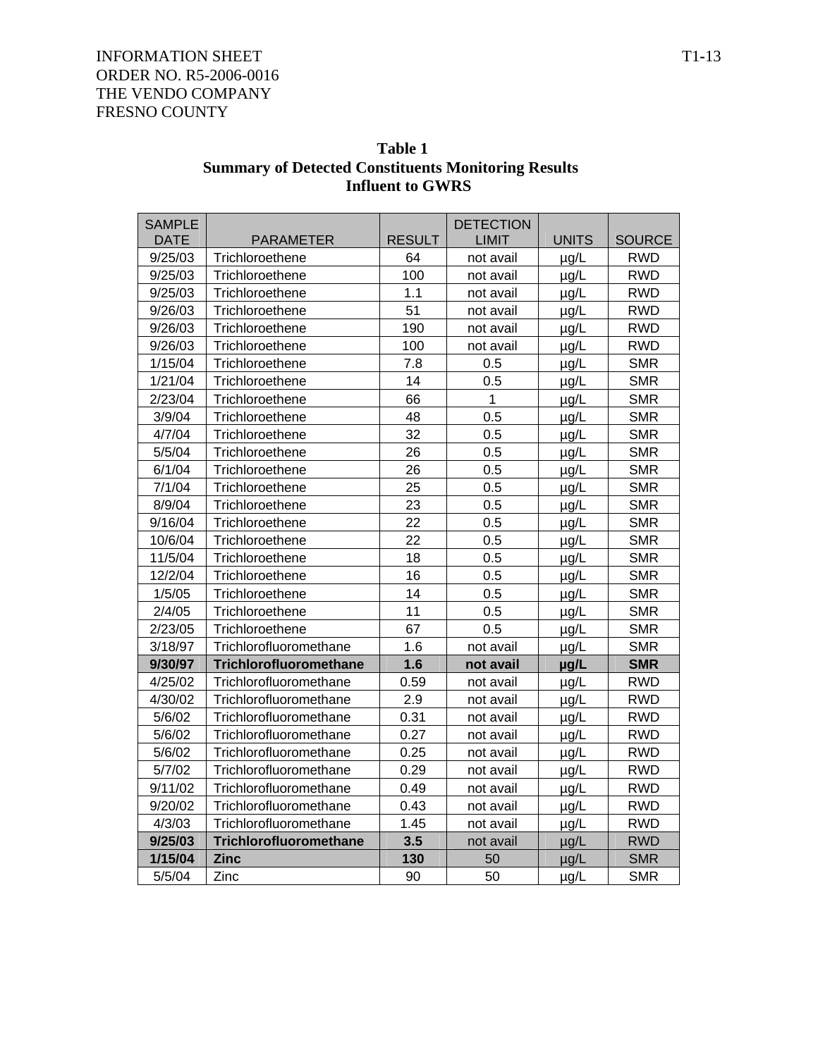INFORMATION SHEET
ORDER NO. R5-2006-0016
THE VENDO COMPANY
FRESNO COUNTY

**Table 1**
**Summary of Detected Constituents Monitoring Results**
**Influent to GWRS**

| SAMPLE DATE | PARAMETER | RESULT | DETECTION LIMIT | UNITS | SOURCE |
|---|---|---|---|---|---|
| 9/25/03 | Trichloroethene | 64 | not avail | µg/L | RWD |
| 9/25/03 | Trichloroethene | 100 | not avail | µg/L | RWD |
| 9/25/03 | Trichloroethene | 1.1 | not avail | µg/L | RWD |
| 9/26/03 | Trichloroethene | 51 | not avail | µg/L | RWD |
| 9/26/03 | Trichloroethene | 190 | not avail | µg/L | RWD |
| 9/26/03 | Trichloroethene | 100 | not avail | µg/L | RWD |
| 1/15/04 | Trichloroethene | 7.8 | 0.5 | µg/L | SMR |
| 1/21/04 | Trichloroethene | 14 | 0.5 | µg/L | SMR |
| 2/23/04 | Trichloroethene | 66 | 1 | µg/L | SMR |
| 3/9/04 | Trichloroethene | 48 | 0.5 | µg/L | SMR |
| 4/7/04 | Trichloroethene | 32 | 0.5 | µg/L | SMR |
| 5/5/04 | Trichloroethene | 26 | 0.5 | µg/L | SMR |
| 6/1/04 | Trichloroethene | 26 | 0.5 | µg/L | SMR |
| 7/1/04 | Trichloroethene | 25 | 0.5 | µg/L | SMR |
| 8/9/04 | Trichloroethene | 23 | 0.5 | µg/L | SMR |
| 9/16/04 | Trichloroethene | 22 | 0.5 | µg/L | SMR |
| 10/6/04 | Trichloroethene | 22 | 0.5 | µg/L | SMR |
| 11/5/04 | Trichloroethene | 18 | 0.5 | µg/L | SMR |
| 12/2/04 | Trichloroethene | 16 | 0.5 | µg/L | SMR |
| 1/5/05 | Trichloroethene | 14 | 0.5 | µg/L | SMR |
| 2/4/05 | Trichloroethene | 11 | 0.5 | µg/L | SMR |
| 2/23/05 | Trichloroethene | 67 | 0.5 | µg/L | SMR |
| 3/18/97 | Trichlorofluoromethane | 1.6 | not avail | µg/L | SMR |
| **9/30/97** | **Trichlorofluoromethane** | **1.6** | **not avail** | **µg/L** | **SMR** |
| 4/25/02 | Trichlorofluoromethane | 0.59 | not avail | µg/L | RWD |
| 4/30/02 | Trichlorofluoromethane | 2.9 | not avail | µg/L | RWD |
| 5/6/02 | Trichlorofluoromethane | 0.31 | not avail | µg/L | RWD |
| 5/6/02 | Trichlorofluoromethane | 0.27 | not avail | µg/L | RWD |
| 5/6/02 | Trichlorofluoromethane | 0.25 | not avail | µg/L | RWD |
| 5/7/02 | Trichlorofluoromethane | 0.29 | not avail | µg/L | RWD |
| 9/11/02 | Trichlorofluoromethane | 0.49 | not avail | µg/L | RWD |
| 9/20/02 | Trichlorofluoromethane | 0.43 | not avail | µg/L | RWD |
| 4/3/03 | Trichlorofluoromethane | 1.45 | not avail | µg/L | RWD |
| **9/25/03** | **Trichlorofluoromethane** | **3.5** | not avail | µg/L | RWD |
| **1/15/04** | **Zinc** | **130** | 50 | µg/L | SMR |
| 5/5/04 | Zinc | 90 | 50 | µg/L | SMR |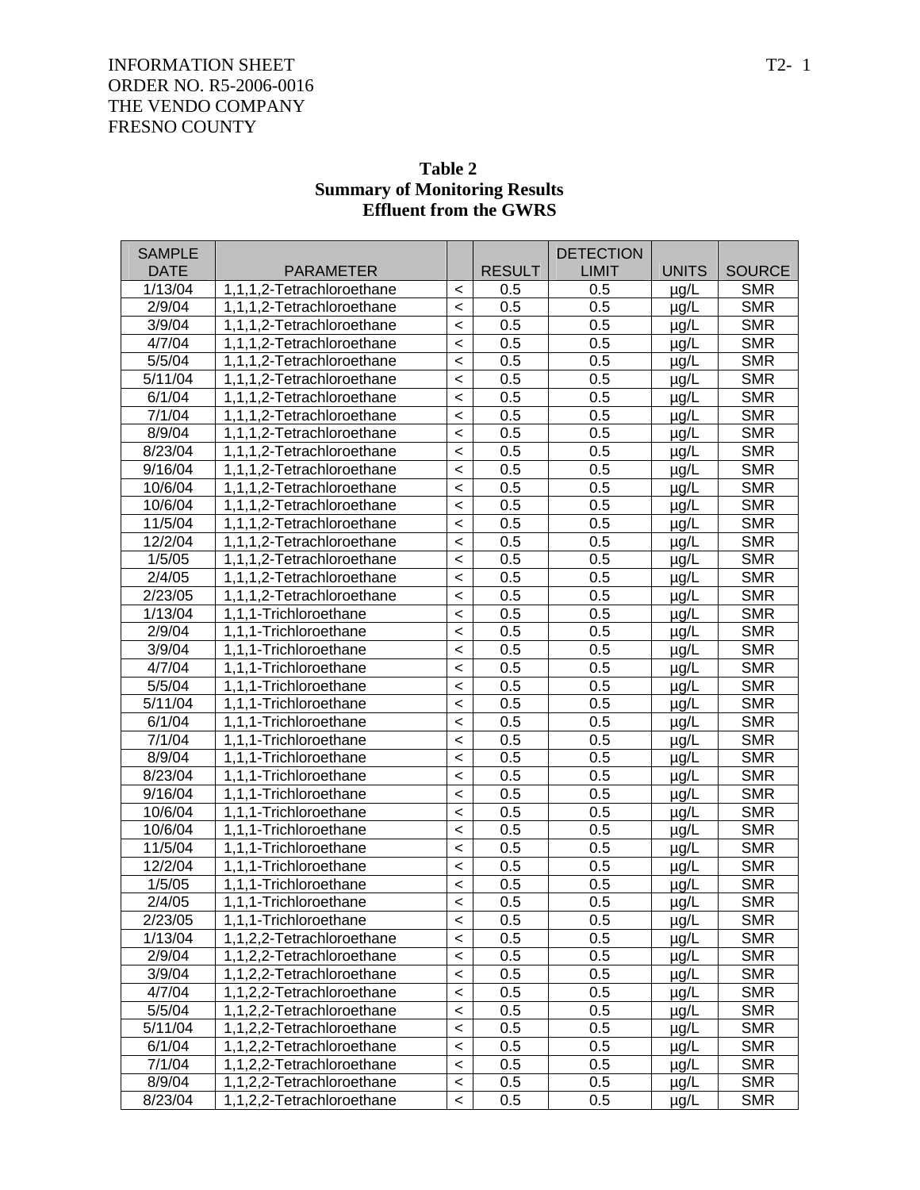INFORMATION SHEET
ORDER NO. R5-2006-0016
THE VENDO COMPANY
FRESNO COUNTY

**Table 2**
**Summary of Monitoring Results**
**Effluent from the GWRS**

| SAMPLE DATE | PARAMETER | | RESULT | DETECTION LIMIT | UNITS | SOURCE |
|---|---|---|---|---|---|---|
| 1/13/04 | 1,1,1,2-Tetrachloroethane | < | 0.5 | 0.5 | µg/L | SMR |
| 2/9/04 | 1,1,1,2-Tetrachloroethane | < | 0.5 | 0.5 | µg/L | SMR |
| 3/9/04 | 1,1,1,2-Tetrachloroethane | < | 0.5 | 0.5 | µg/L | SMR |
| 4/7/04 | 1,1,1,2-Tetrachloroethane | < | 0.5 | 0.5 | µg/L | SMR |
| 5/5/04 | 1,1,1,2-Tetrachloroethane | < | 0.5 | 0.5 | µg/L | SMR |
| 5/11/04 | 1,1,1,2-Tetrachloroethane | < | 0.5 | 0.5 | µg/L | SMR |
| 6/1/04 | 1,1,1,2-Tetrachloroethane | < | 0.5 | 0.5 | µg/L | SMR |
| 7/1/04 | 1,1,1,2-Tetrachloroethane | < | 0.5 | 0.5 | µg/L | SMR |
| 8/9/04 | 1,1,1,2-Tetrachloroethane | < | 0.5 | 0.5 | µg/L | SMR |
| 8/23/04 | 1,1,1,2-Tetrachloroethane | < | 0.5 | 0.5 | µg/L | SMR |
| 9/16/04 | 1,1,1,2-Tetrachloroethane | < | 0.5 | 0.5 | µg/L | SMR |
| 10/6/04 | 1,1,1,2-Tetrachloroethane | < | 0.5 | 0.5 | µg/L | SMR |
| 10/6/04 | 1,1,1,2-Tetrachloroethane | < | 0.5 | 0.5 | µg/L | SMR |
| 11/5/04 | 1,1,1,2-Tetrachloroethane | < | 0.5 | 0.5 | µg/L | SMR |
| 12/2/04 | 1,1,1,2-Tetrachloroethane | < | 0.5 | 0.5 | µg/L | SMR |
| 1/5/05 | 1,1,1,2-Tetrachloroethane | < | 0.5 | 0.5 | µg/L | SMR |
| 2/4/05 | 1,1,1,2-Tetrachloroethane | < | 0.5 | 0.5 | µg/L | SMR |
| 2/23/05 | 1,1,1,2-Tetrachloroethane | < | 0.5 | 0.5 | µg/L | SMR |
| 1/13/04 | 1,1,1-Trichloroethane | < | 0.5 | 0.5 | µg/L | SMR |
| 2/9/04 | 1,1,1-Trichloroethane | < | 0.5 | 0.5 | µg/L | SMR |
| 3/9/04 | 1,1,1-Trichloroethane | < | 0.5 | 0.5 | µg/L | SMR |
| 4/7/04 | 1,1,1-Trichloroethane | < | 0.5 | 0.5 | µg/L | SMR |
| 5/5/04 | 1,1,1-Trichloroethane | < | 0.5 | 0.5 | µg/L | SMR |
| 5/11/04 | 1,1,1-Trichloroethane | < | 0.5 | 0.5 | µg/L | SMR |
| 6/1/04 | 1,1,1-Trichloroethane | < | 0.5 | 0.5 | µg/L | SMR |
| 7/1/04 | 1,1,1-Trichloroethane | < | 0.5 | 0.5 | µg/L | SMR |
| 8/9/04 | 1,1,1-Trichloroethane | < | 0.5 | 0.5 | µg/L | SMR |
| 8/23/04 | 1,1,1-Trichloroethane | < | 0.5 | 0.5 | µg/L | SMR |
| 9/16/04 | 1,1,1-Trichloroethane | < | 0.5 | 0.5 | µg/L | SMR |
| 10/6/04 | 1,1,1-Trichloroethane | < | 0.5 | 0.5 | µg/L | SMR |
| 10/6/04 | 1,1,1-Trichloroethane | < | 0.5 | 0.5 | µg/L | SMR |
| 11/5/04 | 1,1,1-Trichloroethane | < | 0.5 | 0.5 | µg/L | SMR |
| 12/2/04 | 1,1,1-Trichloroethane | < | 0.5 | 0.5 | µg/L | SMR |
| 1/5/05 | 1,1,1-Trichloroethane | < | 0.5 | 0.5 | µg/L | SMR |
| 2/4/05 | 1,1,1-Trichloroethane | < | 0.5 | 0.5 | µg/L | SMR |
| 2/23/05 | 1,1,1-Trichloroethane | < | 0.5 | 0.5 | µg/L | SMR |
| 1/13/04 | 1,1,2,2-Tetrachloroethane | < | 0.5 | 0.5 | µg/L | SMR |
| 2/9/04 | 1,1,2,2-Tetrachloroethane | < | 0.5 | 0.5 | µg/L | SMR |
| 3/9/04 | 1,1,2,2-Tetrachloroethane | < | 0.5 | 0.5 | µg/L | SMR |
| 4/7/04 | 1,1,2,2-Tetrachloroethane | < | 0.5 | 0.5 | µg/L | SMR |
| 5/5/04 | 1,1,2,2-Tetrachloroethane | < | 0.5 | 0.5 | µg/L | SMR |
| 5/11/04 | 1,1,2,2-Tetrachloroethane | < | 0.5 | 0.5 | µg/L | SMR |
| 6/1/04 | 1,1,2,2-Tetrachloroethane | < | 0.5 | 0.5 | µg/L | SMR |
| 7/1/04 | 1,1,2,2-Tetrachloroethane | < | 0.5 | 0.5 | µg/L | SMR |
| 8/9/04 | 1,1,2,2-Tetrachloroethane | < | 0.5 | 0.5 | µg/L | SMR |
| 8/23/04 | 1,1,2,2-Tetrachloroethane | < | 0.5 | 0.5 | µg/L | SMR |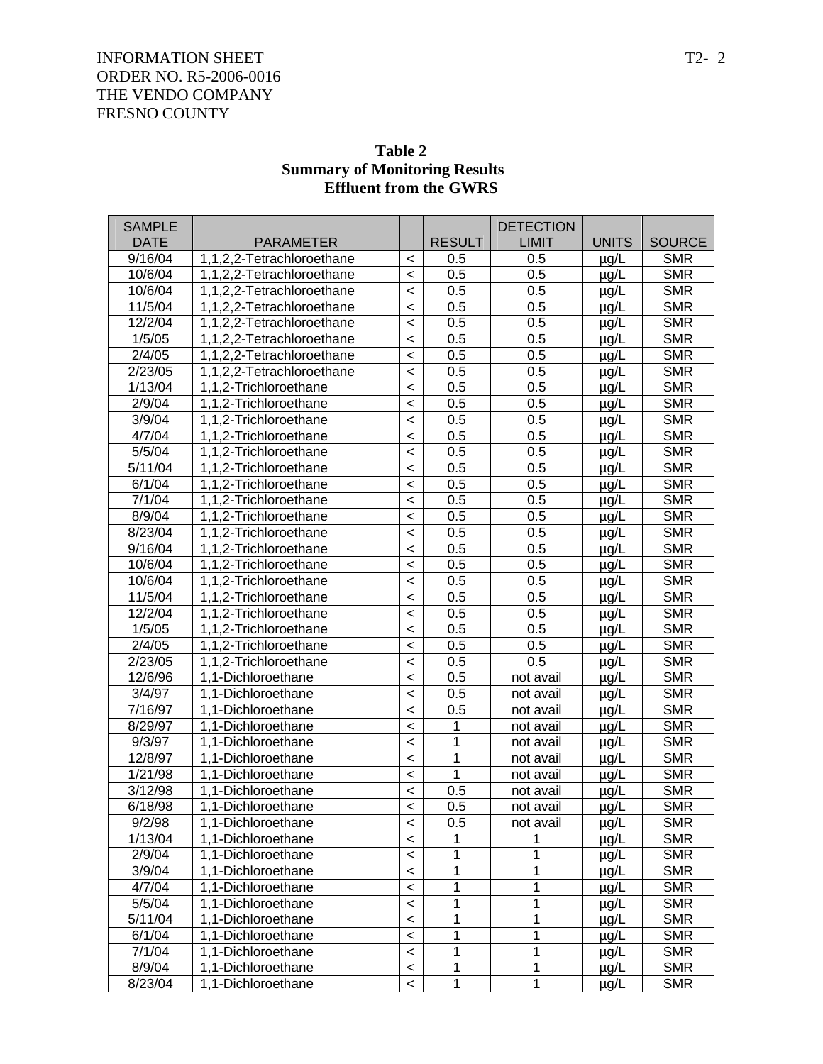INFORMATION SHEET
ORDER NO. R5-2006-0016
THE VENDO COMPANY
FRESNO COUNTY

**Table 2**
**Summary of Monitoring Results**
**Effluent from the GWRS**

| SAMPLE DATE | PARAMETER | | RESULT | DETECTION LIMIT | UNITS | SOURCE |
|---|---|---|---|---|---|---|
| 9/16/04 | 1,1,2,2-Tetrachloroethane | < | 0.5 | 0.5 | µg/L | SMR |
| 10/6/04 | 1,1,2,2-Tetrachloroethane | < | 0.5 | 0.5 | µg/L | SMR |
| 10/6/04 | 1,1,2,2-Tetrachloroethane | < | 0.5 | 0.5 | µg/L | SMR |
| 11/5/04 | 1,1,2,2-Tetrachloroethane | < | 0.5 | 0.5 | µg/L | SMR |
| 12/2/04 | 1,1,2,2-Tetrachloroethane | < | 0.5 | 0.5 | µg/L | SMR |
| 1/5/05 | 1,1,2,2-Tetrachloroethane | < | 0.5 | 0.5 | µg/L | SMR |
| 2/4/05 | 1,1,2,2-Tetrachloroethane | < | 0.5 | 0.5 | µg/L | SMR |
| 2/23/05 | 1,1,2,2-Tetrachloroethane | < | 0.5 | 0.5 | µg/L | SMR |
| 1/13/04 | 1,1,2-Trichloroethane | < | 0.5 | 0.5 | µg/L | SMR |
| 2/9/04 | 1,1,2-Trichloroethane | < | 0.5 | 0.5 | µg/L | SMR |
| 3/9/04 | 1,1,2-Trichloroethane | < | 0.5 | 0.5 | µg/L | SMR |
| 4/7/04 | 1,1,2-Trichloroethane | < | 0.5 | 0.5 | µg/L | SMR |
| 5/5/04 | 1,1,2-Trichloroethane | < | 0.5 | 0.5 | µg/L | SMR |
| 5/11/04 | 1,1,2-Trichloroethane | < | 0.5 | 0.5 | µg/L | SMR |
| 6/1/04 | 1,1,2-Trichloroethane | < | 0.5 | 0.5 | µg/L | SMR |
| 7/1/04 | 1,1,2-Trichloroethane | < | 0.5 | 0.5 | µg/L | SMR |
| 8/9/04 | 1,1,2-Trichloroethane | < | 0.5 | 0.5 | µg/L | SMR |
| 8/23/04 | 1,1,2-Trichloroethane | < | 0.5 | 0.5 | µg/L | SMR |
| 9/16/04 | 1,1,2-Trichloroethane | < | 0.5 | 0.5 | µg/L | SMR |
| 10/6/04 | 1,1,2-Trichloroethane | < | 0.5 | 0.5 | µg/L | SMR |
| 10/6/04 | 1,1,2-Trichloroethane | < | 0.5 | 0.5 | µg/L | SMR |
| 11/5/04 | 1,1,2-Trichloroethane | < | 0.5 | 0.5 | µg/L | SMR |
| 12/2/04 | 1,1,2-Trichloroethane | < | 0.5 | 0.5 | µg/L | SMR |
| 1/5/05 | 1,1,2-Trichloroethane | < | 0.5 | 0.5 | µg/L | SMR |
| 2/4/05 | 1,1,2-Trichloroethane | < | 0.5 | 0.5 | µg/L | SMR |
| 2/23/05 | 1,1,2-Trichloroethane | < | 0.5 | 0.5 | µg/L | SMR |
| 12/6/96 | 1,1-Dichloroethane | < | 0.5 | not avail | µg/L | SMR |
| 3/4/97 | 1,1-Dichloroethane | < | 0.5 | not avail | µg/L | SMR |
| 7/16/97 | 1,1-Dichloroethane | < | 0.5 | not avail | µg/L | SMR |
| 8/29/97 | 1,1-Dichloroethane | < | 1 | not avail | µg/L | SMR |
| 9/3/97 | 1,1-Dichloroethane | < | 1 | not avail | µg/L | SMR |
| 12/8/97 | 1,1-Dichloroethane | < | 1 | not avail | µg/L | SMR |
| 1/21/98 | 1,1-Dichloroethane | < | 1 | not avail | µg/L | SMR |
| 3/12/98 | 1,1-Dichloroethane | < | 0.5 | not avail | µg/L | SMR |
| 6/18/98 | 1,1-Dichloroethane | < | 0.5 | not avail | µg/L | SMR |
| 9/2/98 | 1,1-Dichloroethane | < | 0.5 | not avail | µg/L | SMR |
| 1/13/04 | 1,1-Dichloroethane | < | 1 | 1 | µg/L | SMR |
| 2/9/04 | 1,1-Dichloroethane | < | 1 | 1 | µg/L | SMR |
| 3/9/04 | 1,1-Dichloroethane | < | 1 | 1 | µg/L | SMR |
| 4/7/04 | 1,1-Dichloroethane | < | 1 | 1 | µg/L | SMR |
| 5/5/04 | 1,1-Dichloroethane | < | 1 | 1 | µg/L | SMR |
| 5/11/04 | 1,1-Dichloroethane | < | 1 | 1 | µg/L | SMR |
| 6/1/04 | 1,1-Dichloroethane | < | 1 | 1 | µg/L | SMR |
| 7/1/04 | 1,1-Dichloroethane | < | 1 | 1 | µg/L | SMR |
| 8/9/04 | 1,1-Dichloroethane | < | 1 | 1 | µg/L | SMR |
| 8/23/04 | 1,1-Dichloroethane | < | 1 | 1 | µg/L | SMR |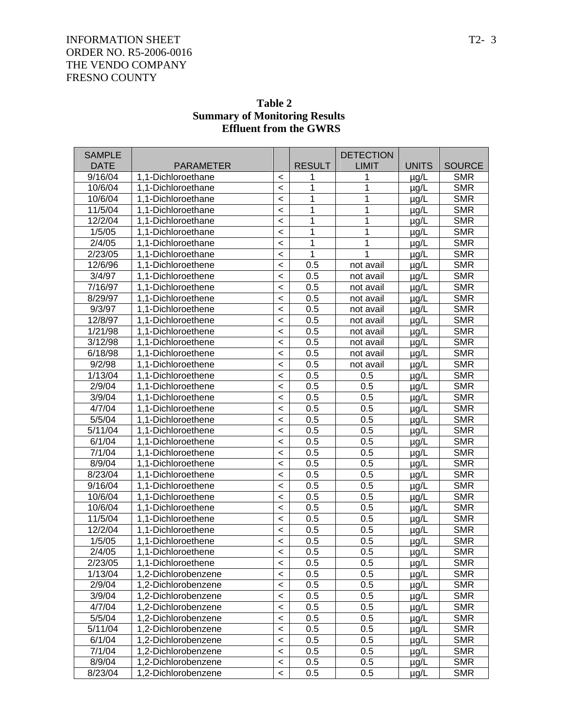INFORMATION SHEET
ORDER NO. R5-2006-0016
THE VENDO COMPANY
FRESNO COUNTY

**Table 2**
**Summary of Monitoring Results**
**Effluent from the GWRS**

| SAMPLE DATE | PARAMETER | | RESULT | DETECTION LIMIT | UNITS | SOURCE |
|---|---|---|---|---|---|---|
| 9/16/04 | 1,1-Dichloroethane | < | 1 | 1 | µg/L | SMR |
| 10/6/04 | 1,1-Dichloroethane | < | 1 | 1 | µg/L | SMR |
| 10/6/04 | 1,1-Dichloroethane | < | 1 | 1 | µg/L | SMR |
| 11/5/04 | 1,1-Dichloroethane | < | 1 | 1 | µg/L | SMR |
| 12/2/04 | 1,1-Dichloroethane | < | 1 | 1 | µg/L | SMR |
| 1/5/05 | 1,1-Dichloroethane | < | 1 | 1 | µg/L | SMR |
| 2/4/05 | 1,1-Dichloroethane | < | 1 | 1 | µg/L | SMR |
| 2/23/05 | 1,1-Dichloroethane | < | 1 | 1 | µg/L | SMR |
| 12/6/96 | 1,1-Dichloroethene | < | 0.5 | not avail | µg/L | SMR |
| 3/4/97 | 1,1-Dichloroethene | < | 0.5 | not avail | µg/L | SMR |
| 7/16/97 | 1,1-Dichloroethene | < | 0.5 | not avail | µg/L | SMR |
| 8/29/97 | 1,1-Dichloroethene | < | 0.5 | not avail | µg/L | SMR |
| 9/3/97 | 1,1-Dichloroethene | < | 0.5 | not avail | µg/L | SMR |
| 12/8/97 | 1,1-Dichloroethene | < | 0.5 | not avail | µg/L | SMR |
| 1/21/98 | 1,1-Dichloroethene | < | 0.5 | not avail | µg/L | SMR |
| 3/12/98 | 1,1-Dichloroethene | < | 0.5 | not avail | µg/L | SMR |
| 6/18/98 | 1,1-Dichloroethene | < | 0.5 | not avail | µg/L | SMR |
| 9/2/98 | 1,1-Dichloroethene | < | 0.5 | not avail | µg/L | SMR |
| 1/13/04 | 1,1-Dichloroethene | < | 0.5 | 0.5 | µg/L | SMR |
| 2/9/04 | 1,1-Dichloroethene | < | 0.5 | 0.5 | µg/L | SMR |
| 3/9/04 | 1,1-Dichloroethene | < | 0.5 | 0.5 | µg/L | SMR |
| 4/7/04 | 1,1-Dichloroethene | < | 0.5 | 0.5 | µg/L | SMR |
| 5/5/04 | 1,1-Dichloroethene | < | 0.5 | 0.5 | µg/L | SMR |
| 5/11/04 | 1,1-Dichloroethene | < | 0.5 | 0.5 | µg/L | SMR |
| 6/1/04 | 1,1-Dichloroethene | < | 0.5 | 0.5 | µg/L | SMR |
| 7/1/04 | 1,1-Dichloroethene | < | 0.5 | 0.5 | µg/L | SMR |
| 8/9/04 | 1,1-Dichloroethene | < | 0.5 | 0.5 | µg/L | SMR |
| 8/23/04 | 1,1-Dichloroethene | < | 0.5 | 0.5 | µg/L | SMR |
| 9/16/04 | 1,1-Dichloroethene | < | 0.5 | 0.5 | µg/L | SMR |
| 10/6/04 | 1,1-Dichloroethene | < | 0.5 | 0.5 | µg/L | SMR |
| 10/6/04 | 1,1-Dichloroethene | < | 0.5 | 0.5 | µg/L | SMR |
| 11/5/04 | 1,1-Dichloroethene | < | 0.5 | 0.5 | µg/L | SMR |
| 12/2/04 | 1,1-Dichloroethene | < | 0.5 | 0.5 | µg/L | SMR |
| 1/5/05 | 1,1-Dichloroethene | < | 0.5 | 0.5 | µg/L | SMR |
| 2/4/05 | 1,1-Dichloroethene | < | 0.5 | 0.5 | µg/L | SMR |
| 2/23/05 | 1,1-Dichloroethene | < | 0.5 | 0.5 | µg/L | SMR |
| 1/13/04 | 1,2-Dichlorobenzene | < | 0.5 | 0.5 | µg/L | SMR |
| 2/9/04 | 1,2-Dichlorobenzene | < | 0.5 | 0.5 | µg/L | SMR |
| 3/9/04 | 1,2-Dichlorobenzene | < | 0.5 | 0.5 | µg/L | SMR |
| 4/7/04 | 1,2-Dichlorobenzene | < | 0.5 | 0.5 | µg/L | SMR |
| 5/5/04 | 1,2-Dichlorobenzene | < | 0.5 | 0.5 | µg/L | SMR |
| 5/11/04 | 1,2-Dichlorobenzene | < | 0.5 | 0.5 | µg/L | SMR |
| 6/1/04 | 1,2-Dichlorobenzene | < | 0.5 | 0.5 | µg/L | SMR |
| 7/1/04 | 1,2-Dichlorobenzene | < | 0.5 | 0.5 | µg/L | SMR |
| 8/9/04 | 1,2-Dichlorobenzene | < | 0.5 | 0.5 | µg/L | SMR |
| 8/23/04 | 1,2-Dichlorobenzene | < | 0.5 | 0.5 | µg/L | SMR |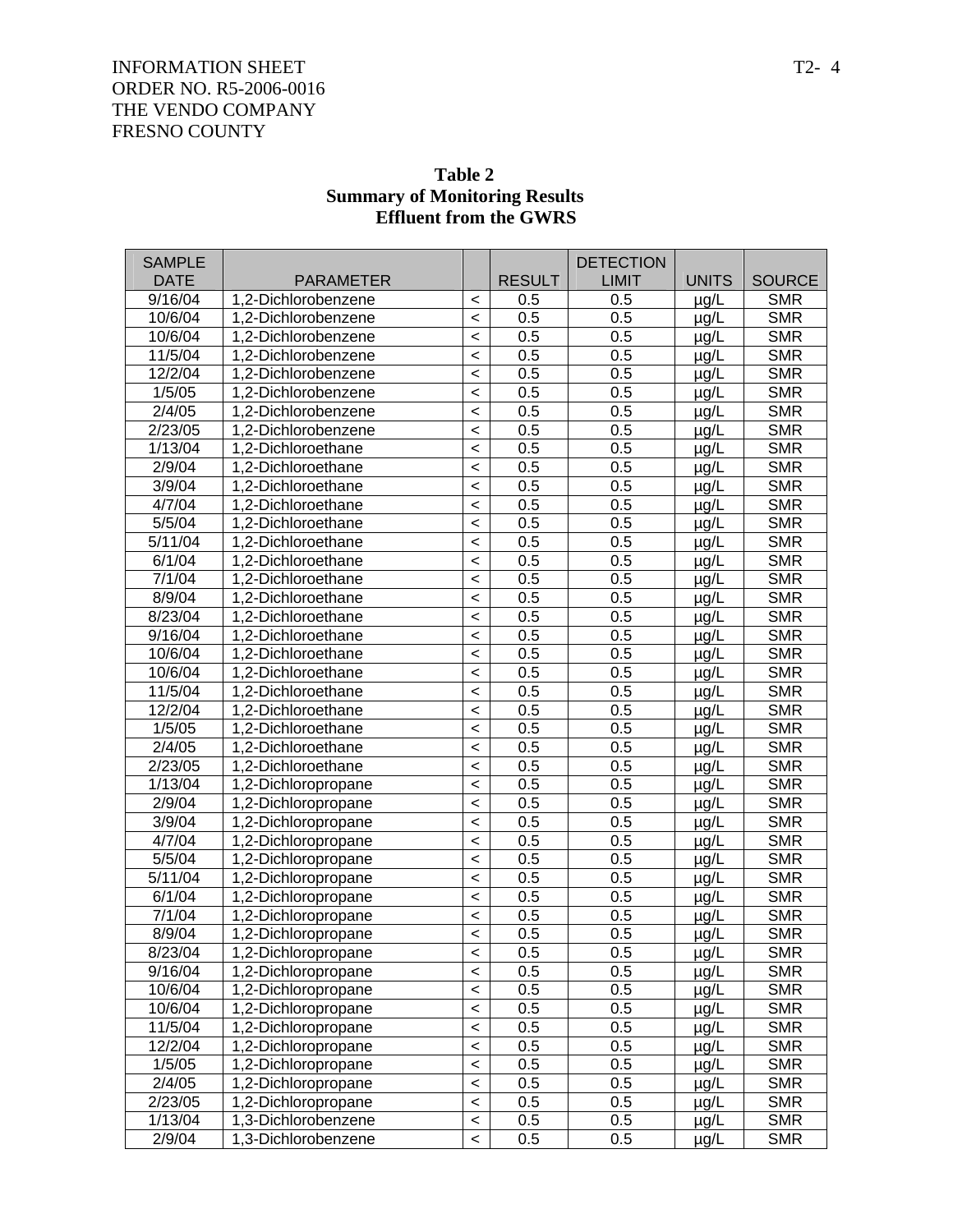INFORMATION SHEET
ORDER NO. R5-2006-0016
THE VENDO COMPANY
FRESNO COUNTY

**Table 2**
**Summary of Monitoring Results**
**Effluent from the GWRS**

| SAMPLE DATE | PARAMETER | | RESULT | DETECTION LIMIT | UNITS | SOURCE |
|---|---|---|---|---|---|---|
| 9/16/04 | 1,2-Dichlorobenzene | < | 0.5 | 0.5 | µg/L | SMR |
| 10/6/04 | 1,2-Dichlorobenzene | < | 0.5 | 0.5 | µg/L | SMR |
| 10/6/04 | 1,2-Dichlorobenzene | < | 0.5 | 0.5 | µg/L | SMR |
| 11/5/04 | 1,2-Dichlorobenzene | < | 0.5 | 0.5 | µg/L | SMR |
| 12/2/04 | 1,2-Dichlorobenzene | < | 0.5 | 0.5 | µg/L | SMR |
| 1/5/05 | 1,2-Dichlorobenzene | < | 0.5 | 0.5 | µg/L | SMR |
| 2/4/05 | 1,2-Dichlorobenzene | < | 0.5 | 0.5 | µg/L | SMR |
| 2/23/05 | 1,2-Dichlorobenzene | < | 0.5 | 0.5 | µg/L | SMR |
| 1/13/04 | 1,2-Dichloroethane | < | 0.5 | 0.5 | µg/L | SMR |
| 2/9/04 | 1,2-Dichloroethane | < | 0.5 | 0.5 | µg/L | SMR |
| 3/9/04 | 1,2-Dichloroethane | < | 0.5 | 0.5 | µg/L | SMR |
| 4/7/04 | 1,2-Dichloroethane | < | 0.5 | 0.5 | µg/L | SMR |
| 5/5/04 | 1,2-Dichloroethane | < | 0.5 | 0.5 | µg/L | SMR |
| 5/11/04 | 1,2-Dichloroethane | < | 0.5 | 0.5 | µg/L | SMR |
| 6/1/04 | 1,2-Dichloroethane | < | 0.5 | 0.5 | µg/L | SMR |
| 7/1/04 | 1,2-Dichloroethane | < | 0.5 | 0.5 | µg/L | SMR |
| 8/9/04 | 1,2-Dichloroethane | < | 0.5 | 0.5 | µg/L | SMR |
| 8/23/04 | 1,2-Dichloroethane | < | 0.5 | 0.5 | µg/L | SMR |
| 9/16/04 | 1,2-Dichloroethane | < | 0.5 | 0.5 | µg/L | SMR |
| 10/6/04 | 1,2-Dichloroethane | < | 0.5 | 0.5 | µg/L | SMR |
| 10/6/04 | 1,2-Dichloroethane | < | 0.5 | 0.5 | µg/L | SMR |
| 11/5/04 | 1,2-Dichloroethane | < | 0.5 | 0.5 | µg/L | SMR |
| 12/2/04 | 1,2-Dichloroethane | < | 0.5 | 0.5 | µg/L | SMR |
| 1/5/05 | 1,2-Dichloroethane | < | 0.5 | 0.5 | µg/L | SMR |
| 2/4/05 | 1,2-Dichloroethane | < | 0.5 | 0.5 | µg/L | SMR |
| 2/23/05 | 1,2-Dichloroethane | < | 0.5 | 0.5 | µg/L | SMR |
| 1/13/04 | 1,2-Dichloropropane | < | 0.5 | 0.5 | µg/L | SMR |
| 2/9/04 | 1,2-Dichloropropane | < | 0.5 | 0.5 | µg/L | SMR |
| 3/9/04 | 1,2-Dichloropropane | < | 0.5 | 0.5 | µg/L | SMR |
| 4/7/04 | 1,2-Dichloropropane | < | 0.5 | 0.5 | µg/L | SMR |
| 5/5/04 | 1,2-Dichloropropane | < | 0.5 | 0.5 | µg/L | SMR |
| 5/11/04 | 1,2-Dichloropropane | < | 0.5 | 0.5 | µg/L | SMR |
| 6/1/04 | 1,2-Dichloropropane | < | 0.5 | 0.5 | µg/L | SMR |
| 7/1/04 | 1,2-Dichloropropane | < | 0.5 | 0.5 | µg/L | SMR |
| 8/9/04 | 1,2-Dichloropropane | < | 0.5 | 0.5 | µg/L | SMR |
| 8/23/04 | 1,2-Dichloropropane | < | 0.5 | 0.5 | µg/L | SMR |
| 9/16/04 | 1,2-Dichloropropane | < | 0.5 | 0.5 | µg/L | SMR |
| 10/6/04 | 1,2-Dichloropropane | < | 0.5 | 0.5 | µg/L | SMR |
| 10/6/04 | 1,2-Dichloropropane | < | 0.5 | 0.5 | µg/L | SMR |
| 11/5/04 | 1,2-Dichloropropane | < | 0.5 | 0.5 | µg/L | SMR |
| 12/2/04 | 1,2-Dichloropropane | < | 0.5 | 0.5 | µg/L | SMR |
| 1/5/05 | 1,2-Dichloropropane | < | 0.5 | 0.5 | µg/L | SMR |
| 2/4/05 | 1,2-Dichloropropane | < | 0.5 | 0.5 | µg/L | SMR |
| 2/23/05 | 1,2-Dichloropropane | < | 0.5 | 0.5 | µg/L | SMR |
| 1/13/04 | 1,3-Dichlorobenzene | < | 0.5 | 0.5 | µg/L | SMR |
| 2/9/04 | 1,3-Dichlorobenzene | < | 0.5 | 0.5 | µg/L | SMR |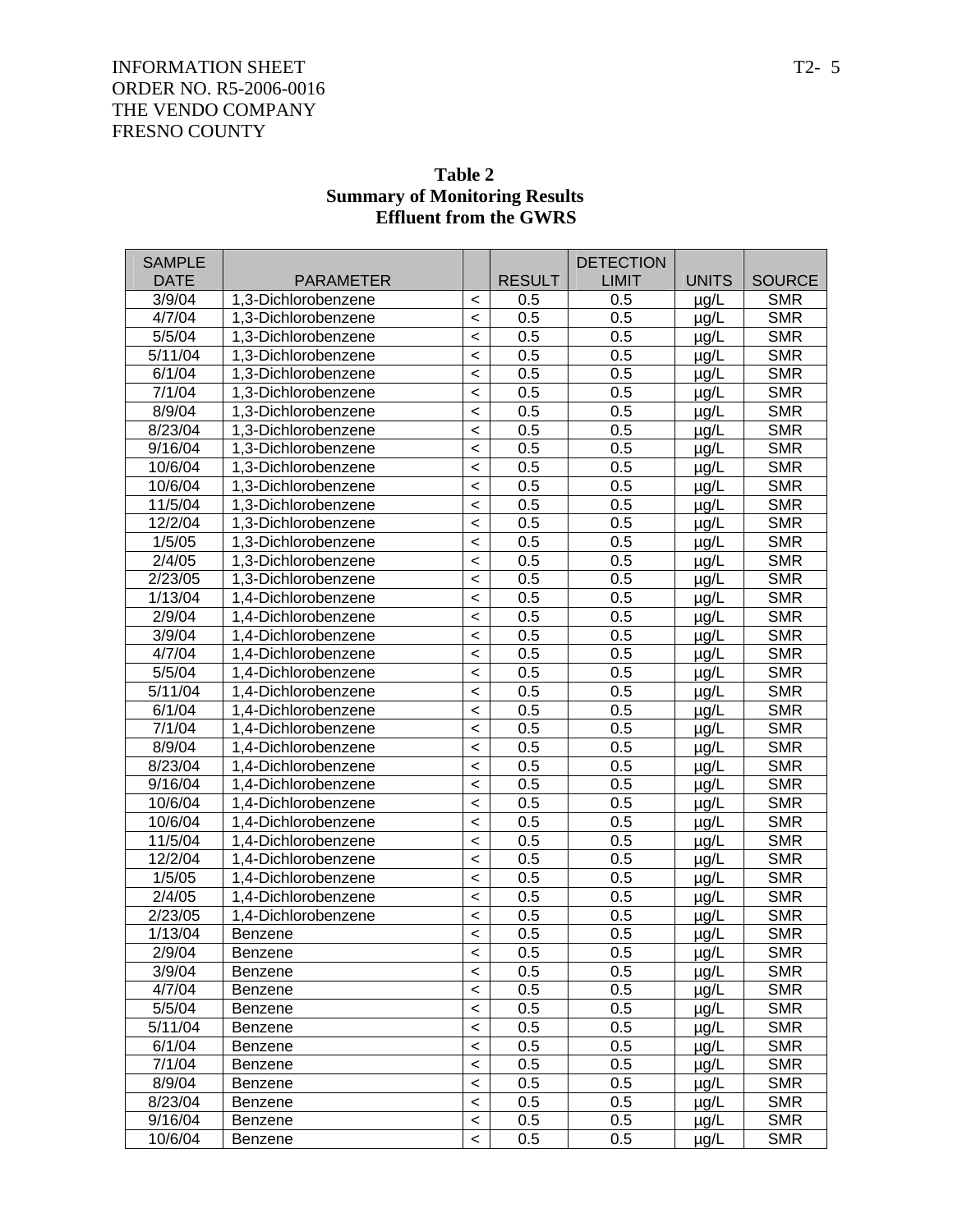**Table 2**
**Summary of Monitoring Results**
**Effluent from the GWRS**

| SAMPLE DATE | PARAMETER | | RESULT | DETECTION LIMIT | UNITS | SOURCE |
|---|---|---|---|---|---|---|
| 3/9/04 | 1,3-Dichlorobenzene | < | 0.5 | 0.5 | µg/L | SMR |
| 4/7/04 | 1,3-Dichlorobenzene | < | 0.5 | 0.5 | µg/L | SMR |
| 5/5/04 | 1,3-Dichlorobenzene | < | 0.5 | 0.5 | µg/L | SMR |
| 5/11/04 | 1,3-Dichlorobenzene | < | 0.5 | 0.5 | µg/L | SMR |
| 6/1/04 | 1,3-Dichlorobenzene | < | 0.5 | 0.5 | µg/L | SMR |
| 7/1/04 | 1,3-Dichlorobenzene | < | 0.5 | 0.5 | µg/L | SMR |
| 8/9/04 | 1,3-Dichlorobenzene | < | 0.5 | 0.5 | µg/L | SMR |
| 8/23/04 | 1,3-Dichlorobenzene | < | 0.5 | 0.5 | µg/L | SMR |
| 9/16/04 | 1,3-Dichlorobenzene | < | 0.5 | 0.5 | µg/L | SMR |
| 10/6/04 | 1,3-Dichlorobenzene | < | 0.5 | 0.5 | µg/L | SMR |
| 10/6/04 | 1,3-Dichlorobenzene | < | 0.5 | 0.5 | µg/L | SMR |
| 11/5/04 | 1,3-Dichlorobenzene | < | 0.5 | 0.5 | µg/L | SMR |
| 12/2/04 | 1,3-Dichlorobenzene | < | 0.5 | 0.5 | µg/L | SMR |
| 1/5/05 | 1,3-Dichlorobenzene | < | 0.5 | 0.5 | µg/L | SMR |
| 2/4/05 | 1,3-Dichlorobenzene | < | 0.5 | 0.5 | µg/L | SMR |
| 2/23/05 | 1,3-Dichlorobenzene | < | 0.5 | 0.5 | µg/L | SMR |
| 1/13/04 | 1,4-Dichlorobenzene | < | 0.5 | 0.5 | µg/L | SMR |
| 2/9/04 | 1,4-Dichlorobenzene | < | 0.5 | 0.5 | µg/L | SMR |
| 3/9/04 | 1,4-Dichlorobenzene | < | 0.5 | 0.5 | µg/L | SMR |
| 4/7/04 | 1,4-Dichlorobenzene | < | 0.5 | 0.5 | µg/L | SMR |
| 5/5/04 | 1,4-Dichlorobenzene | < | 0.5 | 0.5 | µg/L | SMR |
| 5/11/04 | 1,4-Dichlorobenzene | < | 0.5 | 0.5 | µg/L | SMR |
| 6/1/04 | 1,4-Dichlorobenzene | < | 0.5 | 0.5 | µg/L | SMR |
| 7/1/04 | 1,4-Dichlorobenzene | < | 0.5 | 0.5 | µg/L | SMR |
| 8/9/04 | 1,4-Dichlorobenzene | < | 0.5 | 0.5 | µg/L | SMR |
| 8/23/04 | 1,4-Dichlorobenzene | < | 0.5 | 0.5 | µg/L | SMR |
| 9/16/04 | 1,4-Dichlorobenzene | < | 0.5 | 0.5 | µg/L | SMR |
| 10/6/04 | 1,4-Dichlorobenzene | < | 0.5 | 0.5 | µg/L | SMR |
| 10/6/04 | 1,4-Dichlorobenzene | < | 0.5 | 0.5 | µg/L | SMR |
| 11/5/04 | 1,4-Dichlorobenzene | < | 0.5 | 0.5 | µg/L | SMR |
| 12/2/04 | 1,4-Dichlorobenzene | < | 0.5 | 0.5 | µg/L | SMR |
| 1/5/05 | 1,4-Dichlorobenzene | < | 0.5 | 0.5 | µg/L | SMR |
| 2/4/05 | 1,4-Dichlorobenzene | < | 0.5 | 0.5 | µg/L | SMR |
| 2/23/05 | 1,4-Dichlorobenzene | < | 0.5 | 0.5 | µg/L | SMR |
| 1/13/04 | Benzene | < | 0.5 | 0.5 | µg/L | SMR |
| 2/9/04 | Benzene | < | 0.5 | 0.5 | µg/L | SMR |
| 3/9/04 | Benzene | < | 0.5 | 0.5 | µg/L | SMR |
| 4/7/04 | Benzene | < | 0.5 | 0.5 | µg/L | SMR |
| 5/5/04 | Benzene | < | 0.5 | 0.5 | µg/L | SMR |
| 5/11/04 | Benzene | < | 0.5 | 0.5 | µg/L | SMR |
| 6/1/04 | Benzene | < | 0.5 | 0.5 | µg/L | SMR |
| 7/1/04 | Benzene | < | 0.5 | 0.5 | µg/L | SMR |
| 8/9/04 | Benzene | < | 0.5 | 0.5 | µg/L | SMR |
| 8/23/04 | Benzene | < | 0.5 | 0.5 | µg/L | SMR |
| 9/16/04 | Benzene | < | 0.5 | 0.5 | µg/L | SMR |
| 10/6/04 | Benzene | < | 0.5 | 0.5 | µg/L | SMR |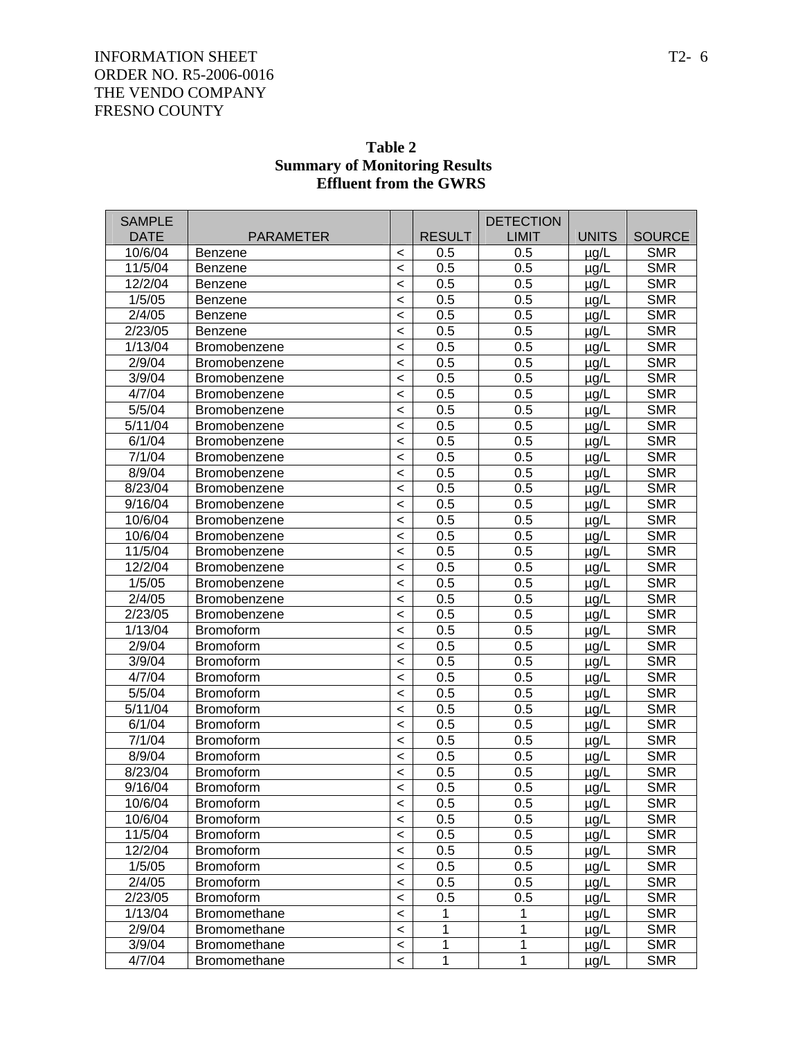INFORMATION SHEET
ORDER NO. R5-2006-0016
THE VENDO COMPANY
FRESNO COUNTY

**Table 2**
**Summary of Monitoring Results**
**Effluent from the GWRS**

| SAMPLE DATE | PARAMETER | | RESULT | DETECTION LIMIT | UNITS | SOURCE |
|---|---|---|---|---|---|---|
| 10/6/04 | Benzene | < | 0.5 | 0.5 | µg/L | SMR |
| 11/5/04 | Benzene | < | 0.5 | 0.5 | µg/L | SMR |
| 12/2/04 | Benzene | < | 0.5 | 0.5 | µg/L | SMR |
| 1/5/05 | Benzene | < | 0.5 | 0.5 | µg/L | SMR |
| 2/4/05 | Benzene | < | 0.5 | 0.5 | µg/L | SMR |
| 2/23/05 | Benzene | < | 0.5 | 0.5 | µg/L | SMR |
| 1/13/04 | Bromobenzene | < | 0.5 | 0.5 | µg/L | SMR |
| 2/9/04 | Bromobenzene | < | 0.5 | 0.5 | µg/L | SMR |
| 3/9/04 | Bromobenzene | < | 0.5 | 0.5 | µg/L | SMR |
| 4/7/04 | Bromobenzene | < | 0.5 | 0.5 | µg/L | SMR |
| 5/5/04 | Bromobenzene | < | 0.5 | 0.5 | µg/L | SMR |
| 5/11/04 | Bromobenzene | < | 0.5 | 0.5 | µg/L | SMR |
| 6/1/04 | Bromobenzene | < | 0.5 | 0.5 | µg/L | SMR |
| 7/1/04 | Bromobenzene | < | 0.5 | 0.5 | µg/L | SMR |
| 8/9/04 | Bromobenzene | < | 0.5 | 0.5 | µg/L | SMR |
| 8/23/04 | Bromobenzene | < | 0.5 | 0.5 | µg/L | SMR |
| 9/16/04 | Bromobenzene | < | 0.5 | 0.5 | µg/L | SMR |
| 10/6/04 | Bromobenzene | < | 0.5 | 0.5 | µg/L | SMR |
| 10/6/04 | Bromobenzene | < | 0.5 | 0.5 | µg/L | SMR |
| 11/5/04 | Bromobenzene | < | 0.5 | 0.5 | µg/L | SMR |
| 12/2/04 | Bromobenzene | < | 0.5 | 0.5 | µg/L | SMR |
| 1/5/05 | Bromobenzene | < | 0.5 | 0.5 | µg/L | SMR |
| 2/4/05 | Bromobenzene | < | 0.5 | 0.5 | µg/L | SMR |
| 2/23/05 | Bromobenzene | < | 0.5 | 0.5 | µg/L | SMR |
| 1/13/04 | Bromoform | < | 0.5 | 0.5 | µg/L | SMR |
| 2/9/04 | Bromoform | < | 0.5 | 0.5 | µg/L | SMR |
| 3/9/04 | Bromoform | < | 0.5 | 0.5 | µg/L | SMR |
| 4/7/04 | Bromoform | < | 0.5 | 0.5 | µg/L | SMR |
| 5/5/04 | Bromoform | < | 0.5 | 0.5 | µg/L | SMR |
| 5/11/04 | Bromoform | < | 0.5 | 0.5 | µg/L | SMR |
| 6/1/04 | Bromoform | < | 0.5 | 0.5 | µg/L | SMR |
| 7/1/04 | Bromoform | < | 0.5 | 0.5 | µg/L | SMR |
| 8/9/04 | Bromoform | < | 0.5 | 0.5 | µg/L | SMR |
| 8/23/04 | Bromoform | < | 0.5 | 0.5 | µg/L | SMR |
| 9/16/04 | Bromoform | < | 0.5 | 0.5 | µg/L | SMR |
| 10/6/04 | Bromoform | < | 0.5 | 0.5 | µg/L | SMR |
| 10/6/04 | Bromoform | < | 0.5 | 0.5 | µg/L | SMR |
| 11/5/04 | Bromoform | < | 0.5 | 0.5 | µg/L | SMR |
| 12/2/04 | Bromoform | < | 0.5 | 0.5 | µg/L | SMR |
| 1/5/05 | Bromoform | < | 0.5 | 0.5 | µg/L | SMR |
| 2/4/05 | Bromoform | < | 0.5 | 0.5 | µg/L | SMR |
| 2/23/05 | Bromoform | < | 0.5 | 0.5 | µg/L | SMR |
| 1/13/04 | Bromomethane | < | 1 | 1 | µg/L | SMR |
| 2/9/04 | Bromomethane | < | 1 | 1 | µg/L | SMR |
| 3/9/04 | Bromomethane | < | 1 | 1 | µg/L | SMR |
| 4/7/04 | Bromomethane | < | 1 | 1 | µg/L | SMR |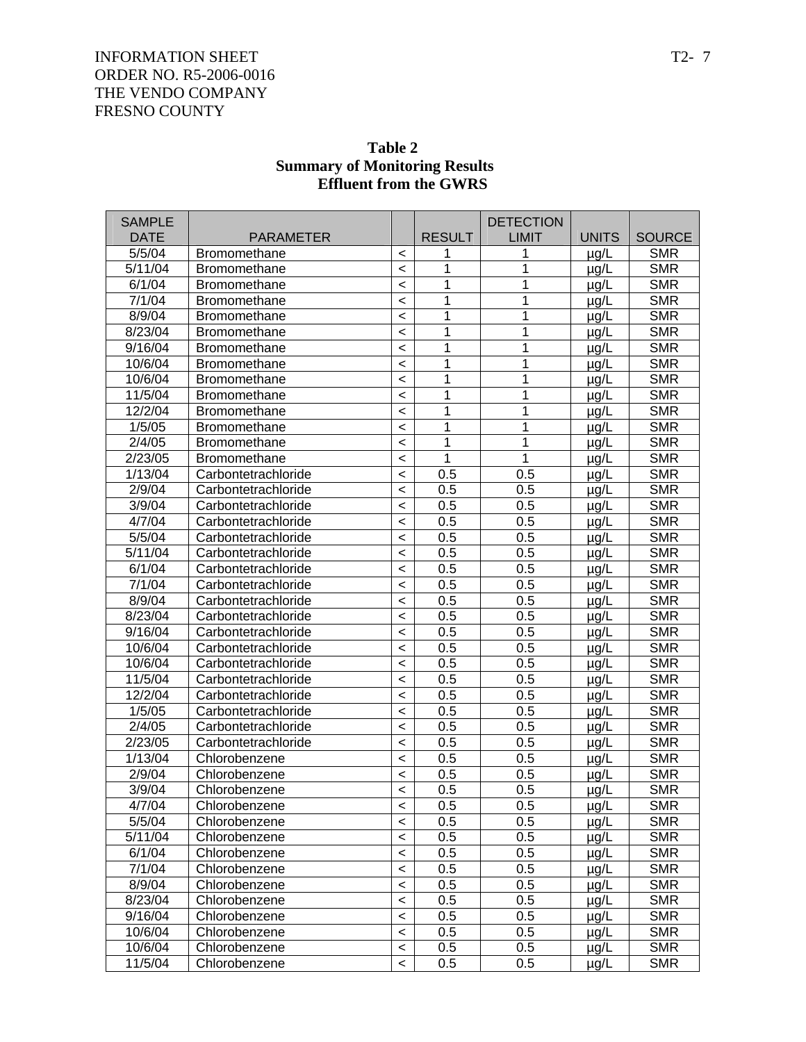INFORMATION SHEET
ORDER NO. R5-2006-0016
THE VENDO COMPANY
FRESNO COUNTY

**Table 2**
**Summary of Monitoring Results**
**Effluent from the GWRS**

| SAMPLE DATE | PARAMETER | | RESULT | DETECTION LIMIT | UNITS | SOURCE |
|---|---|---|---|---|---|---|
| 5/5/04 | Bromomethane | < | 1 | 1 | µg/L | SMR |
| 5/11/04 | Bromomethane | < | 1 | 1 | µg/L | SMR |
| 6/1/04 | Bromomethane | < | 1 | 1 | µg/L | SMR |
| 7/1/04 | Bromomethane | < | 1 | 1 | µg/L | SMR |
| 8/9/04 | Bromomethane | < | 1 | 1 | µg/L | SMR |
| 8/23/04 | Bromomethane | < | 1 | 1 | µg/L | SMR |
| 9/16/04 | Bromomethane | < | 1 | 1 | µg/L | SMR |
| 10/6/04 | Bromomethane | < | 1 | 1 | µg/L | SMR |
| 10/6/04 | Bromomethane | < | 1 | 1 | µg/L | SMR |
| 11/5/04 | Bromomethane | < | 1 | 1 | µg/L | SMR |
| 12/2/04 | Bromomethane | < | 1 | 1 | µg/L | SMR |
| 1/5/05 | Bromomethane | < | 1 | 1 | µg/L | SMR |
| 2/4/05 | Bromomethane | < | 1 | 1 | µg/L | SMR |
| 2/23/05 | Bromomethane | < | 1 | 1 | µg/L | SMR |
| 1/13/04 | Carbontetrachloride | < | 0.5 | 0.5 | µg/L | SMR |
| 2/9/04 | Carbontetrachloride | < | 0.5 | 0.5 | µg/L | SMR |
| 3/9/04 | Carbontetrachloride | < | 0.5 | 0.5 | µg/L | SMR |
| 4/7/04 | Carbontetrachloride | < | 0.5 | 0.5 | µg/L | SMR |
| 5/5/04 | Carbontetrachloride | < | 0.5 | 0.5 | µg/L | SMR |
| 5/11/04 | Carbontetrachloride | < | 0.5 | 0.5 | µg/L | SMR |
| 6/1/04 | Carbontetrachloride | < | 0.5 | 0.5 | µg/L | SMR |
| 7/1/04 | Carbontetrachloride | < | 0.5 | 0.5 | µg/L | SMR |
| 8/9/04 | Carbontetrachloride | < | 0.5 | 0.5 | µg/L | SMR |
| 8/23/04 | Carbontetrachloride | < | 0.5 | 0.5 | µg/L | SMR |
| 9/16/04 | Carbontetrachloride | < | 0.5 | 0.5 | µg/L | SMR |
| 10/6/04 | Carbontetrachloride | < | 0.5 | 0.5 | µg/L | SMR |
| 10/6/04 | Carbontetrachloride | < | 0.5 | 0.5 | µg/L | SMR |
| 11/5/04 | Carbontetrachloride | < | 0.5 | 0.5 | µg/L | SMR |
| 12/2/04 | Carbontetrachloride | < | 0.5 | 0.5 | µg/L | SMR |
| 1/5/05 | Carbontetrachloride | < | 0.5 | 0.5 | µg/L | SMR |
| 2/4/05 | Carbontetrachloride | < | 0.5 | 0.5 | µg/L | SMR |
| 2/23/05 | Carbontetrachloride | < | 0.5 | 0.5 | µg/L | SMR |
| 1/13/04 | Chlorobenzene | < | 0.5 | 0.5 | µg/L | SMR |
| 2/9/04 | Chlorobenzene | < | 0.5 | 0.5 | µg/L | SMR |
| 3/9/04 | Chlorobenzene | < | 0.5 | 0.5 | µg/L | SMR |
| 4/7/04 | Chlorobenzene | < | 0.5 | 0.5 | µg/L | SMR |
| 5/5/04 | Chlorobenzene | < | 0.5 | 0.5 | µg/L | SMR |
| 5/11/04 | Chlorobenzene | < | 0.5 | 0.5 | µg/L | SMR |
| 6/1/04 | Chlorobenzene | < | 0.5 | 0.5 | µg/L | SMR |
| 7/1/04 | Chlorobenzene | < | 0.5 | 0.5 | µg/L | SMR |
| 8/9/04 | Chlorobenzene | < | 0.5 | 0.5 | µg/L | SMR |
| 8/23/04 | Chlorobenzene | < | 0.5 | 0.5 | µg/L | SMR |
| 9/16/04 | Chlorobenzene | < | 0.5 | 0.5 | µg/L | SMR |
| 10/6/04 | Chlorobenzene | < | 0.5 | 0.5 | µg/L | SMR |
| 10/6/04 | Chlorobenzene | < | 0.5 | 0.5 | µg/L | SMR |
| 11/5/04 | Chlorobenzene | < | 0.5 | 0.5 | µg/L | SMR |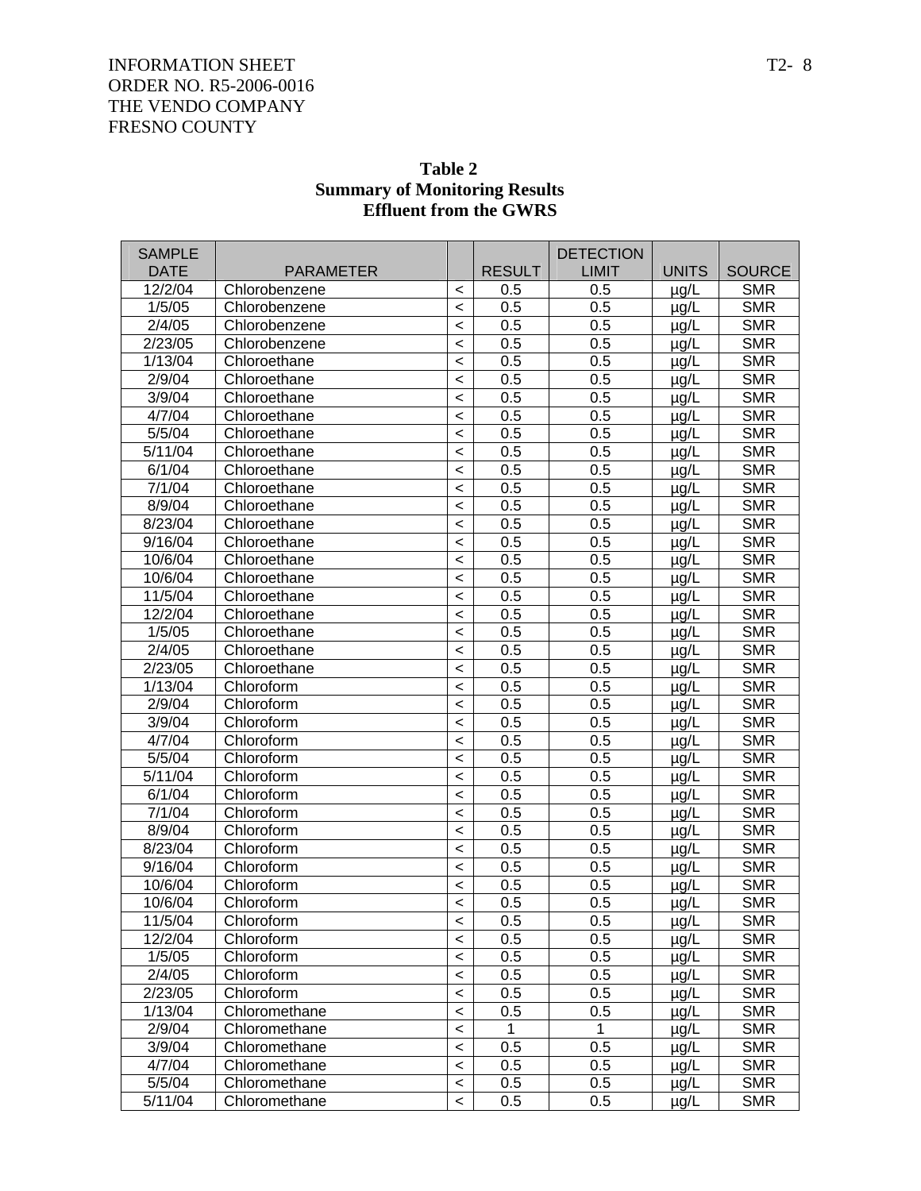INFORMATION SHEET
ORDER NO. R5-2006-0016
THE VENDO COMPANY
FRESNO COUNTY

**Table 2**
**Summary of Monitoring Results**
**Effluent from the GWRS**

| SAMPLE DATE | PARAMETER | | RESULT | DETECTION LIMIT | UNITS | SOURCE |
|---|---|---|---|---|---|---|
| 12/2/04 | Chlorobenzene | < | 0.5 | 0.5 | µg/L | SMR |
| 1/5/05 | Chlorobenzene | < | 0.5 | 0.5 | µg/L | SMR |
| 2/4/05 | Chlorobenzene | < | 0.5 | 0.5 | µg/L | SMR |
| 2/23/05 | Chlorobenzene | < | 0.5 | 0.5 | µg/L | SMR |
| 1/13/04 | Chloroethane | < | 0.5 | 0.5 | µg/L | SMR |
| 2/9/04 | Chloroethane | < | 0.5 | 0.5 | µg/L | SMR |
| 3/9/04 | Chloroethane | < | 0.5 | 0.5 | µg/L | SMR |
| 4/7/04 | Chloroethane | < | 0.5 | 0.5 | µg/L | SMR |
| 5/5/04 | Chloroethane | < | 0.5 | 0.5 | µg/L | SMR |
| 5/11/04 | Chloroethane | < | 0.5 | 0.5 | µg/L | SMR |
| 6/1/04 | Chloroethane | < | 0.5 | 0.5 | µg/L | SMR |
| 7/1/04 | Chloroethane | < | 0.5 | 0.5 | µg/L | SMR |
| 8/9/04 | Chloroethane | < | 0.5 | 0.5 | µg/L | SMR |
| 8/23/04 | Chloroethane | < | 0.5 | 0.5 | µg/L | SMR |
| 9/16/04 | Chloroethane | < | 0.5 | 0.5 | µg/L | SMR |
| 10/6/04 | Chloroethane | < | 0.5 | 0.5 | µg/L | SMR |
| 10/6/04 | Chloroethane | < | 0.5 | 0.5 | µg/L | SMR |
| 11/5/04 | Chloroethane | < | 0.5 | 0.5 | µg/L | SMR |
| 12/2/04 | Chloroethane | < | 0.5 | 0.5 | µg/L | SMR |
| 1/5/05 | Chloroethane | < | 0.5 | 0.5 | µg/L | SMR |
| 2/4/05 | Chloroethane | < | 0.5 | 0.5 | µg/L | SMR |
| 2/23/05 | Chloroethane | < | 0.5 | 0.5 | µg/L | SMR |
| 1/13/04 | Chloroform | < | 0.5 | 0.5 | µg/L | SMR |
| 2/9/04 | Chloroform | < | 0.5 | 0.5 | µg/L | SMR |
| 3/9/04 | Chloroform | < | 0.5 | 0.5 | µg/L | SMR |
| 4/7/04 | Chloroform | < | 0.5 | 0.5 | µg/L | SMR |
| 5/5/04 | Chloroform | < | 0.5 | 0.5 | µg/L | SMR |
| 5/11/04 | Chloroform | < | 0.5 | 0.5 | µg/L | SMR |
| 6/1/04 | Chloroform | < | 0.5 | 0.5 | µg/L | SMR |
| 7/1/04 | Chloroform | < | 0.5 | 0.5 | µg/L | SMR |
| 8/9/04 | Chloroform | < | 0.5 | 0.5 | µg/L | SMR |
| 8/23/04 | Chloroform | < | 0.5 | 0.5 | µg/L | SMR |
| 9/16/04 | Chloroform | < | 0.5 | 0.5 | µg/L | SMR |
| 10/6/04 | Chloroform | < | 0.5 | 0.5 | µg/L | SMR |
| 10/6/04 | Chloroform | < | 0.5 | 0.5 | µg/L | SMR |
| 11/5/04 | Chloroform | < | 0.5 | 0.5 | µg/L | SMR |
| 12/2/04 | Chloroform | < | 0.5 | 0.5 | µg/L | SMR |
| 1/5/05 | Chloroform | < | 0.5 | 0.5 | µg/L | SMR |
| 2/4/05 | Chloroform | < | 0.5 | 0.5 | µg/L | SMR |
| 2/23/05 | Chloroform | < | 0.5 | 0.5 | µg/L | SMR |
| 1/13/04 | Chloromethane | < | 0.5 | 0.5 | µg/L | SMR |
| 2/9/04 | Chloromethane | < | 1 | 1 | µg/L | SMR |
| 3/9/04 | Chloromethane | < | 0.5 | 0.5 | µg/L | SMR |
| 4/7/04 | Chloromethane | < | 0.5 | 0.5 | µg/L | SMR |
| 5/5/04 | Chloromethane | < | 0.5 | 0.5 | µg/L | SMR |
| 5/11/04 | Chloromethane | < | 0.5 | 0.5 | µg/L | SMR |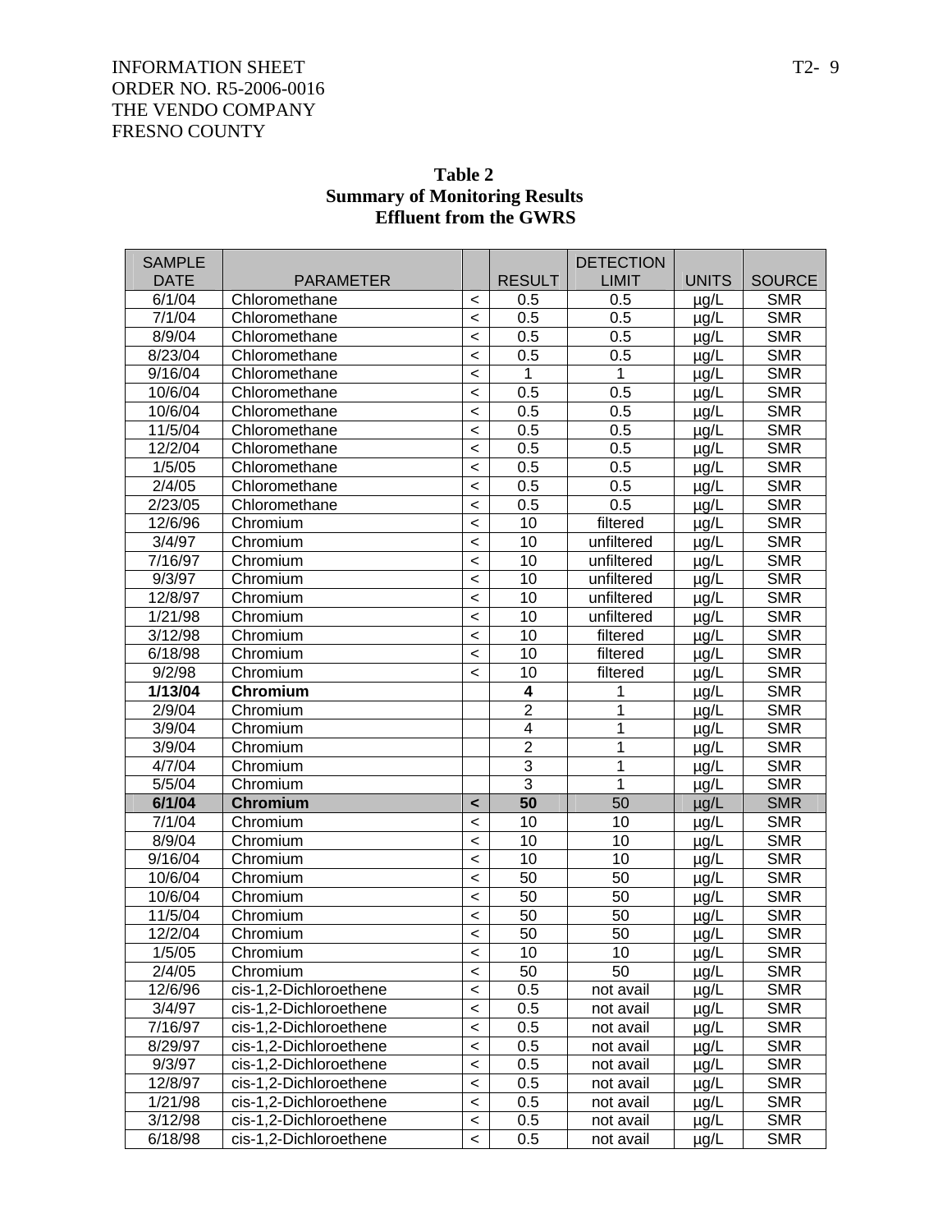INFORMATION SHEET
ORDER NO. R5-2006-0016
THE VENDO COMPANY
FRESNO COUNTY

**Table 2**
**Summary of Monitoring Results**
**Effluent from the GWRS**

| SAMPLE DATE | PARAMETER | | RESULT | DETECTION LIMIT | UNITS | SOURCE |
|---|---|---|---|---|---|---|
| 6/1/04 | Chloromethane | < | 0.5 | 0.5 | µg/L | SMR |
| 7/1/04 | Chloromethane | < | 0.5 | 0.5 | µg/L | SMR |
| 8/9/04 | Chloromethane | < | 0.5 | 0.5 | µg/L | SMR |
| 8/23/04 | Chloromethane | < | 0.5 | 0.5 | µg/L | SMR |
| 9/16/04 | Chloromethane | < | 1 | 1 | µg/L | SMR |
| 10/6/04 | Chloromethane | < | 0.5 | 0.5 | µg/L | SMR |
| 10/6/04 | Chloromethane | < | 0.5 | 0.5 | µg/L | SMR |
| 11/5/04 | Chloromethane | < | 0.5 | 0.5 | µg/L | SMR |
| 12/2/04 | Chloromethane | < | 0.5 | 0.5 | µg/L | SMR |
| 1/5/05 | Chloromethane | < | 0.5 | 0.5 | µg/L | SMR |
| 2/4/05 | Chloromethane | < | 0.5 | 0.5 | µg/L | SMR |
| 2/23/05 | Chloromethane | < | 0.5 | 0.5 | µg/L | SMR |
| 12/6/96 | Chromium | < | 10 | filtered | µg/L | SMR |
| 3/4/97 | Chromium | < | 10 | unfiltered | µg/L | SMR |
| 7/16/97 | Chromium | < | 10 | unfiltered | µg/L | SMR |
| 9/3/97 | Chromium | < | 10 | unfiltered | µg/L | SMR |
| 12/8/97 | Chromium | < | 10 | unfiltered | µg/L | SMR |
| 1/21/98 | Chromium | < | 10 | unfiltered | µg/L | SMR |
| 3/12/98 | Chromium | < | 10 | filtered | µg/L | SMR |
| 6/18/98 | Chromium | < | 10 | filtered | µg/L | SMR |
| 9/2/98 | Chromium | < | 10 | filtered | µg/L | SMR |
| **1/13/04** | **Chromium** | | **4** | 1 | µg/L | SMR |
| 2/9/04 | Chromium | | 2 | 1 | µg/L | SMR |
| 3/9/04 | Chromium | | 4 | 1 | µg/L | SMR |
| 3/9/04 | Chromium | | 2 | 1 | µg/L | SMR |
| 4/7/04 | Chromium | | 3 | 1 | µg/L | SMR |
| 5/5/04 | Chromium | | 3 | 1 | µg/L | SMR |
| **6/1/04** | **Chromium** | **<** | **50** | 50 | µg/L | SMR |
| 7/1/04 | Chromium | < | 10 | 10 | µg/L | SMR |
| 8/9/04 | Chromium | < | 10 | 10 | µg/L | SMR |
| 9/16/04 | Chromium | < | 10 | 10 | µg/L | SMR |
| 10/6/04 | Chromium | < | 50 | 50 | µg/L | SMR |
| 10/6/04 | Chromium | < | 50 | 50 | µg/L | SMR |
| 11/5/04 | Chromium | < | 50 | 50 | µg/L | SMR |
| 12/2/04 | Chromium | < | 50 | 50 | µg/L | SMR |
| 1/5/05 | Chromium | < | 10 | 10 | µg/L | SMR |
| 2/4/05 | Chromium | < | 50 | 50 | µg/L | SMR |
| 12/6/96 | cis-1,2-Dichloroethene | < | 0.5 | not avail | µg/L | SMR |
| 3/4/97 | cis-1,2-Dichloroethene | < | 0.5 | not avail | µg/L | SMR |
| 7/16/97 | cis-1,2-Dichloroethene | < | 0.5 | not avail | µg/L | SMR |
| 8/29/97 | cis-1,2-Dichloroethene | < | 0.5 | not avail | µg/L | SMR |
| 9/3/97 | cis-1,2-Dichloroethene | < | 0.5 | not avail | µg/L | SMR |
| 12/8/97 | cis-1,2-Dichloroethene | < | 0.5 | not avail | µg/L | SMR |
| 1/21/98 | cis-1,2-Dichloroethene | < | 0.5 | not avail | µg/L | SMR |
| 3/12/98 | cis-1,2-Dichloroethene | < | 0.5 | not avail | µg/L | SMR |
| 6/18/98 | cis-1,2-Dichloroethene | < | 0.5 | not avail | µg/L | SMR |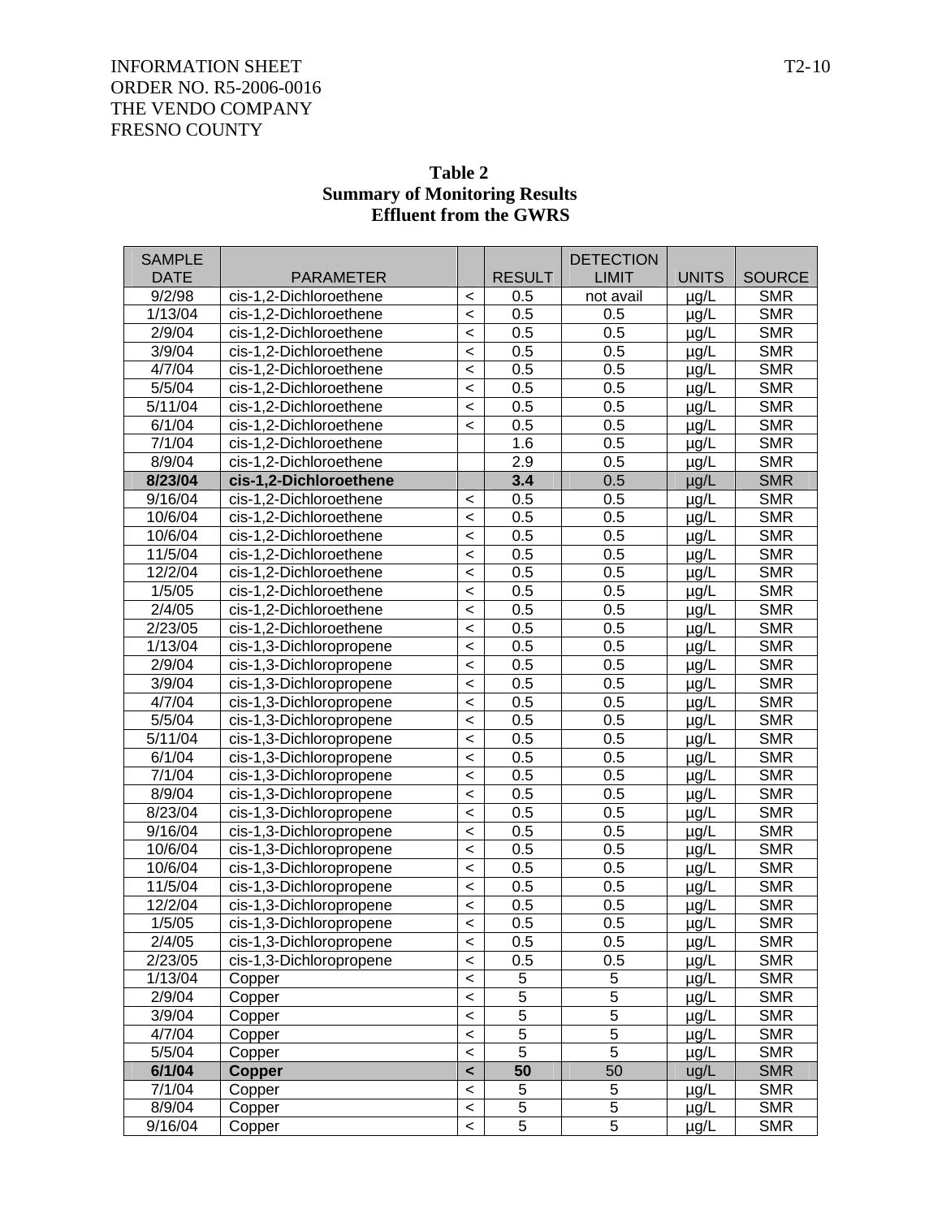INFORMATION SHEET
ORDER NO. R5-2006-0016
THE VENDO COMPANY
FRESNO COUNTY

**Table 2**
**Summary of Monitoring Results**
**Effluent from the GWRS**

| SAMPLE DATE | PARAMETER | | RESULT | DETECTION LIMIT | UNITS | SOURCE |
|---|---|---|---|---|---|---|
| 9/2/98 | cis-1,2-Dichloroethene | < | 0.5 | not avail | µg/L | SMR |
| 1/13/04 | cis-1,2-Dichloroethene | < | 0.5 | 0.5 | µg/L | SMR |
| 2/9/04 | cis-1,2-Dichloroethene | < | 0.5 | 0.5 | µg/L | SMR |
| 3/9/04 | cis-1,2-Dichloroethene | < | 0.5 | 0.5 | µg/L | SMR |
| 4/7/04 | cis-1,2-Dichloroethene | < | 0.5 | 0.5 | µg/L | SMR |
| 5/5/04 | cis-1,2-Dichloroethene | < | 0.5 | 0.5 | µg/L | SMR |
| 5/11/04 | cis-1,2-Dichloroethene | < | 0.5 | 0.5 | µg/L | SMR |
| 6/1/04 | cis-1,2-Dichloroethene | < | 0.5 | 0.5 | µg/L | SMR |
| 7/1/04 | cis-1,2-Dichloroethene | | 1.6 | 0.5 | µg/L | SMR |
| 8/9/04 | cis-1,2-Dichloroethene | | 2.9 | 0.5 | µg/L | SMR |
| **8/23/04** | **cis-1,2-Dichloroethene** | | **3.4** | 0.5 | µg/L | SMR |
| 9/16/04 | cis-1,2-Dichloroethene | < | 0.5 | 0.5 | µg/L | SMR |
| 10/6/04 | cis-1,2-Dichloroethene | < | 0.5 | 0.5 | µg/L | SMR |
| 10/6/04 | cis-1,2-Dichloroethene | < | 0.5 | 0.5 | µg/L | SMR |
| 11/5/04 | cis-1,2-Dichloroethene | < | 0.5 | 0.5 | µg/L | SMR |
| 12/2/04 | cis-1,2-Dichloroethene | < | 0.5 | 0.5 | µg/L | SMR |
| 1/5/05 | cis-1,2-Dichloroethene | < | 0.5 | 0.5 | µg/L | SMR |
| 2/4/05 | cis-1,2-Dichloroethene | < | 0.5 | 0.5 | µg/L | SMR |
| 2/23/05 | cis-1,2-Dichloroethene | < | 0.5 | 0.5 | µg/L | SMR |
| 1/13/04 | cis-1,3-Dichloropropene | < | 0.5 | 0.5 | µg/L | SMR |
| 2/9/04 | cis-1,3-Dichloropropene | < | 0.5 | 0.5 | µg/L | SMR |
| 3/9/04 | cis-1,3-Dichloropropene | < | 0.5 | 0.5 | µg/L | SMR |
| 4/7/04 | cis-1,3-Dichloropropene | < | 0.5 | 0.5 | µg/L | SMR |
| 5/5/04 | cis-1,3-Dichloropropene | < | 0.5 | 0.5 | µg/L | SMR |
| 5/11/04 | cis-1,3-Dichloropropene | < | 0.5 | 0.5 | µg/L | SMR |
| 6/1/04 | cis-1,3-Dichloropropene | < | 0.5 | 0.5 | µg/L | SMR |
| 7/1/04 | cis-1,3-Dichloropropene | < | 0.5 | 0.5 | µg/L | SMR |
| 8/9/04 | cis-1,3-Dichloropropene | < | 0.5 | 0.5 | µg/L | SMR |
| 8/23/04 | cis-1,3-Dichloropropene | < | 0.5 | 0.5 | µg/L | SMR |
| 9/16/04 | cis-1,3-Dichloropropene | < | 0.5 | 0.5 | µg/L | SMR |
| 10/6/04 | cis-1,3-Dichloropropene | < | 0.5 | 0.5 | µg/L | SMR |
| 10/6/04 | cis-1,3-Dichloropropene | < | 0.5 | 0.5 | µg/L | SMR |
| 11/5/04 | cis-1,3-Dichloropropene | < | 0.5 | 0.5 | µg/L | SMR |
| 12/2/04 | cis-1,3-Dichloropropene | < | 0.5 | 0.5 | µg/L | SMR |
| 1/5/05 | cis-1,3-Dichloropropene | < | 0.5 | 0.5 | µg/L | SMR |
| 2/4/05 | cis-1,3-Dichloropropene | < | 0.5 | 0.5 | µg/L | SMR |
| 2/23/05 | cis-1,3-Dichloropropene | < | 0.5 | 0.5 | µg/L | SMR |
| 1/13/04 | Copper | < | 5 | 5 | µg/L | SMR |
| 2/9/04 | Copper | < | 5 | 5 | µg/L | SMR |
| 3/9/04 | Copper | < | 5 | 5 | µg/L | SMR |
| 4/7/04 | Copper | < | 5 | 5 | µg/L | SMR |
| 5/5/04 | Copper | < | 5 | 5 | µg/L | SMR |
| **6/1/04** | **Copper** | **<** | **50** | 50 | ug/L | SMR |
| 7/1/04 | Copper | < | 5 | 5 | µg/L | SMR |
| 8/9/04 | Copper | < | 5 | 5 | µg/L | SMR |
| 9/16/04 | Copper | < | 5 | 5 | µg/L | SMR |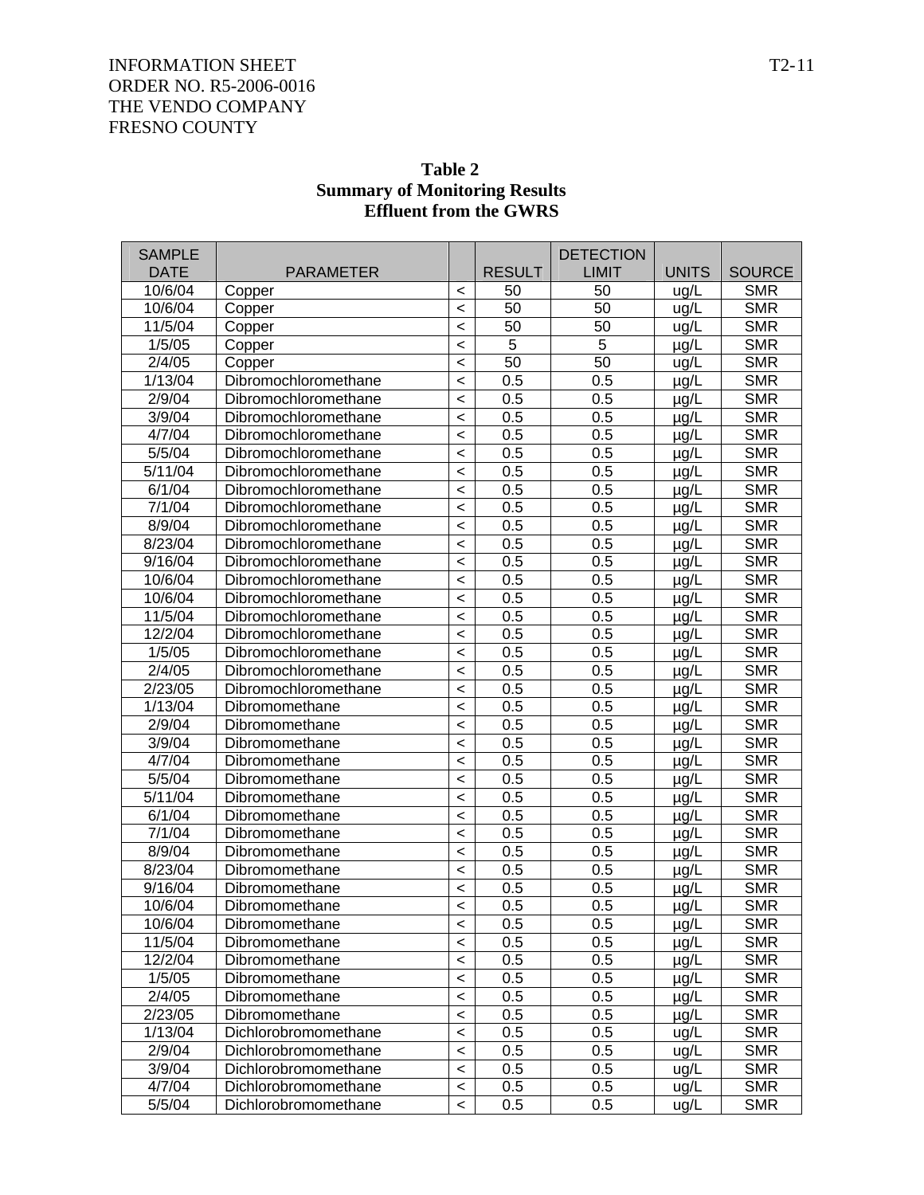INFORMATION SHEET
ORDER NO. R5-2006-0016
THE VENDO COMPANY
FRESNO COUNTY

**Table 2**
**Summary of Monitoring Results**
**Effluent from the GWRS**

| SAMPLE DATE | PARAMETER | | RESULT | DETECTION LIMIT | UNITS | SOURCE |
|---|---|---|---|---|---|---|
| 10/6/04 | Copper | < | 50 | 50 | ug/L | SMR |
| 10/6/04 | Copper | < | 50 | 50 | ug/L | SMR |
| 11/5/04 | Copper | < | 50 | 50 | ug/L | SMR |
| 1/5/05 | Copper | < | 5 | 5 | µg/L | SMR |
| 2/4/05 | Copper | < | 50 | 50 | ug/L | SMR |
| 1/13/04 | Dibromochloromethane | < | 0.5 | 0.5 | µg/L | SMR |
| 2/9/04 | Dibromochloromethane | < | 0.5 | 0.5 | µg/L | SMR |
| 3/9/04 | Dibromochloromethane | < | 0.5 | 0.5 | µg/L | SMR |
| 4/7/04 | Dibromochloromethane | < | 0.5 | 0.5 | µg/L | SMR |
| 5/5/04 | Dibromochloromethane | < | 0.5 | 0.5 | µg/L | SMR |
| 5/11/04 | Dibromochloromethane | < | 0.5 | 0.5 | µg/L | SMR |
| 6/1/04 | Dibromochloromethane | < | 0.5 | 0.5 | µg/L | SMR |
| 7/1/04 | Dibromochloromethane | < | 0.5 | 0.5 | µg/L | SMR |
| 8/9/04 | Dibromochloromethane | < | 0.5 | 0.5 | µg/L | SMR |
| 8/23/04 | Dibromochloromethane | < | 0.5 | 0.5 | µg/L | SMR |
| 9/16/04 | Dibromochloromethane | < | 0.5 | 0.5 | µg/L | SMR |
| 10/6/04 | Dibromochloromethane | < | 0.5 | 0.5 | µg/L | SMR |
| 10/6/04 | Dibromochloromethane | < | 0.5 | 0.5 | µg/L | SMR |
| 11/5/04 | Dibromochloromethane | < | 0.5 | 0.5 | µg/L | SMR |
| 12/2/04 | Dibromochloromethane | < | 0.5 | 0.5 | µg/L | SMR |
| 1/5/05 | Dibromochloromethane | < | 0.5 | 0.5 | µg/L | SMR |
| 2/4/05 | Dibromochloromethane | < | 0.5 | 0.5 | µg/L | SMR |
| 2/23/05 | Dibromochloromethane | < | 0.5 | 0.5 | µg/L | SMR |
| 1/13/04 | Dibromomethane | < | 0.5 | 0.5 | µg/L | SMR |
| 2/9/04 | Dibromomethane | < | 0.5 | 0.5 | µg/L | SMR |
| 3/9/04 | Dibromomethane | < | 0.5 | 0.5 | µg/L | SMR |
| 4/7/04 | Dibromomethane | < | 0.5 | 0.5 | µg/L | SMR |
| 5/5/04 | Dibromomethane | < | 0.5 | 0.5 | µg/L | SMR |
| 5/11/04 | Dibromomethane | < | 0.5 | 0.5 | µg/L | SMR |
| 6/1/04 | Dibromomethane | < | 0.5 | 0.5 | µg/L | SMR |
| 7/1/04 | Dibromomethane | < | 0.5 | 0.5 | µg/L | SMR |
| 8/9/04 | Dibromomethane | < | 0.5 | 0.5 | µg/L | SMR |
| 8/23/04 | Dibromomethane | < | 0.5 | 0.5 | µg/L | SMR |
| 9/16/04 | Dibromomethane | < | 0.5 | 0.5 | µg/L | SMR |
| 10/6/04 | Dibromomethane | < | 0.5 | 0.5 | µg/L | SMR |
| 10/6/04 | Dibromomethane | < | 0.5 | 0.5 | µg/L | SMR |
| 11/5/04 | Dibromomethane | < | 0.5 | 0.5 | µg/L | SMR |
| 12/2/04 | Dibromomethane | < | 0.5 | 0.5 | µg/L | SMR |
| 1/5/05 | Dibromomethane | < | 0.5 | 0.5 | µg/L | SMR |
| 2/4/05 | Dibromomethane | < | 0.5 | 0.5 | µg/L | SMR |
| 2/23/05 | Dibromomethane | < | 0.5 | 0.5 | µg/L | SMR |
| 1/13/04 | Dichlorobromomethane | < | 0.5 | 0.5 | ug/L | SMR |
| 2/9/04 | Dichlorobromomethane | < | 0.5 | 0.5 | ug/L | SMR |
| 3/9/04 | Dichlorobromomethane | < | 0.5 | 0.5 | ug/L | SMR |
| 4/7/04 | Dichlorobromomethane | < | 0.5 | 0.5 | ug/L | SMR |
| 5/5/04 | Dichlorobromomethane | < | 0.5 | 0.5 | ug/L | SMR |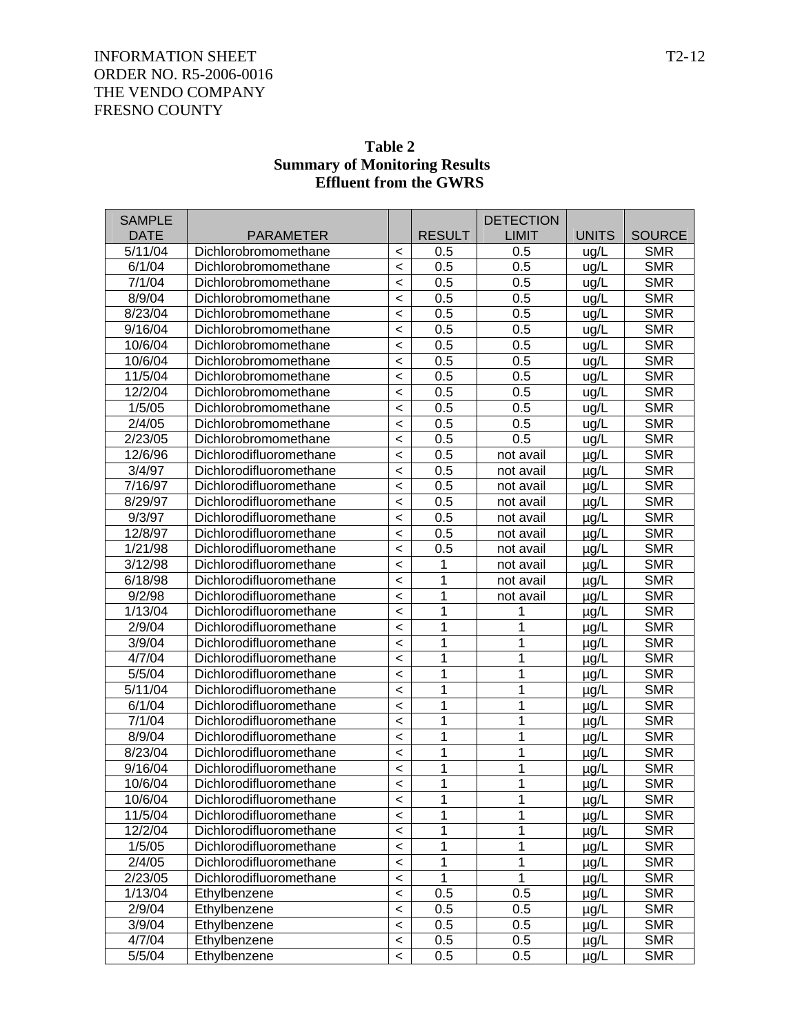INFORMATION SHEET
ORDER NO. R5-2006-0016
THE VENDO COMPANY
FRESNO COUNTY

**Table 2**
**Summary of Monitoring Results**
**Effluent from the GWRS**

| SAMPLE DATE | PARAMETER | | RESULT | DETECTION LIMIT | UNITS | SOURCE |
|---|---|---|---|---|---|---|
| 5/11/04 | Dichlorobromomethane | < | 0.5 | 0.5 | ug/L | SMR |
| 6/1/04 | Dichlorobromomethane | < | 0.5 | 0.5 | ug/L | SMR |
| 7/1/04 | Dichlorobromomethane | < | 0.5 | 0.5 | ug/L | SMR |
| 8/9/04 | Dichlorobromomethane | < | 0.5 | 0.5 | ug/L | SMR |
| 8/23/04 | Dichlorobromomethane | < | 0.5 | 0.5 | ug/L | SMR |
| 9/16/04 | Dichlorobromomethane | < | 0.5 | 0.5 | ug/L | SMR |
| 10/6/04 | Dichlorobromomethane | < | 0.5 | 0.5 | ug/L | SMR |
| 10/6/04 | Dichlorobromomethane | < | 0.5 | 0.5 | ug/L | SMR |
| 11/5/04 | Dichlorobromomethane | < | 0.5 | 0.5 | ug/L | SMR |
| 12/2/04 | Dichlorobromomethane | < | 0.5 | 0.5 | ug/L | SMR |
| 1/5/05 | Dichlorobromomethane | < | 0.5 | 0.5 | ug/L | SMR |
| 2/4/05 | Dichlorobromomethane | < | 0.5 | 0.5 | ug/L | SMR |
| 2/23/05 | Dichlorobromomethane | < | 0.5 | 0.5 | ug/L | SMR |
| 12/6/96 | Dichlorodifluoromethane | < | 0.5 | not avail | µg/L | SMR |
| 3/4/97 | Dichlorodifluoromethane | < | 0.5 | not avail | µg/L | SMR |
| 7/16/97 | Dichlorodifluoromethane | < | 0.5 | not avail | µg/L | SMR |
| 8/29/97 | Dichlorodifluoromethane | < | 0.5 | not avail | µg/L | SMR |
| 9/3/97 | Dichlorodifluoromethane | < | 0.5 | not avail | µg/L | SMR |
| 12/8/97 | Dichlorodifluoromethane | < | 0.5 | not avail | µg/L | SMR |
| 1/21/98 | Dichlorodifluoromethane | < | 0.5 | not avail | µg/L | SMR |
| 3/12/98 | Dichlorodifluoromethane | < | 1 | not avail | µg/L | SMR |
| 6/18/98 | Dichlorodifluoromethane | < | 1 | not avail | µg/L | SMR |
| 9/2/98 | Dichlorodifluoromethane | < | 1 | not avail | µg/L | SMR |
| 1/13/04 | Dichlorodifluoromethane | < | 1 | 1 | µg/L | SMR |
| 2/9/04 | Dichlorodifluoromethane | < | 1 | 1 | µg/L | SMR |
| 3/9/04 | Dichlorodifluoromethane | < | 1 | 1 | µg/L | SMR |
| 4/7/04 | Dichlorodifluoromethane | < | 1 | 1 | µg/L | SMR |
| 5/5/04 | Dichlorodifluoromethane | < | 1 | 1 | µg/L | SMR |
| 5/11/04 | Dichlorodifluoromethane | < | 1 | 1 | µg/L | SMR |
| 6/1/04 | Dichlorodifluoromethane | < | 1 | 1 | µg/L | SMR |
| 7/1/04 | Dichlorodifluoromethane | < | 1 | 1 | µg/L | SMR |
| 8/9/04 | Dichlorodifluoromethane | < | 1 | 1 | µg/L | SMR |
| 8/23/04 | Dichlorodifluoromethane | < | 1 | 1 | µg/L | SMR |
| 9/16/04 | Dichlorodifluoromethane | < | 1 | 1 | µg/L | SMR |
| 10/6/04 | Dichlorodifluoromethane | < | 1 | 1 | µg/L | SMR |
| 10/6/04 | Dichlorodifluoromethane | < | 1 | 1 | µg/L | SMR |
| 11/5/04 | Dichlorodifluoromethane | < | 1 | 1 | µg/L | SMR |
| 12/2/04 | Dichlorodifluoromethane | < | 1 | 1 | µg/L | SMR |
| 1/5/05 | Dichlorodifluoromethane | < | 1 | 1 | µg/L | SMR |
| 2/4/05 | Dichlorodifluoromethane | < | 1 | 1 | µg/L | SMR |
| 2/23/05 | Dichlorodifluoromethane | < | 1 | 1 | µg/L | SMR |
| 1/13/04 | Ethylbenzene | < | 0.5 | 0.5 | µg/L | SMR |
| 2/9/04 | Ethylbenzene | < | 0.5 | 0.5 | µg/L | SMR |
| 3/9/04 | Ethylbenzene | < | 0.5 | 0.5 | µg/L | SMR |
| 4/7/04 | Ethylbenzene | < | 0.5 | 0.5 | µg/L | SMR |
| 5/5/04 | Ethylbenzene | < | 0.5 | 0.5 | µg/L | SMR |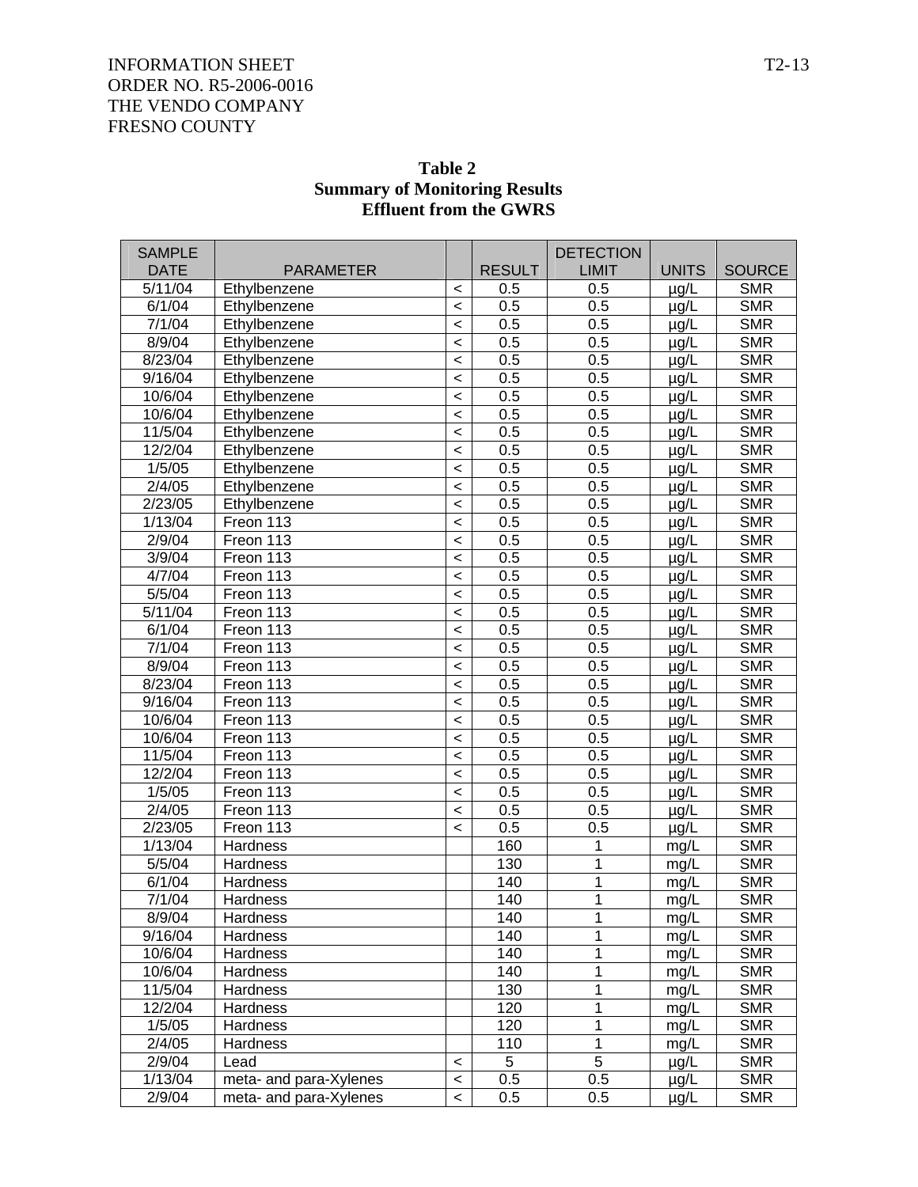INFORMATION SHEET
ORDER NO. R5-2006-0016
THE VENDO COMPANY
FRESNO COUNTY

**Table 2**
**Summary of Monitoring Results**
**Effluent from the GWRS**

| SAMPLE DATE | PARAMETER | | RESULT | DETECTION LIMIT | UNITS | SOURCE |
|---|---|---|---|---|---|---|
| 5/11/04 | Ethylbenzene | < | 0.5 | 0.5 | µg/L | SMR |
| 6/1/04 | Ethylbenzene | < | 0.5 | 0.5 | µg/L | SMR |
| 7/1/04 | Ethylbenzene | < | 0.5 | 0.5 | µg/L | SMR |
| 8/9/04 | Ethylbenzene | < | 0.5 | 0.5 | µg/L | SMR |
| 8/23/04 | Ethylbenzene | < | 0.5 | 0.5 | µg/L | SMR |
| 9/16/04 | Ethylbenzene | < | 0.5 | 0.5 | µg/L | SMR |
| 10/6/04 | Ethylbenzene | < | 0.5 | 0.5 | µg/L | SMR |
| 10/6/04 | Ethylbenzene | < | 0.5 | 0.5 | µg/L | SMR |
| 11/5/04 | Ethylbenzene | < | 0.5 | 0.5 | µg/L | SMR |
| 12/2/04 | Ethylbenzene | < | 0.5 | 0.5 | µg/L | SMR |
| 1/5/05 | Ethylbenzene | < | 0.5 | 0.5 | µg/L | SMR |
| 2/4/05 | Ethylbenzene | < | 0.5 | 0.5 | µg/L | SMR |
| 2/23/05 | Ethylbenzene | < | 0.5 | 0.5 | µg/L | SMR |
| 1/13/04 | Freon 113 | < | 0.5 | 0.5 | µg/L | SMR |
| 2/9/04 | Freon 113 | < | 0.5 | 0.5 | µg/L | SMR |
| 3/9/04 | Freon 113 | < | 0.5 | 0.5 | µg/L | SMR |
| 4/7/04 | Freon 113 | < | 0.5 | 0.5 | µg/L | SMR |
| 5/5/04 | Freon 113 | < | 0.5 | 0.5 | µg/L | SMR |
| 5/11/04 | Freon 113 | < | 0.5 | 0.5 | µg/L | SMR |
| 6/1/04 | Freon 113 | < | 0.5 | 0.5 | µg/L | SMR |
| 7/1/04 | Freon 113 | < | 0.5 | 0.5 | µg/L | SMR |
| 8/9/04 | Freon 113 | < | 0.5 | 0.5 | µg/L | SMR |
| 8/23/04 | Freon 113 | < | 0.5 | 0.5 | µg/L | SMR |
| 9/16/04 | Freon 113 | < | 0.5 | 0.5 | µg/L | SMR |
| 10/6/04 | Freon 113 | < | 0.5 | 0.5 | µg/L | SMR |
| 10/6/04 | Freon 113 | < | 0.5 | 0.5 | µg/L | SMR |
| 11/5/04 | Freon 113 | < | 0.5 | 0.5 | µg/L | SMR |
| 12/2/04 | Freon 113 | < | 0.5 | 0.5 | µg/L | SMR |
| 1/5/05 | Freon 113 | < | 0.5 | 0.5 | µg/L | SMR |
| 2/4/05 | Freon 113 | < | 0.5 | 0.5 | µg/L | SMR |
| 2/23/05 | Freon 113 | < | 0.5 | 0.5 | µg/L | SMR |
| 1/13/04 | Hardness | | 160 | 1 | mg/L | SMR |
| 5/5/04 | Hardness | | 130 | 1 | mg/L | SMR |
| 6/1/04 | Hardness | | 140 | 1 | mg/L | SMR |
| 7/1/04 | Hardness | | 140 | 1 | mg/L | SMR |
| 8/9/04 | Hardness | | 140 | 1 | mg/L | SMR |
| 9/16/04 | Hardness | | 140 | 1 | mg/L | SMR |
| 10/6/04 | Hardness | | 140 | 1 | mg/L | SMR |
| 10/6/04 | Hardness | | 140 | 1 | mg/L | SMR |
| 11/5/04 | Hardness | | 130 | 1 | mg/L | SMR |
| 12/2/04 | Hardness | | 120 | 1 | mg/L | SMR |
| 1/5/05 | Hardness | | 120 | 1 | mg/L | SMR |
| 2/4/05 | Hardness | | 110 | 1 | mg/L | SMR |
| 2/9/04 | Lead | < | 5 | 5 | µg/L | SMR |
| 1/13/04 | meta- and para-Xylenes | < | 0.5 | 0.5 | µg/L | SMR |
| 2/9/04 | meta- and para-Xylenes | < | 0.5 | 0.5 | µg/L | SMR |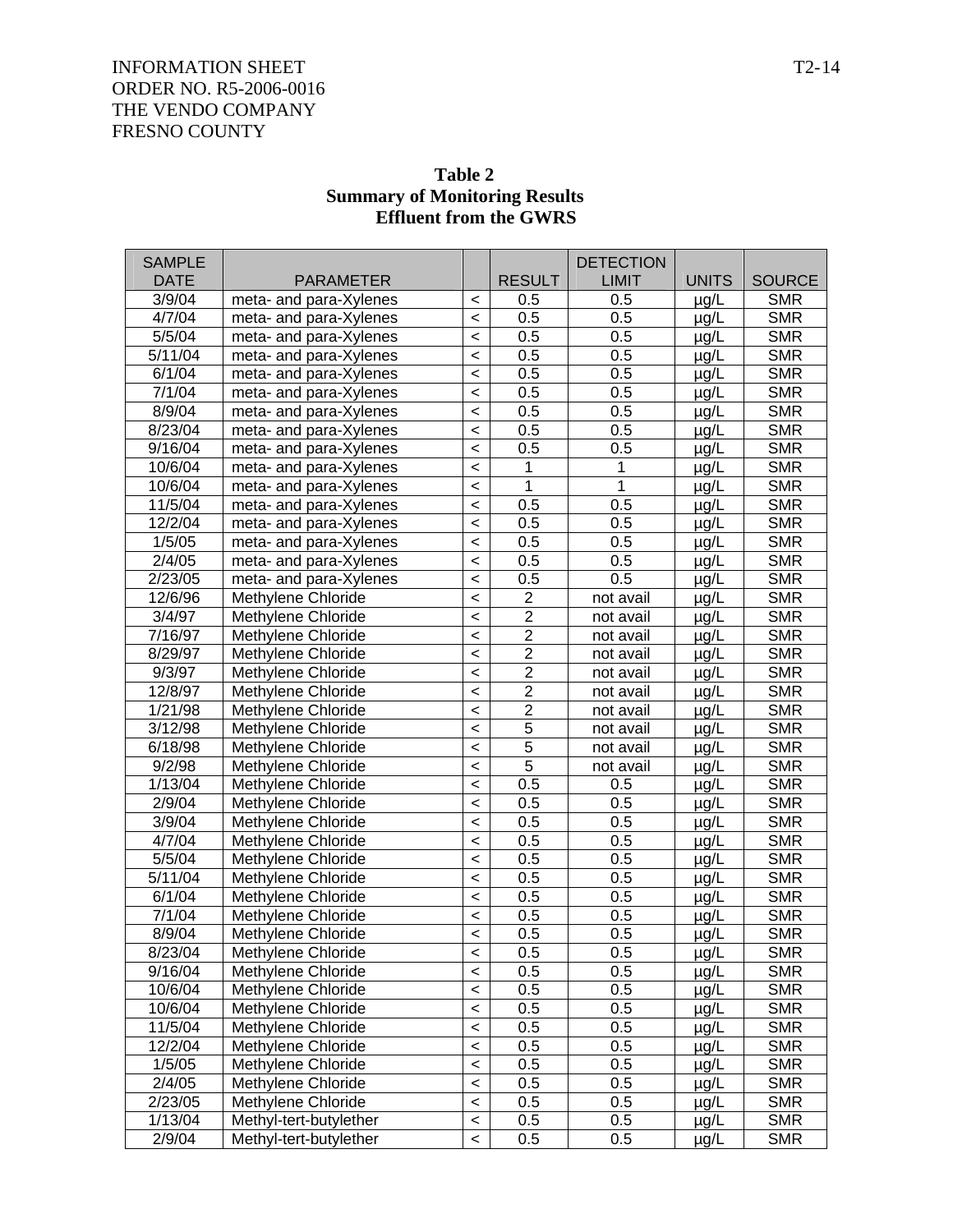INFORMATION SHEET
ORDER NO. R5-2006-0016
THE VENDO COMPANY
FRESNO COUNTY

**Table 2**
**Summary of Monitoring Results**
**Effluent from the GWRS**

| SAMPLE DATE | PARAMETER | | RESULT | DETECTION LIMIT | UNITS | SOURCE |
|---|---|---|---|---|---|---|
| 3/9/04 | meta- and para-Xylenes | < | 0.5 | 0.5 | µg/L | SMR |
| 4/7/04 | meta- and para-Xylenes | < | 0.5 | 0.5 | µg/L | SMR |
| 5/5/04 | meta- and para-Xylenes | < | 0.5 | 0.5 | µg/L | SMR |
| 5/11/04 | meta- and para-Xylenes | < | 0.5 | 0.5 | µg/L | SMR |
| 6/1/04 | meta- and para-Xylenes | < | 0.5 | 0.5 | µg/L | SMR |
| 7/1/04 | meta- and para-Xylenes | < | 0.5 | 0.5 | µg/L | SMR |
| 8/9/04 | meta- and para-Xylenes | < | 0.5 | 0.5 | µg/L | SMR |
| 8/23/04 | meta- and para-Xylenes | < | 0.5 | 0.5 | µg/L | SMR |
| 9/16/04 | meta- and para-Xylenes | < | 0.5 | 0.5 | µg/L | SMR |
| 10/6/04 | meta- and para-Xylenes | < | 1 | 1 | µg/L | SMR |
| 10/6/04 | meta- and para-Xylenes | < | 1 | 1 | µg/L | SMR |
| 11/5/04 | meta- and para-Xylenes | < | 0.5 | 0.5 | µg/L | SMR |
| 12/2/04 | meta- and para-Xylenes | < | 0.5 | 0.5 | µg/L | SMR |
| 1/5/05 | meta- and para-Xylenes | < | 0.5 | 0.5 | µg/L | SMR |
| 2/4/05 | meta- and para-Xylenes | < | 0.5 | 0.5 | µg/L | SMR |
| 2/23/05 | meta- and para-Xylenes | < | 0.5 | 0.5 | µg/L | SMR |
| 12/6/96 | Methylene Chloride | < | 2 | not avail | µg/L | SMR |
| 3/4/97 | Methylene Chloride | < | 2 | not avail | µg/L | SMR |
| 7/16/97 | Methylene Chloride | < | 2 | not avail | µg/L | SMR |
| 8/29/97 | Methylene Chloride | < | 2 | not avail | µg/L | SMR |
| 9/3/97 | Methylene Chloride | < | 2 | not avail | µg/L | SMR |
| 12/8/97 | Methylene Chloride | < | 2 | not avail | µg/L | SMR |
| 1/21/98 | Methylene Chloride | < | 2 | not avail | µg/L | SMR |
| 3/12/98 | Methylene Chloride | < | 5 | not avail | µg/L | SMR |
| 6/18/98 | Methylene Chloride | < | 5 | not avail | µg/L | SMR |
| 9/2/98 | Methylene Chloride | < | 5 | not avail | µg/L | SMR |
| 1/13/04 | Methylene Chloride | < | 0.5 | 0.5 | µg/L | SMR |
| 2/9/04 | Methylene Chloride | < | 0.5 | 0.5 | µg/L | SMR |
| 3/9/04 | Methylene Chloride | < | 0.5 | 0.5 | µg/L | SMR |
| 4/7/04 | Methylene Chloride | < | 0.5 | 0.5 | µg/L | SMR |
| 5/5/04 | Methylene Chloride | < | 0.5 | 0.5 | µg/L | SMR |
| 5/11/04 | Methylene Chloride | < | 0.5 | 0.5 | µg/L | SMR |
| 6/1/04 | Methylene Chloride | < | 0.5 | 0.5 | µg/L | SMR |
| 7/1/04 | Methylene Chloride | < | 0.5 | 0.5 | µg/L | SMR |
| 8/9/04 | Methylene Chloride | < | 0.5 | 0.5 | µg/L | SMR |
| 8/23/04 | Methylene Chloride | < | 0.5 | 0.5 | µg/L | SMR |
| 9/16/04 | Methylene Chloride | < | 0.5 | 0.5 | µg/L | SMR |
| 10/6/04 | Methylene Chloride | < | 0.5 | 0.5 | µg/L | SMR |
| 10/6/04 | Methylene Chloride | < | 0.5 | 0.5 | µg/L | SMR |
| 11/5/04 | Methylene Chloride | < | 0.5 | 0.5 | µg/L | SMR |
| 12/2/04 | Methylene Chloride | < | 0.5 | 0.5 | µg/L | SMR |
| 1/5/05 | Methylene Chloride | < | 0.5 | 0.5 | µg/L | SMR |
| 2/4/05 | Methylene Chloride | < | 0.5 | 0.5 | µg/L | SMR |
| 2/23/05 | Methylene Chloride | < | 0.5 | 0.5 | µg/L | SMR |
| 1/13/04 | Methyl-tert-butylether | < | 0.5 | 0.5 | µg/L | SMR |
| 2/9/04 | Methyl-tert-butylether | < | 0.5 | 0.5 | µg/L | SMR |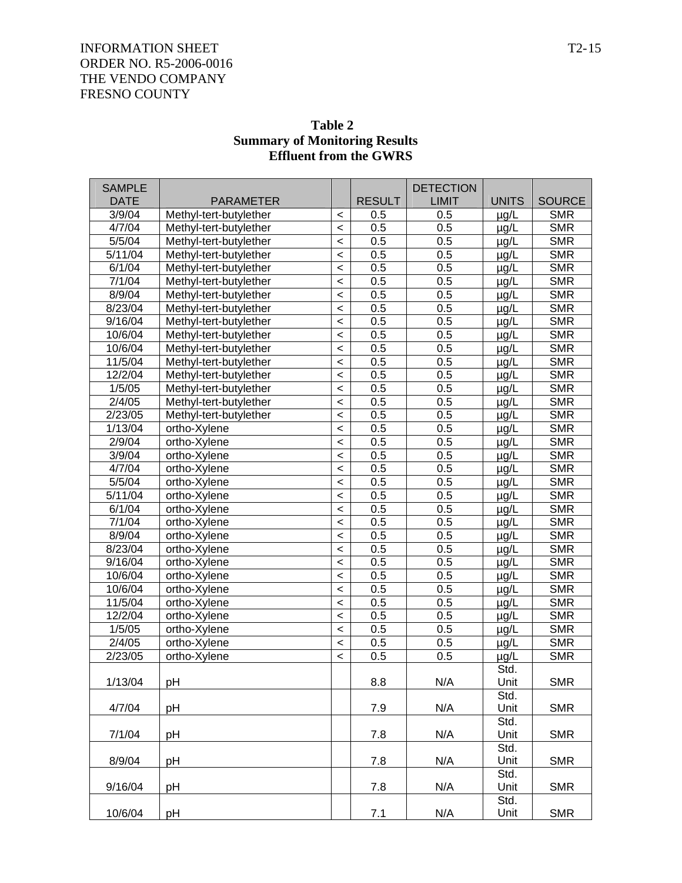INFORMATION SHEET
ORDER NO. R5-2006-0016
THE VENDO COMPANY
FRESNO COUNTY

**Table 2**
**Summary of Monitoring Results**
**Effluent from the GWRS**

| SAMPLE DATE | PARAMETER | | RESULT | DETECTION LIMIT | UNITS | SOURCE |
|---|---|---|---|---|---|---|
| 3/9/04 | Methyl-tert-butylether | < | 0.5 | 0.5 | µg/L | SMR |
| 4/7/04 | Methyl-tert-butylether | < | 0.5 | 0.5 | µg/L | SMR |
| 5/5/04 | Methyl-tert-butylether | < | 0.5 | 0.5 | µg/L | SMR |
| 5/11/04 | Methyl-tert-butylether | < | 0.5 | 0.5 | µg/L | SMR |
| 6/1/04 | Methyl-tert-butylether | < | 0.5 | 0.5 | µg/L | SMR |
| 7/1/04 | Methyl-tert-butylether | < | 0.5 | 0.5 | µg/L | SMR |
| 8/9/04 | Methyl-tert-butylether | < | 0.5 | 0.5 | µg/L | SMR |
| 8/23/04 | Methyl-tert-butylether | < | 0.5 | 0.5 | µg/L | SMR |
| 9/16/04 | Methyl-tert-butylether | < | 0.5 | 0.5 | µg/L | SMR |
| 10/6/04 | Methyl-tert-butylether | < | 0.5 | 0.5 | µg/L | SMR |
| 10/6/04 | Methyl-tert-butylether | < | 0.5 | 0.5 | µg/L | SMR |
| 11/5/04 | Methyl-tert-butylether | < | 0.5 | 0.5 | µg/L | SMR |
| 12/2/04 | Methyl-tert-butylether | < | 0.5 | 0.5 | µg/L | SMR |
| 1/5/05 | Methyl-tert-butylether | < | 0.5 | 0.5 | µg/L | SMR |
| 2/4/05 | Methyl-tert-butylether | < | 0.5 | 0.5 | µg/L | SMR |
| 2/23/05 | Methyl-tert-butylether | < | 0.5 | 0.5 | µg/L | SMR |
| 1/13/04 | ortho-Xylene | < | 0.5 | 0.5 | µg/L | SMR |
| 2/9/04 | ortho-Xylene | < | 0.5 | 0.5 | µg/L | SMR |
| 3/9/04 | ortho-Xylene | < | 0.5 | 0.5 | µg/L | SMR |
| 4/7/04 | ortho-Xylene | < | 0.5 | 0.5 | µg/L | SMR |
| 5/5/04 | ortho-Xylene | < | 0.5 | 0.5 | µg/L | SMR |
| 5/11/04 | ortho-Xylene | < | 0.5 | 0.5 | µg/L | SMR |
| 6/1/04 | ortho-Xylene | < | 0.5 | 0.5 | µg/L | SMR |
| 7/1/04 | ortho-Xylene | < | 0.5 | 0.5 | µg/L | SMR |
| 8/9/04 | ortho-Xylene | < | 0.5 | 0.5 | µg/L | SMR |
| 8/23/04 | ortho-Xylene | < | 0.5 | 0.5 | µg/L | SMR |
| 9/16/04 | ortho-Xylene | < | 0.5 | 0.5 | µg/L | SMR |
| 10/6/04 | ortho-Xylene | < | 0.5 | 0.5 | µg/L | SMR |
| 10/6/04 | ortho-Xylene | < | 0.5 | 0.5 | µg/L | SMR |
| 11/5/04 | ortho-Xylene | < | 0.5 | 0.5 | µg/L | SMR |
| 12/2/04 | ortho-Xylene | < | 0.5 | 0.5 | µg/L | SMR |
| 1/5/05 | ortho-Xylene | < | 0.5 | 0.5 | µg/L | SMR |
| 2/4/05 | ortho-Xylene | < | 0.5 | 0.5 | µg/L | SMR |
| 2/23/05 | ortho-Xylene | < | 0.5 | 0.5 | µg/L | SMR |
| 1/13/04 | pH | | 8.8 | N/A | Std. Unit | SMR |
| 4/7/04 | pH | | 7.9 | N/A | Std. Unit | SMR |
| 7/1/04 | pH | | 7.8 | N/A | Std. Unit | SMR |
| 8/9/04 | pH | | 7.8 | N/A | Std. Unit | SMR |
| 9/16/04 | pH | | 7.8 | N/A | Std. Unit | SMR |
| 10/6/04 | pH | | 7.1 | N/A | Std. Unit | SMR |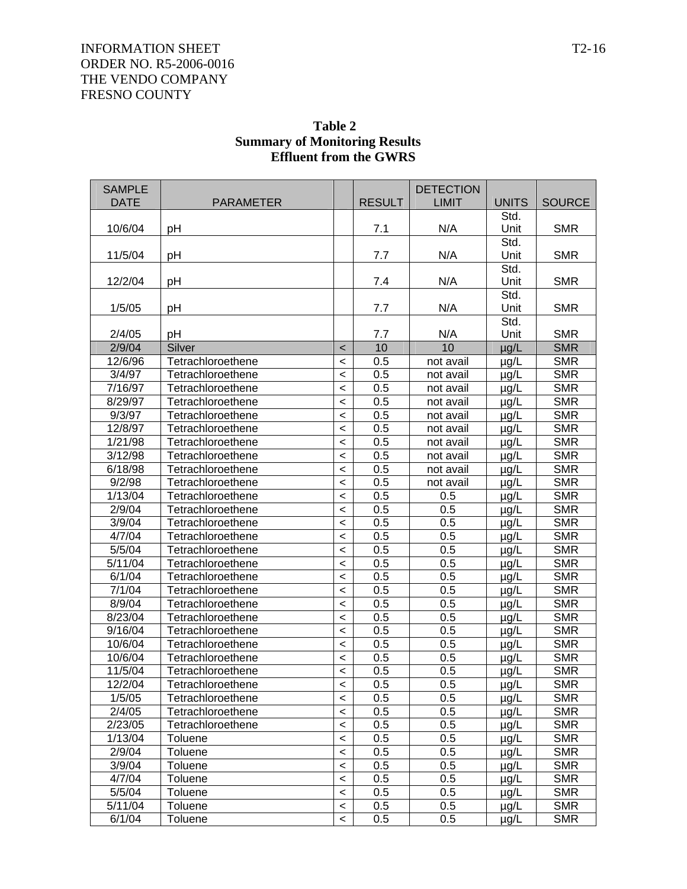INFORMATION SHEET
ORDER NO. R5-2006-0016
THE VENDO COMPANY
FRESNO COUNTY

**Table 2**
**Summary of Monitoring Results**
**Effluent from the GWRS**

| SAMPLE DATE | PARAMETER | | RESULT | DETECTION LIMIT | UNITS | SOURCE |
|---|---|---|---|---|---|---|
| 10/6/04 | pH | | 7.1 | N/A | Std. Unit | SMR |
| 11/5/04 | pH | | 7.7 | N/A | Std. Unit | SMR |
| 12/2/04 | pH | | 7.4 | N/A | Std. Unit | SMR |
| 1/5/05 | pH | | 7.7 | N/A | Std. Unit | SMR |
| 2/4/05 | pH | | 7.7 | N/A | Std. Unit | SMR |
| 2/9/04 | Silver | < | 10 | 10 | µg/L | SMR |
| 12/6/96 | Tetrachloroethene | < | 0.5 | not avail | µg/L | SMR |
| 3/4/97 | Tetrachloroethene | < | 0.5 | not avail | µg/L | SMR |
| 7/16/97 | Tetrachloroethene | < | 0.5 | not avail | µg/L | SMR |
| 8/29/97 | Tetrachloroethene | < | 0.5 | not avail | µg/L | SMR |
| 9/3/97 | Tetrachloroethene | < | 0.5 | not avail | µg/L | SMR |
| 12/8/97 | Tetrachloroethene | < | 0.5 | not avail | µg/L | SMR |
| 1/21/98 | Tetrachloroethene | < | 0.5 | not avail | µg/L | SMR |
| 3/12/98 | Tetrachloroethene | < | 0.5 | not avail | µg/L | SMR |
| 6/18/98 | Tetrachloroethene | < | 0.5 | not avail | µg/L | SMR |
| 9/2/98 | Tetrachloroethene | < | 0.5 | not avail | µg/L | SMR |
| 1/13/04 | Tetrachloroethene | < | 0.5 | 0.5 | µg/L | SMR |
| 2/9/04 | Tetrachloroethene | < | 0.5 | 0.5 | µg/L | SMR |
| 3/9/04 | Tetrachloroethene | < | 0.5 | 0.5 | µg/L | SMR |
| 4/7/04 | Tetrachloroethene | < | 0.5 | 0.5 | µg/L | SMR |
| 5/5/04 | Tetrachloroethene | < | 0.5 | 0.5 | µg/L | SMR |
| 5/11/04 | Tetrachloroethene | < | 0.5 | 0.5 | µg/L | SMR |
| 6/1/04 | Tetrachloroethene | < | 0.5 | 0.5 | µg/L | SMR |
| 7/1/04 | Tetrachloroethene | < | 0.5 | 0.5 | µg/L | SMR |
| 8/9/04 | Tetrachloroethene | < | 0.5 | 0.5 | µg/L | SMR |
| 8/23/04 | Tetrachloroethene | < | 0.5 | 0.5 | µg/L | SMR |
| 9/16/04 | Tetrachloroethene | < | 0.5 | 0.5 | µg/L | SMR |
| 10/6/04 | Tetrachloroethene | < | 0.5 | 0.5 | µg/L | SMR |
| 10/6/04 | Tetrachloroethene | < | 0.5 | 0.5 | µg/L | SMR |
| 11/5/04 | Tetrachloroethene | < | 0.5 | 0.5 | µg/L | SMR |
| 12/2/04 | Tetrachloroethene | < | 0.5 | 0.5 | µg/L | SMR |
| 1/5/05 | Tetrachloroethene | < | 0.5 | 0.5 | µg/L | SMR |
| 2/4/05 | Tetrachloroethene | < | 0.5 | 0.5 | µg/L | SMR |
| 2/23/05 | Tetrachloroethene | < | 0.5 | 0.5 | µg/L | SMR |
| 1/13/04 | Toluene | < | 0.5 | 0.5 | µg/L | SMR |
| 2/9/04 | Toluene | < | 0.5 | 0.5 | µg/L | SMR |
| 3/9/04 | Toluene | < | 0.5 | 0.5 | µg/L | SMR |
| 4/7/04 | Toluene | < | 0.5 | 0.5 | µg/L | SMR |
| 5/5/04 | Toluene | < | 0.5 | 0.5 | µg/L | SMR |
| 5/11/04 | Toluene | < | 0.5 | 0.5 | µg/L | SMR |
| 6/1/04 | Toluene | < | 0.5 | 0.5 | µg/L | SMR |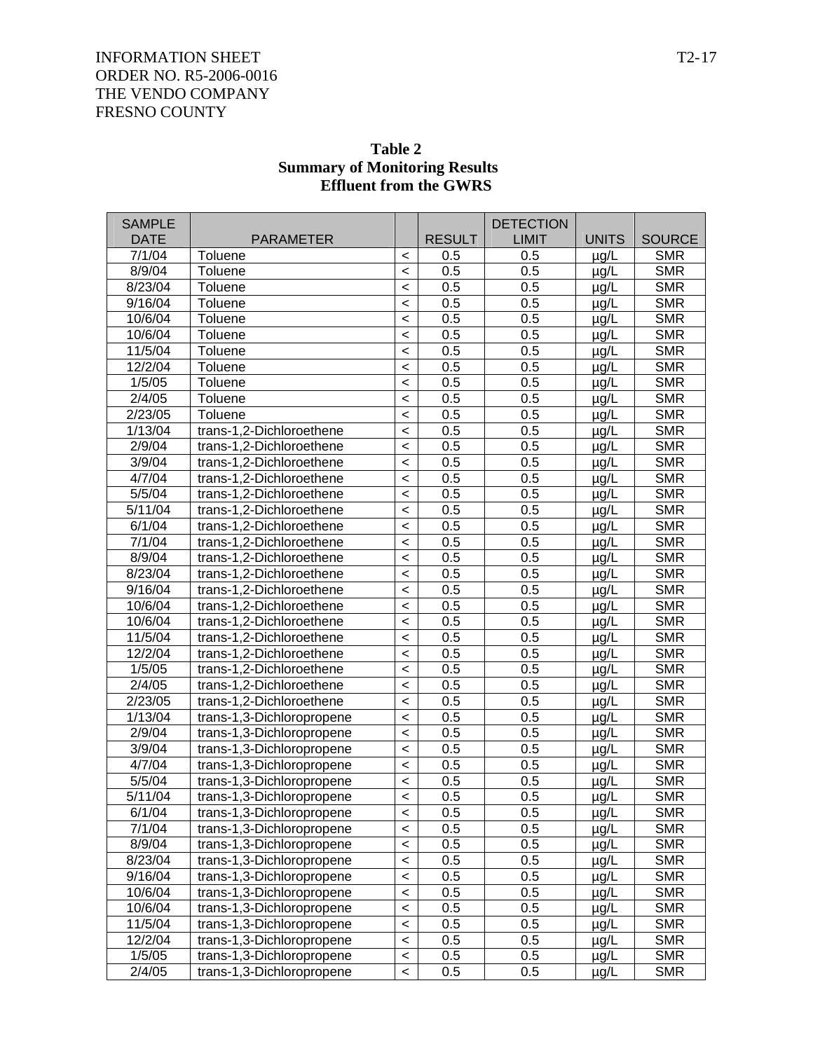INFORMATION SHEET
ORDER NO. R5-2006-0016
THE VENDO COMPANY
FRESNO COUNTY

**Table 2**
**Summary of Monitoring Results**
**Effluent from the GWRS**

| SAMPLE DATE | PARAMETER | | RESULT | DETECTION LIMIT | UNITS | SOURCE |
|---|---|---|---|---|---|---|
| 7/1/04 | Toluene | < | 0.5 | 0.5 | µg/L | SMR |
| 8/9/04 | Toluene | < | 0.5 | 0.5 | µg/L | SMR |
| 8/23/04 | Toluene | < | 0.5 | 0.5 | µg/L | SMR |
| 9/16/04 | Toluene | < | 0.5 | 0.5 | µg/L | SMR |
| 10/6/04 | Toluene | < | 0.5 | 0.5 | µg/L | SMR |
| 10/6/04 | Toluene | < | 0.5 | 0.5 | µg/L | SMR |
| 11/5/04 | Toluene | < | 0.5 | 0.5 | µg/L | SMR |
| 12/2/04 | Toluene | < | 0.5 | 0.5 | µg/L | SMR |
| 1/5/05 | Toluene | < | 0.5 | 0.5 | µg/L | SMR |
| 2/4/05 | Toluene | < | 0.5 | 0.5 | µg/L | SMR |
| 2/23/05 | Toluene | < | 0.5 | 0.5 | µg/L | SMR |
| 1/13/04 | trans-1,2-Dichloroethene | < | 0.5 | 0.5 | µg/L | SMR |
| 2/9/04 | trans-1,2-Dichloroethene | < | 0.5 | 0.5 | µg/L | SMR |
| 3/9/04 | trans-1,2-Dichloroethene | < | 0.5 | 0.5 | µg/L | SMR |
| 4/7/04 | trans-1,2-Dichloroethene | < | 0.5 | 0.5 | µg/L | SMR |
| 5/5/04 | trans-1,2-Dichloroethene | < | 0.5 | 0.5 | µg/L | SMR |
| 5/11/04 | trans-1,2-Dichloroethene | < | 0.5 | 0.5 | µg/L | SMR |
| 6/1/04 | trans-1,2-Dichloroethene | < | 0.5 | 0.5 | µg/L | SMR |
| 7/1/04 | trans-1,2-Dichloroethene | < | 0.5 | 0.5 | µg/L | SMR |
| 8/9/04 | trans-1,2-Dichloroethene | < | 0.5 | 0.5 | µg/L | SMR |
| 8/23/04 | trans-1,2-Dichloroethene | < | 0.5 | 0.5 | µg/L | SMR |
| 9/16/04 | trans-1,2-Dichloroethene | < | 0.5 | 0.5 | µg/L | SMR |
| 10/6/04 | trans-1,2-Dichloroethene | < | 0.5 | 0.5 | µg/L | SMR |
| 10/6/04 | trans-1,2-Dichloroethene | < | 0.5 | 0.5 | µg/L | SMR |
| 11/5/04 | trans-1,2-Dichloroethene | < | 0.5 | 0.5 | µg/L | SMR |
| 12/2/04 | trans-1,2-Dichloroethene | < | 0.5 | 0.5 | µg/L | SMR |
| 1/5/05 | trans-1,2-Dichloroethene | < | 0.5 | 0.5 | µg/L | SMR |
| 2/4/05 | trans-1,2-Dichloroethene | < | 0.5 | 0.5 | µg/L | SMR |
| 2/23/05 | trans-1,2-Dichloroethene | < | 0.5 | 0.5 | µg/L | SMR |
| 1/13/04 | trans-1,3-Dichloropropene | < | 0.5 | 0.5 | µg/L | SMR |
| 2/9/04 | trans-1,3-Dichloropropene | < | 0.5 | 0.5 | µg/L | SMR |
| 3/9/04 | trans-1,3-Dichloropropene | < | 0.5 | 0.5 | µg/L | SMR |
| 4/7/04 | trans-1,3-Dichloropropene | < | 0.5 | 0.5 | µg/L | SMR |
| 5/5/04 | trans-1,3-Dichloropropene | < | 0.5 | 0.5 | µg/L | SMR |
| 5/11/04 | trans-1,3-Dichloropropene | < | 0.5 | 0.5 | µg/L | SMR |
| 6/1/04 | trans-1,3-Dichloropropene | < | 0.5 | 0.5 | µg/L | SMR |
| 7/1/04 | trans-1,3-Dichloropropene | < | 0.5 | 0.5 | µg/L | SMR |
| 8/9/04 | trans-1,3-Dichloropropene | < | 0.5 | 0.5 | µg/L | SMR |
| 8/23/04 | trans-1,3-Dichloropropene | < | 0.5 | 0.5 | µg/L | SMR |
| 9/16/04 | trans-1,3-Dichloropropene | < | 0.5 | 0.5 | µg/L | SMR |
| 10/6/04 | trans-1,3-Dichloropropene | < | 0.5 | 0.5 | µg/L | SMR |
| 10/6/04 | trans-1,3-Dichloropropene | < | 0.5 | 0.5 | µg/L | SMR |
| 11/5/04 | trans-1,3-Dichloropropene | < | 0.5 | 0.5 | µg/L | SMR |
| 12/2/04 | trans-1,3-Dichloropropene | < | 0.5 | 0.5 | µg/L | SMR |
| 1/5/05 | trans-1,3-Dichloropropene | < | 0.5 | 0.5 | µg/L | SMR |
| 2/4/05 | trans-1,3-Dichloropropene | < | 0.5 | 0.5 | µg/L | SMR |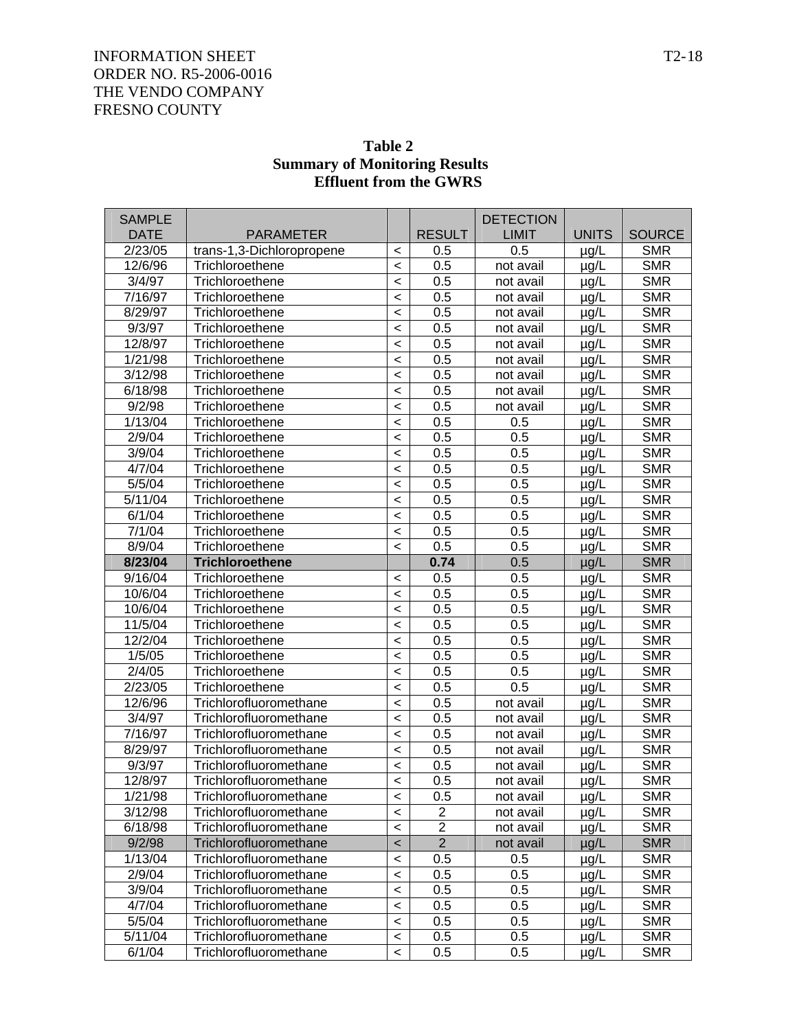INFORMATION SHEET
ORDER NO. R5-2006-0016
THE VENDO COMPANY
FRESNO COUNTY

**Table 2**
**Summary of Monitoring Results**
**Effluent from the GWRS**

| SAMPLE DATE | PARAMETER | | RESULT | DETECTION LIMIT | UNITS | SOURCE |
|---|---|---|---|---|---|---|
| 2/23/05 | trans-1,3-Dichloropropene | < | 0.5 | 0.5 | µg/L | SMR |
| 12/6/96 | Trichloroethene | < | 0.5 | not avail | µg/L | SMR |
| 3/4/97 | Trichloroethene | < | 0.5 | not avail | µg/L | SMR |
| 7/16/97 | Trichloroethene | < | 0.5 | not avail | µg/L | SMR |
| 8/29/97 | Trichloroethene | < | 0.5 | not avail | µg/L | SMR |
| 9/3/97 | Trichloroethene | < | 0.5 | not avail | µg/L | SMR |
| 12/8/97 | Trichloroethene | < | 0.5 | not avail | µg/L | SMR |
| 1/21/98 | Trichloroethene | < | 0.5 | not avail | µg/L | SMR |
| 3/12/98 | Trichloroethene | < | 0.5 | not avail | µg/L | SMR |
| 6/18/98 | Trichloroethene | < | 0.5 | not avail | µg/L | SMR |
| 9/2/98 | Trichloroethene | < | 0.5 | not avail | µg/L | SMR |
| 1/13/04 | Trichloroethene | < | 0.5 | 0.5 | µg/L | SMR |
| 2/9/04 | Trichloroethene | < | 0.5 | 0.5 | µg/L | SMR |
| 3/9/04 | Trichloroethene | < | 0.5 | 0.5 | µg/L | SMR |
| 4/7/04 | Trichloroethene | < | 0.5 | 0.5 | µg/L | SMR |
| 5/5/04 | Trichloroethene | < | 0.5 | 0.5 | µg/L | SMR |
| 5/11/04 | Trichloroethene | < | 0.5 | 0.5 | µg/L | SMR |
| 6/1/04 | Trichloroethene | < | 0.5 | 0.5 | µg/L | SMR |
| 7/1/04 | Trichloroethene | < | 0.5 | 0.5 | µg/L | SMR |
| 8/9/04 | Trichloroethene | < | 0.5 | 0.5 | µg/L | SMR |
| **8/23/04** | **Trichloroethene** | | **0.74** | 0.5 | µg/L | SMR |
| 9/16/04 | Trichloroethene | < | 0.5 | 0.5 | µg/L | SMR |
| 10/6/04 | Trichloroethene | < | 0.5 | 0.5 | µg/L | SMR |
| 10/6/04 | Trichloroethene | < | 0.5 | 0.5 | µg/L | SMR |
| 11/5/04 | Trichloroethene | < | 0.5 | 0.5 | µg/L | SMR |
| 12/2/04 | Trichloroethene | < | 0.5 | 0.5 | µg/L | SMR |
| 1/5/05 | Trichloroethene | < | 0.5 | 0.5 | µg/L | SMR |
| 2/4/05 | Trichloroethene | < | 0.5 | 0.5 | µg/L | SMR |
| 2/23/05 | Trichloroethene | < | 0.5 | 0.5 | µg/L | SMR |
| 12/6/96 | Trichlorofluoromethane | < | 0.5 | not avail | µg/L | SMR |
| 3/4/97 | Trichlorofluoromethane | < | 0.5 | not avail | µg/L | SMR |
| 7/16/97 | Trichlorofluoromethane | < | 0.5 | not avail | µg/L | SMR |
| 8/29/97 | Trichlorofluoromethane | < | 0.5 | not avail | µg/L | SMR |
| 9/3/97 | Trichlorofluoromethane | < | 0.5 | not avail | µg/L | SMR |
| 12/8/97 | Trichlorofluoromethane | < | 0.5 | not avail | µg/L | SMR |
| 1/21/98 | Trichlorofluoromethane | < | 0.5 | not avail | µg/L | SMR |
| 3/12/98 | Trichlorofluoromethane | < | 2 | not avail | µg/L | SMR |
| 6/18/98 | Trichlorofluoromethane | < | 2 | not avail | µg/L | SMR |
| 9/2/98 | Trichlorofluoromethane | < | 2 | not avail | µg/L | SMR |
| 1/13/04 | Trichlorofluoromethane | < | 0.5 | 0.5 | µg/L | SMR |
| 2/9/04 | Trichlorofluoromethane | < | 0.5 | 0.5 | µg/L | SMR |
| 3/9/04 | Trichlorofluoromethane | < | 0.5 | 0.5 | µg/L | SMR |
| 4/7/04 | Trichlorofluoromethane | < | 0.5 | 0.5 | µg/L | SMR |
| 5/5/04 | Trichlorofluoromethane | < | 0.5 | 0.5 | µg/L | SMR |
| 5/11/04 | Trichlorofluoromethane | < | 0.5 | 0.5 | µg/L | SMR |
| 6/1/04 | Trichlorofluoromethane | < | 0.5 | 0.5 | µg/L | SMR |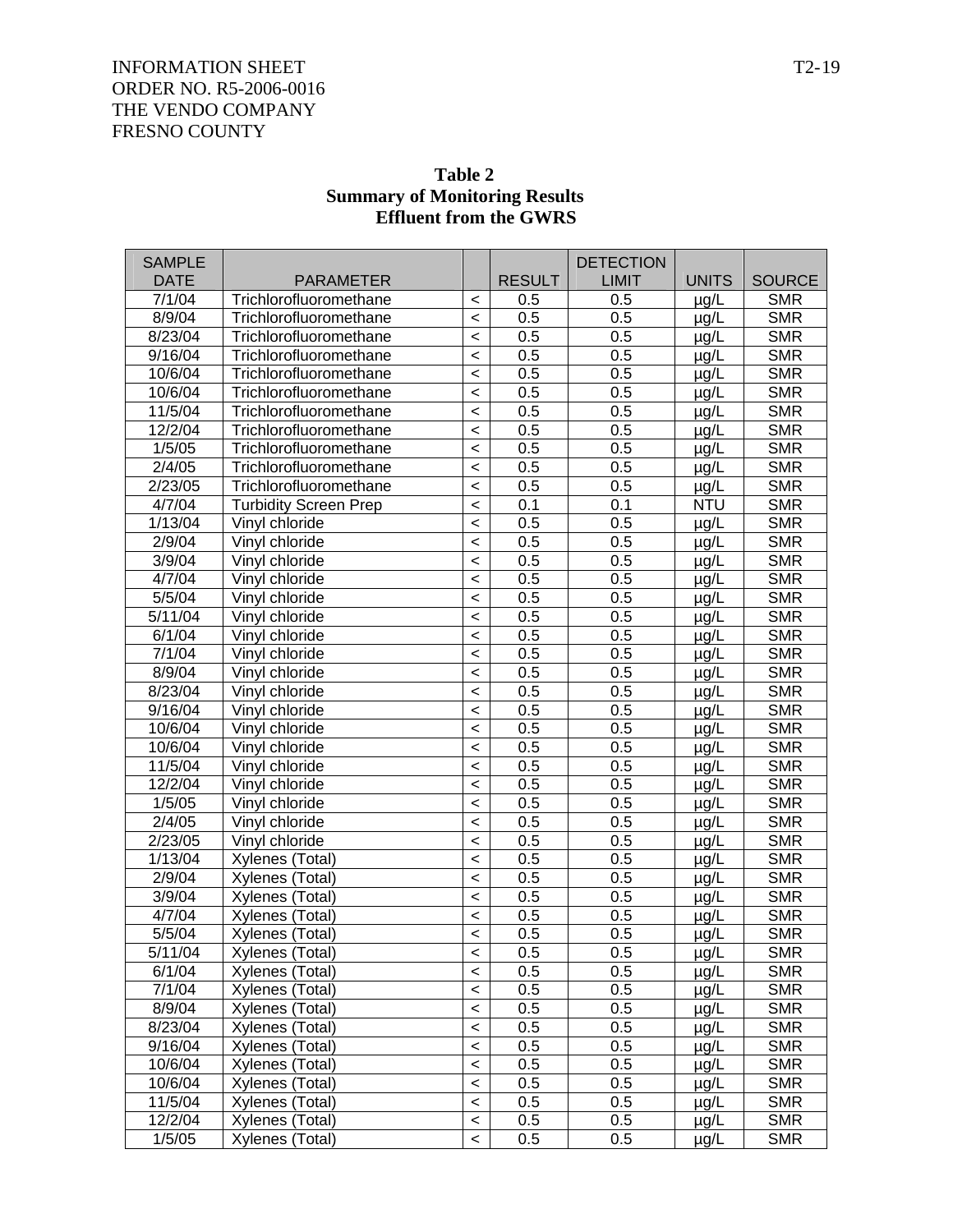INFORMATION SHEET
ORDER NO. R5-2006-0016
THE VENDO COMPANY
FRESNO COUNTY

**Table 2**
**Summary of Monitoring Results**
**Effluent from the GWRS**

| SAMPLE DATE | PARAMETER | | RESULT | DETECTION LIMIT | UNITS | SOURCE |
|---|---|---|---|---|---|---|
| 7/1/04 | Trichlorofluoromethane | < | 0.5 | 0.5 | µg/L | SMR |
| 8/9/04 | Trichlorofluoromethane | < | 0.5 | 0.5 | µg/L | SMR |
| 8/23/04 | Trichlorofluoromethane | < | 0.5 | 0.5 | µg/L | SMR |
| 9/16/04 | Trichlorofluoromethane | < | 0.5 | 0.5 | µg/L | SMR |
| 10/6/04 | Trichlorofluoromethane | < | 0.5 | 0.5 | µg/L | SMR |
| 10/6/04 | Trichlorofluoromethane | < | 0.5 | 0.5 | µg/L | SMR |
| 11/5/04 | Trichlorofluoromethane | < | 0.5 | 0.5 | µg/L | SMR |
| 12/2/04 | Trichlorofluoromethane | < | 0.5 | 0.5 | µg/L | SMR |
| 1/5/05 | Trichlorofluoromethane | < | 0.5 | 0.5 | µg/L | SMR |
| 2/4/05 | Trichlorofluoromethane | < | 0.5 | 0.5 | µg/L | SMR |
| 2/23/05 | Trichlorofluoromethane | < | 0.5 | 0.5 | µg/L | SMR |
| 4/7/04 | Turbidity Screen Prep | < | 0.1 | 0.1 | NTU | SMR |
| 1/13/04 | Vinyl chloride | < | 0.5 | 0.5 | µg/L | SMR |
| 2/9/04 | Vinyl chloride | < | 0.5 | 0.5 | µg/L | SMR |
| 3/9/04 | Vinyl chloride | < | 0.5 | 0.5 | µg/L | SMR |
| 4/7/04 | Vinyl chloride | < | 0.5 | 0.5 | µg/L | SMR |
| 5/5/04 | Vinyl chloride | < | 0.5 | 0.5 | µg/L | SMR |
| 5/11/04 | Vinyl chloride | < | 0.5 | 0.5 | µg/L | SMR |
| 6/1/04 | Vinyl chloride | < | 0.5 | 0.5 | µg/L | SMR |
| 7/1/04 | Vinyl chloride | < | 0.5 | 0.5 | µg/L | SMR |
| 8/9/04 | Vinyl chloride | < | 0.5 | 0.5 | µg/L | SMR |
| 8/23/04 | Vinyl chloride | < | 0.5 | 0.5 | µg/L | SMR |
| 9/16/04 | Vinyl chloride | < | 0.5 | 0.5 | µg/L | SMR |
| 10/6/04 | Vinyl chloride | < | 0.5 | 0.5 | µg/L | SMR |
| 10/6/04 | Vinyl chloride | < | 0.5 | 0.5 | µg/L | SMR |
| 11/5/04 | Vinyl chloride | < | 0.5 | 0.5 | µg/L | SMR |
| 12/2/04 | Vinyl chloride | < | 0.5 | 0.5 | µg/L | SMR |
| 1/5/05 | Vinyl chloride | < | 0.5 | 0.5 | µg/L | SMR |
| 2/4/05 | Vinyl chloride | < | 0.5 | 0.5 | µg/L | SMR |
| 2/23/05 | Vinyl chloride | < | 0.5 | 0.5 | µg/L | SMR |
| 1/13/04 | Xylenes (Total) | < | 0.5 | 0.5 | µg/L | SMR |
| 2/9/04 | Xylenes (Total) | < | 0.5 | 0.5 | µg/L | SMR |
| 3/9/04 | Xylenes (Total) | < | 0.5 | 0.5 | µg/L | SMR |
| 4/7/04 | Xylenes (Total) | < | 0.5 | 0.5 | µg/L | SMR |
| 5/5/04 | Xylenes (Total) | < | 0.5 | 0.5 | µg/L | SMR |
| 5/11/04 | Xylenes (Total) | < | 0.5 | 0.5 | µg/L | SMR |
| 6/1/04 | Xylenes (Total) | < | 0.5 | 0.5 | µg/L | SMR |
| 7/1/04 | Xylenes (Total) | < | 0.5 | 0.5 | µg/L | SMR |
| 8/9/04 | Xylenes (Total) | < | 0.5 | 0.5 | µg/L | SMR |
| 8/23/04 | Xylenes (Total) | < | 0.5 | 0.5 | µg/L | SMR |
| 9/16/04 | Xylenes (Total) | < | 0.5 | 0.5 | µg/L | SMR |
| 10/6/04 | Xylenes (Total) | < | 0.5 | 0.5 | µg/L | SMR |
| 10/6/04 | Xylenes (Total) | < | 0.5 | 0.5 | µg/L | SMR |
| 11/5/04 | Xylenes (Total) | < | 0.5 | 0.5 | µg/L | SMR |
| 12/2/04 | Xylenes (Total) | < | 0.5 | 0.5 | µg/L | SMR |
| 1/5/05 | Xylenes (Total) | < | 0.5 | 0.5 | µg/L | SMR |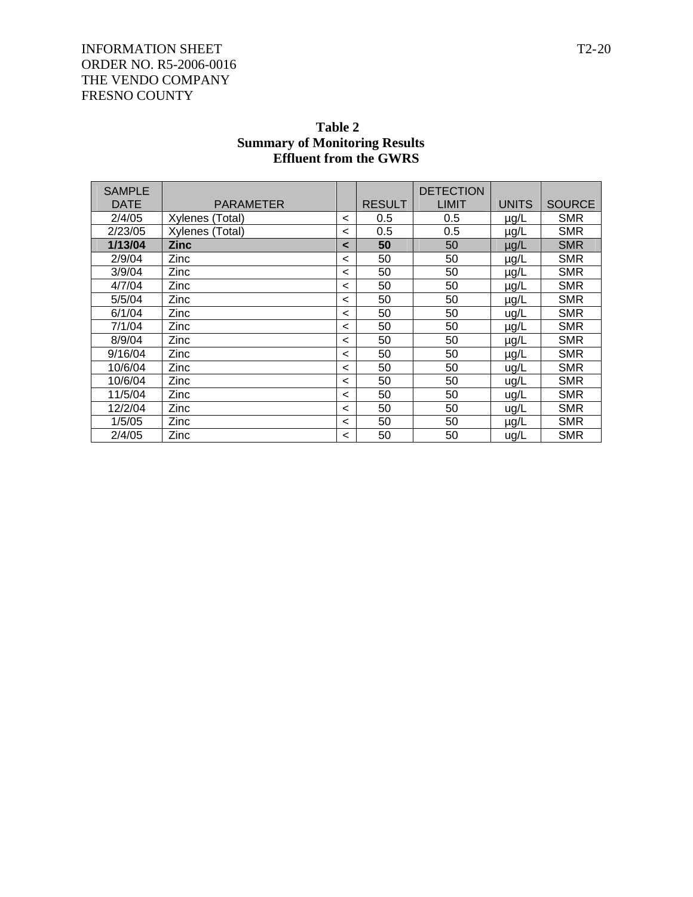INFORMATION SHEET
ORDER NO. R5-2006-0016
THE VENDO COMPANY
FRESNO COUNTY

**Table 2**
**Summary of Monitoring Results**
**Effluent from the GWRS**

| SAMPLE DATE | PARAMETER | | RESULT | DETECTION LIMIT | UNITS | SOURCE |
|---|---|---|---|---|---|---|
| 2/4/05 | Xylenes (Total) | < | 0.5 | 0.5 | µg/L | SMR |
| 2/23/05 | Xylenes (Total) | < | 0.5 | 0.5 | µg/L | SMR |
| **1/13/04** | **Zinc** | **<** | **50** | 50 | µg/L | SMR |
| 2/9/04 | Zinc | < | 50 | 50 | µg/L | SMR |
| 3/9/04 | Zinc | < | 50 | 50 | µg/L | SMR |
| 4/7/04 | Zinc | < | 50 | 50 | µg/L | SMR |
| 5/5/04 | Zinc | < | 50 | 50 | µg/L | SMR |
| 6/1/04 | Zinc | < | 50 | 50 | ug/L | SMR |
| 7/1/04 | Zinc | < | 50 | 50 | µg/L | SMR |
| 8/9/04 | Zinc | < | 50 | 50 | µg/L | SMR |
| 9/16/04 | Zinc | < | 50 | 50 | µg/L | SMR |
| 10/6/04 | Zinc | < | 50 | 50 | ug/L | SMR |
| 10/6/04 | Zinc | < | 50 | 50 | ug/L | SMR |
| 11/5/04 | Zinc | < | 50 | 50 | ug/L | SMR |
| 12/2/04 | Zinc | < | 50 | 50 | ug/L | SMR |
| 1/5/05 | Zinc | < | 50 | 50 | µg/L | SMR |
| 2/4/05 | Zinc | < | 50 | 50 | ug/L | SMR |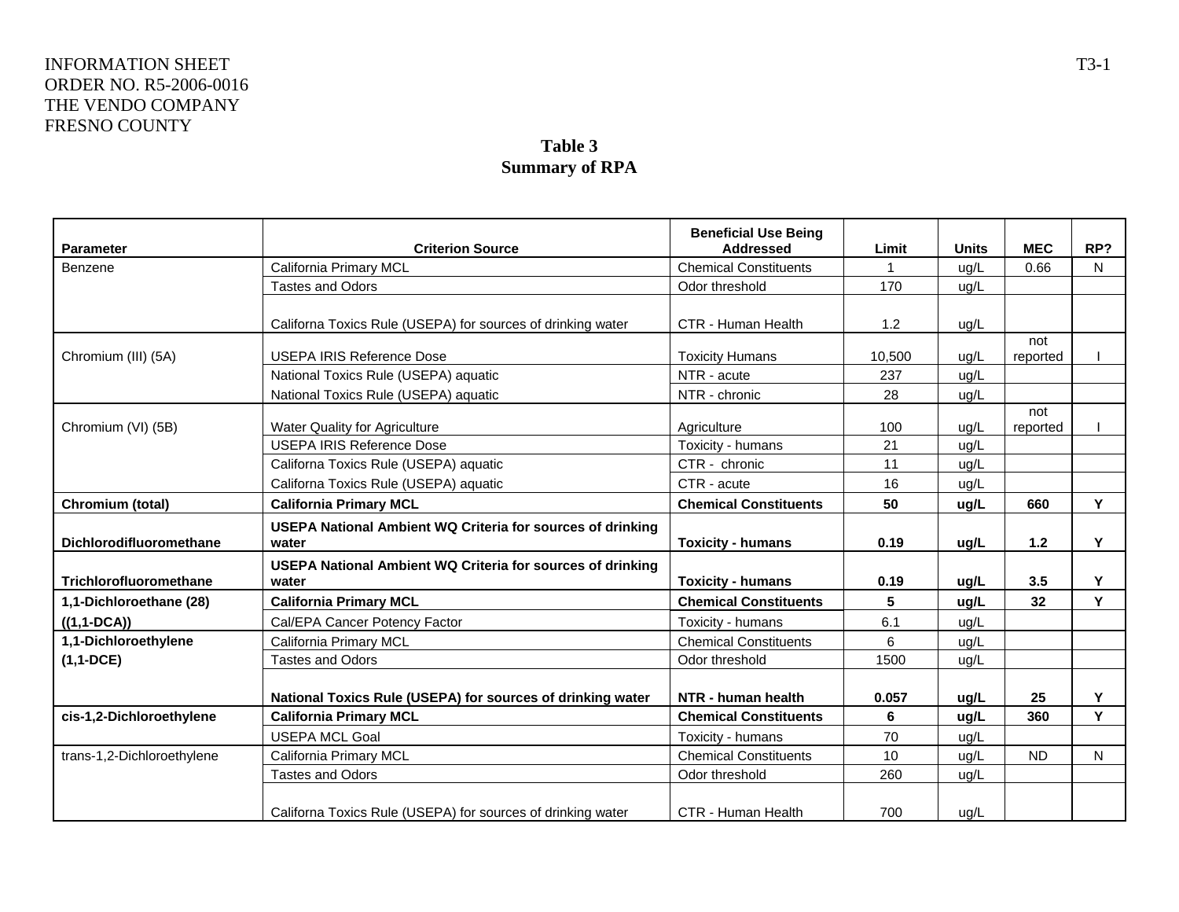# Table 3
## Summary of RPA

| Parameter | Criterion Source | Beneficial Use Being Addressed | Limit | Units | MEC | RP? |
|---|---|---|---|---|---|---|
| Benzene | California Primary MCL | Chemical Constituents | 1 | ug/L | 0.66 | N |
| | Tastes and Odors | Odor threshold | 170 | ug/L | | |
| | Californa Toxics Rule (USEPA) for sources of drinking water | CTR - Human Health | 1.2 | ug/L | | |
| Chromium (III) (5A) | USEPA IRIS Reference Dose | Toxicity Humans | 10,500 | ug/L | not reported | I |
| | National Toxics Rule (USEPA) aquatic | NTR - acute | 237 | ug/L | | |
| | National Toxics Rule (USEPA) aquatic | NTR - chronic | 28 | ug/L | | |
| Chromium (VI) (5B) | Water Quality for Agriculture | Agriculture | 100 | ug/L | not reported | I |
| | USEPA IRIS Reference Dose | Toxicity - humans | 21 | ug/L | | |
| | Californa Toxics Rule (USEPA) aquatic | CTR - chronic | 11 | ug/L | | |
| | Californa Toxics Rule (USEPA) aquatic | CTR - acute | 16 | ug/L | | |
| **Chromium (total)** | **California Primary MCL** | **Chemical Constituents** | **50** | **ug/L** | **660** | **Y** |
| **Dichlorodifluoromethane** | **USEPA National Ambient WQ Criteria for sources of drinking water** | **Toxicity - humans** | **0.19** | **ug/L** | **1.2** | **Y** |
| **Trichlorofluoromethane** | **USEPA National Ambient WQ Criteria for sources of drinking water** | **Toxicity - humans** | **0.19** | **ug/L** | **3.5** | **Y** |
| **1,1-Dichloroethane (28)** | **California Primary MCL** | **Chemical Constituents** | **5** | **ug/L** | **32** | **Y** |
| **((1,1-DCA))** | Cal/EPA Cancer Potency Factor | Toxicity - humans | 6.1 | ug/L | | |
| **1,1-Dichloroethylene** | California Primary MCL | Chemical Constituents | 6 | ug/L | | |
| **(1,1-DCE)** | Tastes and Odors | Odor threshold | 1500 | ug/L | | |
| | **National Toxics Rule (USEPA) for sources of drinking water** | **NTR - human health** | **0.057** | **ug/L** | **25** | **Y** |
| **cis-1,2-Dichloroethylene** | **California Primary MCL** | **Chemical Constituents** | **6** | **ug/L** | **360** | **Y** |
| | USEPA MCL Goal | Toxicity - humans | 70 | ug/L | | |
| trans-1,2-Dichloroethylene | California Primary MCL | Chemical Constituents | 10 | ug/L | ND | N |
| | Tastes and Odors | Odor threshold | 260 | ug/L | | |
| | Californa Toxics Rule (USEPA) for sources of drinking water | CTR - Human Health | 700 | ug/L | | |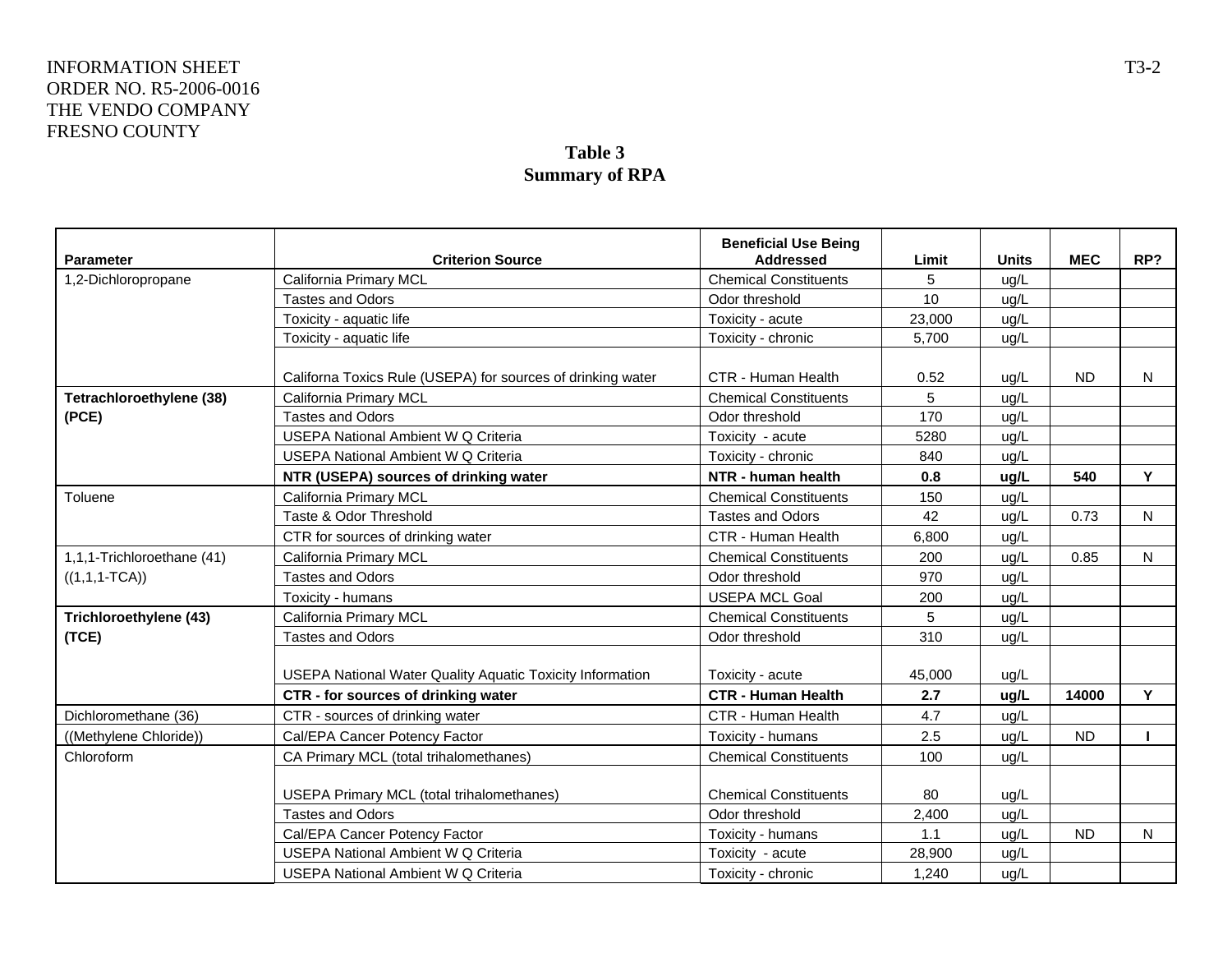INFORMATION SHEET
ORDER NO. R5-2006-0016
THE VENDO COMPANY
FRESNO COUNTY

## Table 3
## Summary of RPA

| Parameter | Criterion Source | Beneficial Use Being Addressed | Limit | Units | MEC | RP? |
|---|---|---|---|---|---|---|
| 1,2-Dichloropropane | California Primary MCL | Chemical Constituents | 5 | ug/L | | |
| | Tastes and Odors | Odor threshold | 10 | ug/L | | |
| | Toxicity - aquatic life | Toxicity - acute | 23,000 | ug/L | | |
| | Toxicity - aquatic life | Toxicity - chronic | 5,700 | ug/L | | |
| | Californa Toxics Rule (USEPA) for sources of drinking water | CTR - Human Health | 0.52 | ug/L | ND | N |
| **Tetrachloroethylene (38) (PCE)** | California Primary MCL | Chemical Constituents | 5 | ug/L | | |
| | Tastes and Odors | Odor threshold | 170 | ug/L | | |
| | USEPA National Ambient W Q Criteria | Toxicity - acute | 5280 | ug/L | | |
| | USEPA National Ambient W Q Criteria | Toxicity - chronic | 840 | ug/L | | |
| | **NTR (USEPA) sources of drinking water** | **NTR - human health** | **0.8** | **ug/L** | **540** | **Y** |
| Toluene | California Primary MCL | Chemical Constituents | 150 | ug/L | | |
| | Taste & Odor Threshold | Tastes and Odors | 42 | ug/L | 0.73 | N |
| | CTR for sources of drinking water | CTR - Human Health | 6,800 | ug/L | | |
| 1,1,1-Trichloroethane (41) ((1,1,1-TCA)) | California Primary MCL | Chemical Constituents | 200 | ug/L | 0.85 | N |
| | Tastes and Odors | Odor threshold | 970 | ug/L | | |
| | Toxicity - humans | USEPA MCL Goal | 200 | ug/L | | |
| **Trichloroethylene (43) (TCE)** | California Primary MCL | Chemical Constituents | 5 | ug/L | | |
| | Tastes and Odors | Odor threshold | 310 | ug/L | | |
| | USEPA National Water Quality Aquatic Toxicity Information | Toxicity - acute | 45,000 | ug/L | | |
| | **CTR - for sources of drinking water** | **CTR - Human Health** | **2.7** | **ug/L** | **14000** | **Y** |
| Dichloromethane (36) ((Methylene Chloride)) | CTR - sources of drinking water | CTR - Human Health | 4.7 | ug/L | | |
| | Cal/EPA Cancer Potency Factor | Toxicity - humans | 2.5 | ug/L | ND | **I** |
| Chloroform | CA Primary MCL (total trihalomethanes) | Chemical Constituents | 100 | ug/L | | |
| | USEPA Primary MCL (total trihalomethanes) | Chemical Constituents | 80 | ug/L | | |
| | Tastes and Odors | Odor threshold | 2,400 | ug/L | | |
| | Cal/EPA Cancer Potency Factor | Toxicity - humans | 1.1 | ug/L | ND | N |
| | USEPA National Ambient W Q Criteria | Toxicity - acute | 28,900 | ug/L | | |
| | USEPA National Ambient W Q Criteria | Toxicity - chronic | 1,240 | ug/L | | |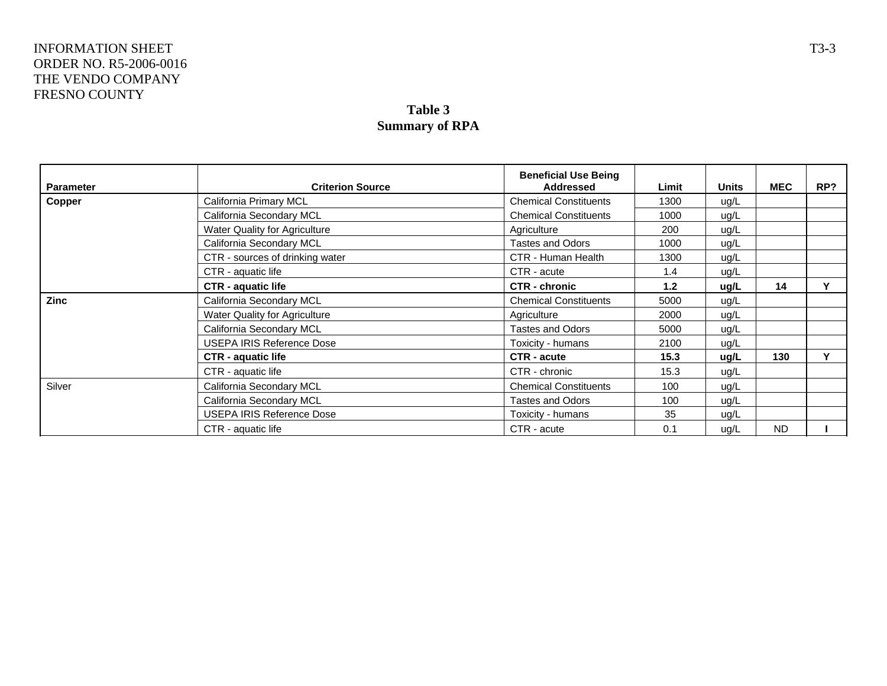INFORMATION SHEET
ORDER NO. R5-2006-0016
THE VENDO COMPANY
FRESNO COUNTY

**Table 3**
**Summary of RPA**

| Parameter | Criterion Source | Beneficial Use Being Addressed | Limit | Units | MEC | RP? |
|---|---|---|---|---|---|---|
| **Copper** | California Primary MCL | Chemical Constituents | 1300 | ug/L | | |
| | California Secondary MCL | Chemical Constituents | 1000 | ug/L | | |
| | Water Quality for Agriculture | Agriculture | 200 | ug/L | | |
| | California Secondary MCL | Tastes and Odors | 1000 | ug/L | | |
| | CTR - sources of drinking water | CTR - Human Health | 1300 | ug/L | | |
| | CTR - aquatic life | CTR - acute | 1.4 | ug/L | | |
| | **CTR - aquatic life** | **CTR - chronic** | **1.2** | **ug/L** | **14** | **Y** |
| **Zinc** | California Secondary MCL | Chemical Constituents | 5000 | ug/L | | |
| | Water Quality for Agriculture | Agriculture | 2000 | ug/L | | |
| | California Secondary MCL | Tastes and Odors | 5000 | ug/L | | |
| | USEPA IRIS Reference Dose | Toxicity - humans | 2100 | ug/L | | |
| | **CTR - aquatic life** | **CTR - acute** | **15.3** | **ug/L** | **130** | **Y** |
| | CTR - aquatic life | CTR - chronic | 15.3 | ug/L | | |
| Silver | California Secondary MCL | Chemical Constituents | 100 | ug/L | | |
| | California Secondary MCL | Tastes and Odors | 100 | ug/L | | |
| | USEPA IRIS Reference Dose | Toxicity - humans | 35 | ug/L | | |
| | CTR - aquatic life | CTR - acute | 0.1 | ug/L | ND | **I** |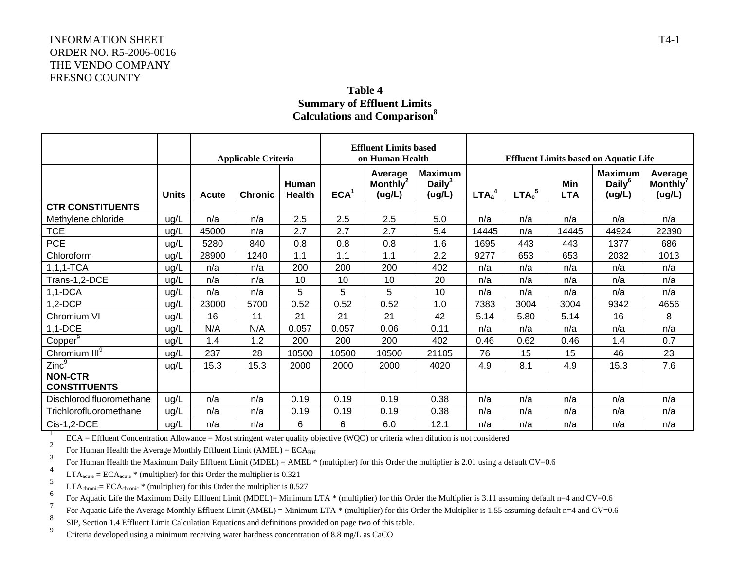INFORMATION SHEET
ORDER NO. R5-2006-0016
THE VENDO COMPANY
FRESNO COUNTY

T4-1

# Table 4
## Summary of Effluent Limits
## Calculations and Comparison[8]

| | | Applicable Criteria | | | Effluent Limits based on Human Health | | | Effluent Limits based on Aquatic Life | | | | |
|---|---|---|---|---|---|---|---|---|---|---|---|---|
| | Units | Acute | Chronic | Human Health | ECA[1] | Average Monthly[2] (ug/L) | Maximum Daily[3] (ug/L) | $LTA_a$[4] | $LTA_c$[5] | Min LTA | Maximum Daily[6] (ug/L) | Average Monthly[7] (ug/L) |
| **CTR CONSTITUENTS** | | | | | | | | | | | | |
| Methylene chloride | ug/L | n/a | n/a | 2.5 | 2.5 | 2.5 | 5.0 | n/a | n/a | n/a | n/a | n/a |
| TCE | ug/L | 45000 | n/a | 2.7 | 2.7 | 2.7 | 5.4 | 14445 | n/a | 14445 | 44924 | 22390 |
| PCE | ug/L | 5280 | 840 | 0.8 | 0.8 | 0.8 | 1.6 | 1695 | 443 | 443 | 1377 | 686 |
| Chloroform | ug/L | 28900 | 1240 | 1.1 | 1.1 | 1.1 | 2.2 | 9277 | 653 | 653 | 2032 | 1013 |
| 1,1,1-TCA | ug/L | n/a | n/a | 200 | 200 | 200 | 402 | n/a | n/a | n/a | n/a | n/a |
| Trans-1,2-DCE | ug/L | n/a | n/a | 10 | 10 | 10 | 20 | n/a | n/a | n/a | n/a | n/a |
| 1,1-DCA | ug/L | n/a | n/a | 5 | 5 | 5 | 10 | n/a | n/a | n/a | n/a | n/a |
| 1,2-DCP | ug/L | 23000 | 5700 | 0.52 | 0.52 | 0.52 | 1.0 | 7383 | 3004 | 3004 | 9342 | 4656 |
| Chromium VI | ug/L | 16 | 11 | 21 | 21 | 21 | 42 | 5.14 | 5.80 | 5.14 | 16 | 8 |
| 1,1-DCE | ug/L | N/A | N/A | 0.057 | 0.057 | 0.06 | 0.11 | n/a | n/a | n/a | n/a | n/a |
| Copper[9] | ug/L | 1.4 | 1.2 | 200 | 200 | 200 | 402 | 0.46 | 0.62 | 0.46 | 1.4 | 0.7 |
| Chromium III[9] | ug/L | 237 | 28 | 10500 | 10500 | 10500 | 21105 | 76 | 15 | 15 | 46 | 23 |
| Zinc[9] | ug/L | 15.3 | 15.3 | 2000 | 2000 | 2000 | 4020 | 4.9 | 8.1 | 4.9 | 15.3 | 7.6 |
| **NON-CTR CONSTITUENTS** | | | | | | | | | | | | |
| Dischlorodifluoromethane | ug/L | n/a | n/a | 0.19 | 0.19 | 0.19 | 0.38 | n/a | n/a | n/a | n/a | n/a |
| Trichlorofluoromethane | ug/L | n/a | n/a | 0.19 | 0.19 | 0.19 | 0.38 | n/a | n/a | n/a | n/a | n/a |
| Cis-1,2-DCE | ug/L | n/a | n/a | 6 | 6 | 6.0 | 12.1 | n/a | n/a | n/a | n/a | n/a |

[1] ECA = Effluent Concentration Allowance = Most stringent water quality objective (WQO) or criteria when dilution is not considered

[2] For Human Health the Average Monthly Effluent Limit (AMEL) = $ECA_{HH}$

[3] For Human Health the Maximum Daily Effluent Limit (MDEL) = AMEL * (multiplier) for this Order the multiplier is 2.01 using a default CV=0.6

[4] $LTA_{acute}$ = $ECA_{acute}$ * (multiplier) for this Order the multiplier is 0.321

[5] $LTA_{chronic}$= $ECA_{chronic}$ * (multiplier) for this Order the multiplier is 0.527

[6] For Aquatic Life the Maximum Daily Effluent Limit (MDEL)= Minimum LTA * (multiplier) for this Order the Multiplier is 3.11 assuming default n=4 and CV=0.6

[7] For Aquatic Life the Average Monthly Effluent Limit (AMEL) = Minimum LTA * (multiplier) for this Order the Multiplier is 1.55 assuming default n=4 and CV=0.6

[8] SIP, Section 1.4 Effluent Limit Calculation Equations and definitions provided on page two of this table.

[9] Criteria developed using a minimum receiving water hardness concentration of 8.8 mg/L as CaCO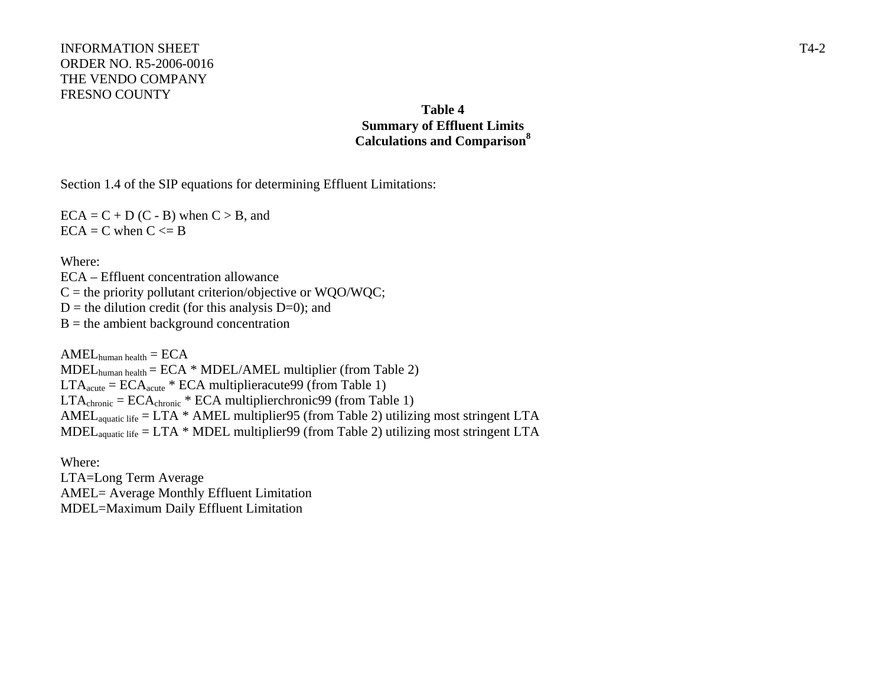**Table 4**
**Summary of Effluent Limits**
**Calculations and Comparison[8]**

Section 1.4 of the SIP equations for determining Effluent Limitations:

$ECA = C + D (C - B)$ when $C > B$, and
$ECA = C$ when $C <= B$

Where:
ECA – Effluent concentration allowance
C = the priority pollutant criterion/objective or WQO/WQC;
D = the dilution credit (for this analysis D=0); and
B = the ambient background concentration

$AMEL_{human\ health} = ECA$
$MDEL_{human\ health} = ECA$ * MDEL/AMEL multiplier (from Table 2)
$LTA_{acute} = ECA_{acute}$ * ECA multiplieracute99 (from Table 1)
$LTA_{chronic} = ECA_{chronic}$ * ECA multiplierchronic99 (from Table 1)
$AMEL_{aquatic\ life}$ = LTA * AMEL multiplier95 (from Table 2) utilizing most stringent LTA
$MDEL_{aquatic\ life}$ = LTA * MDEL multiplier99 (from Table 2) utilizing most stringent LTA

Where:
LTA=Long Term Average
AMEL= Average Monthly Effluent Limitation
MDEL=Maximum Daily Effluent Limitation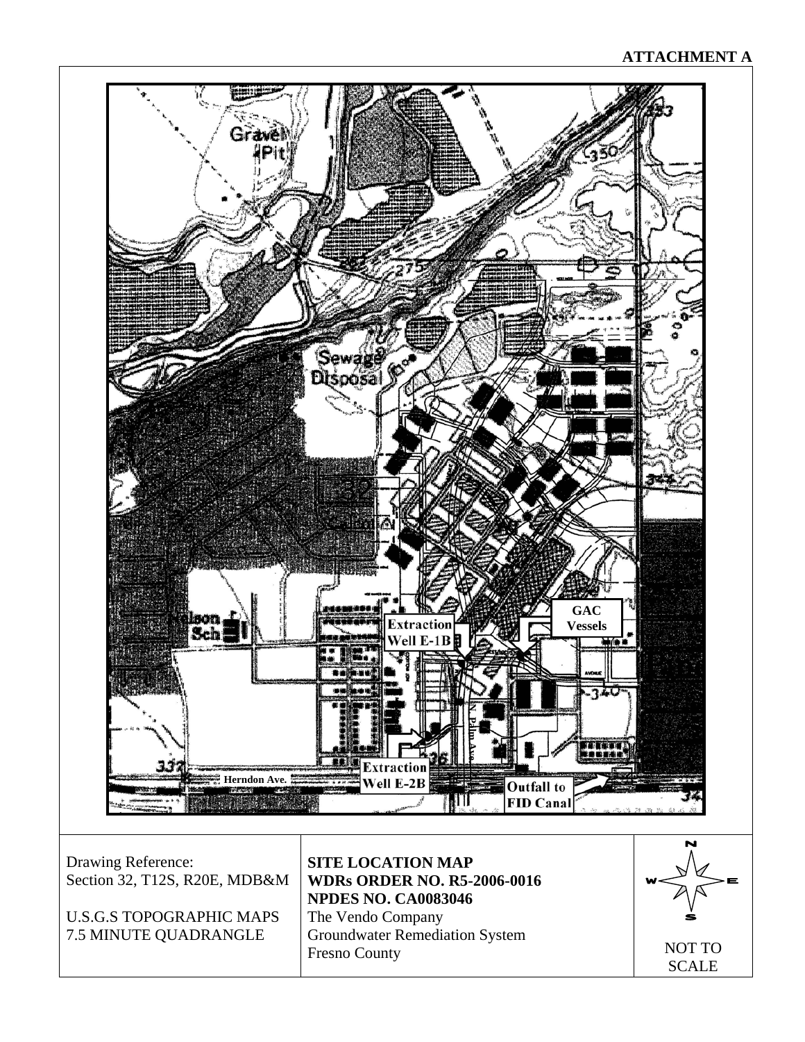**ATTACHMENT A**

Gravel Pit

Sewage Disposal

Extraction Well E-1B

GAC Vessels

Extraction Well E-2B

Herndon Ave.

Outfall to FID Canal

| | | |
|---|---|---|
| Drawing Reference: Section 32, T12S, R20E, MDB&M<br><br>U.S.G.S TOPOGRAPHIC MAPS 7.5 MINUTE QUADRANGLE | **SITE LOCATION MAP**<br>**WDRs ORDER NO. R5-2006-0016**<br>**NPDES NO. CA0083046**<br>The Vendo Company<br>Groundwater Remediation System<br>Fresno County | N W E S<br><br>NOT TO SCALE |